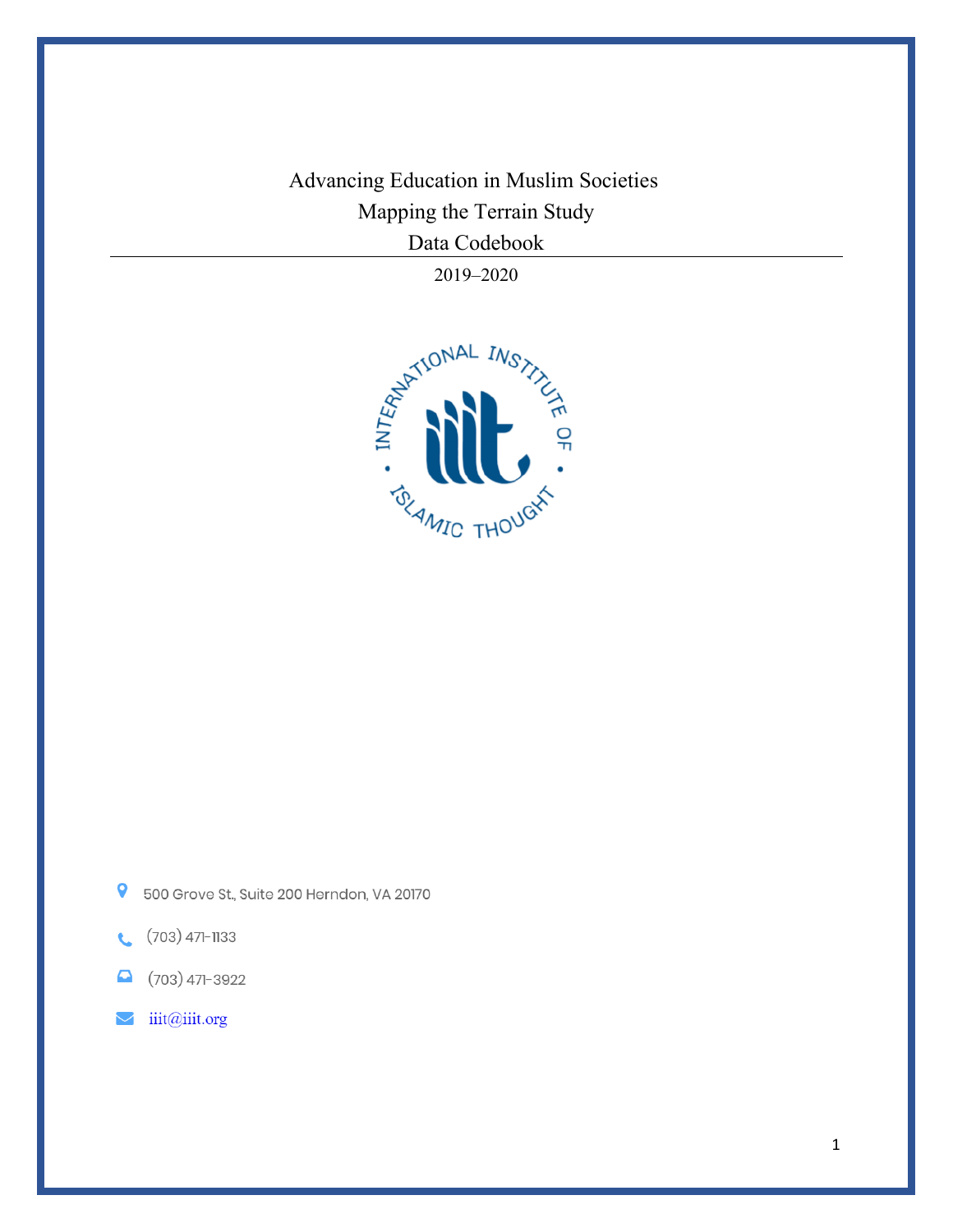# Advancing Education in Muslim Societies
# Mapping the Terrain Study
# Data Codebook

2019–2020

INTERNATIONAL INSTITUTE OF ISLAMIC THOUGHT

500 Grove St., Suite 200 Herndon, VA 20170

(703) 471-1133

(703) 471-3922

iiit@iiit.org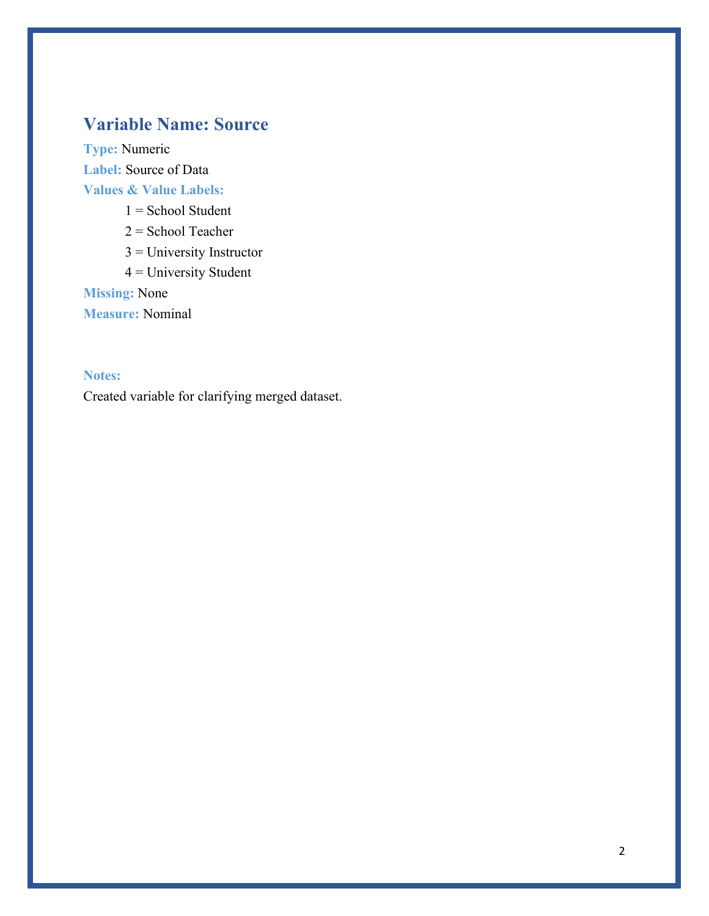## Variable Name: Source

**Type:** Numeric

**Label:** Source of Data

**Values & Value Labels:**

- 1 = School Student
- 2 = School Teacher
- 3 = University Instructor
- 4 = University Student

**Missing:** None

**Measure:** Nominal

**Notes:**

Created variable for clarifying merged dataset.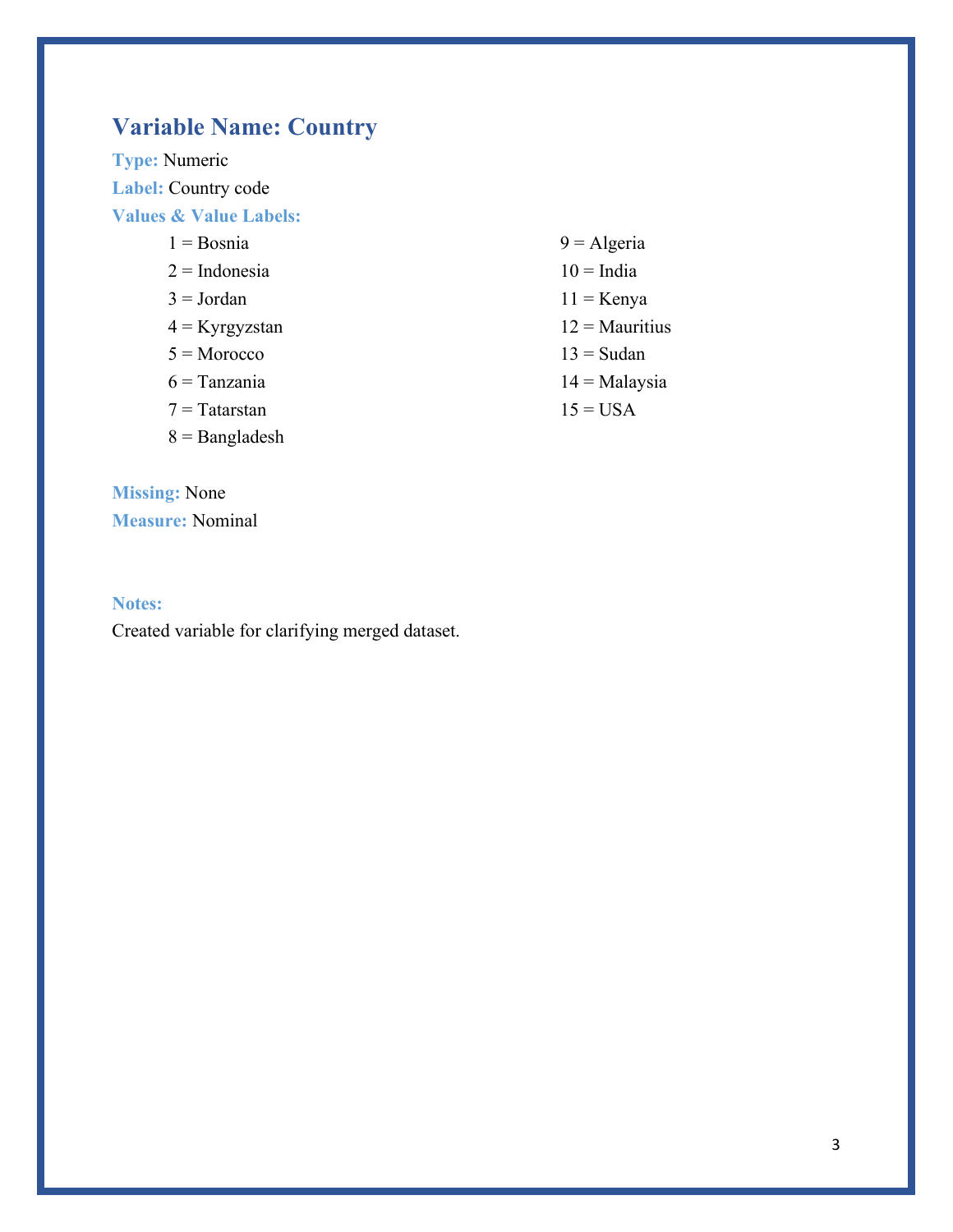## Variable Name: Country

**Type:** Numeric

**Label:** Country code

**Values & Value Labels:**

- 1 = Bosnia
- 2 = Indonesia
- 3 = Jordan
- 4 = Kyrgyzstan
- 5 = Morocco
- 6 = Tanzania
- 7 = Tatarstan
- 8 = Bangladesh
- 9 = Algeria
- 10 = India
- 11 = Kenya
- 12 = Mauritius
- 13 = Sudan
- 14 = Malaysia
- 15 = USA

**Missing:** None

**Measure:** Nominal

**Notes:**

Created variable for clarifying merged dataset.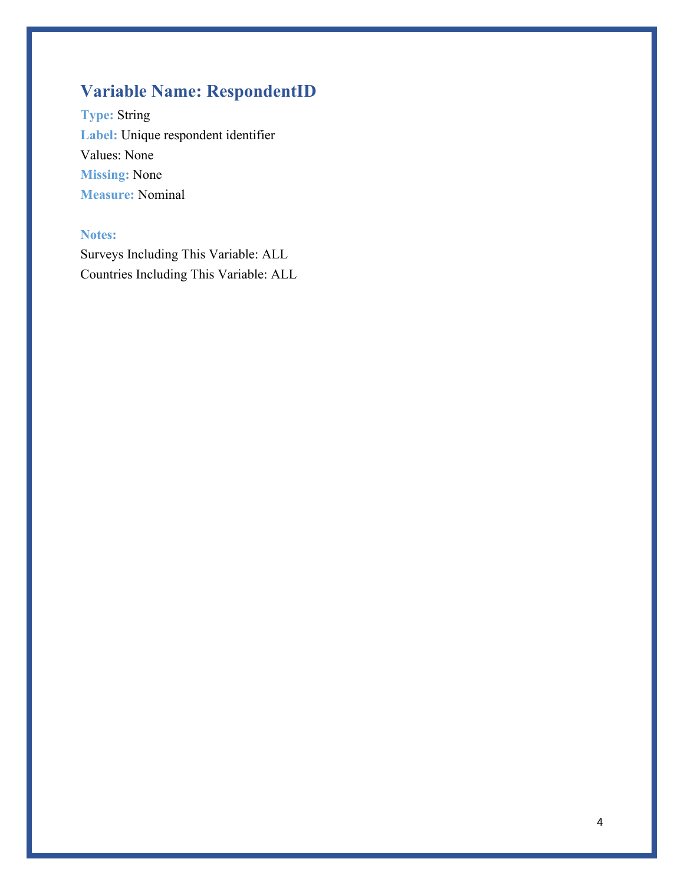## Variable Name: RespondentID

**Type:** String
**Label:** Unique respondent identifier
Values: None
**Missing:** None
**Measure:** Nominal

**Notes:**
Surveys Including This Variable: ALL
Countries Including This Variable: ALL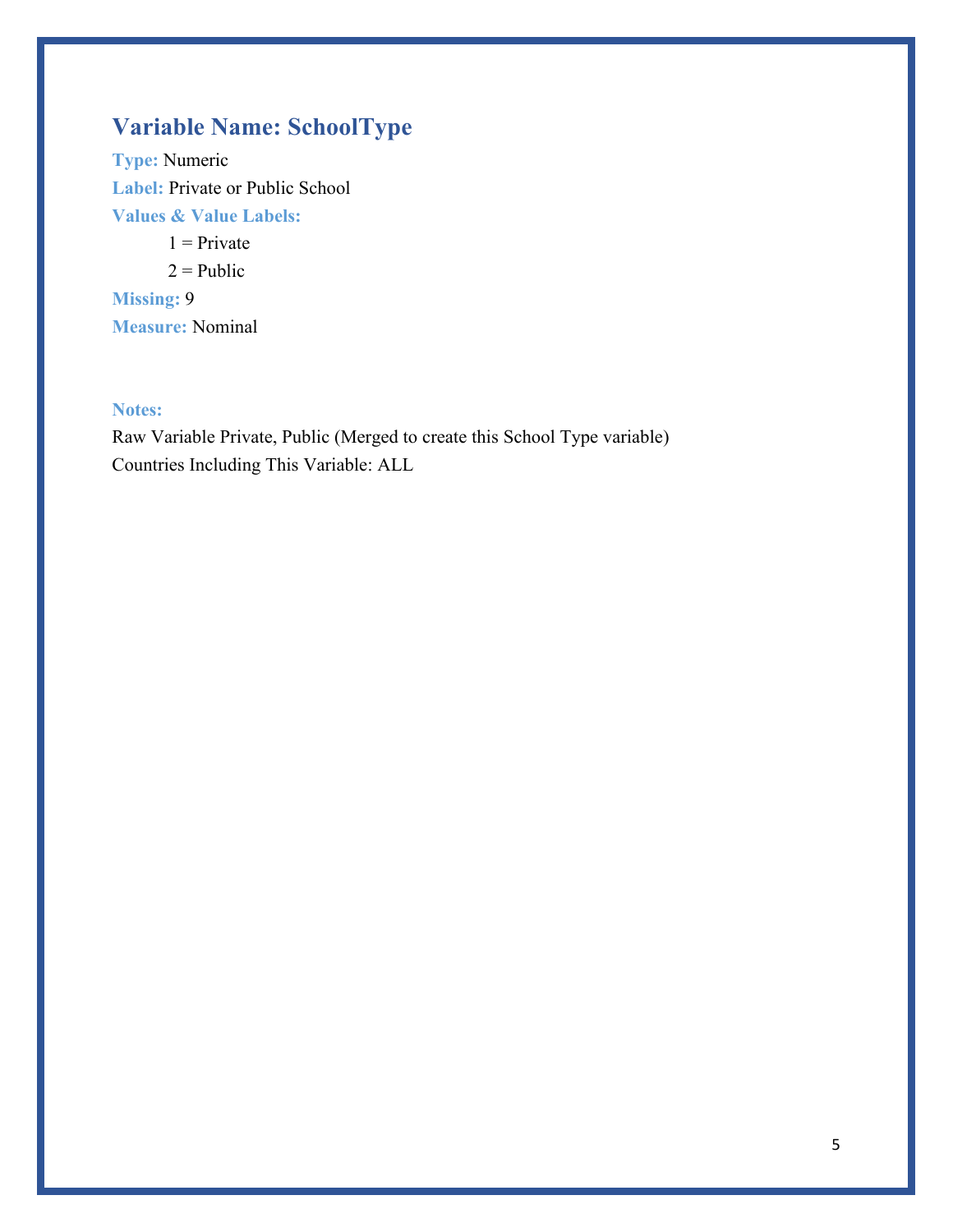## Variable Name: SchoolType

**Type:** Numeric

**Label:** Private or Public School

**Values & Value Labels:**

1 = Private

2 = Public

**Missing:** 9

**Measure:** Nominal

**Notes:**

Raw Variable Private, Public (Merged to create this School Type variable)

Countries Including This Variable: ALL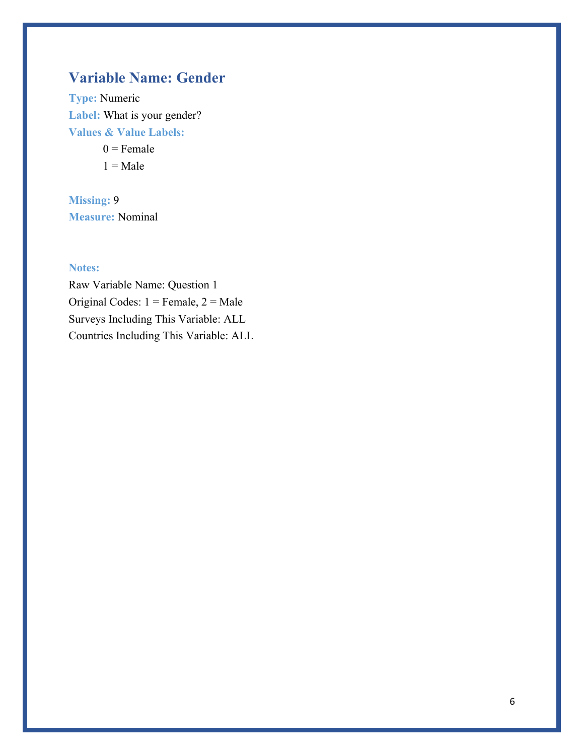## Variable Name: Gender

**Type:** Numeric

**Label:** What is your gender?

**Values & Value Labels:**

0 = Female

1 = Male

**Missing:** 9

**Measure:** Nominal

**Notes:**

Raw Variable Name: Question 1

Original Codes: 1 = Female, 2 = Male

Surveys Including This Variable: ALL

Countries Including This Variable: ALL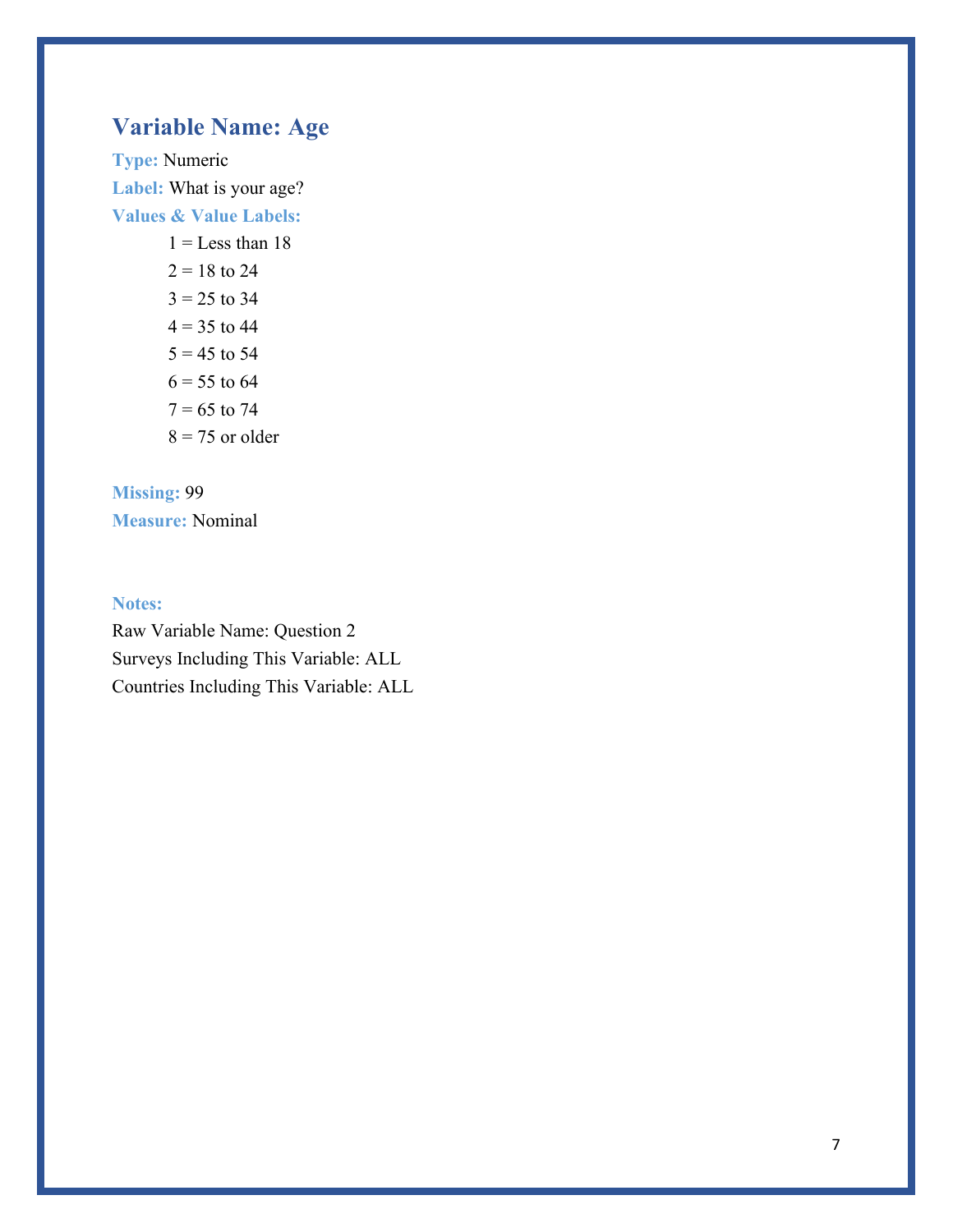## Variable Name: Age

**Type:** Numeric

**Label:** What is your age?

**Values & Value Labels:**

1 = Less than 18
2 = 18 to 24
3 = 25 to 34
4 = 35 to 44
5 = 45 to 54
6 = 55 to 64
7 = 65 to 74
8 = 75 or older

**Missing:** 99

**Measure:** Nominal

**Notes:**

Raw Variable Name: Question 2
Surveys Including This Variable: ALL
Countries Including This Variable: ALL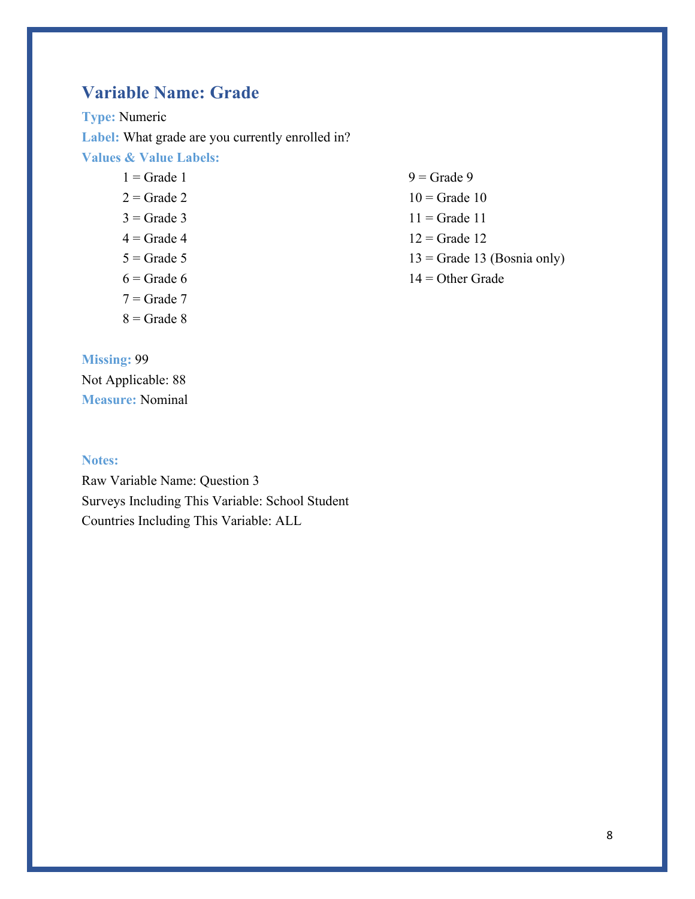## Variable Name: Grade

**Type:** Numeric

**Label:** What grade are you currently enrolled in?

**Values & Value Labels:**

1 = Grade 1
2 = Grade 2
3 = Grade 3
4 = Grade 4
5 = Grade 5
6 = Grade 6
7 = Grade 7
8 = Grade 8
9 = Grade 9
10 = Grade 10
11 = Grade 11
12 = Grade 12
13 = Grade 13 (Bosnia only)
14 = Other Grade

**Missing:** 99
Not Applicable: 88
**Measure:** Nominal

**Notes:**
Raw Variable Name: Question 3
Surveys Including This Variable: School Student
Countries Including This Variable: ALL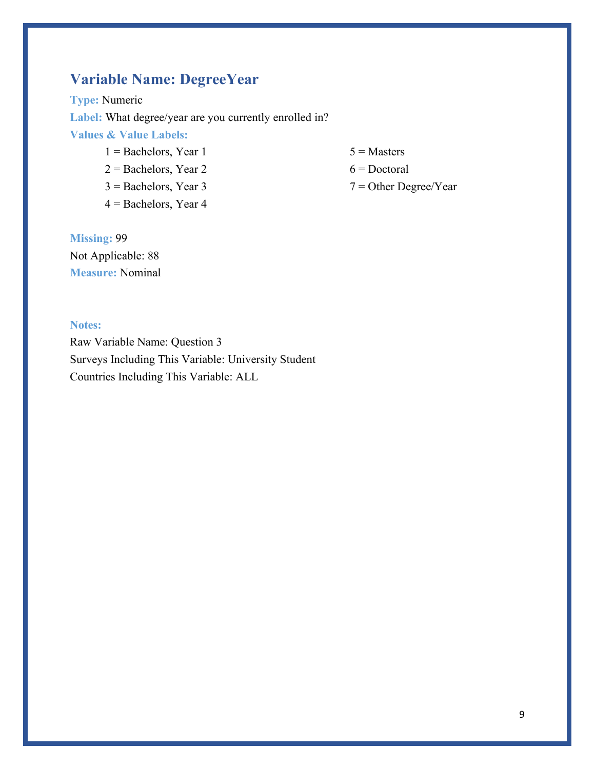## Variable Name: DegreeYear

**Type:** Numeric

**Label:** What degree/year are you currently enrolled in?

**Values & Value Labels:**

- 1 = Bachelors, Year 1
- 2 = Bachelors, Year 2
- 3 = Bachelors, Year 3
- 4 = Bachelors, Year 4
- 5 = Masters
- 6 = Doctoral
- 7 = Other Degree/Year

**Missing:** 99

Not Applicable: 88

**Measure:** Nominal

**Notes:**

Raw Variable Name: Question 3

Surveys Including This Variable: University Student

Countries Including This Variable: ALL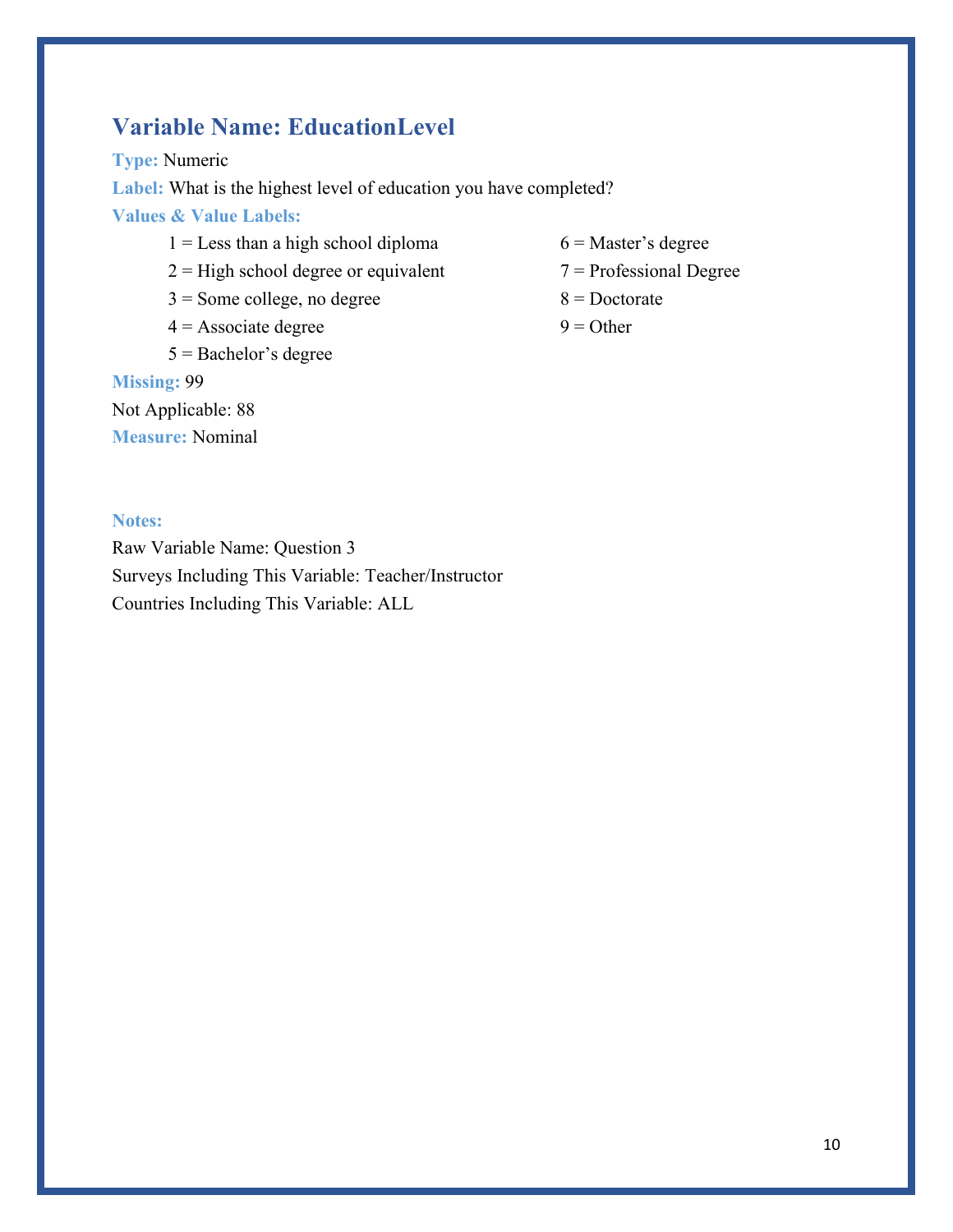## Variable Name: EducationLevel

**Type:** Numeric

**Label:** What is the highest level of education you have completed?

**Values & Value Labels:**

- 1 = Less than a high school diploma
- 2 = High school degree or equivalent
- 3 = Some college, no degree
- 4 = Associate degree
- 5 = Bachelor's degree
- 6 = Master's degree
- 7 = Professional Degree
- 8 = Doctorate
- 9 = Other

**Missing:** 99

Not Applicable: 88

**Measure:** Nominal

**Notes:**

Raw Variable Name: Question 3

Surveys Including This Variable: Teacher/Instructor

Countries Including This Variable: ALL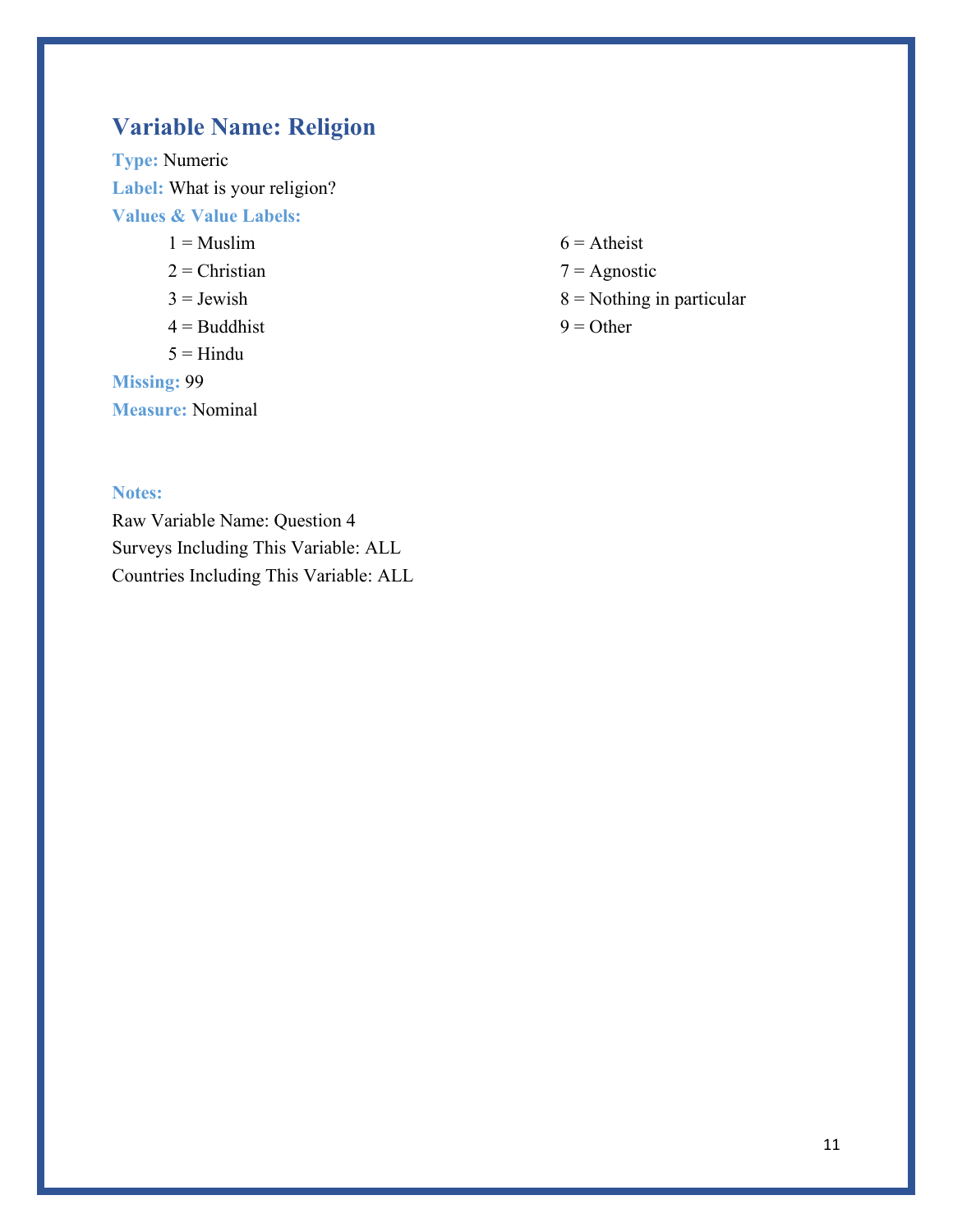## Variable Name: Religion

**Type:** Numeric

**Label:** What is your religion?

**Values & Value Labels:**

- 1 = Muslim
- 2 = Christian
- 3 = Jewish
- 4 = Buddhist
- 5 = Hindu
- 6 = Atheist
- 7 = Agnostic
- 8 = Nothing in particular
- 9 = Other

**Missing:** 99

**Measure:** Nominal

**Notes:**

Raw Variable Name: Question 4

Surveys Including This Variable: ALL

Countries Including This Variable: ALL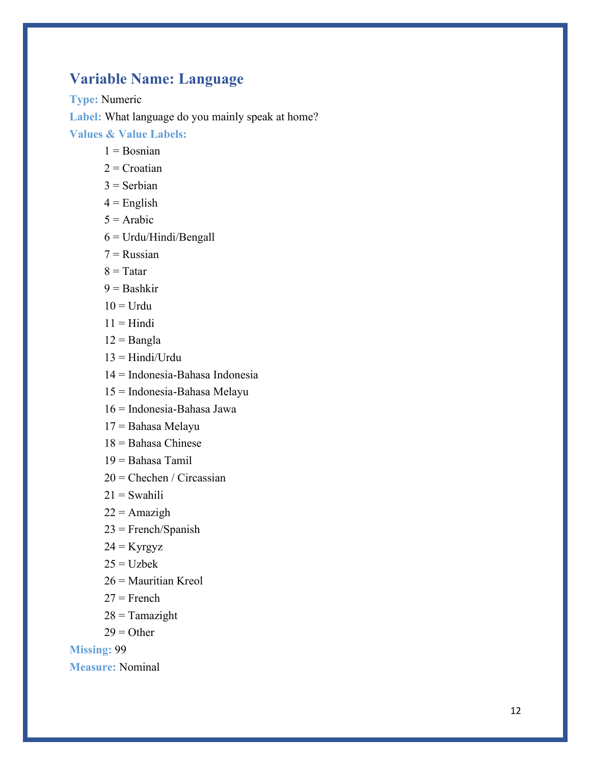## Variable Name: Language

**Type:** Numeric

**Label:** What language do you mainly speak at home?

**Values & Value Labels:**

1 = Bosnian
2 = Croatian
3 = Serbian
4 = English
5 = Arabic
6 = Urdu/Hindi/Bengall
7 = Russian
8 = Tatar
9 = Bashkir
10 = Urdu
11 = Hindi
12 = Bangla
13 = Hindi/Urdu
14 = Indonesia-Bahasa Indonesia
15 = Indonesia-Bahasa Melayu
16 = Indonesia-Bahasa Jawa
17 = Bahasa Melayu
18 = Bahasa Chinese
19 = Bahasa Tamil
20 = Chechen / Circassian
21 = Swahili
22 = Amazigh
23 = French/Spanish
24 = Kyrgyz
25 = Uzbek
26 = Mauritian Kreol
27 = French
28 = Tamazight
29 = Other

**Missing:** 99

**Measure:** Nominal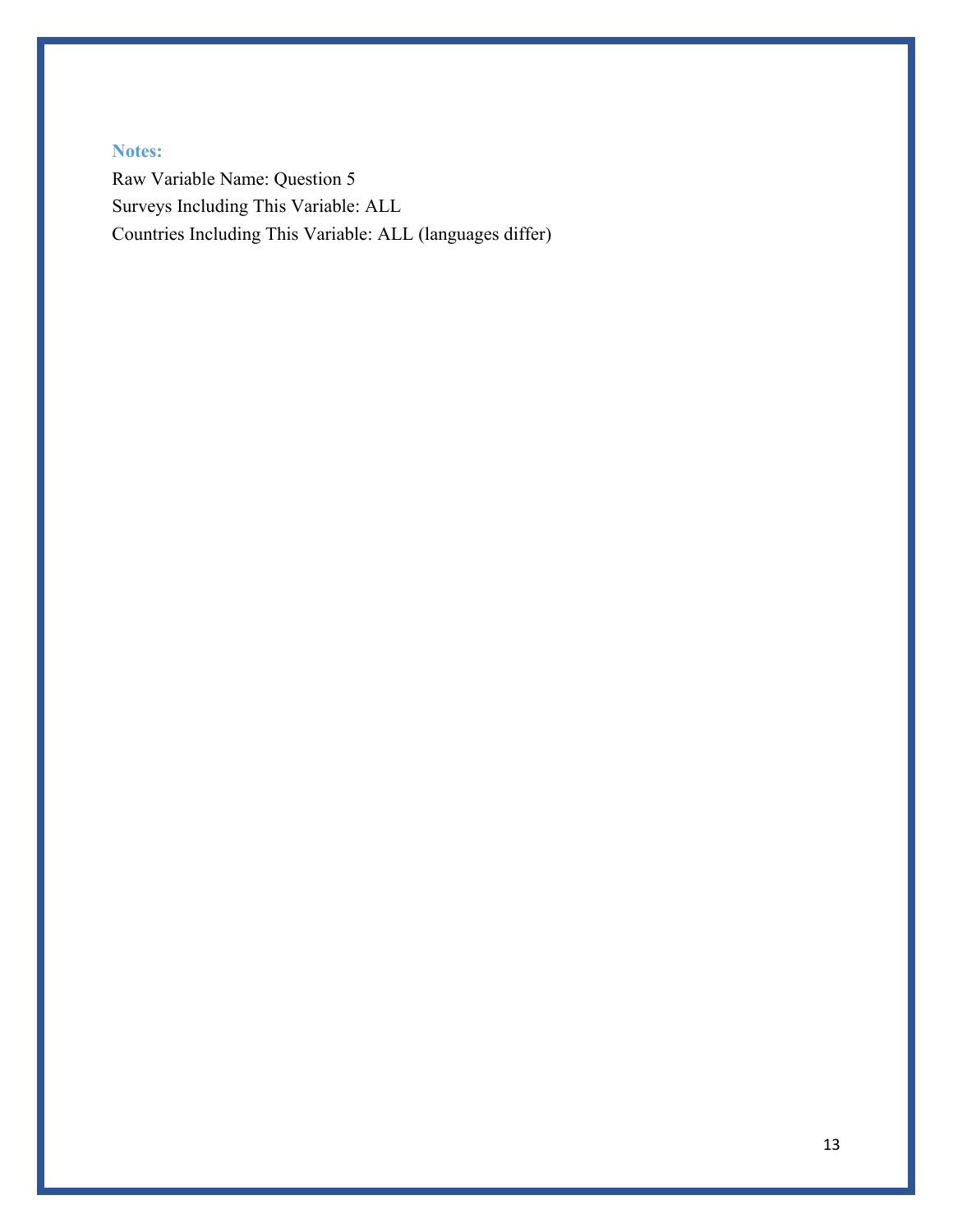**Notes:**

Raw Variable Name: Question 5
Surveys Including This Variable: ALL
Countries Including This Variable: ALL (languages differ)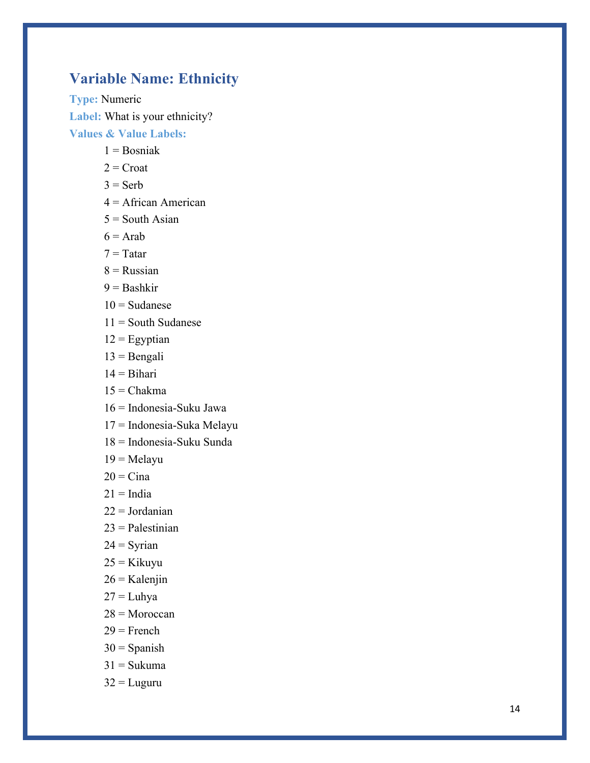## Variable Name: Ethnicity

**Type:** Numeric

**Label:** What is your ethnicity?

**Values & Value Labels:**

1 = Bosniak

2 = Croat

3 = Serb

4 = African American

5 = South Asian

6 = Arab

7 = Tatar

8 = Russian

9 = Bashkir

10 = Sudanese

11 = South Sudanese

12 = Egyptian

13 = Bengali

14 = Bihari

15 = Chakma

16 = Indonesia-Suku Jawa

17 = Indonesia-Suka Melayu

18 = Indonesia-Suku Sunda

19 = Melayu

20 = Cina

21 = India

22 = Jordanian

23 = Palestinian

24 = Syrian

25 = Kikuyu

26 = Kalenjin

27 = Luhya

28 = Moroccan

29 = French

30 = Spanish

31 = Sukuma

32 = Luguru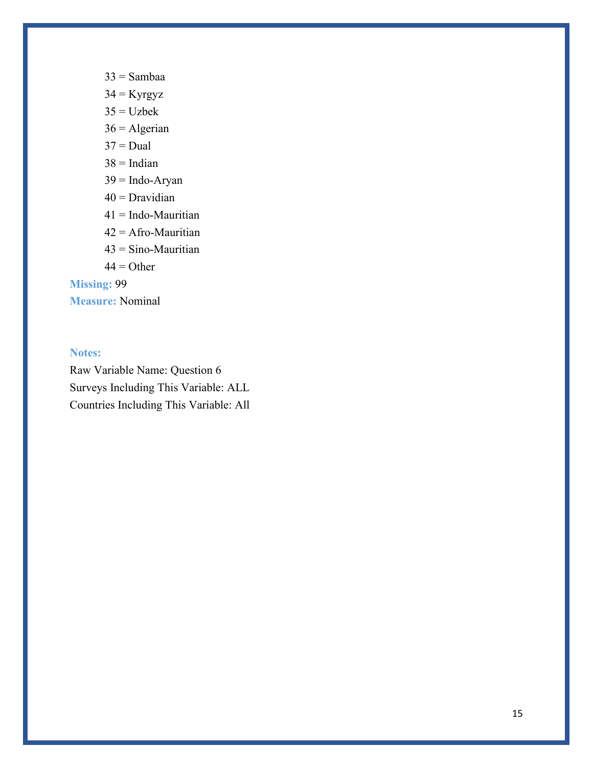33 = Sambaa
34 = Kyrgyz
35 = Uzbek
36 = Algerian
37 = Dual
38 = Indian
39 = Indo-Aryan
40 = Dravidian
41 = Indo-Mauritian
42 = Afro-Mauritian
43 = Sino-Mauritian
44 = Other

**Missing:** 99
**Measure:** Nominal

**Notes:**
Raw Variable Name: Question 6
Surveys Including This Variable: ALL
Countries Including This Variable: All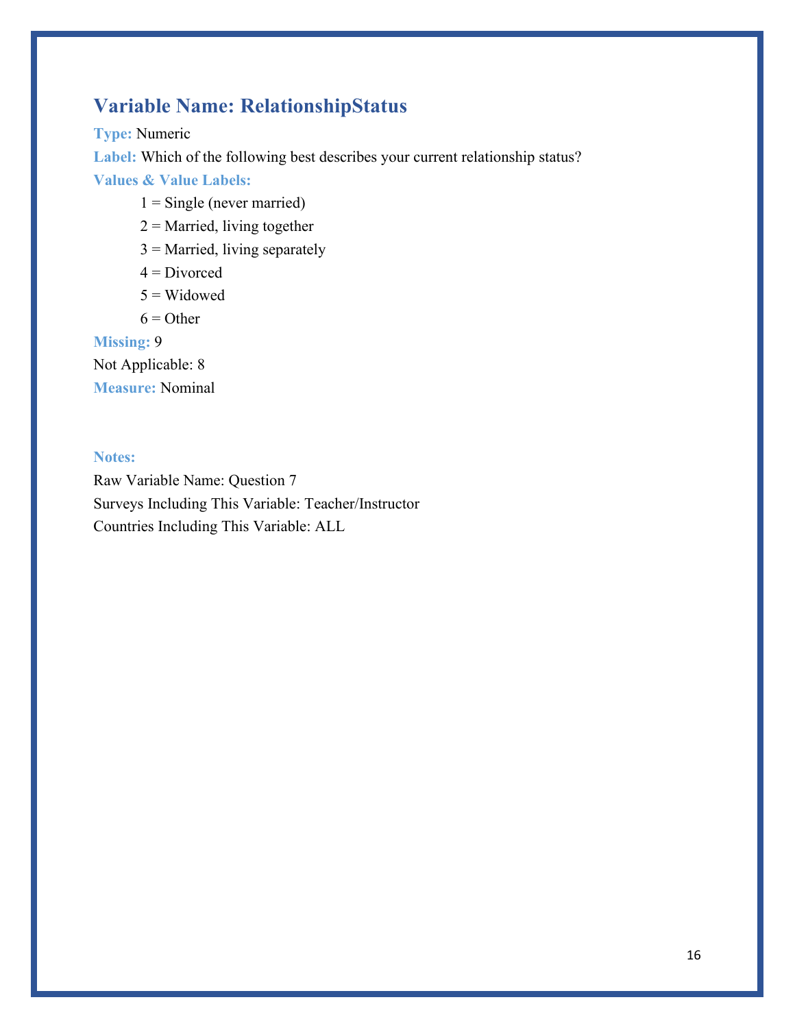## Variable Name: RelationshipStatus

**Type:** Numeric

**Label:** Which of the following best describes your current relationship status?

**Values & Value Labels:**

1 = Single (never married)
2 = Married, living together
3 = Married, living separately
4 = Divorced
5 = Widowed
6 = Other

**Missing:** 9

Not Applicable: 8

**Measure:** Nominal

**Notes:**

Raw Variable Name: Question 7

Surveys Including This Variable: Teacher/Instructor

Countries Including This Variable: ALL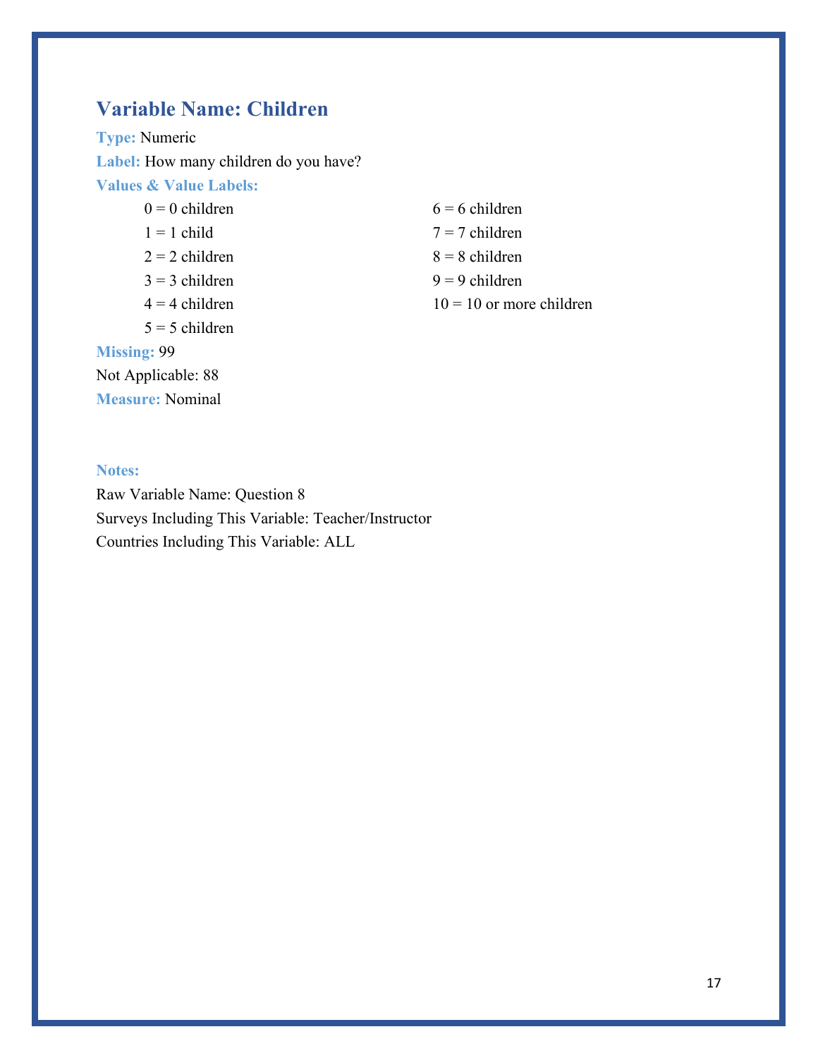## Variable Name: Children

**Type:** Numeric

**Label:** How many children do you have?

**Values & Value Labels:**

- 0 = 0 children
- 1 = 1 child
- 2 = 2 children
- 3 = 3 children
- 4 = 4 children
- 5 = 5 children
- 6 = 6 children
- 7 = 7 children
- 8 = 8 children
- 9 = 9 children
- 10 = 10 or more children

**Missing:** 99

Not Applicable: 88

**Measure:** Nominal

**Notes:**

Raw Variable Name: Question 8

Surveys Including This Variable: Teacher/Instructor

Countries Including This Variable: ALL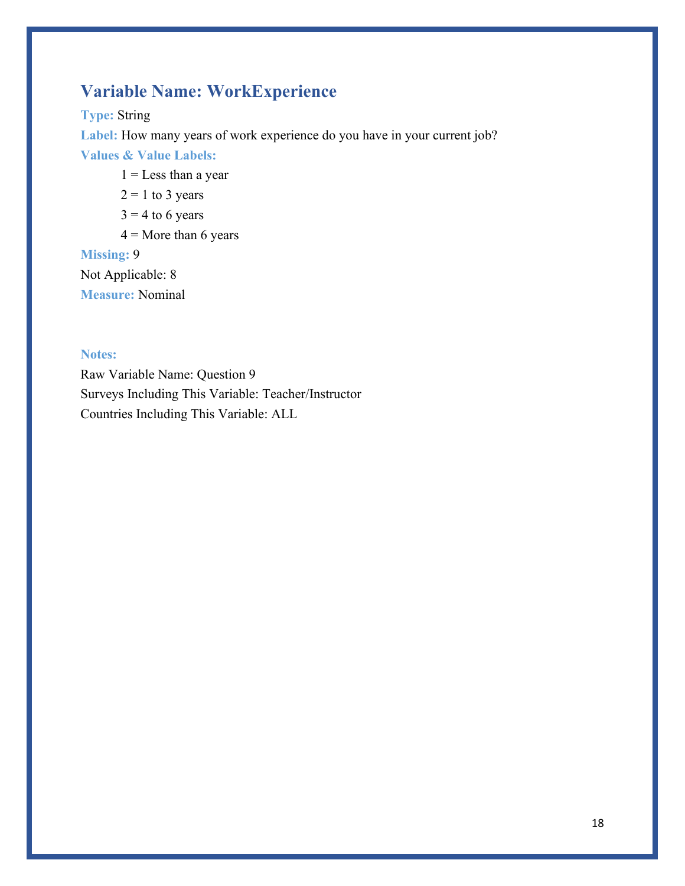## Variable Name: WorkExperience

**Type:** String

**Label:** How many years of work experience do you have in your current job?

**Values & Value Labels:**

1 = Less than a year

2 = 1 to 3 years

3 = 4 to 6 years

4 = More than 6 years

**Missing:** 9

Not Applicable: 8

**Measure:** Nominal

**Notes:**

Raw Variable Name: Question 9

Surveys Including This Variable: Teacher/Instructor

Countries Including This Variable: ALL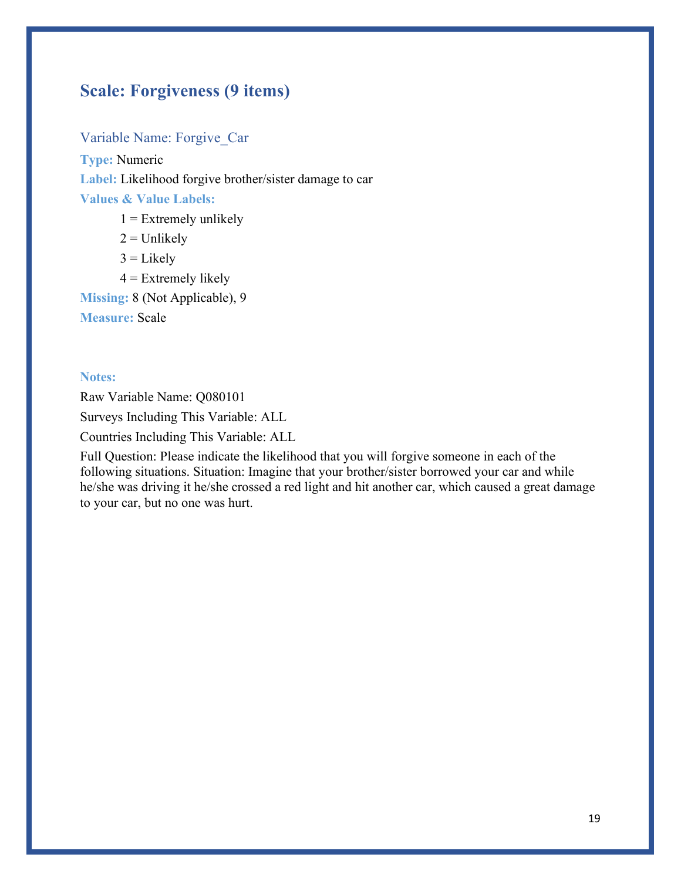## Scale: Forgiveness (9 items)

### Variable Name: Forgive_Car

**Type:** Numeric

**Label:** Likelihood forgive brother/sister damage to car

**Values & Value Labels:**

- 1 = Extremely unlikely
- 2 = Unlikely
- 3 = Likely
- 4 = Extremely likely

**Missing:** 8 (Not Applicable), 9

**Measure:** Scale

**Notes:**

Raw Variable Name: Q080101

Surveys Including This Variable: ALL

Countries Including This Variable: ALL

Full Question: Please indicate the likelihood that you will forgive someone in each of the following situations. Situation: Imagine that your brother/sister borrowed your car and while he/she was driving it he/she crossed a red light and hit another car, which caused a great damage to your car, but no one was hurt.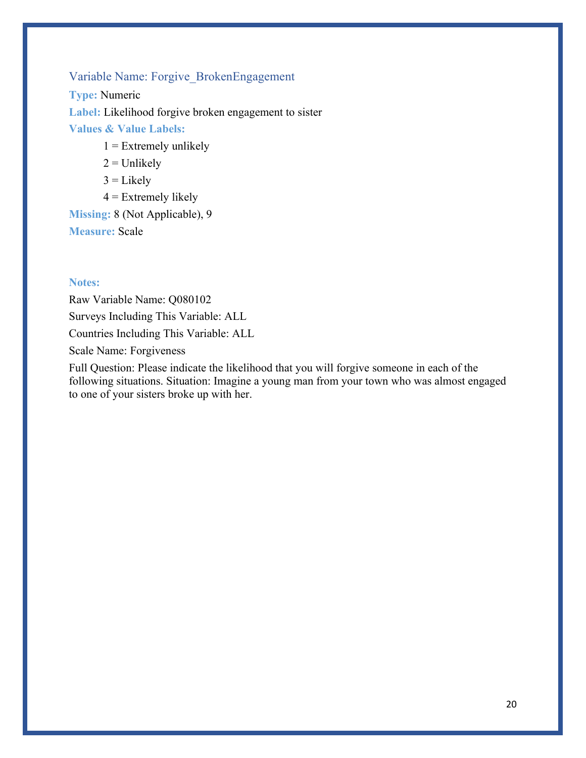### Variable Name: Forgive_BrokenEngagement

**Type:** Numeric

**Label:** Likelihood forgive broken engagement to sister

**Values & Value Labels:**

- 1 = Extremely unlikely
- 2 = Unlikely
- 3 = Likely
- 4 = Extremely likely

**Missing:** 8 (Not Applicable), 9

**Measure:** Scale

**Notes:**

Raw Variable Name: Q080102

Surveys Including This Variable: ALL

Countries Including This Variable: ALL

Scale Name: Forgiveness

Full Question: Please indicate the likelihood that you will forgive someone in each of the following situations. Situation: Imagine a young man from your town who was almost engaged to one of your sisters broke up with her.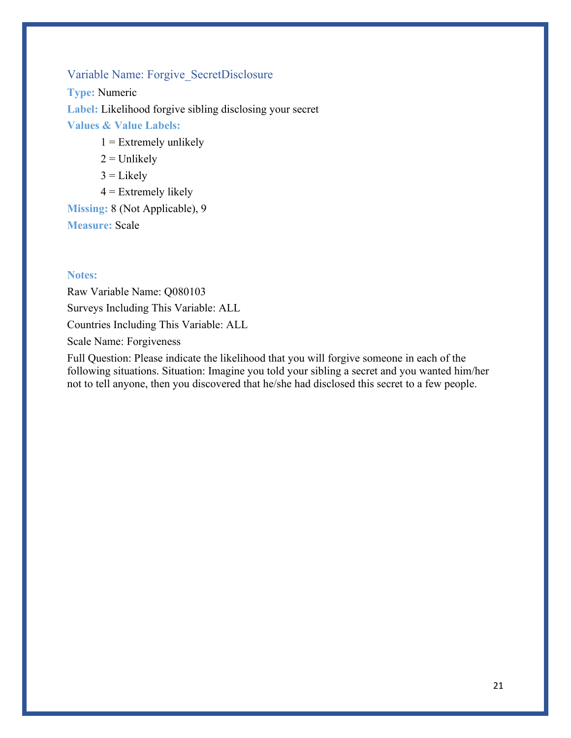### Variable Name: Forgive_SecretDisclosure

**Type:** Numeric

**Label:** Likelihood forgive sibling disclosing your secret

**Values & Value Labels:**

- 1 = Extremely unlikely
- 2 = Unlikely
- 3 = Likely
- 4 = Extremely likely

**Missing:** 8 (Not Applicable), 9

**Measure:** Scale

**Notes:**

Raw Variable Name: Q080103

Surveys Including This Variable: ALL

Countries Including This Variable: ALL

Scale Name: Forgiveness

Full Question: Please indicate the likelihood that you will forgive someone in each of the following situations. Situation: Imagine you told your sibling a secret and you wanted him/her not to tell anyone, then you discovered that he/she had disclosed this secret to a few people.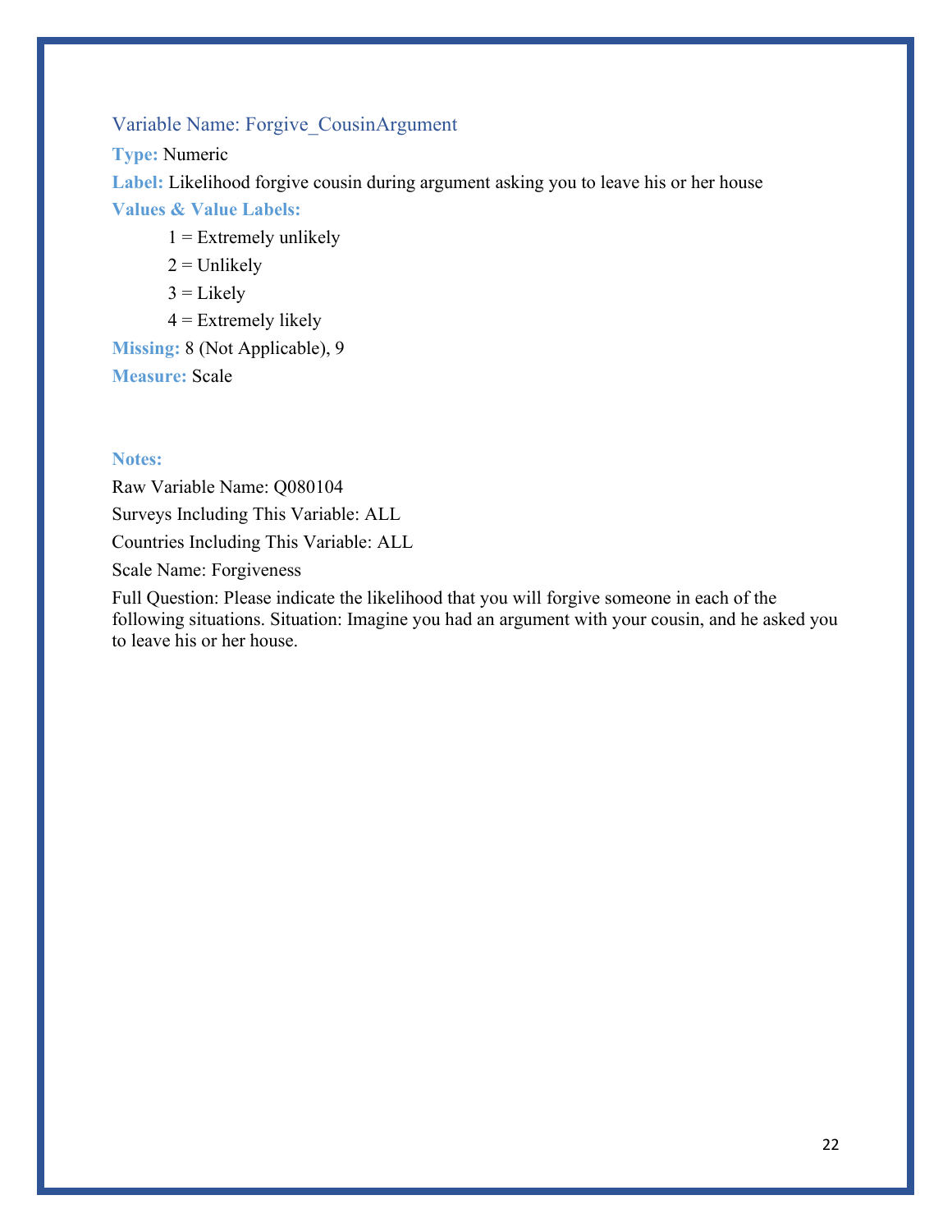### Variable Name: Forgive_CousinArgument

**Type:** Numeric

**Label:** Likelihood forgive cousin during argument asking you to leave his or her house

**Values & Value Labels:**

1 = Extremely unlikely
2 = Unlikely
3 = Likely
4 = Extremely likely

**Missing:** 8 (Not Applicable), 9

**Measure:** Scale

**Notes:**

Raw Variable Name: Q080104

Surveys Including This Variable: ALL

Countries Including This Variable: ALL

Scale Name: Forgiveness

Full Question: Please indicate the likelihood that you will forgive someone in each of the following situations. Situation: Imagine you had an argument with your cousin, and he asked you to leave his or her house.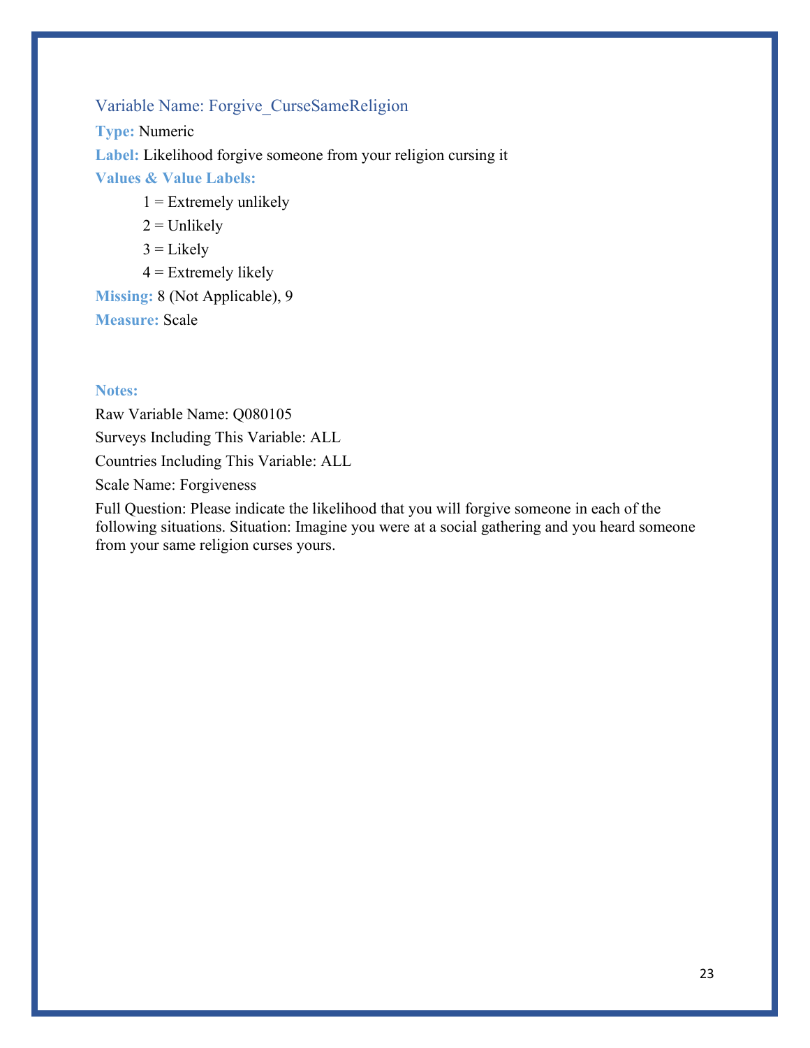### Variable Name: Forgive_CurseSameReligion

**Type:** Numeric

**Label:** Likelihood forgive someone from your religion cursing it

**Values & Value Labels:**

1 = Extremely unlikely

2 = Unlikely

3 = Likely

4 = Extremely likely

**Missing:** 8 (Not Applicable), 9

**Measure:** Scale

**Notes:**

Raw Variable Name: Q080105

Surveys Including This Variable: ALL

Countries Including This Variable: ALL

Scale Name: Forgiveness

Full Question: Please indicate the likelihood that you will forgive someone in each of the following situations. Situation: Imagine you were at a social gathering and you heard someone from your same religion curses yours.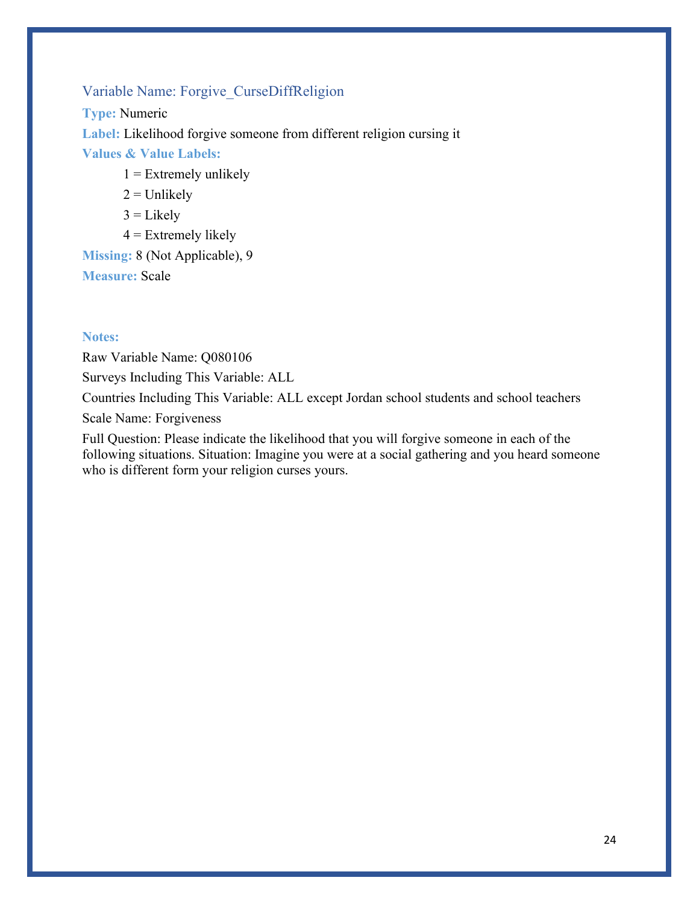### Variable Name: Forgive_CurseDiffReligion

**Type:** Numeric

**Label:** Likelihood forgive someone from different religion cursing it

**Values & Value Labels:**

1 = Extremely unlikely

2 = Unlikely

3 = Likely

4 = Extremely likely

**Missing:** 8 (Not Applicable), 9

**Measure:** Scale

**Notes:**

Raw Variable Name: Q080106

Surveys Including This Variable: ALL

Countries Including This Variable: ALL except Jordan school students and school teachers

Scale Name: Forgiveness

Full Question: Please indicate the likelihood that you will forgive someone in each of the following situations. Situation: Imagine you were at a social gathering and you heard someone who is different form your religion curses yours.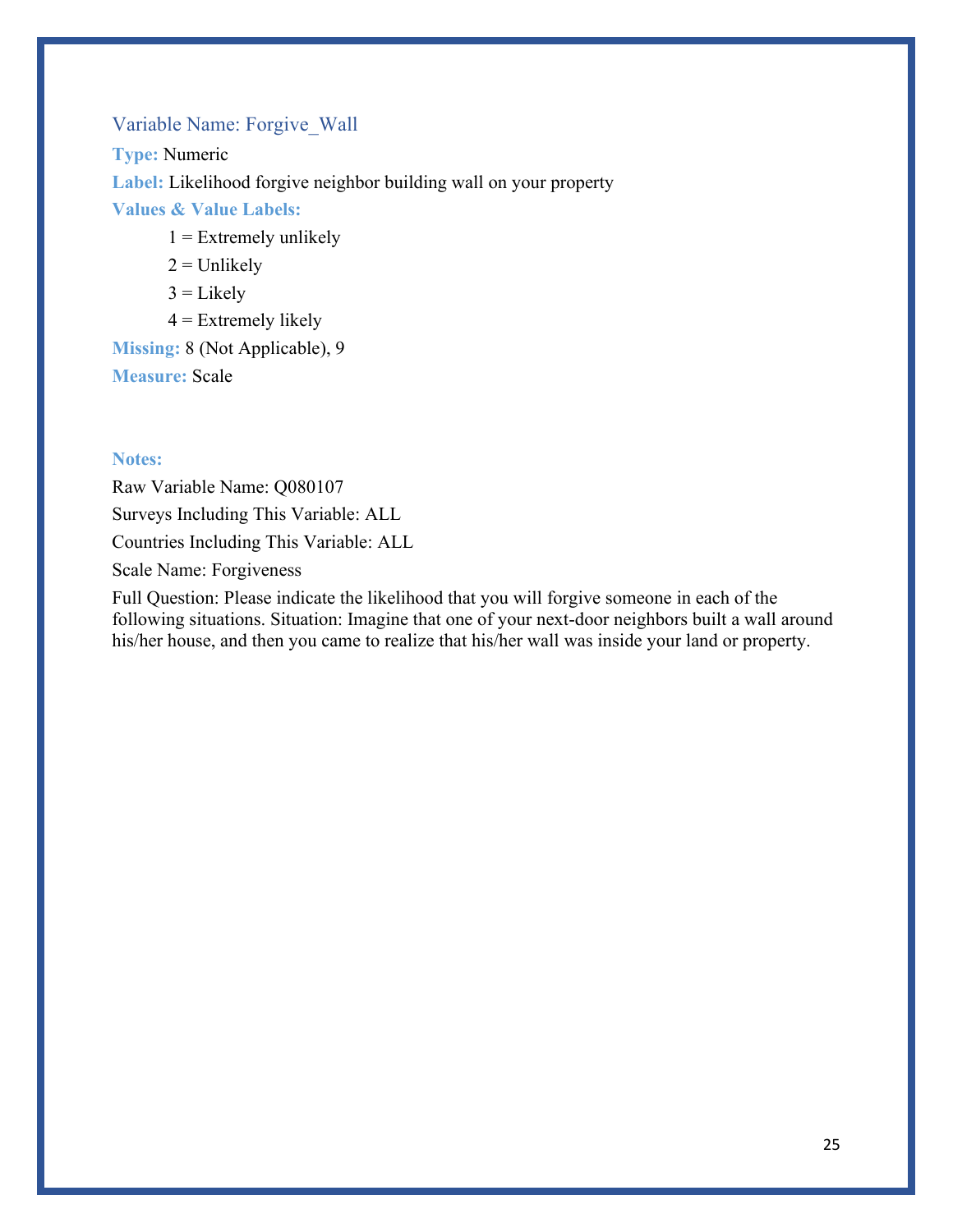### Variable Name: Forgive_Wall

**Type:** Numeric

**Label:** Likelihood forgive neighbor building wall on your property

**Values & Value Labels:**

- 1 = Extremely unlikely
- 2 = Unlikely
- 3 = Likely
- 4 = Extremely likely

**Missing:** 8 (Not Applicable), 9

**Measure:** Scale

**Notes:**

Raw Variable Name: Q080107

Surveys Including This Variable: ALL

Countries Including This Variable: ALL

Scale Name: Forgiveness

Full Question: Please indicate the likelihood that you will forgive someone in each of the following situations. Situation: Imagine that one of your next-door neighbors built a wall around his/her house, and then you came to realize that his/her wall was inside your land or property.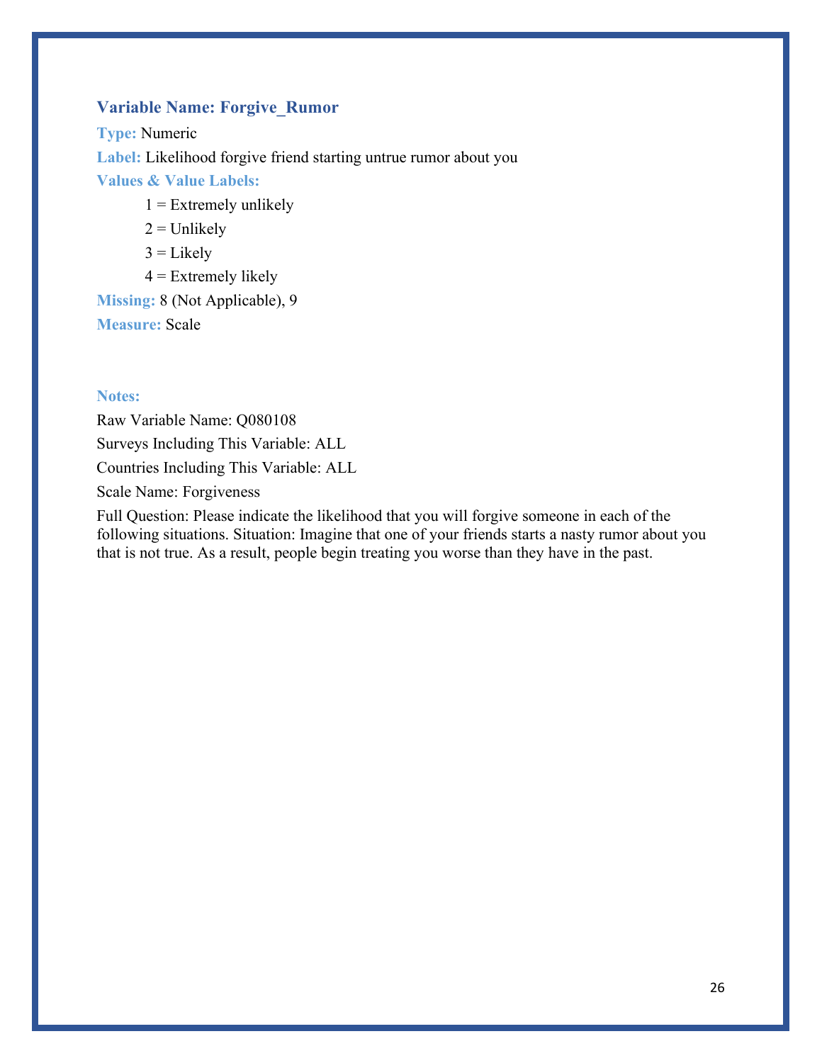### Variable Name: Forgive_Rumor

**Type:** Numeric

**Label:** Likelihood forgive friend starting untrue rumor about you

**Values & Value Labels:**

- 1 = Extremely unlikely
- 2 = Unlikely
- 3 = Likely
- 4 = Extremely likely

**Missing:** 8 (Not Applicable), 9

**Measure:** Scale

**Notes:**

Raw Variable Name: Q080108

Surveys Including This Variable: ALL

Countries Including This Variable: ALL

Scale Name: Forgiveness

Full Question: Please indicate the likelihood that you will forgive someone in each of the following situations. Situation: Imagine that one of your friends starts a nasty rumor about you that is not true. As a result, people begin treating you worse than they have in the past.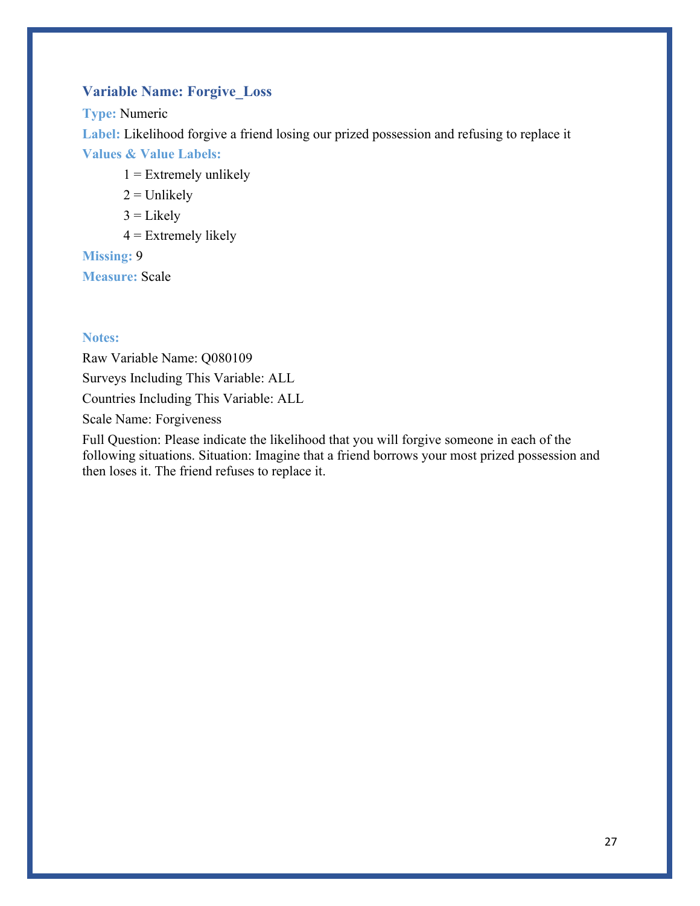### Variable Name: Forgive_Loss

**Type:** Numeric

**Label:** Likelihood forgive a friend losing our prized possession and refusing to replace it

**Values & Value Labels:**

1 = Extremely unlikely

2 = Unlikely

3 = Likely

4 = Extremely likely

**Missing:** 9

**Measure:** Scale

**Notes:**

Raw Variable Name: Q080109

Surveys Including This Variable: ALL

Countries Including This Variable: ALL

Scale Name: Forgiveness

Full Question: Please indicate the likelihood that you will forgive someone in each of the following situations. Situation: Imagine that a friend borrows your most prized possession and then loses it. The friend refuses to replace it.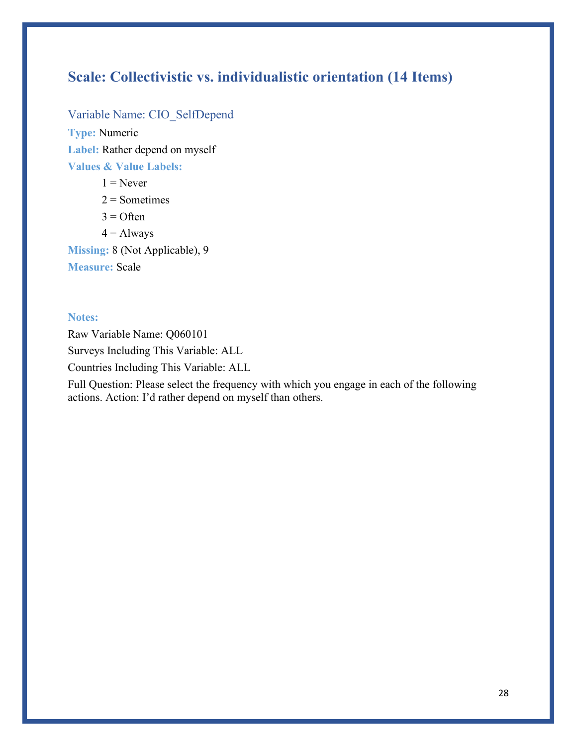## Scale: Collectivistic vs. individualistic orientation (14 Items)

### Variable Name: CIO_SelfDepend

**Type:** Numeric

**Label:** Rather depend on myself

**Values & Value Labels:**

- 1 = Never
- 2 = Sometimes
- 3 = Often
- 4 = Always

**Missing:** 8 (Not Applicable), 9

**Measure:** Scale

**Notes:**

Raw Variable Name: Q060101

Surveys Including This Variable: ALL

Countries Including This Variable: ALL

Full Question: Please select the frequency with which you engage in each of the following actions. Action: I'd rather depend on myself than others.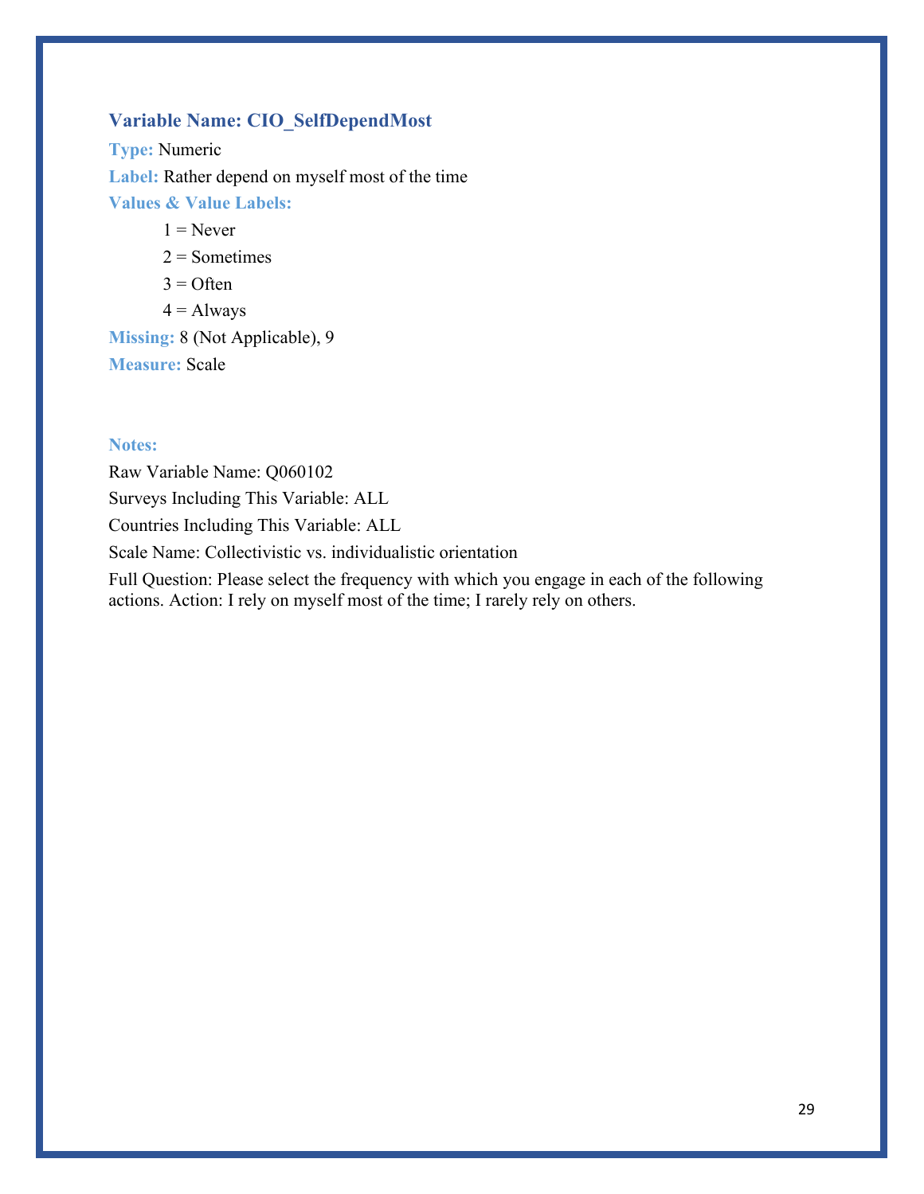### Variable Name: CIO_SelfDependMost

**Type:** Numeric

**Label:** Rather depend on myself most of the time

**Values & Value Labels:**

- 1 = Never
- 2 = Sometimes
- 3 = Often
- 4 = Always

**Missing:** 8 (Not Applicable), 9

**Measure:** Scale

**Notes:**

Raw Variable Name: Q060102

Surveys Including This Variable: ALL

Countries Including This Variable: ALL

Scale Name: Collectivistic vs. individualistic orientation

Full Question: Please select the frequency with which you engage in each of the following actions. Action: I rely on myself most of the time; I rarely rely on others.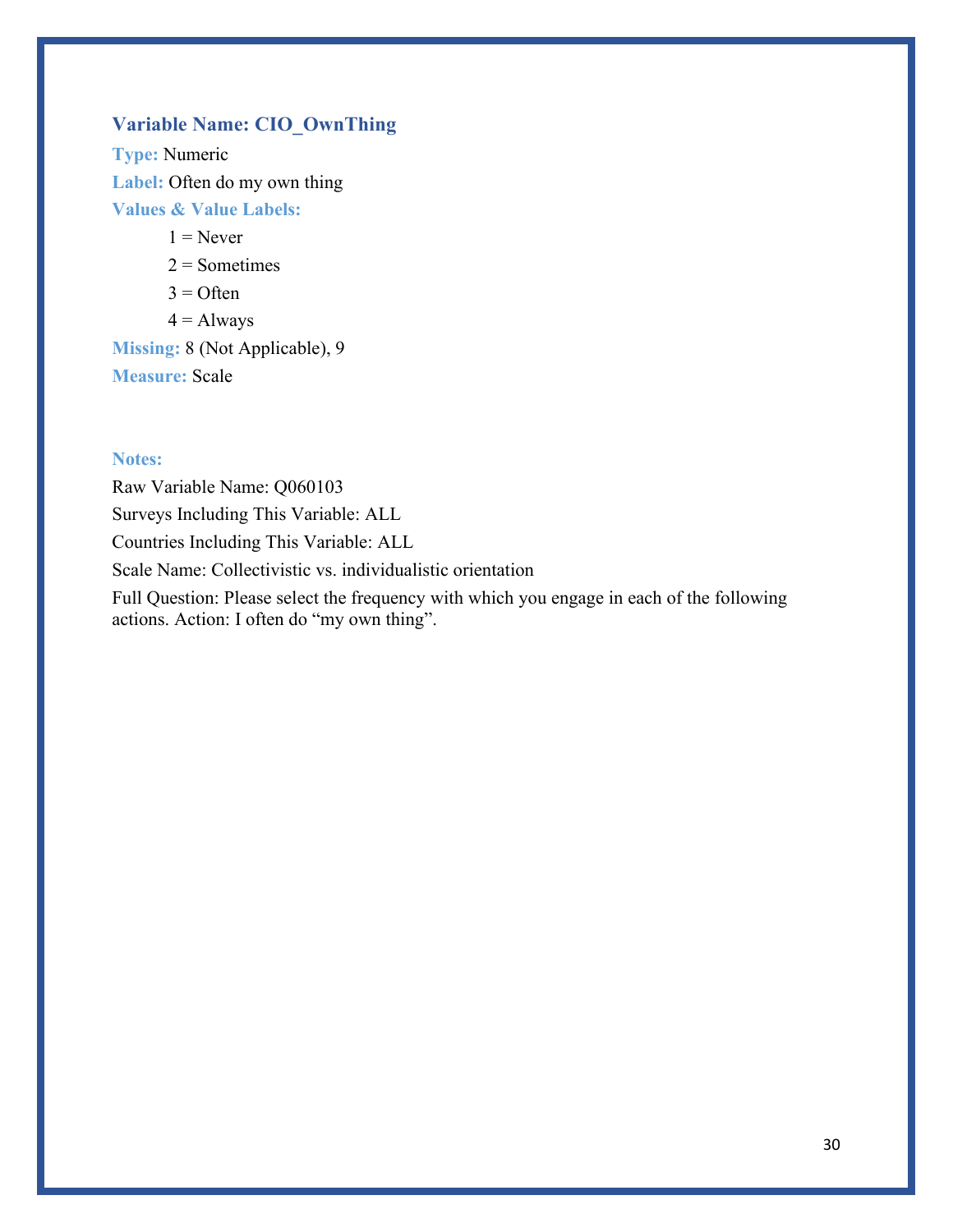### Variable Name: CIO_OwnThing

**Type:** Numeric

**Label:** Often do my own thing

**Values & Value Labels:**

1 = Never

2 = Sometimes

3 = Often

4 = Always

**Missing:** 8 (Not Applicable), 9

**Measure:** Scale

**Notes:**

Raw Variable Name: Q060103

Surveys Including This Variable: ALL

Countries Including This Variable: ALL

Scale Name: Collectivistic vs. individualistic orientation

Full Question: Please select the frequency with which you engage in each of the following actions. Action: I often do “my own thing”.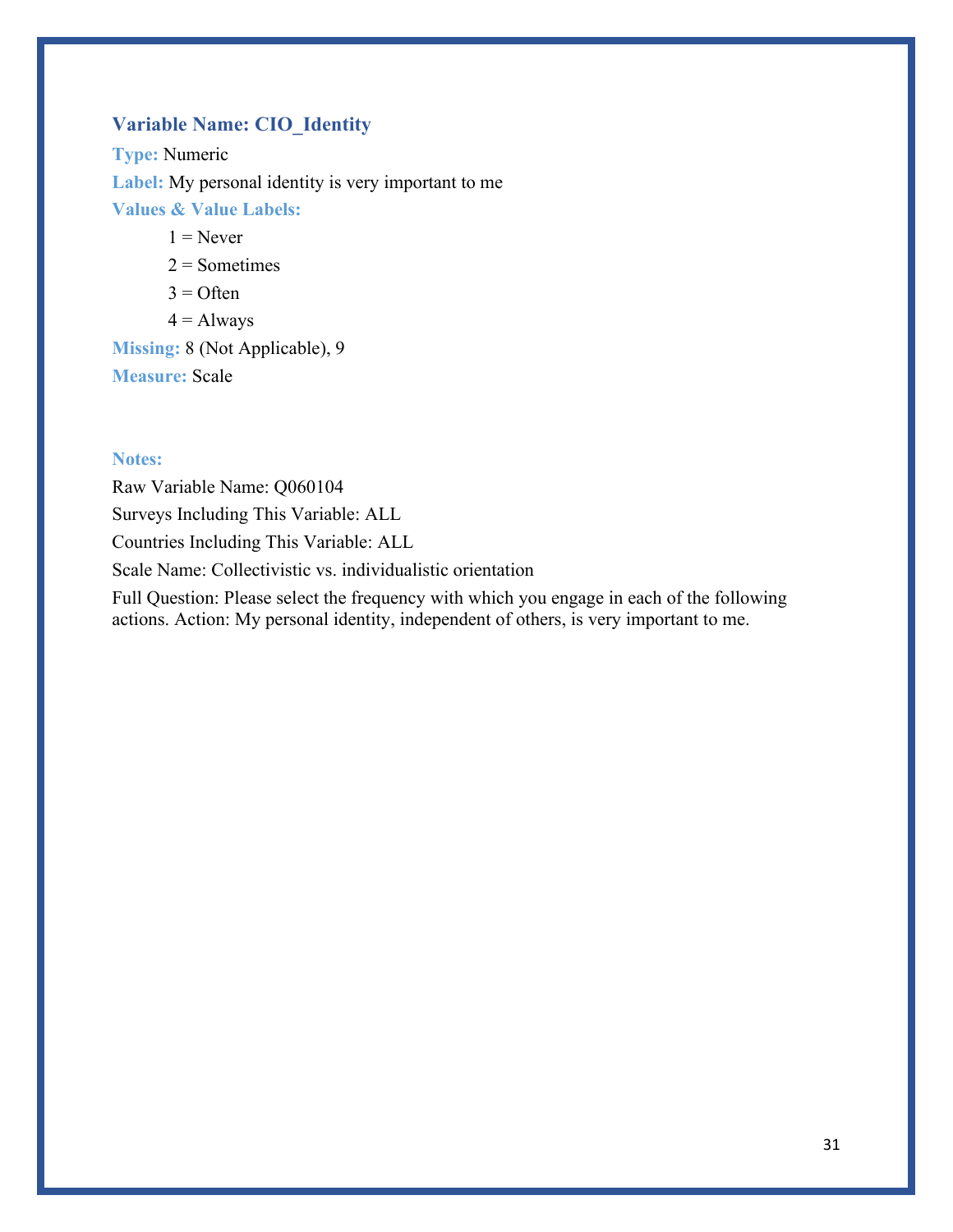### Variable Name: CIO_Identity

**Type:** Numeric

**Label:** My personal identity is very important to me

**Values & Value Labels:**

- 1 = Never
- 2 = Sometimes
- 3 = Often
- 4 = Always

**Missing:** 8 (Not Applicable), 9

**Measure:** Scale

**Notes:**

Raw Variable Name: Q060104

Surveys Including This Variable: ALL

Countries Including This Variable: ALL

Scale Name: Collectivistic vs. individualistic orientation

Full Question: Please select the frequency with which you engage in each of the following actions. Action: My personal identity, independent of others, is very important to me.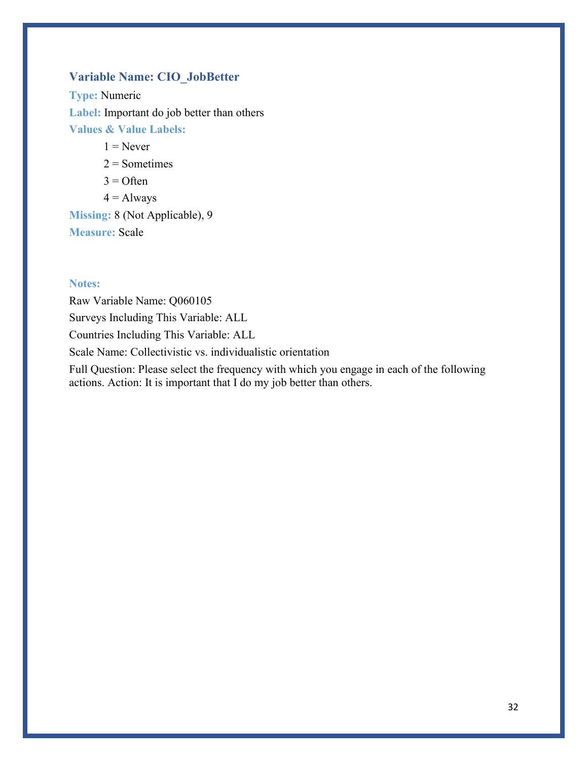### Variable Name: CIO_JobBetter

**Type:** Numeric

**Label:** Important do job better than others

**Values & Value Labels:**

- 1 = Never
- 2 = Sometimes
- 3 = Often
- 4 = Always

**Missing:** 8 (Not Applicable), 9

**Measure:** Scale

**Notes:**

Raw Variable Name: Q060105

Surveys Including This Variable: ALL

Countries Including This Variable: ALL

Scale Name: Collectivistic vs. individualistic orientation

Full Question: Please select the frequency with which you engage in each of the following actions. Action: It is important that I do my job better than others.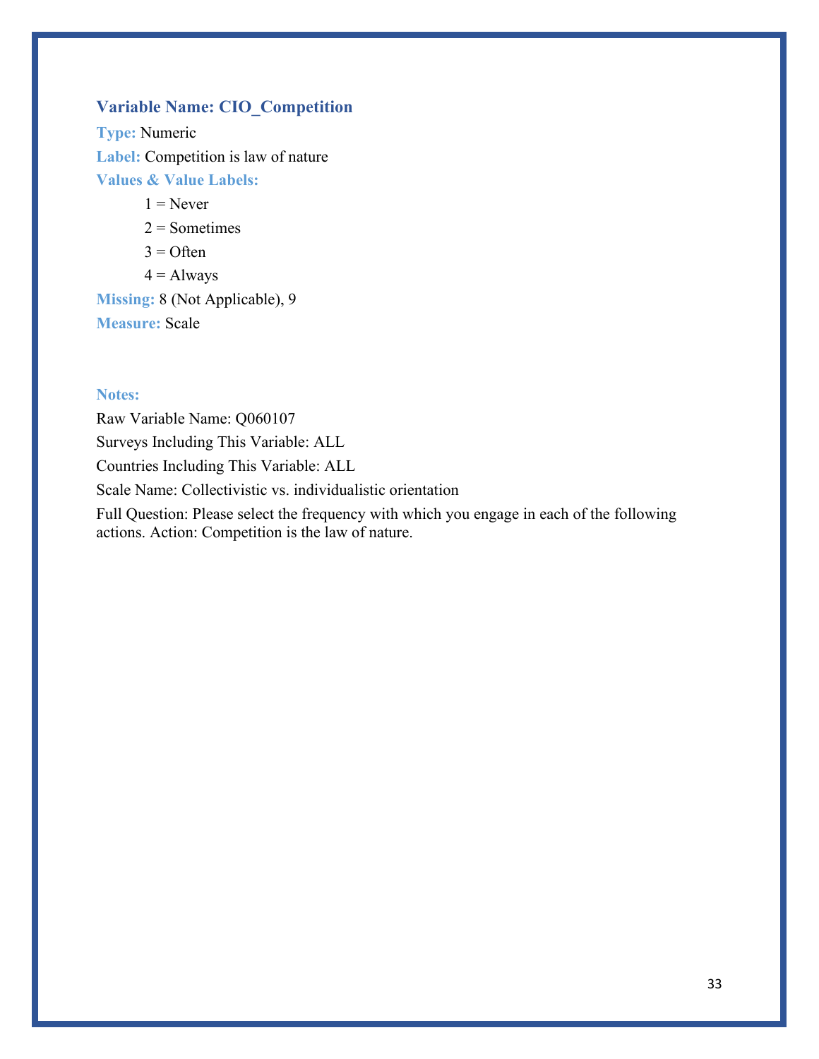### Variable Name: CIO_Competition

**Type:** Numeric

**Label:** Competition is law of nature

**Values & Value Labels:**

- 1 = Never
- 2 = Sometimes
- 3 = Often
- 4 = Always

**Missing:** 8 (Not Applicable), 9

**Measure:** Scale

**Notes:**

Raw Variable Name: Q060107

Surveys Including This Variable: ALL

Countries Including This Variable: ALL

Scale Name: Collectivistic vs. individualistic orientation

Full Question: Please select the frequency with which you engage in each of the following actions. Action: Competition is the law of nature.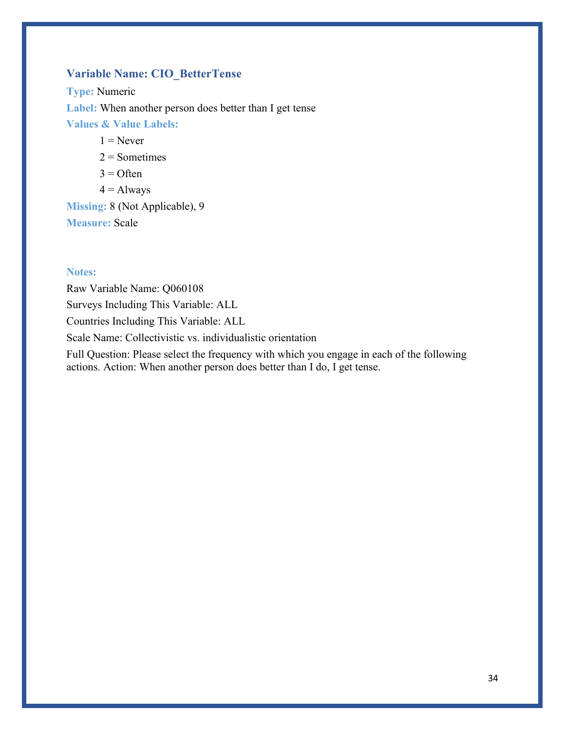### Variable Name: CIO_BetterTense

**Type:** Numeric

**Label:** When another person does better than I get tense

**Values & Value Labels:**

1 = Never

2 = Sometimes

3 = Often

4 = Always

**Missing:** 8 (Not Applicable), 9

**Measure:** Scale

**Notes:**

Raw Variable Name: Q060108

Surveys Including This Variable: ALL

Countries Including This Variable: ALL

Scale Name: Collectivistic vs. individualistic orientation

Full Question: Please select the frequency with which you engage in each of the following actions. Action: When another person does better than I do, I get tense.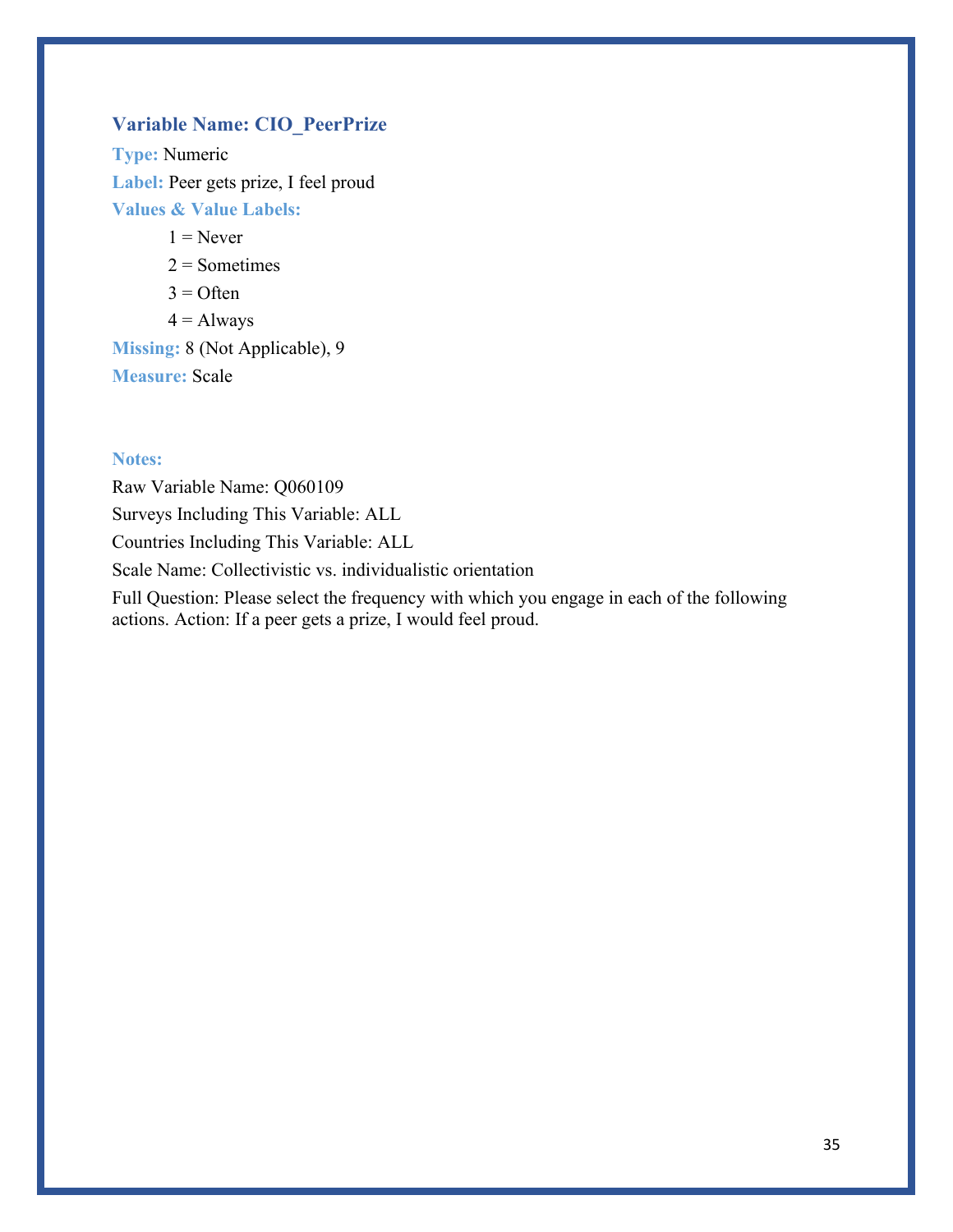### Variable Name: CIO_PeerPrize

**Type:** Numeric

**Label:** Peer gets prize, I feel proud

**Values & Value Labels:**

- 1 = Never
- 2 = Sometimes
- 3 = Often
- 4 = Always

**Missing:** 8 (Not Applicable), 9

**Measure:** Scale

**Notes:**

Raw Variable Name: Q060109

Surveys Including This Variable: ALL

Countries Including This Variable: ALL

Scale Name: Collectivistic vs. individualistic orientation

Full Question: Please select the frequency with which you engage in each of the following actions. Action: If a peer gets a prize, I would feel proud.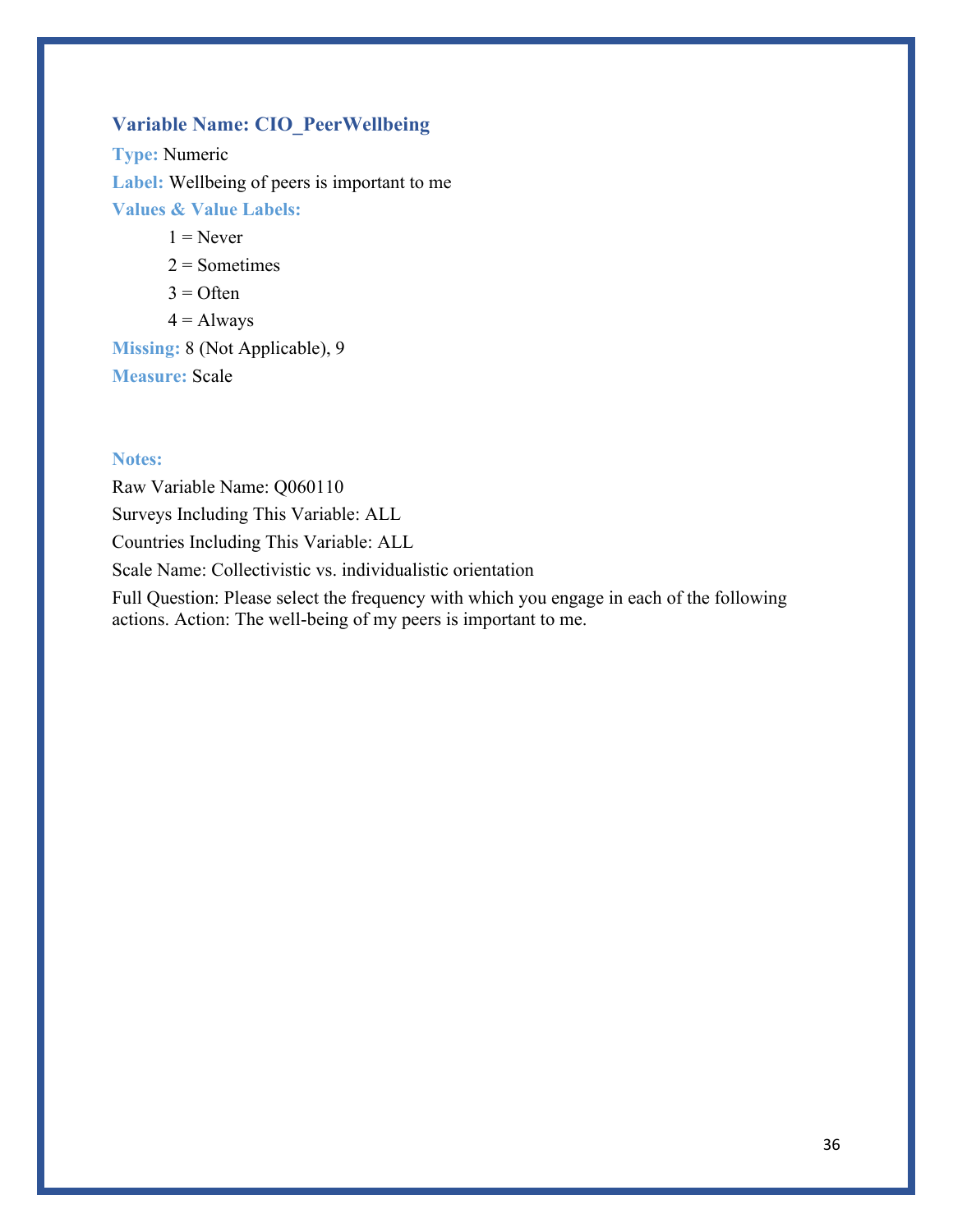### Variable Name: CIO_PeerWellbeing

**Type:** Numeric

**Label:** Wellbeing of peers is important to me

**Values & Value Labels:**

- 1 = Never
- 2 = Sometimes
- 3 = Often
- 4 = Always

**Missing:** 8 (Not Applicable), 9

**Measure:** Scale

**Notes:**

Raw Variable Name: Q060110

Surveys Including This Variable: ALL

Countries Including This Variable: ALL

Scale Name: Collectivistic vs. individualistic orientation

Full Question: Please select the frequency with which you engage in each of the following actions. Action: The well-being of my peers is important to me.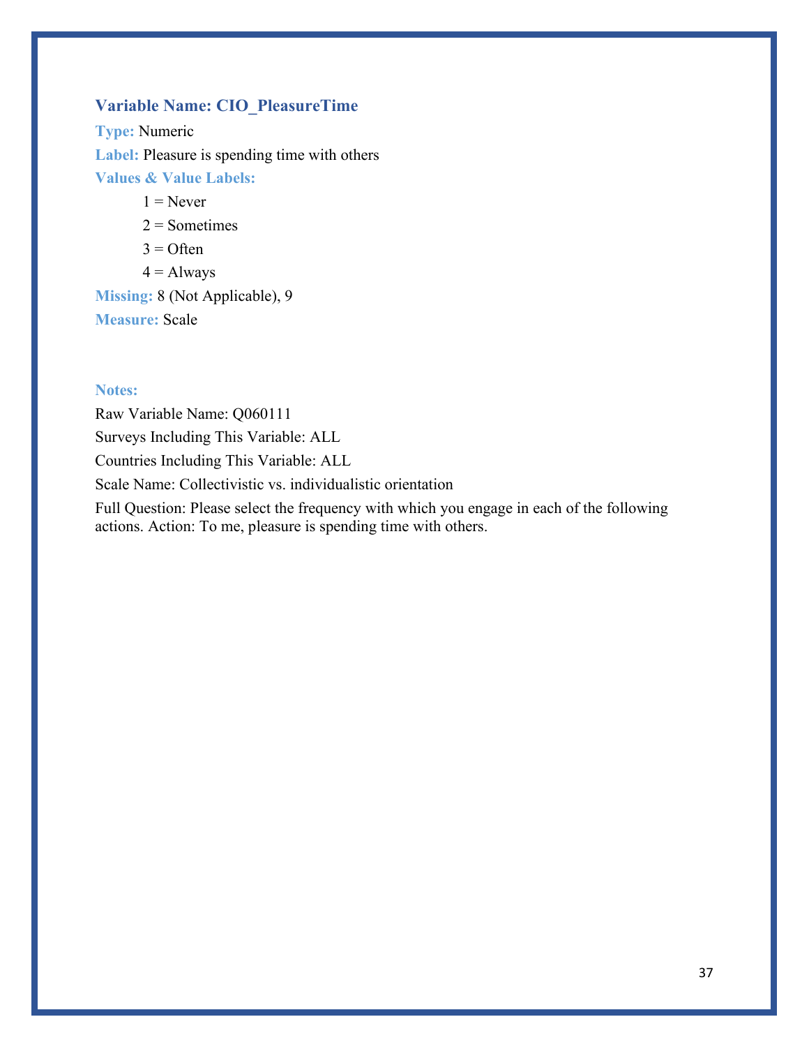### Variable Name: CIO_PleasureTime

**Type:** Numeric

**Label:** Pleasure is spending time with others

**Values & Value Labels:**

- 1 = Never
- 2 = Sometimes
- 3 = Often
- 4 = Always

**Missing:** 8 (Not Applicable), 9

**Measure:** Scale

**Notes:**

Raw Variable Name: Q060111

Surveys Including This Variable: ALL

Countries Including This Variable: ALL

Scale Name: Collectivistic vs. individualistic orientation

Full Question: Please select the frequency with which you engage in each of the following actions. Action: To me, pleasure is spending time with others.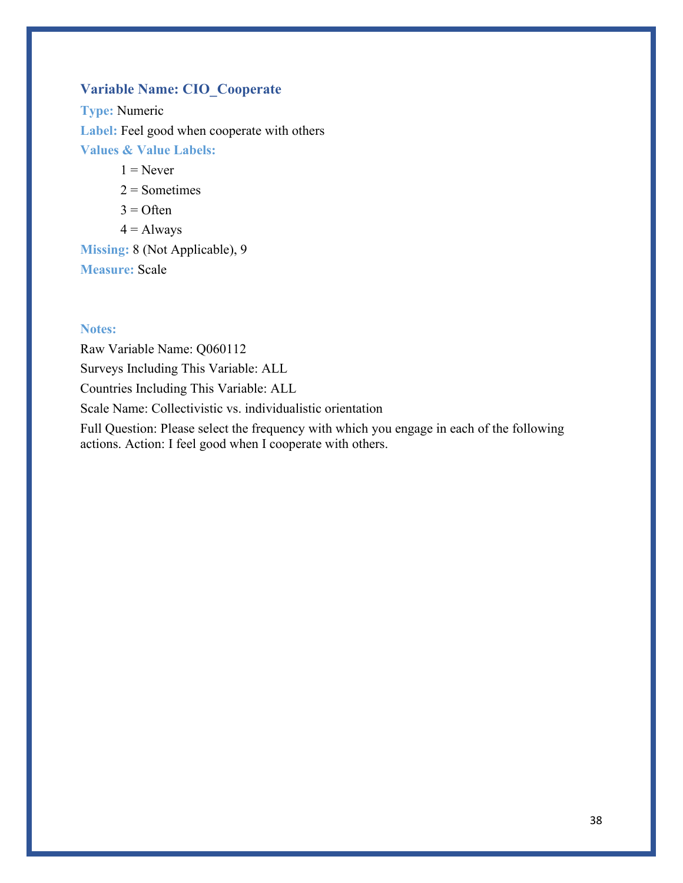### Variable Name: CIO_Cooperate

**Type:** Numeric

**Label:** Feel good when cooperate with others

**Values & Value Labels:**

- 1 = Never
- 2 = Sometimes
- 3 = Often
- 4 = Always

**Missing:** 8 (Not Applicable), 9

**Measure:** Scale

**Notes:**

Raw Variable Name: Q060112

Surveys Including This Variable: ALL

Countries Including This Variable: ALL

Scale Name: Collectivistic vs. individualistic orientation

Full Question: Please select the frequency with which you engage in each of the following actions. Action: I feel good when I cooperate with others.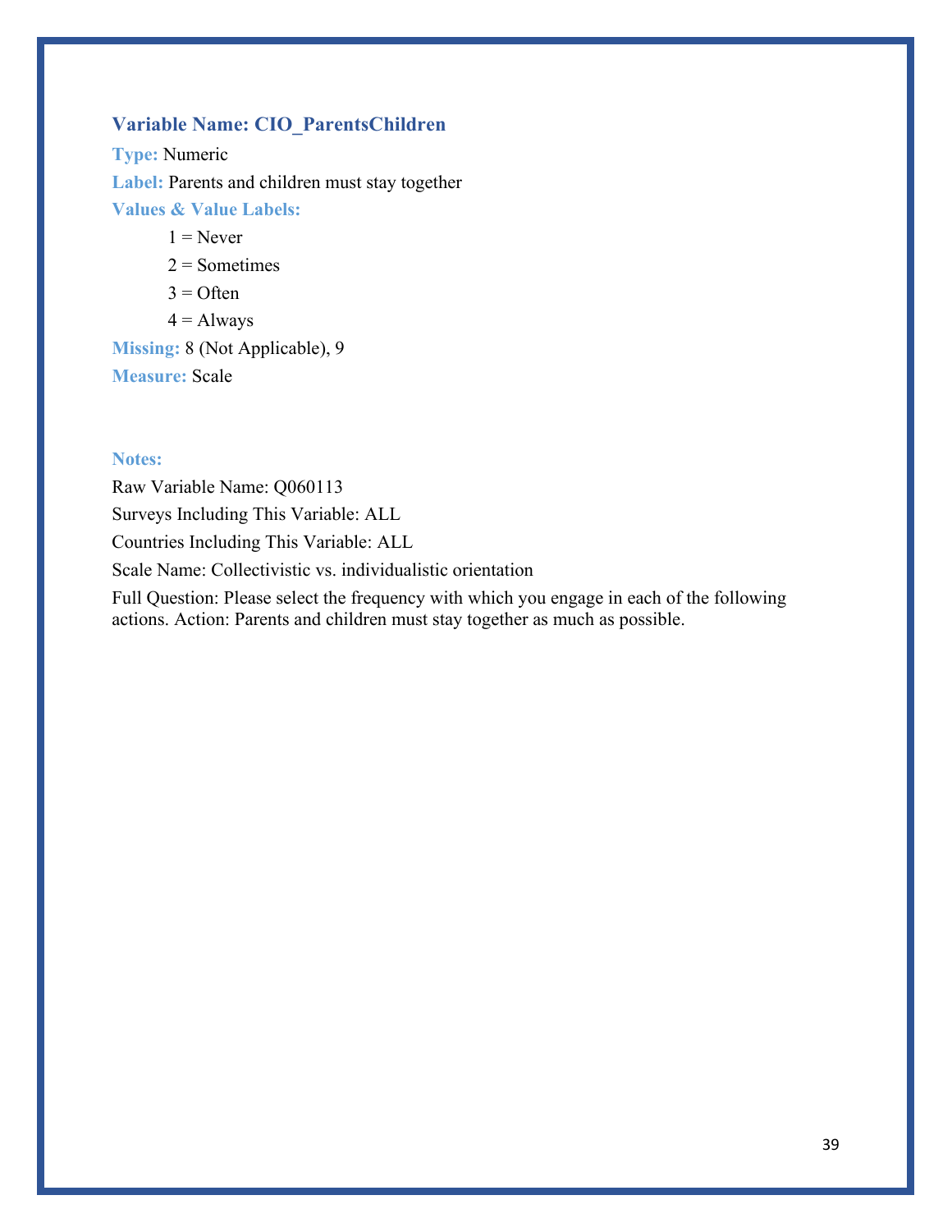### Variable Name: CIO_ParentsChildren

**Type:** Numeric

**Label:** Parents and children must stay together

**Values & Value Labels:**

- 1 = Never
- 2 = Sometimes
- 3 = Often
- 4 = Always

**Missing:** 8 (Not Applicable), 9

**Measure:** Scale

**Notes:**

Raw Variable Name: Q060113

Surveys Including This Variable: ALL

Countries Including This Variable: ALL

Scale Name: Collectivistic vs. individualistic orientation

Full Question: Please select the frequency with which you engage in each of the following actions. Action: Parents and children must stay together as much as possible.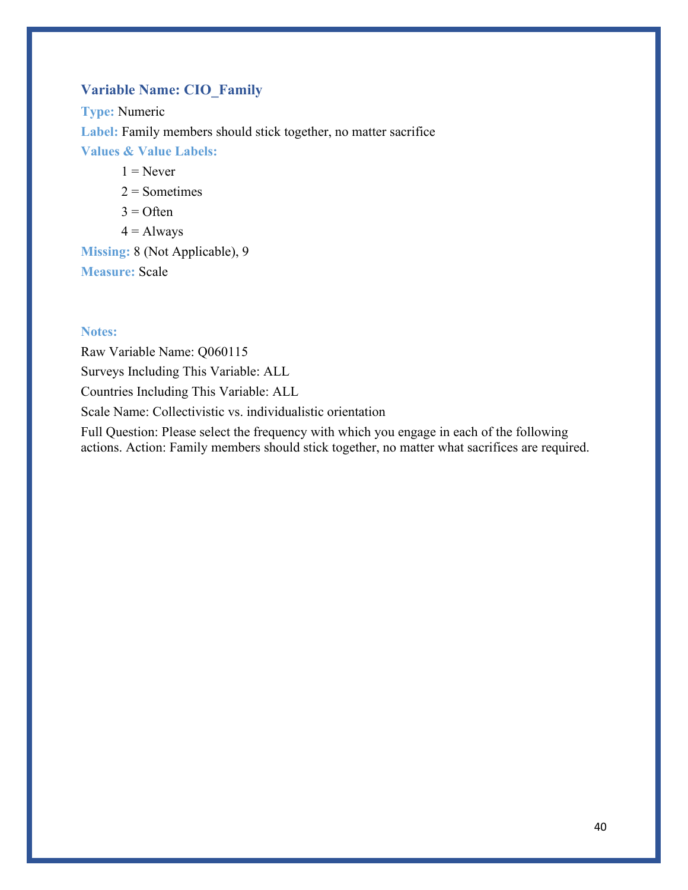### Variable Name: CIO_Family

**Type:** Numeric

**Label:** Family members should stick together, no matter sacrifice

**Values & Value Labels:**

- 1 = Never
- 2 = Sometimes
- 3 = Often
- 4 = Always

**Missing:** 8 (Not Applicable), 9

**Measure:** Scale

**Notes:**

Raw Variable Name: Q060115

Surveys Including This Variable: ALL

Countries Including This Variable: ALL

Scale Name: Collectivistic vs. individualistic orientation

Full Question: Please select the frequency with which you engage in each of the following actions. Action: Family members should stick together, no matter what sacrifices are required.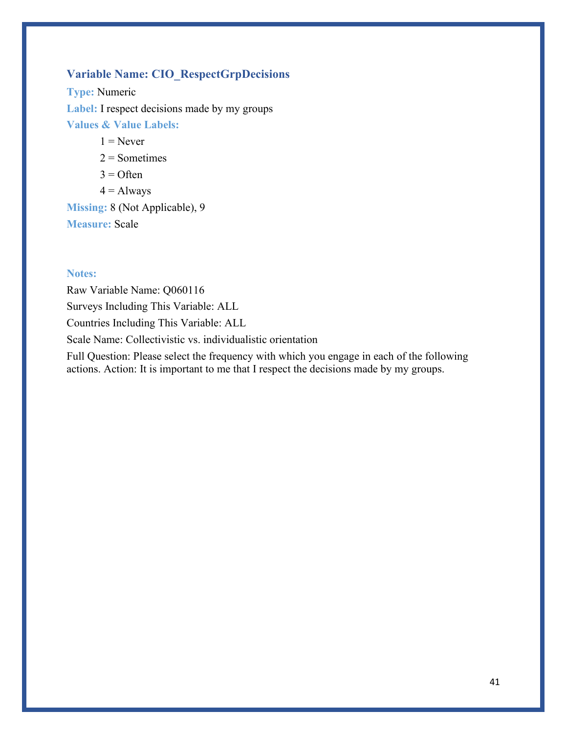### Variable Name: CIO_RespectGrpDecisions

**Type:** Numeric

**Label:** I respect decisions made by my groups

**Values & Value Labels:**

- 1 = Never
- 2 = Sometimes
- 3 = Often
- 4 = Always

**Missing:** 8 (Not Applicable), 9

**Measure:** Scale

**Notes:**

Raw Variable Name: Q060116

Surveys Including This Variable: ALL

Countries Including This Variable: ALL

Scale Name: Collectivistic vs. individualistic orientation

Full Question: Please select the frequency with which you engage in each of the following actions. Action: It is important to me that I respect the decisions made by my groups.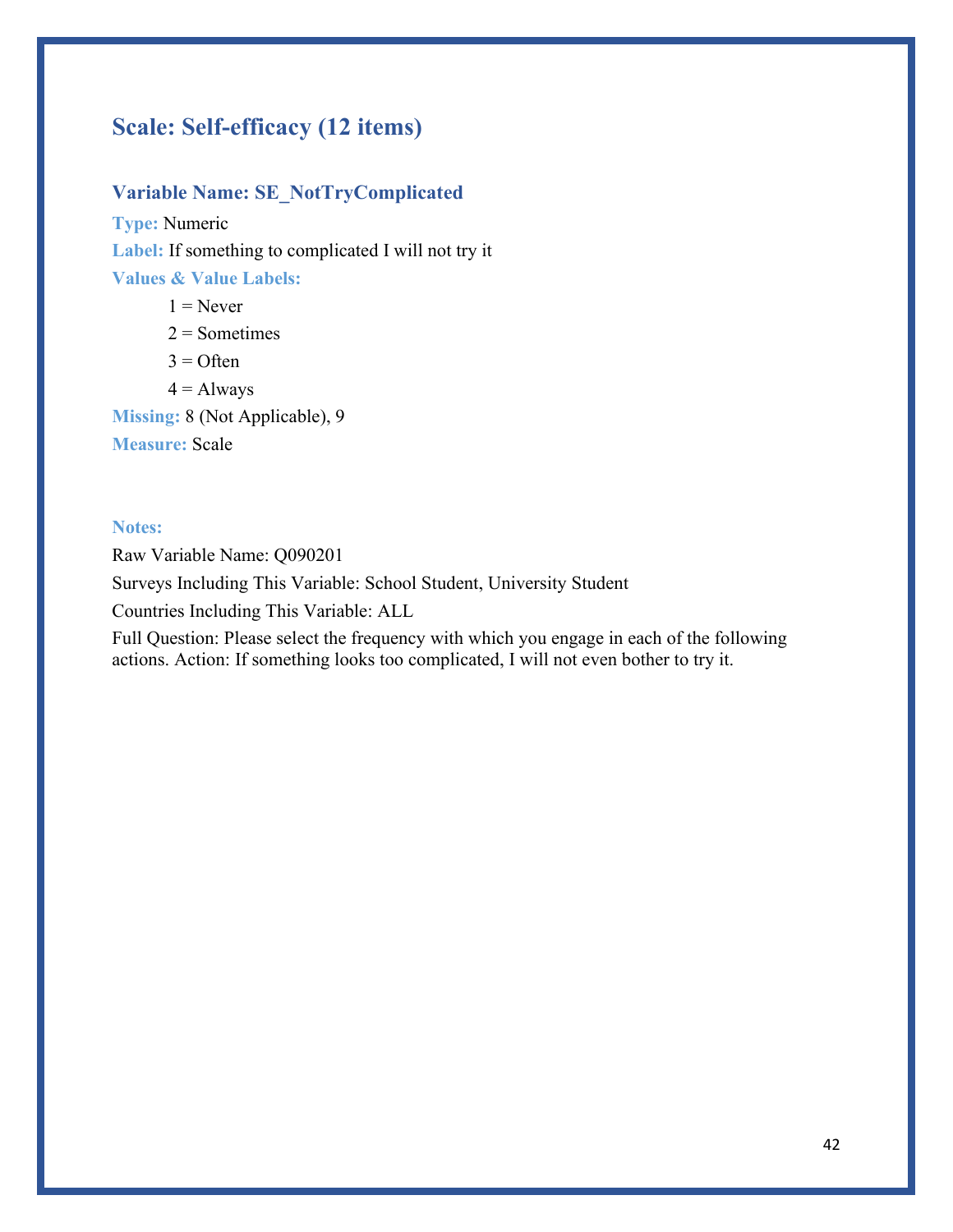## Scale: Self-efficacy (12 items)

### Variable Name: SE_NotTryComplicated

**Type:** Numeric

**Label:** If something to complicated I will not try it

**Values & Value Labels:**

1 = Never

2 = Sometimes

3 = Often

4 = Always

**Missing:** 8 (Not Applicable), 9

**Measure:** Scale

**Notes:**

Raw Variable Name: Q090201

Surveys Including This Variable: School Student, University Student

Countries Including This Variable: ALL

Full Question: Please select the frequency with which you engage in each of the following actions. Action: If something looks too complicated, I will not even bother to try it.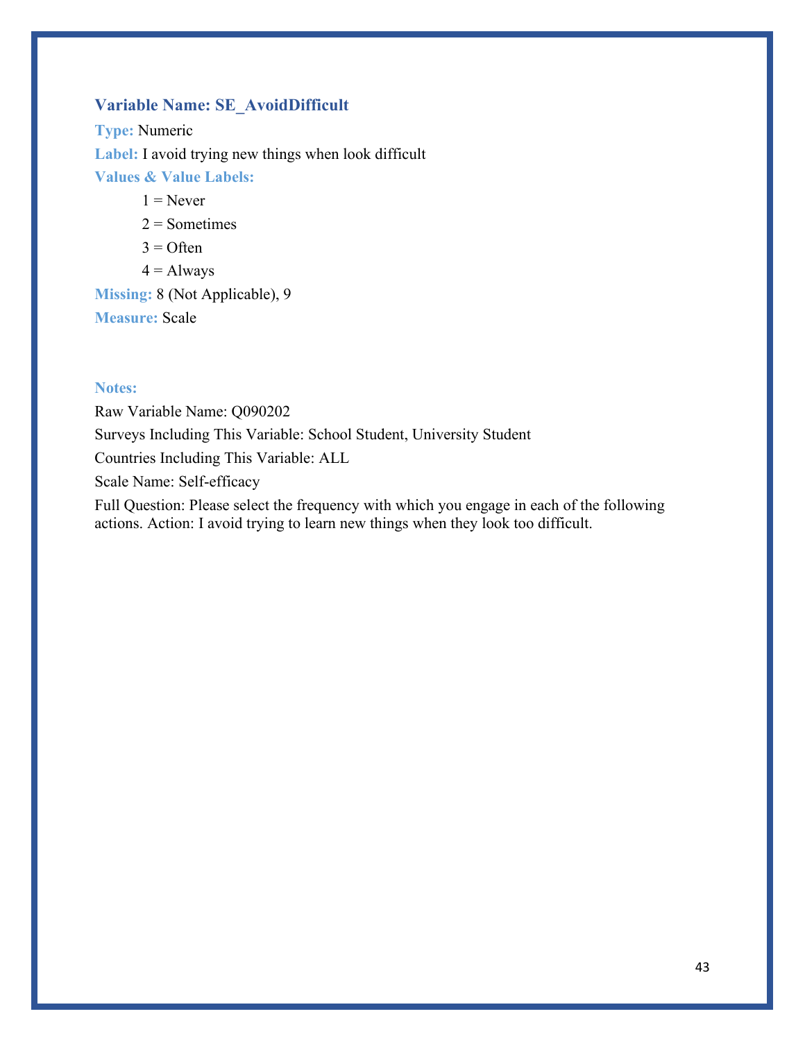### Variable Name: SE_AvoidDifficult

**Type:** Numeric

**Label:** I avoid trying new things when look difficult

**Values & Value Labels:**

1 = Never

2 = Sometimes

3 = Often

4 = Always

**Missing:** 8 (Not Applicable), 9

**Measure:** Scale

**Notes:**

Raw Variable Name: Q090202

Surveys Including This Variable: School Student, University Student

Countries Including This Variable: ALL

Scale Name: Self-efficacy

Full Question: Please select the frequency with which you engage in each of the following actions. Action: I avoid trying to learn new things when they look too difficult.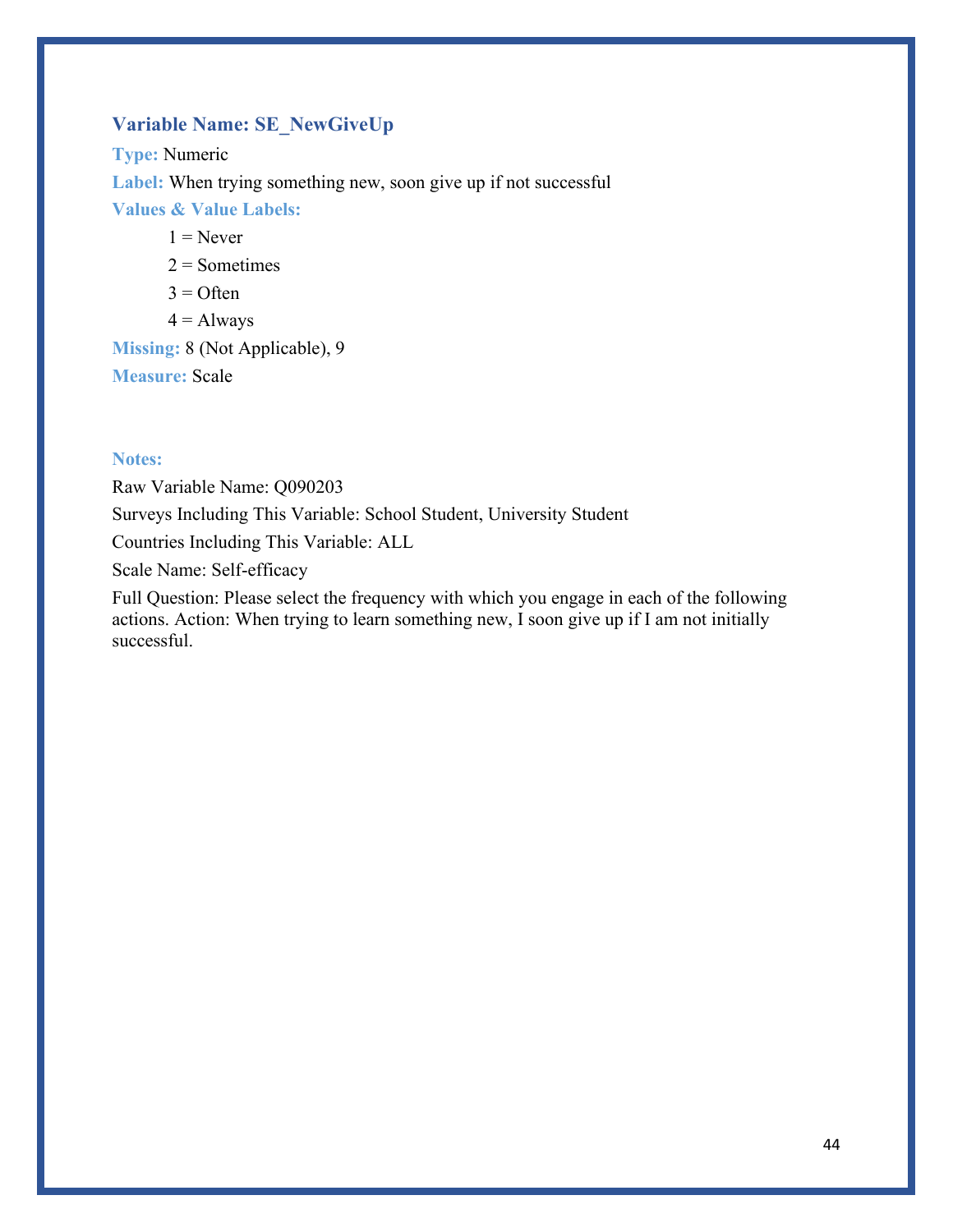### Variable Name: SE_NewGiveUp

**Type:** Numeric

**Label:** When trying something new, soon give up if not successful

**Values & Value Labels:**

- 1 = Never
- 2 = Sometimes
- 3 = Often
- 4 = Always

**Missing:** 8 (Not Applicable), 9

**Measure:** Scale

**Notes:**

Raw Variable Name: Q090203

Surveys Including This Variable: School Student, University Student

Countries Including This Variable: ALL

Scale Name: Self-efficacy

Full Question: Please select the frequency with which you engage in each of the following actions. Action: When trying to learn something new, I soon give up if I am not initially successful.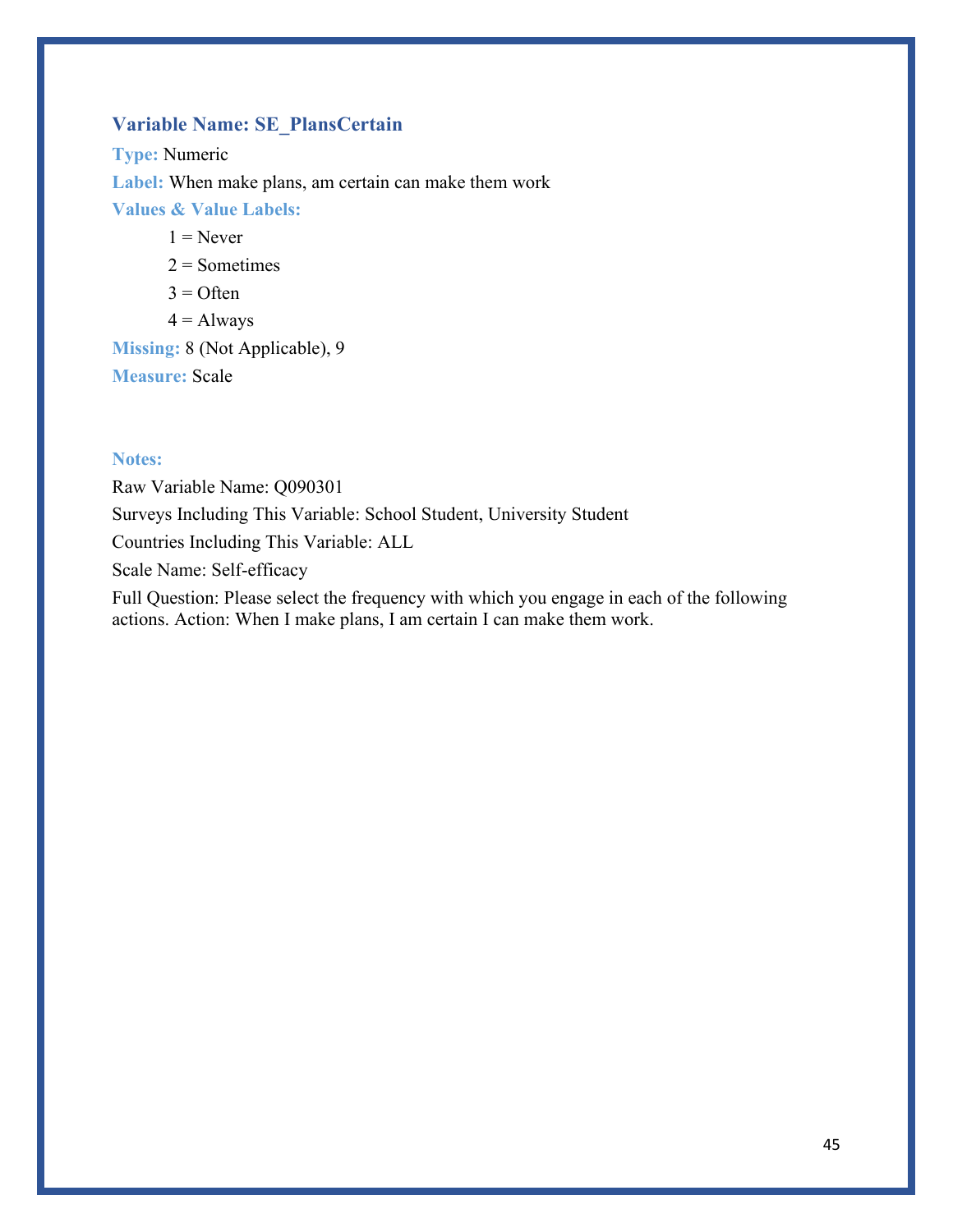### Variable Name: SE_PlansCertain

**Type:** Numeric

**Label:** When make plans, am certain can make them work

**Values & Value Labels:**

1 = Never

2 = Sometimes

3 = Often

4 = Always

**Missing:** 8 (Not Applicable), 9

**Measure:** Scale

**Notes:**

Raw Variable Name: Q090301

Surveys Including This Variable: School Student, University Student

Countries Including This Variable: ALL

Scale Name: Self-efficacy

Full Question: Please select the frequency with which you engage in each of the following actions. Action: When I make plans, I am certain I can make them work.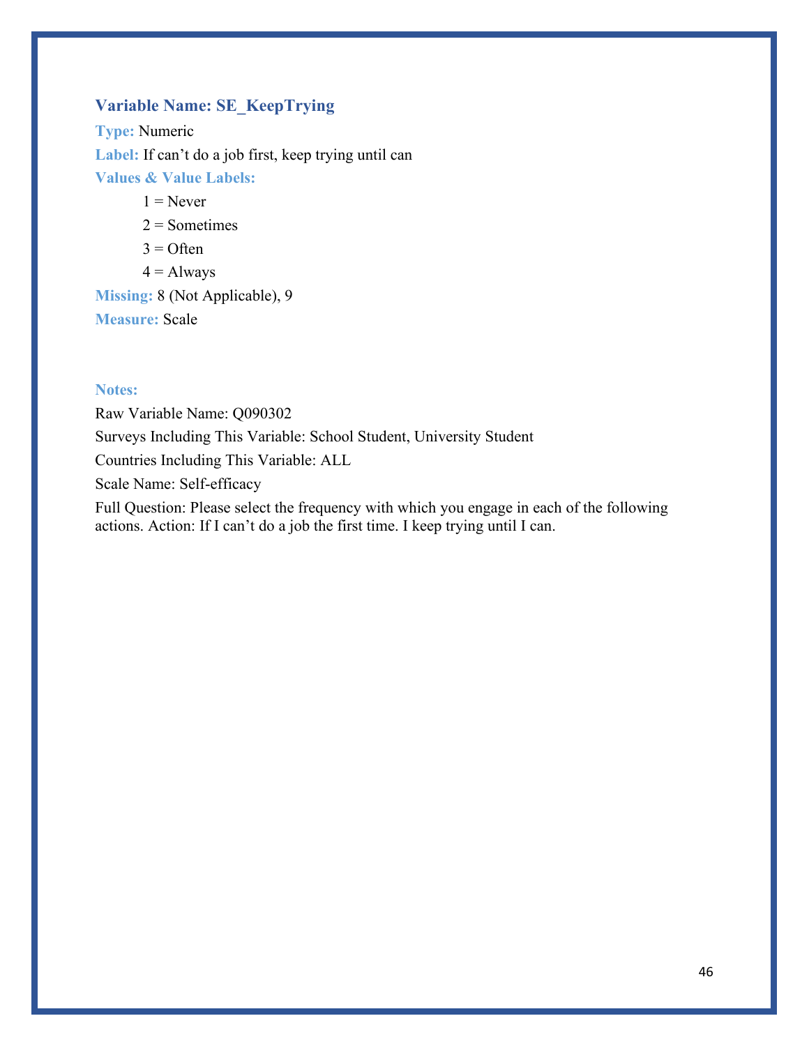### Variable Name: SE_KeepTrying

**Type:** Numeric

**Label:** If can't do a job first, keep trying until can

**Values & Value Labels:**

1 = Never

2 = Sometimes

3 = Often

4 = Always

**Missing:** 8 (Not Applicable), 9

**Measure:** Scale

**Notes:**

Raw Variable Name: Q090302

Surveys Including This Variable: School Student, University Student

Countries Including This Variable: ALL

Scale Name: Self-efficacy

Full Question: Please select the frequency with which you engage in each of the following actions. Action: If I can't do a job the first time. I keep trying until I can.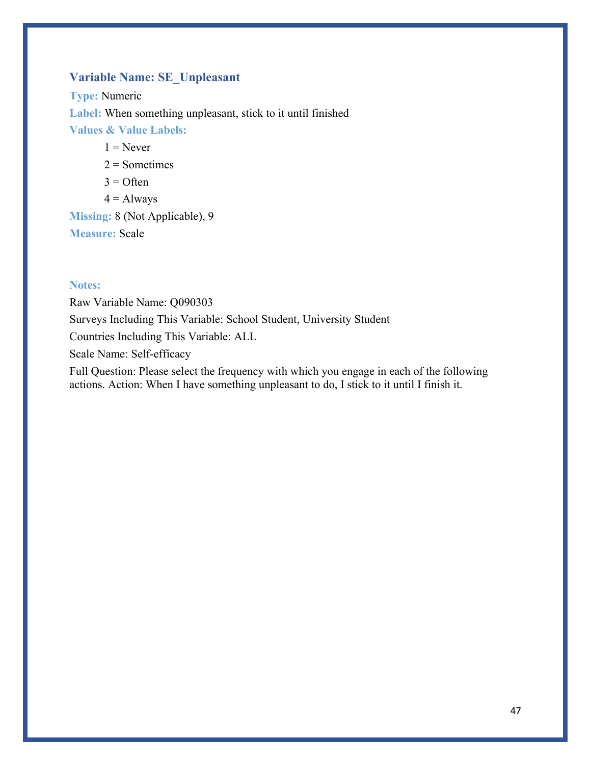### Variable Name: SE_Unpleasant

**Type:** Numeric

**Label:** When something unpleasant, stick to it until finished

**Values & Value Labels:**

1 = Never

2 = Sometimes

3 = Often

4 = Always

**Missing:** 8 (Not Applicable), 9

**Measure:** Scale

**Notes:**

Raw Variable Name: Q090303

Surveys Including This Variable: School Student, University Student

Countries Including This Variable: ALL

Scale Name: Self-efficacy

Full Question: Please select the frequency with which you engage in each of the following actions. Action: When I have something unpleasant to do, I stick to it until I finish it.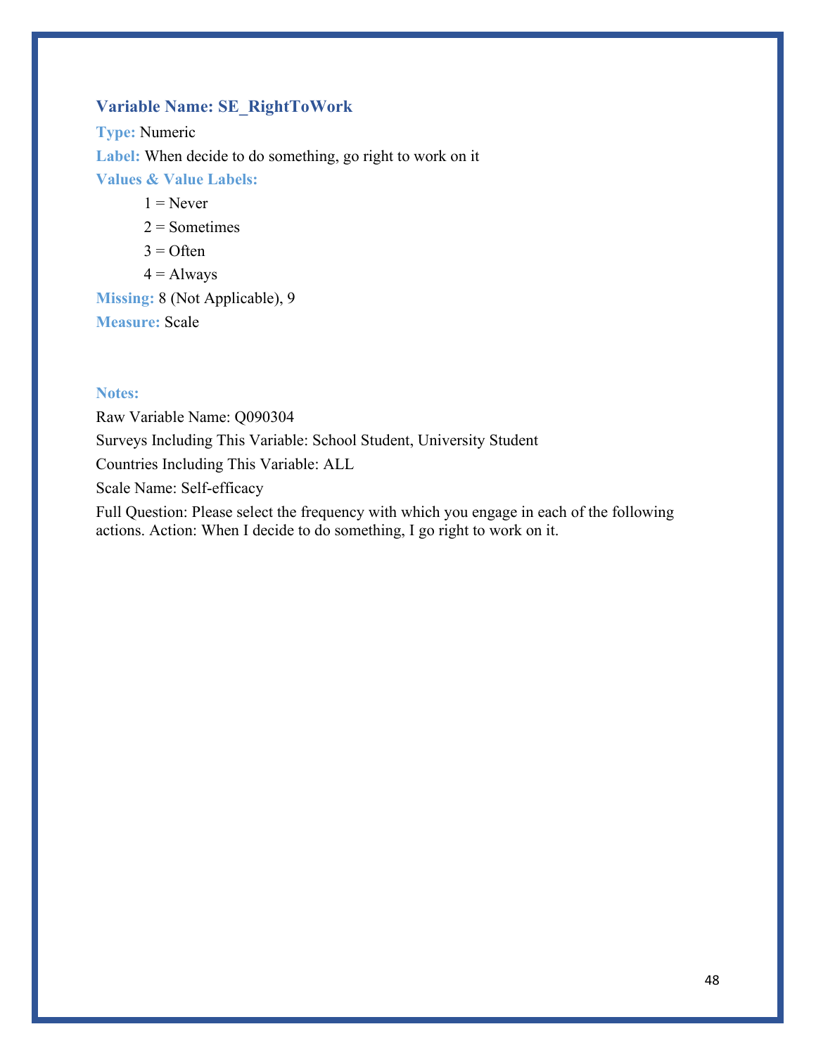### Variable Name: SE_RightToWork

**Type:** Numeric

**Label:** When decide to do something, go right to work on it

**Values & Value Labels:**

- 1 = Never
- 2 = Sometimes
- 3 = Often
- 4 = Always

**Missing:** 8 (Not Applicable), 9

**Measure:** Scale

**Notes:**

Raw Variable Name: Q090304

Surveys Including This Variable: School Student, University Student

Countries Including This Variable: ALL

Scale Name: Self-efficacy

Full Question: Please select the frequency with which you engage in each of the following actions. Action: When I decide to do something, I go right to work on it.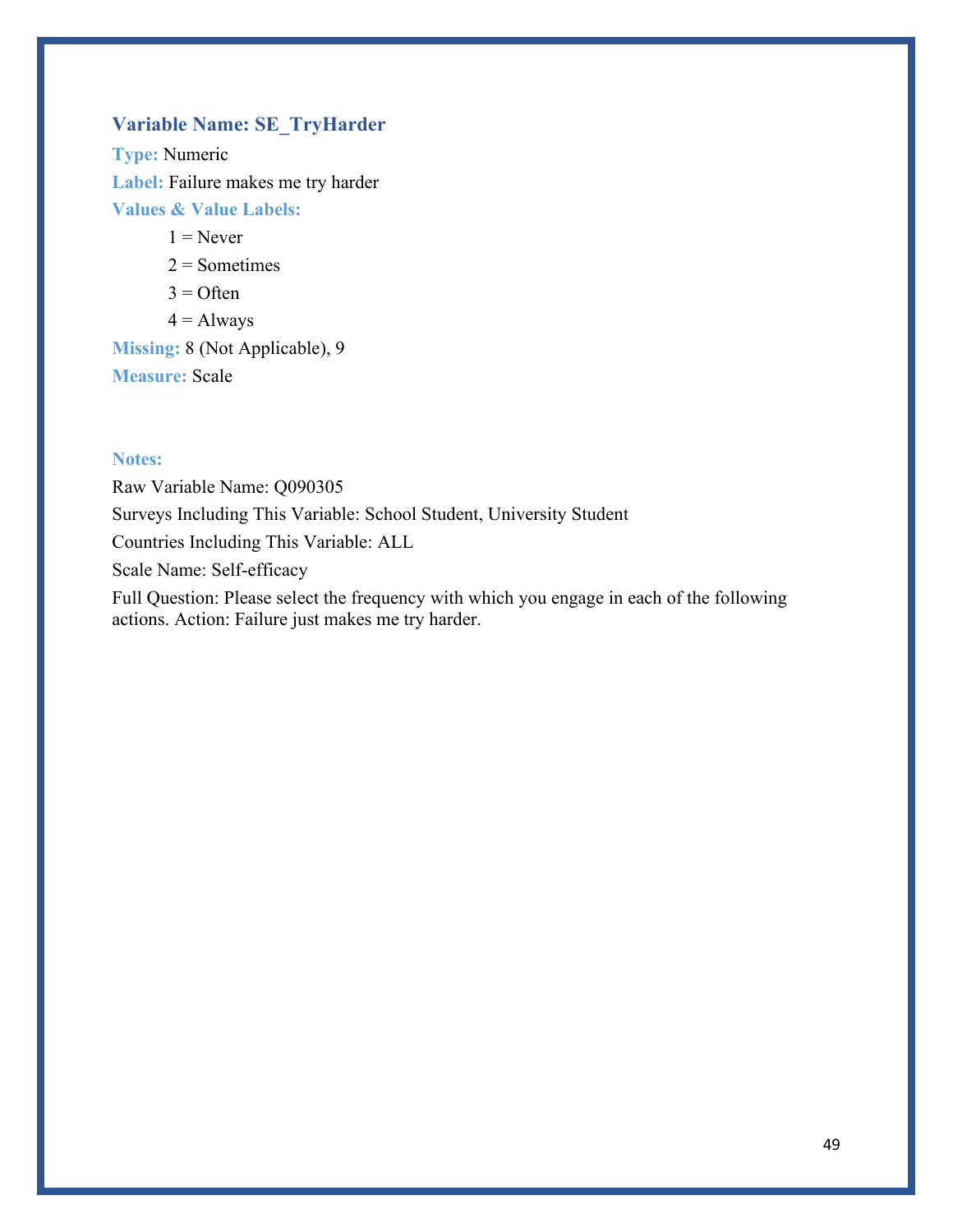### Variable Name: SE_TryHarder

**Type:** Numeric

**Label:** Failure makes me try harder

**Values & Value Labels:**

- 1 = Never
- 2 = Sometimes
- 3 = Often
- 4 = Always

**Missing:** 8 (Not Applicable), 9

**Measure:** Scale

**Notes:**

Raw Variable Name: Q090305

Surveys Including This Variable: School Student, University Student

Countries Including This Variable: ALL

Scale Name: Self-efficacy

Full Question: Please select the frequency with which you engage in each of the following actions. Action: Failure just makes me try harder.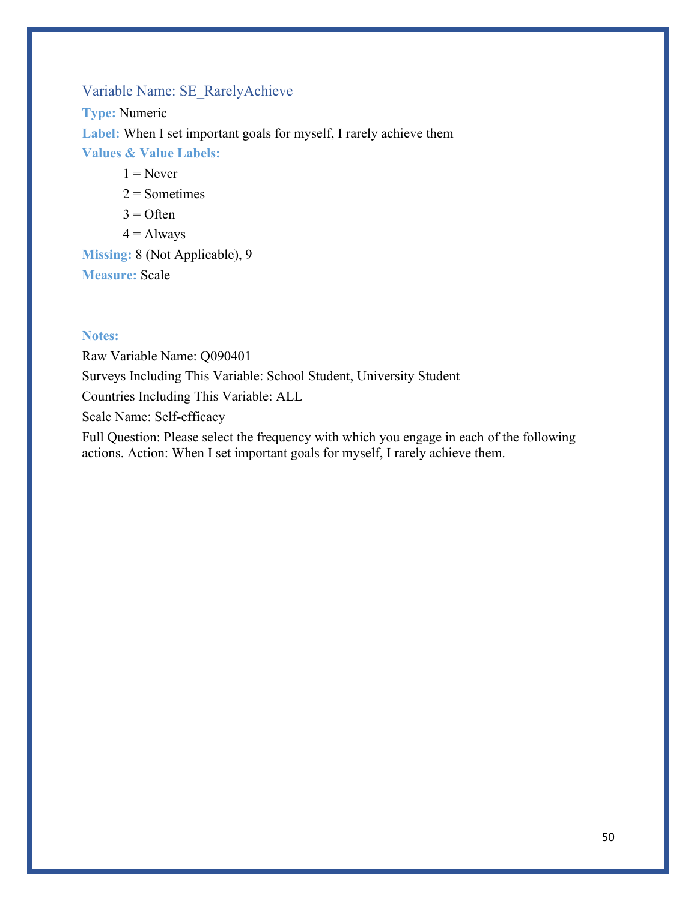### Variable Name: SE_RarelyAchieve

**Type:** Numeric

**Label:** When I set important goals for myself, I rarely achieve them

**Values & Value Labels:**

1 = Never

2 = Sometimes

3 = Often

4 = Always

**Missing:** 8 (Not Applicable), 9

**Measure:** Scale

**Notes:**

Raw Variable Name: Q090401

Surveys Including This Variable: School Student, University Student

Countries Including This Variable: ALL

Scale Name: Self-efficacy

Full Question: Please select the frequency with which you engage in each of the following actions. Action: When I set important goals for myself, I rarely achieve them.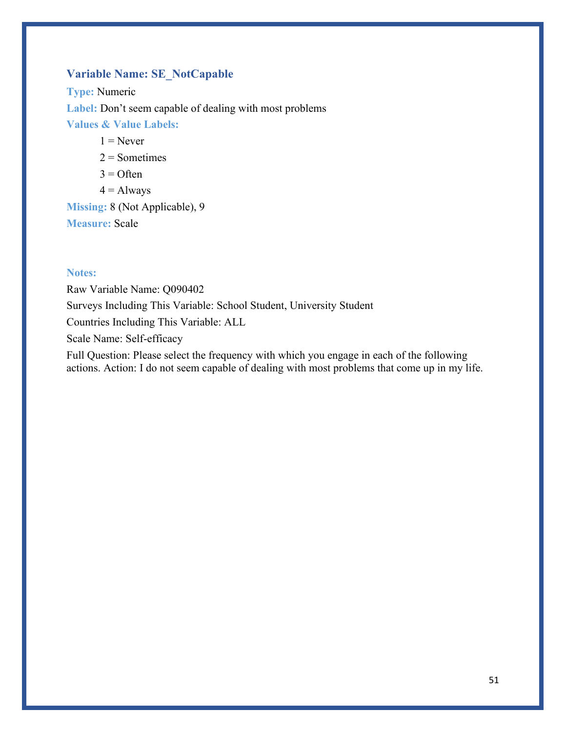### Variable Name: SE_NotCapable

**Type:** Numeric

**Label:** Don't seem capable of dealing with most problems

**Values & Value Labels:**

- 1 = Never
- 2 = Sometimes
- 3 = Often
- 4 = Always

**Missing:** 8 (Not Applicable), 9

**Measure:** Scale

**Notes:**

Raw Variable Name: Q090402

Surveys Including This Variable: School Student, University Student

Countries Including This Variable: ALL

Scale Name: Self-efficacy

Full Question: Please select the frequency with which you engage in each of the following actions. Action: I do not seem capable of dealing with most problems that come up in my life.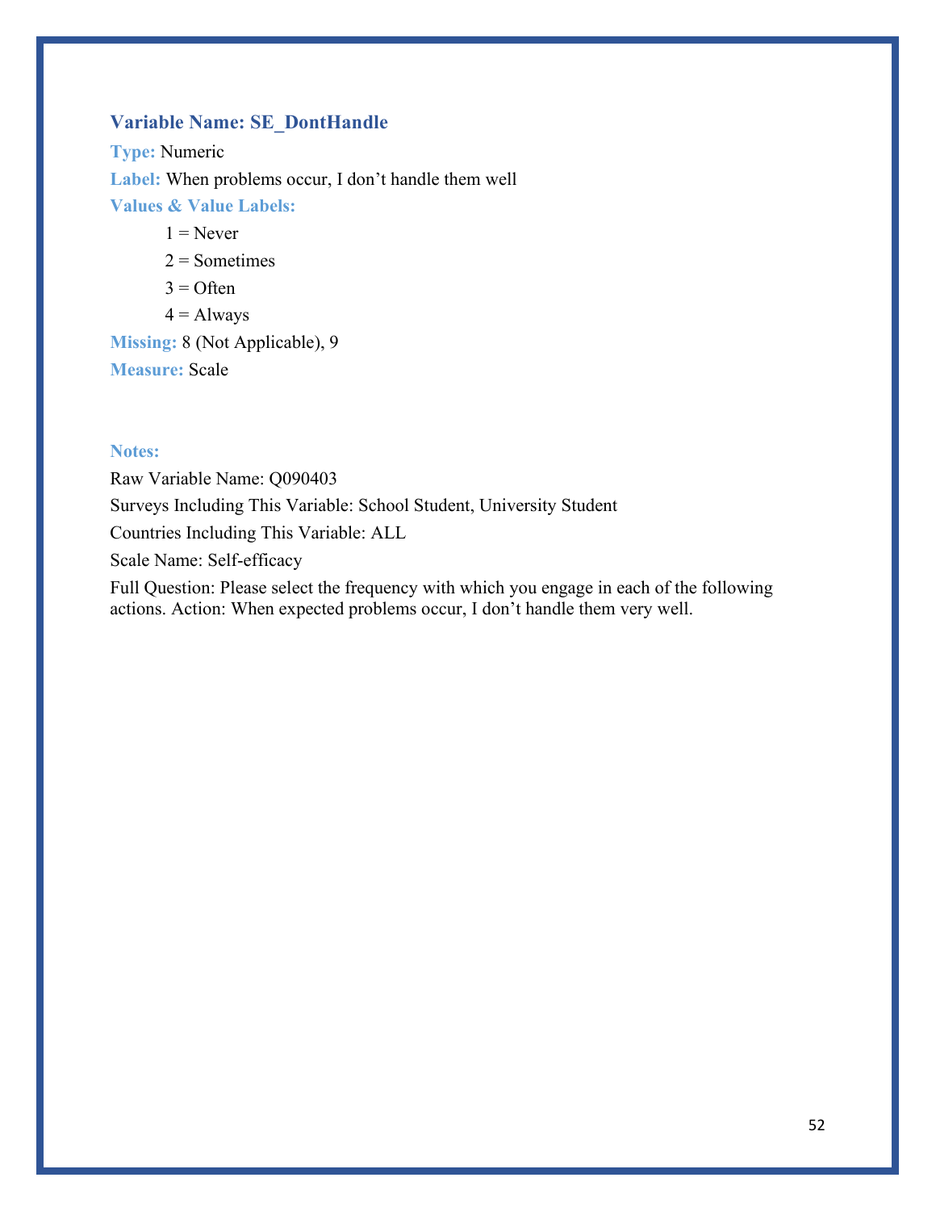### Variable Name: SE_DontHandle

**Type:** Numeric

**Label:** When problems occur, I don't handle them well

**Values & Value Labels:**

1 = Never

2 = Sometimes

3 = Often

4 = Always

**Missing:** 8 (Not Applicable), 9

**Measure:** Scale

**Notes:**

Raw Variable Name: Q090403

Surveys Including This Variable: School Student, University Student

Countries Including This Variable: ALL

Scale Name: Self-efficacy

Full Question: Please select the frequency with which you engage in each of the following actions. Action: When expected problems occur, I don't handle them very well.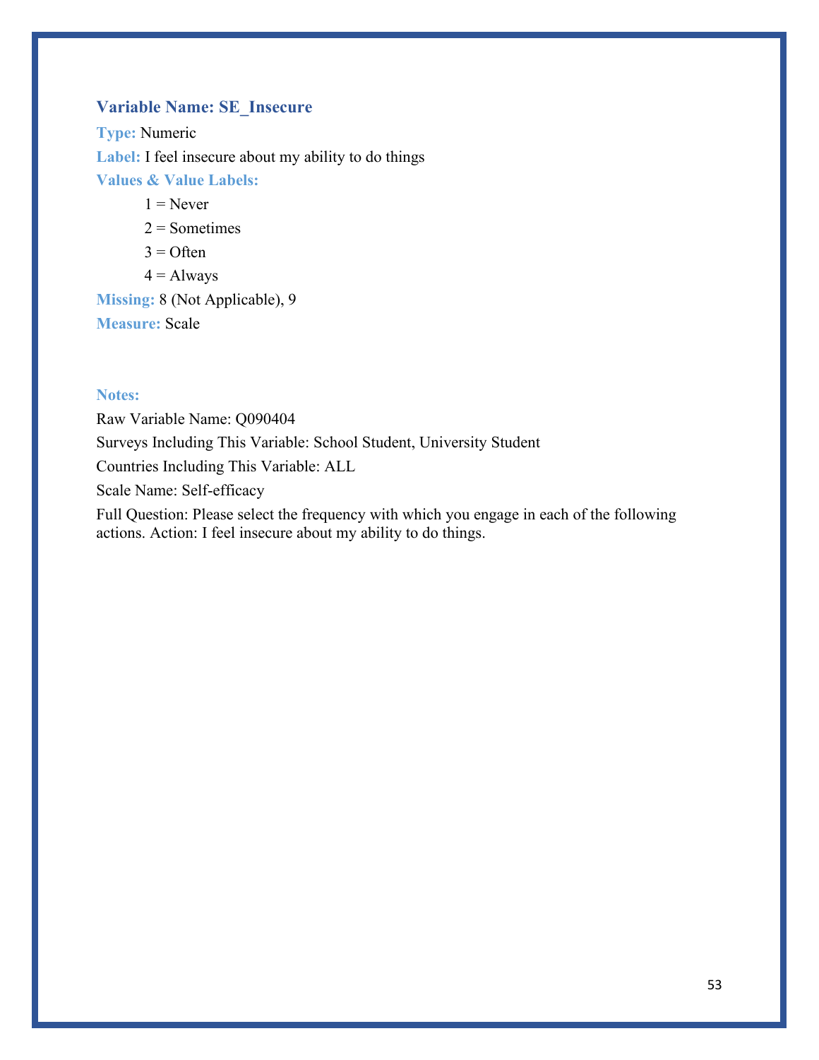### Variable Name: SE_Insecure

**Type:** Numeric

**Label:** I feel insecure about my ability to do things

**Values & Value Labels:**

1 = Never

2 = Sometimes

3 = Often

4 = Always

**Missing:** 8 (Not Applicable), 9

**Measure:** Scale

**Notes:**

Raw Variable Name: Q090404

Surveys Including This Variable: School Student, University Student

Countries Including This Variable: ALL

Scale Name: Self-efficacy

Full Question: Please select the frequency with which you engage in each of the following actions. Action: I feel insecure about my ability to do things.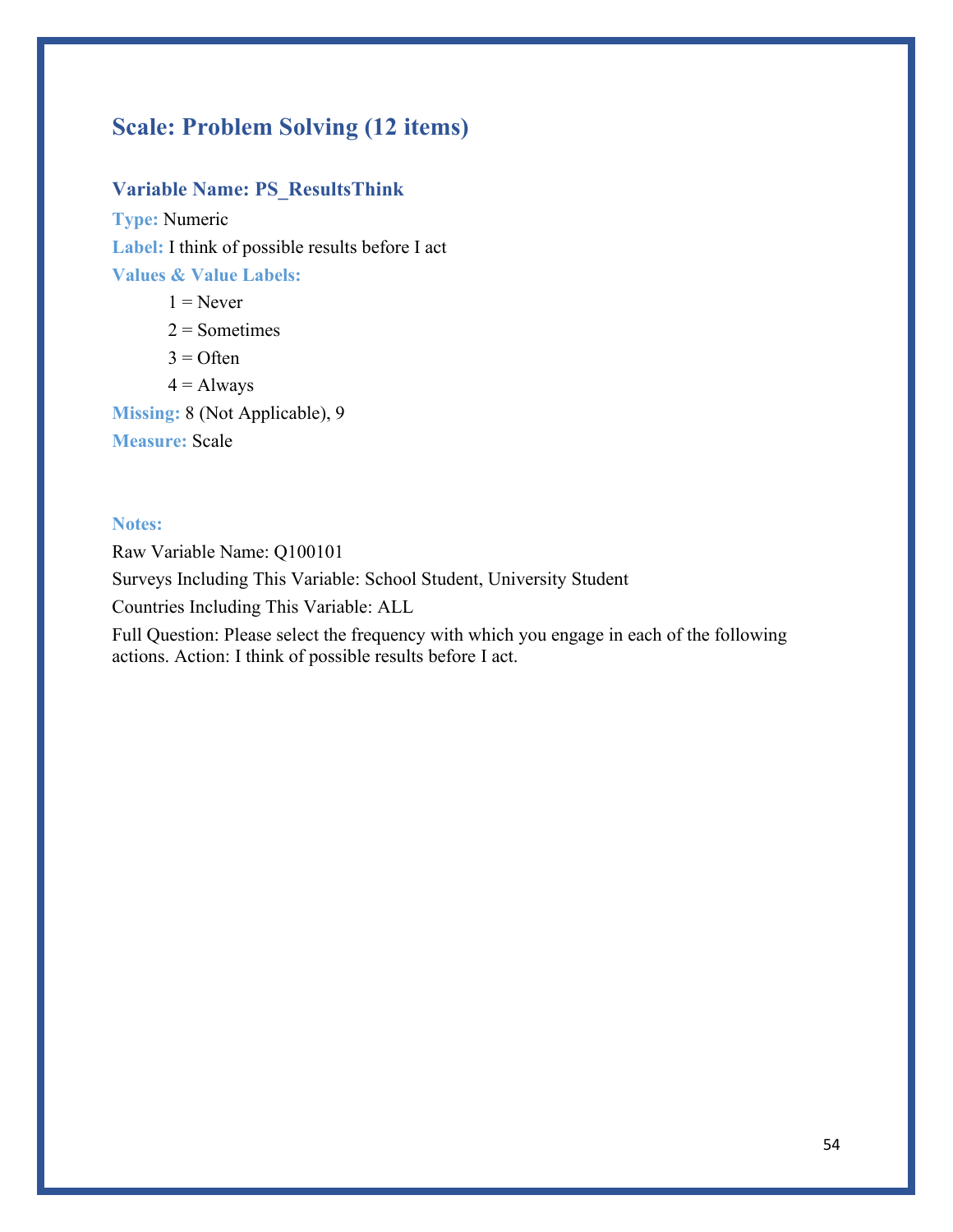## Scale: Problem Solving (12 items)

### Variable Name: PS_ResultsThink

**Type:** Numeric

**Label:** I think of possible results before I act

**Values & Value Labels:**

1 = Never

2 = Sometimes

3 = Often

4 = Always

**Missing:** 8 (Not Applicable), 9

**Measure:** Scale

**Notes:**

Raw Variable Name: Q100101

Surveys Including This Variable: School Student, University Student

Countries Including This Variable: ALL

Full Question: Please select the frequency with which you engage in each of the following actions. Action: I think of possible results before I act.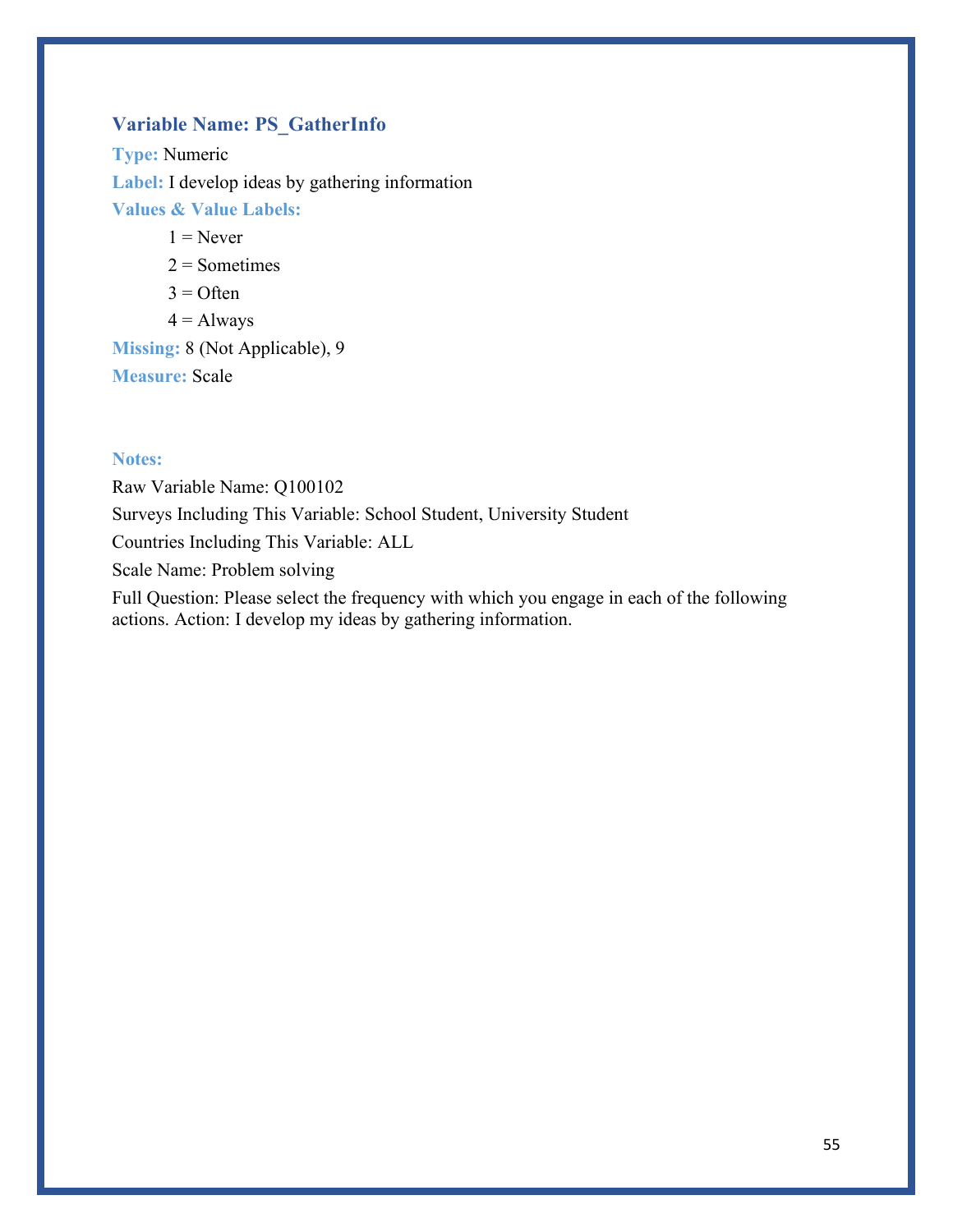### Variable Name: PS_GatherInfo

**Type:** Numeric

**Label:** I develop ideas by gathering information

**Values & Value Labels:**

1 = Never

2 = Sometimes

3 = Often

4 = Always

**Missing:** 8 (Not Applicable), 9

**Measure:** Scale

**Notes:**

Raw Variable Name: Q100102

Surveys Including This Variable: School Student, University Student

Countries Including This Variable: ALL

Scale Name: Problem solving

Full Question: Please select the frequency with which you engage in each of the following actions. Action: I develop my ideas by gathering information.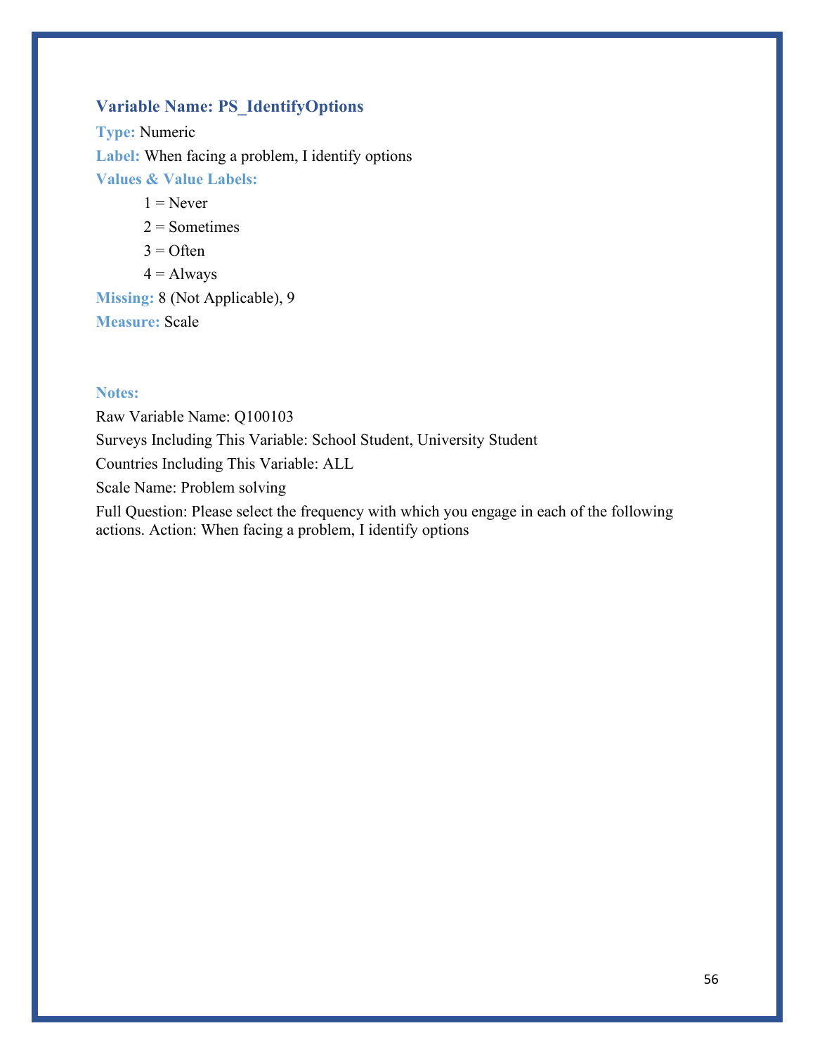### Variable Name: PS_IdentifyOptions

**Type:** Numeric

**Label:** When facing a problem, I identify options

**Values & Value Labels:**

1 = Never

2 = Sometimes

3 = Often

4 = Always

**Missing:** 8 (Not Applicable), 9

**Measure:** Scale

**Notes:**

Raw Variable Name: Q100103

Surveys Including This Variable: School Student, University Student

Countries Including This Variable: ALL

Scale Name: Problem solving

Full Question: Please select the frequency with which you engage in each of the following actions. Action: When facing a problem, I identify options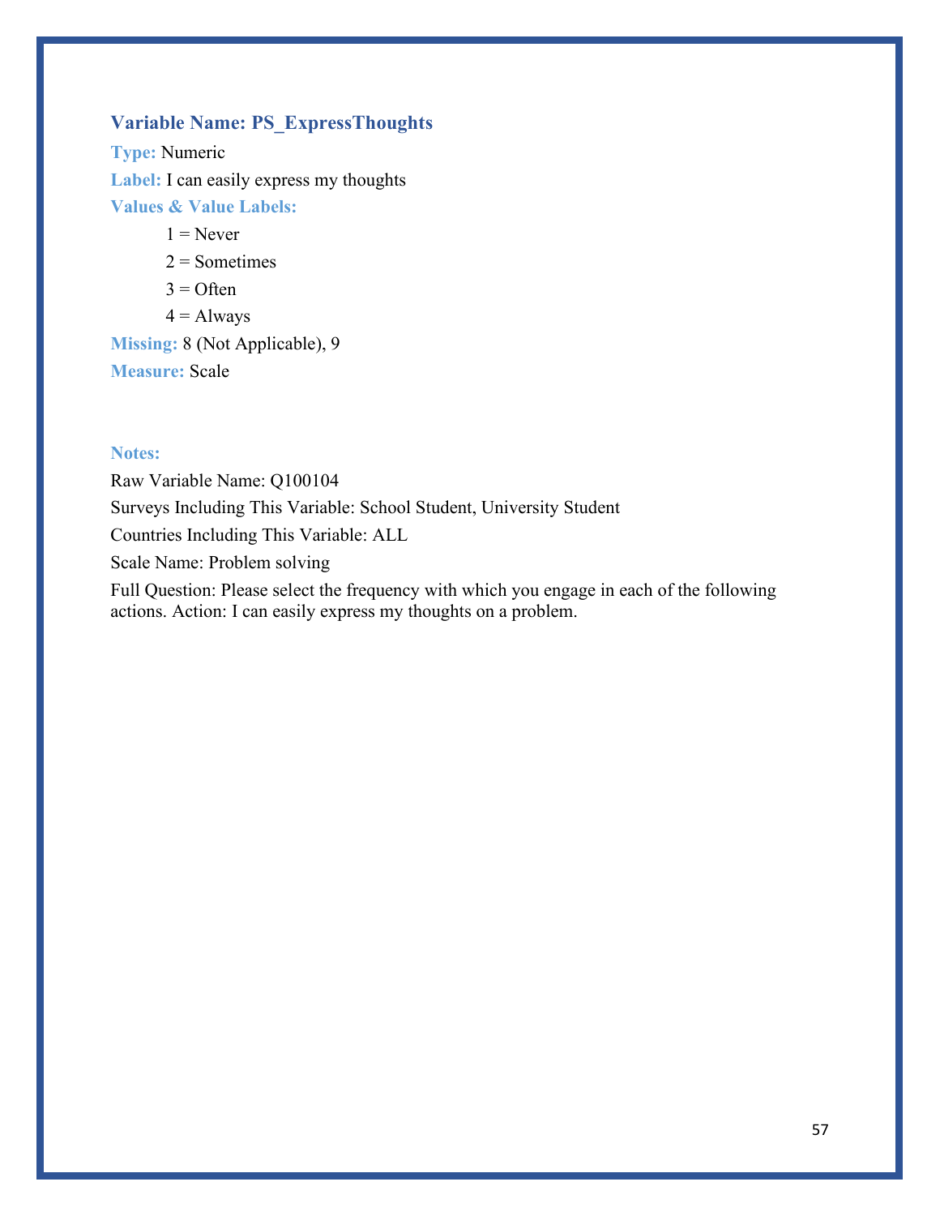### Variable Name: PS_ExpressThoughts

**Type:** Numeric

**Label:** I can easily express my thoughts

**Values & Value Labels:**

1 = Never

2 = Sometimes

3 = Often

4 = Always

**Missing:** 8 (Not Applicable), 9

**Measure:** Scale

**Notes:**

Raw Variable Name: Q100104

Surveys Including This Variable: School Student, University Student

Countries Including This Variable: ALL

Scale Name: Problem solving

Full Question: Please select the frequency with which you engage in each of the following actions. Action: I can easily express my thoughts on a problem.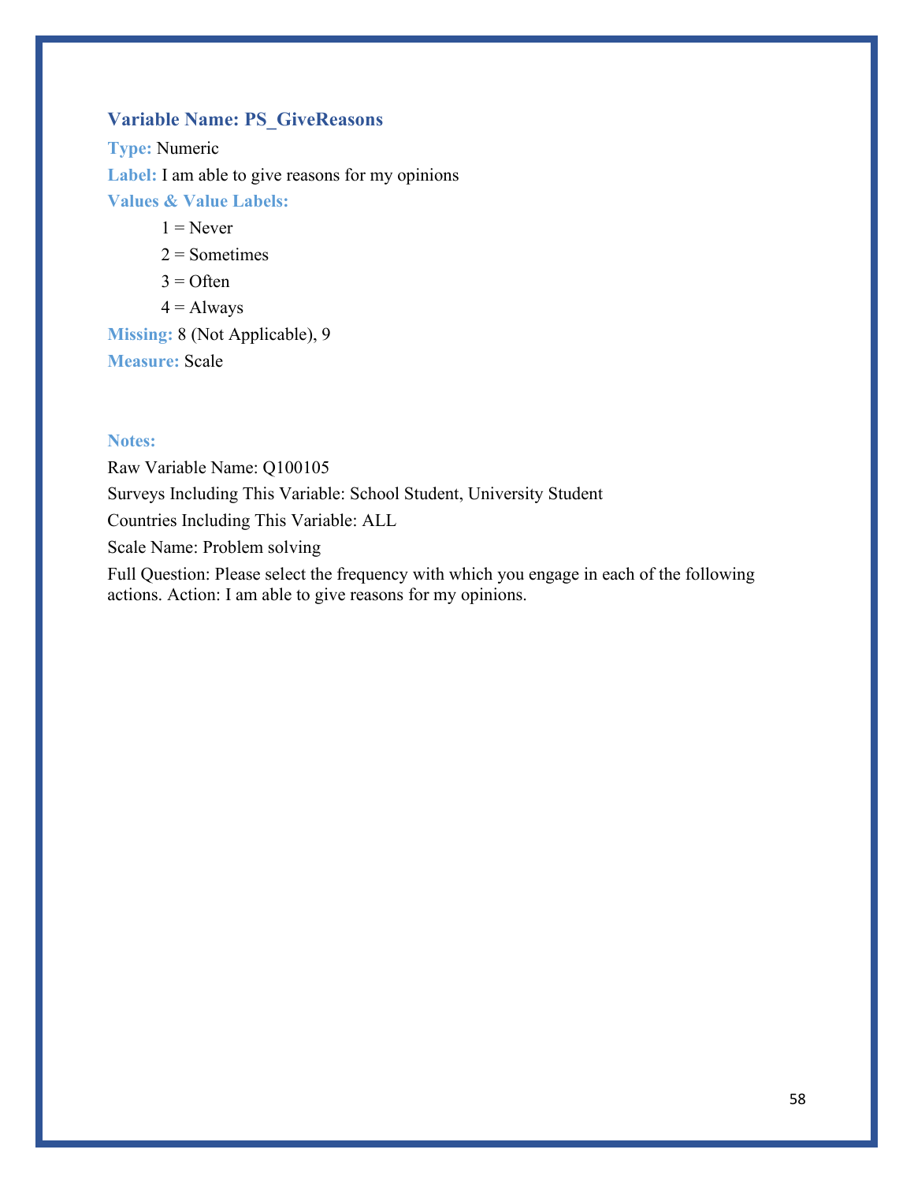### Variable Name: PS_GiveReasons

**Type:** Numeric

**Label:** I am able to give reasons for my opinions

**Values & Value Labels:**

- 1 = Never
- 2 = Sometimes
- 3 = Often
- 4 = Always

**Missing:** 8 (Not Applicable), 9

**Measure:** Scale

**Notes:**

Raw Variable Name: Q100105

Surveys Including This Variable: School Student, University Student

Countries Including This Variable: ALL

Scale Name: Problem solving

Full Question: Please select the frequency with which you engage in each of the following actions. Action: I am able to give reasons for my opinions.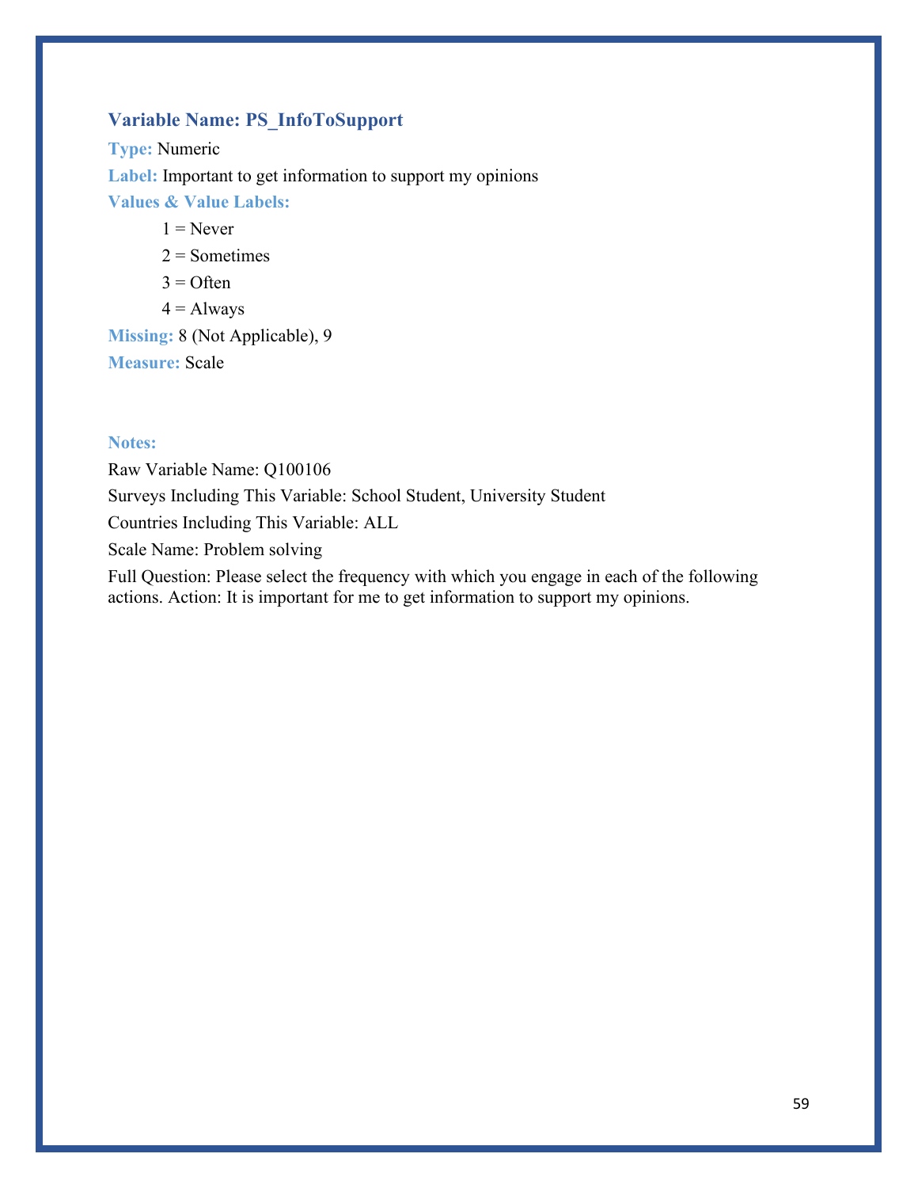### Variable Name: PS_InfoToSupport

**Type:** Numeric

**Label:** Important to get information to support my opinions

**Values & Value Labels:**

1 = Never

2 = Sometimes

3 = Often

4 = Always

**Missing:** 8 (Not Applicable), 9

**Measure:** Scale

**Notes:**

Raw Variable Name: Q100106

Surveys Including This Variable: School Student, University Student

Countries Including This Variable: ALL

Scale Name: Problem solving

Full Question: Please select the frequency with which you engage in each of the following actions. Action: It is important for me to get information to support my opinions.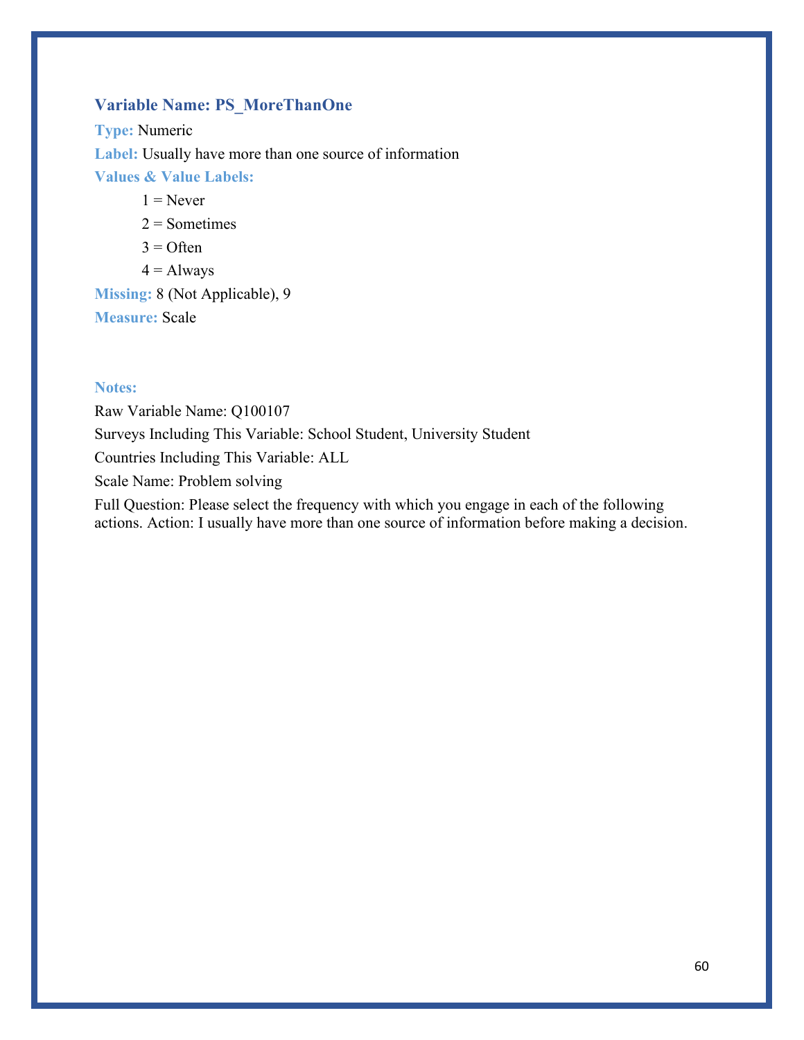### Variable Name: PS_MoreThanOne

**Type:** Numeric

**Label:** Usually have more than one source of information

**Values & Value Labels:**

- 1 = Never
- 2 = Sometimes
- 3 = Often
- 4 = Always

**Missing:** 8 (Not Applicable), 9

**Measure:** Scale

**Notes:**

Raw Variable Name: Q100107

Surveys Including This Variable: School Student, University Student

Countries Including This Variable: ALL

Scale Name: Problem solving

Full Question: Please select the frequency with which you engage in each of the following actions. Action: I usually have more than one source of information before making a decision.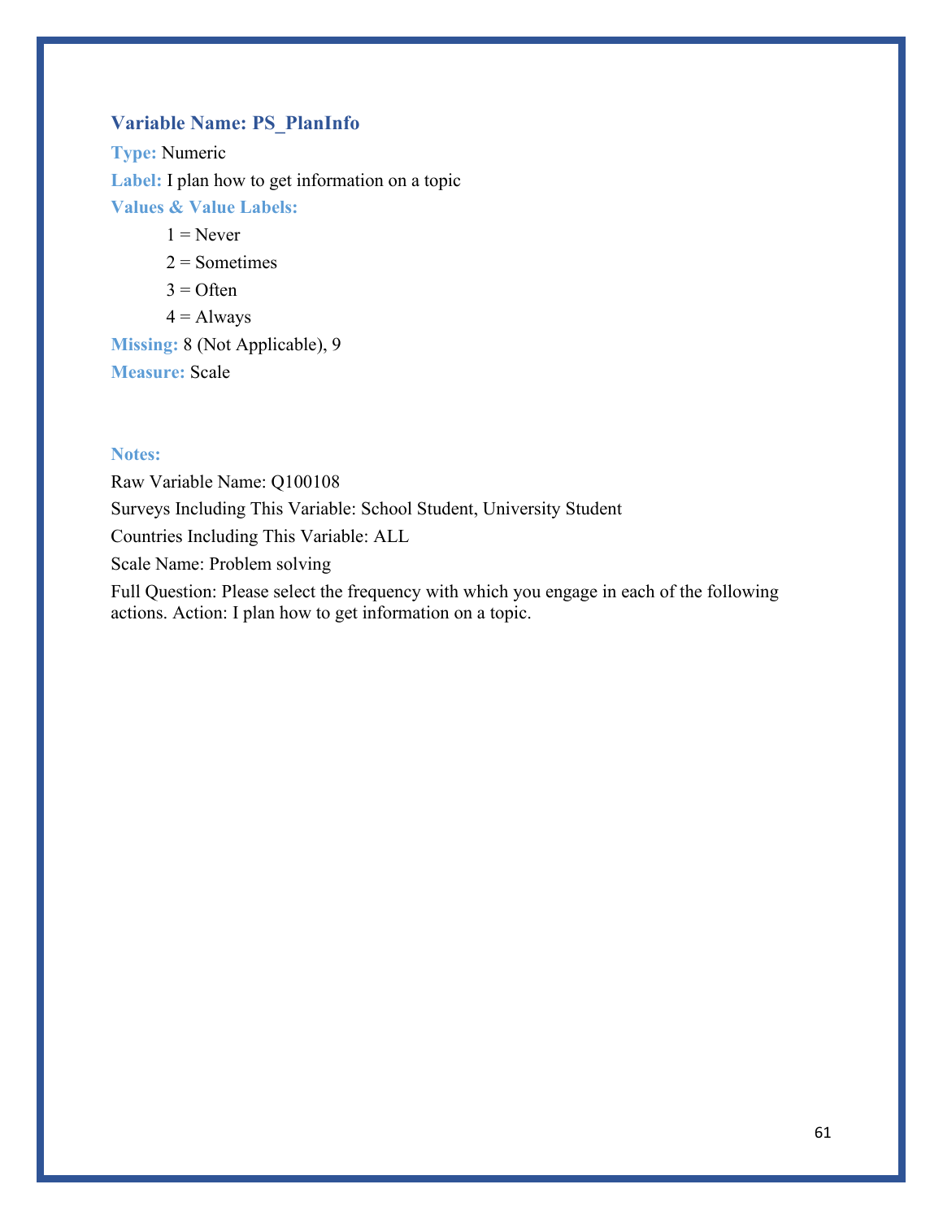### Variable Name: PS_PlanInfo

**Type:** Numeric

**Label:** I plan how to get information on a topic

**Values & Value Labels:**

1 = Never

2 = Sometimes

3 = Often

4 = Always

**Missing:** 8 (Not Applicable), 9

**Measure:** Scale

**Notes:**

Raw Variable Name: Q100108

Surveys Including This Variable: School Student, University Student

Countries Including This Variable: ALL

Scale Name: Problem solving

Full Question: Please select the frequency with which you engage in each of the following actions. Action: I plan how to get information on a topic.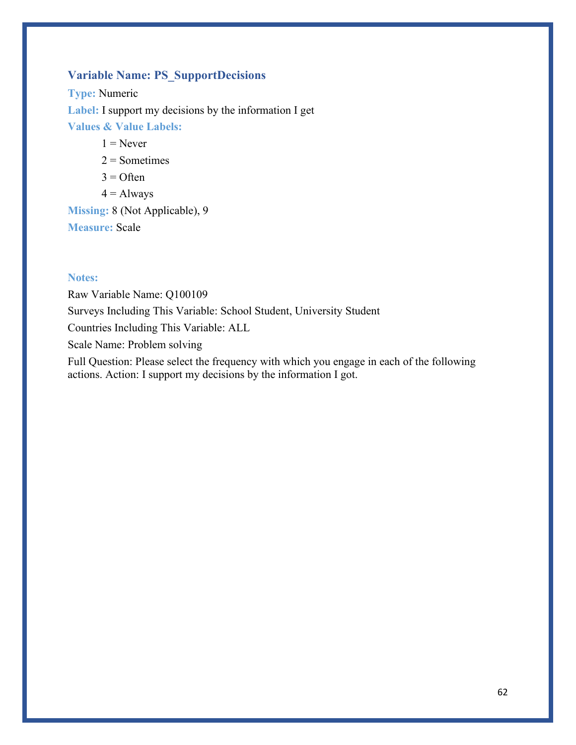### Variable Name: PS_SupportDecisions

**Type:** Numeric

**Label:** I support my decisions by the information I get

**Values & Value Labels:**

- 1 = Never
- 2 = Sometimes
- 3 = Often
- 4 = Always

**Missing:** 8 (Not Applicable), 9

**Measure:** Scale

**Notes:**

Raw Variable Name: Q100109

Surveys Including This Variable: School Student, University Student

Countries Including This Variable: ALL

Scale Name: Problem solving

Full Question: Please select the frequency with which you engage in each of the following actions. Action: I support my decisions by the information I got.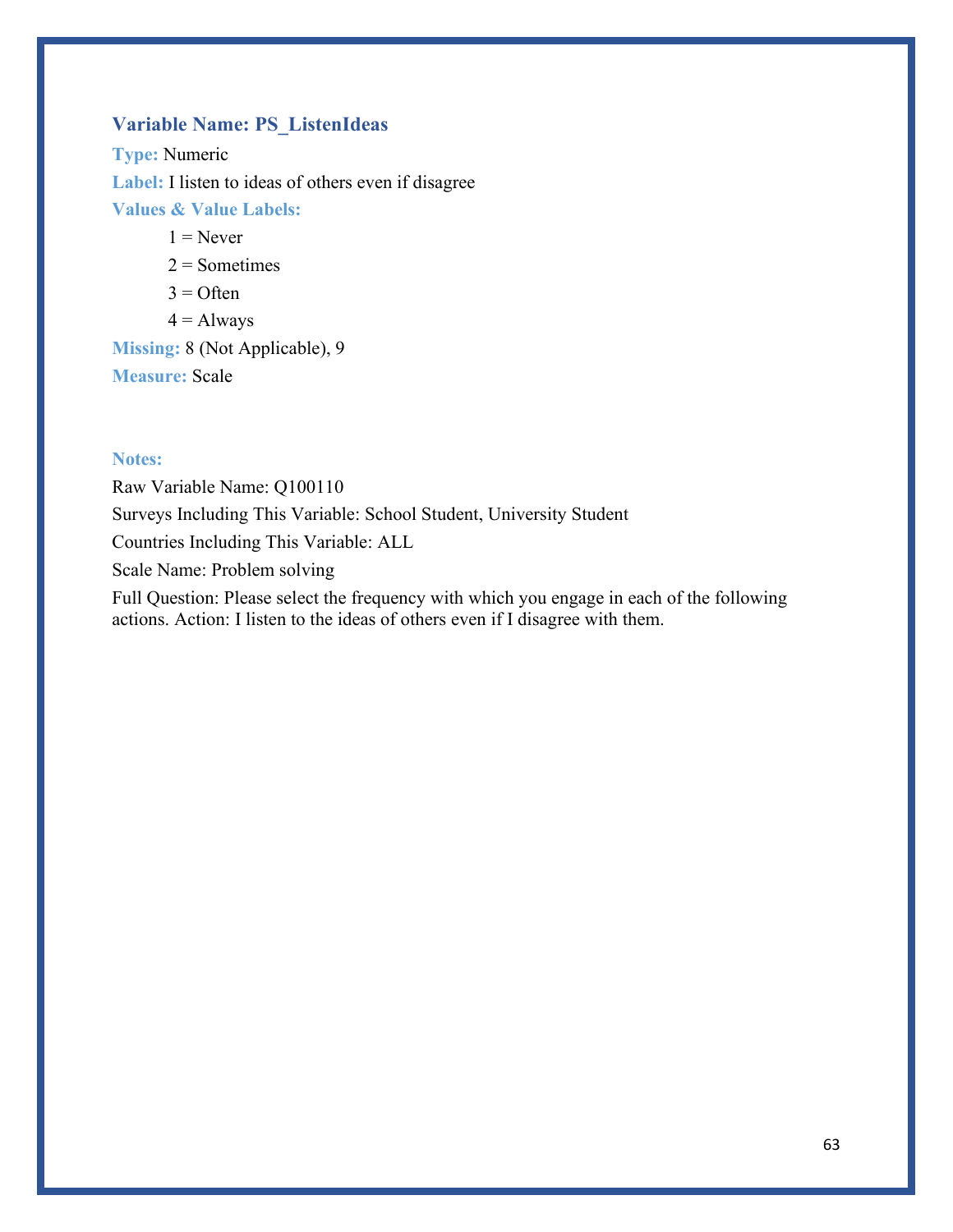### Variable Name: PS_ListenIdeas

**Type:** Numeric

**Label:** I listen to ideas of others even if disagree

**Values & Value Labels:**

1 = Never

2 = Sometimes

3 = Often

4 = Always

**Missing:** 8 (Not Applicable), 9

**Measure:** Scale

**Notes:**

Raw Variable Name: Q100110

Surveys Including This Variable: School Student, University Student

Countries Including This Variable: ALL

Scale Name: Problem solving

Full Question: Please select the frequency with which you engage in each of the following actions. Action: I listen to the ideas of others even if I disagree with them.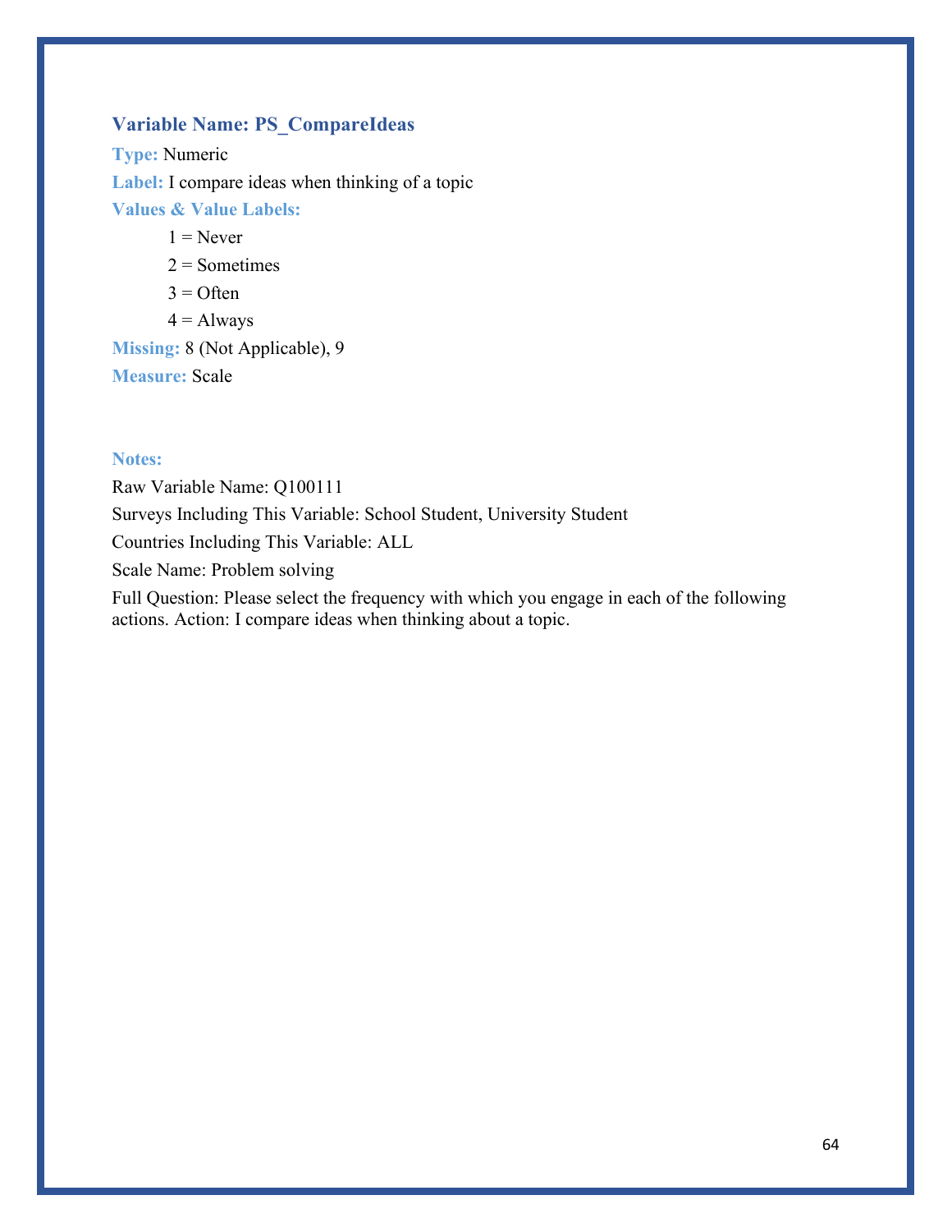### Variable Name: PS_CompareIdeas

**Type:** Numeric

**Label:** I compare ideas when thinking of a topic

**Values & Value Labels:**

- 1 = Never
- 2 = Sometimes
- 3 = Often
- 4 = Always

**Missing:** 8 (Not Applicable), 9

**Measure:** Scale

**Notes:**

Raw Variable Name: Q100111

Surveys Including This Variable: School Student, University Student

Countries Including This Variable: ALL

Scale Name: Problem solving

Full Question: Please select the frequency with which you engage in each of the following actions. Action: I compare ideas when thinking about a topic.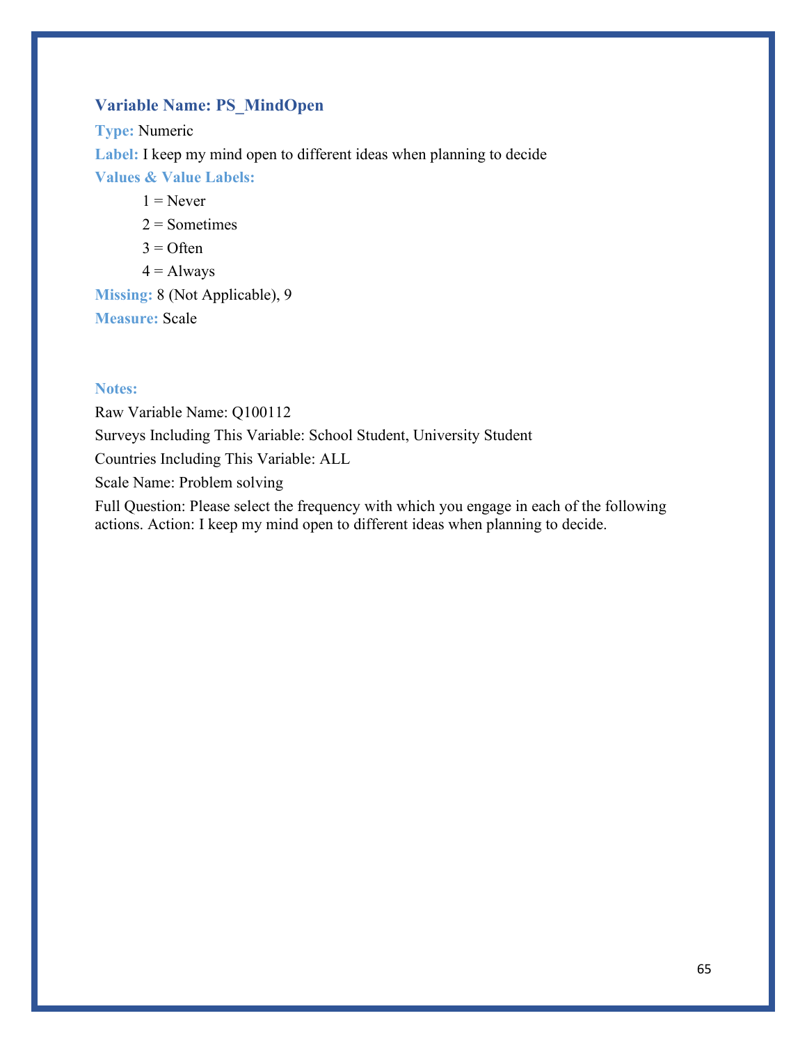### Variable Name: PS_MindOpen

**Type:** Numeric

**Label:** I keep my mind open to different ideas when planning to decide

**Values & Value Labels:**

1 = Never

2 = Sometimes

3 = Often

4 = Always

**Missing:** 8 (Not Applicable), 9

**Measure:** Scale

**Notes:**

Raw Variable Name: Q100112

Surveys Including This Variable: School Student, University Student

Countries Including This Variable: ALL

Scale Name: Problem solving

Full Question: Please select the frequency with which you engage in each of the following actions. Action: I keep my mind open to different ideas when planning to decide.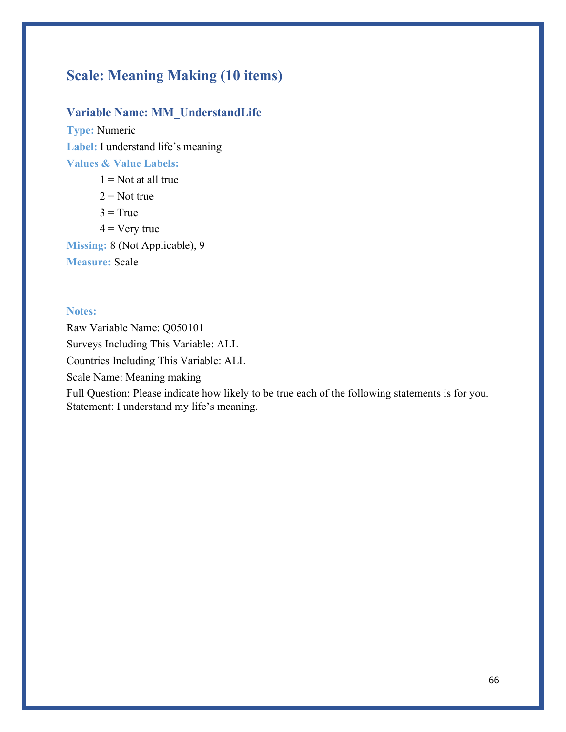## Scale: Meaning Making (10 items)

### Variable Name: MM_UnderstandLife

**Type:** Numeric

**Label:** I understand life's meaning

**Values & Value Labels:**

- 1 = Not at all true
- 2 = Not true
- 3 = True
- 4 = Very true

**Missing:** 8 (Not Applicable), 9

**Measure:** Scale

**Notes:**

Raw Variable Name: Q050101

Surveys Including This Variable: ALL

Countries Including This Variable: ALL

Scale Name: Meaning making

Full Question: Please indicate how likely to be true each of the following statements is for you. Statement: I understand my life's meaning.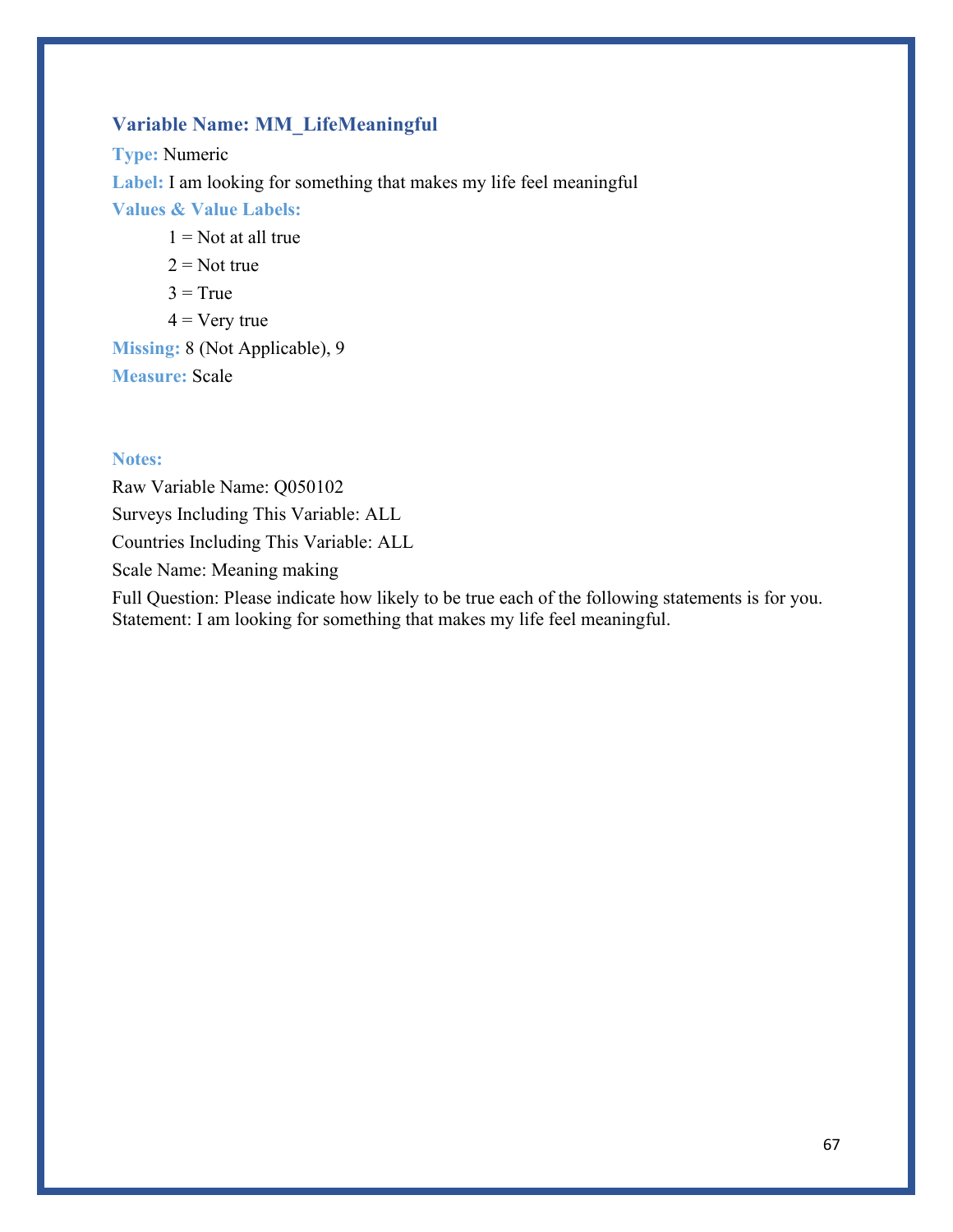### Variable Name: MM_LifeMeaningful

**Type:** Numeric

**Label:** I am looking for something that makes my life feel meaningful

**Values & Value Labels:**

- 1 = Not at all true
- 2 = Not true
- 3 = True
- 4 = Very true

**Missing:** 8 (Not Applicable), 9

**Measure:** Scale

**Notes:**

Raw Variable Name: Q050102

Surveys Including This Variable: ALL

Countries Including This Variable: ALL

Scale Name: Meaning making

Full Question: Please indicate how likely to be true each of the following statements is for you. Statement: I am looking for something that makes my life feel meaningful.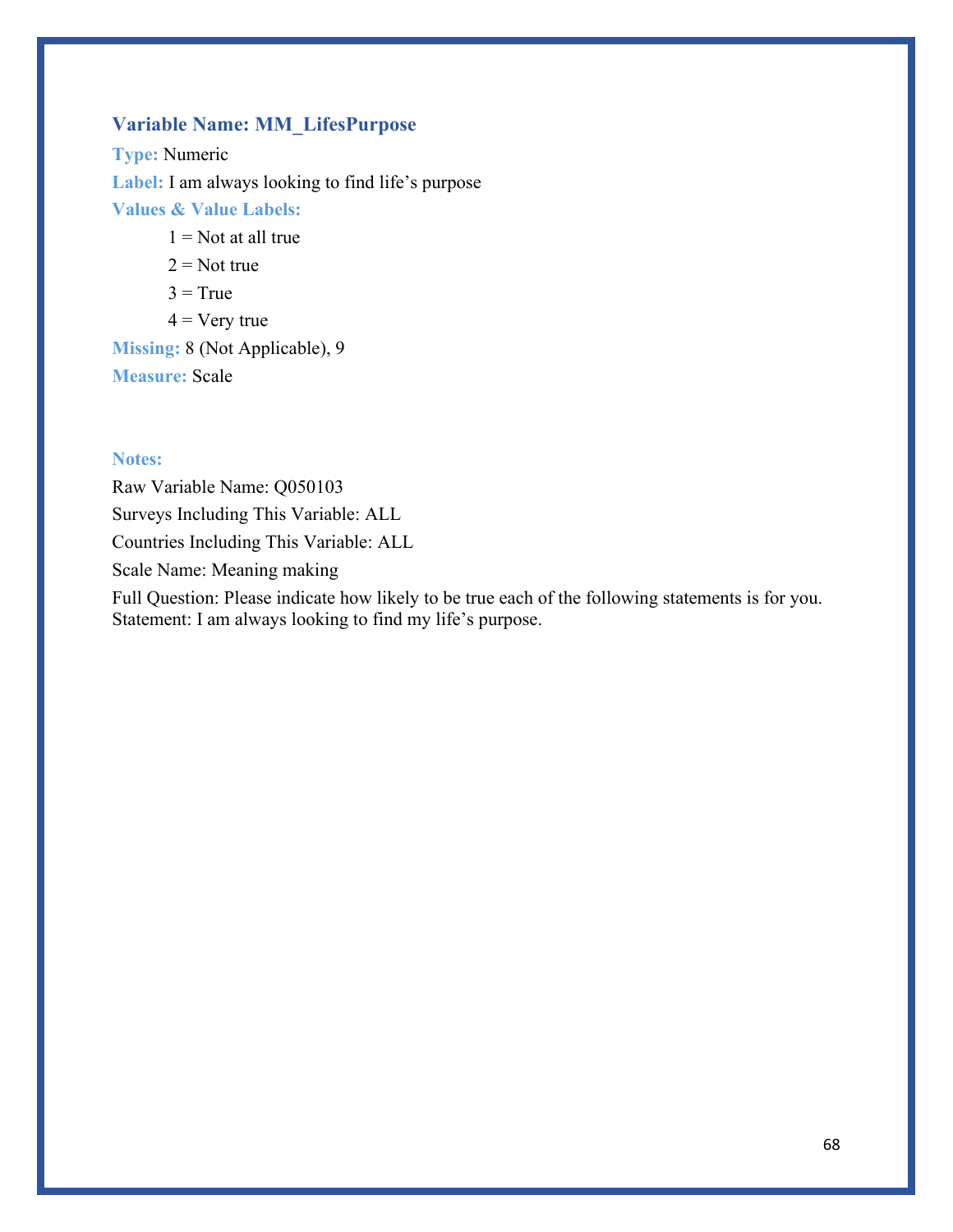### Variable Name: MM_LifesPurpose

**Type:** Numeric

**Label:** I am always looking to find life's purpose

**Values & Value Labels:**

- 1 = Not at all true
- 2 = Not true
- 3 = True
- 4 = Very true

**Missing:** 8 (Not Applicable), 9

**Measure:** Scale

**Notes:**

Raw Variable Name: Q050103

Surveys Including This Variable: ALL

Countries Including This Variable: ALL

Scale Name: Meaning making

Full Question: Please indicate how likely to be true each of the following statements is for you. Statement: I am always looking to find my life's purpose.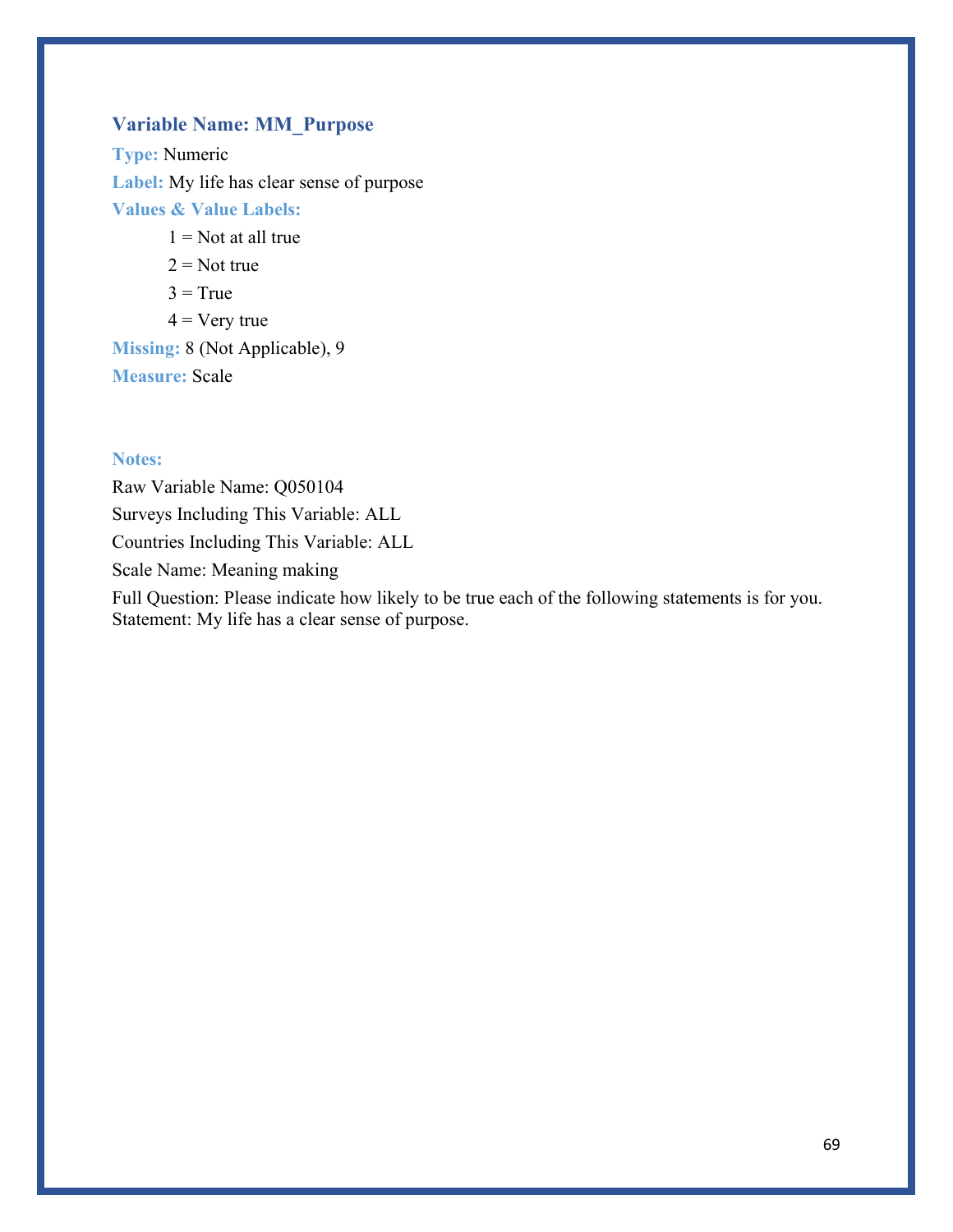### Variable Name: MM_Purpose

**Type:** Numeric

**Label:** My life has clear sense of purpose

**Values & Value Labels:**

- 1 = Not at all true
- 2 = Not true
- 3 = True
- 4 = Very true

**Missing:** 8 (Not Applicable), 9

**Measure:** Scale

**Notes:**

Raw Variable Name: Q050104

Surveys Including This Variable: ALL

Countries Including This Variable: ALL

Scale Name: Meaning making

Full Question: Please indicate how likely to be true each of the following statements is for you. Statement: My life has a clear sense of purpose.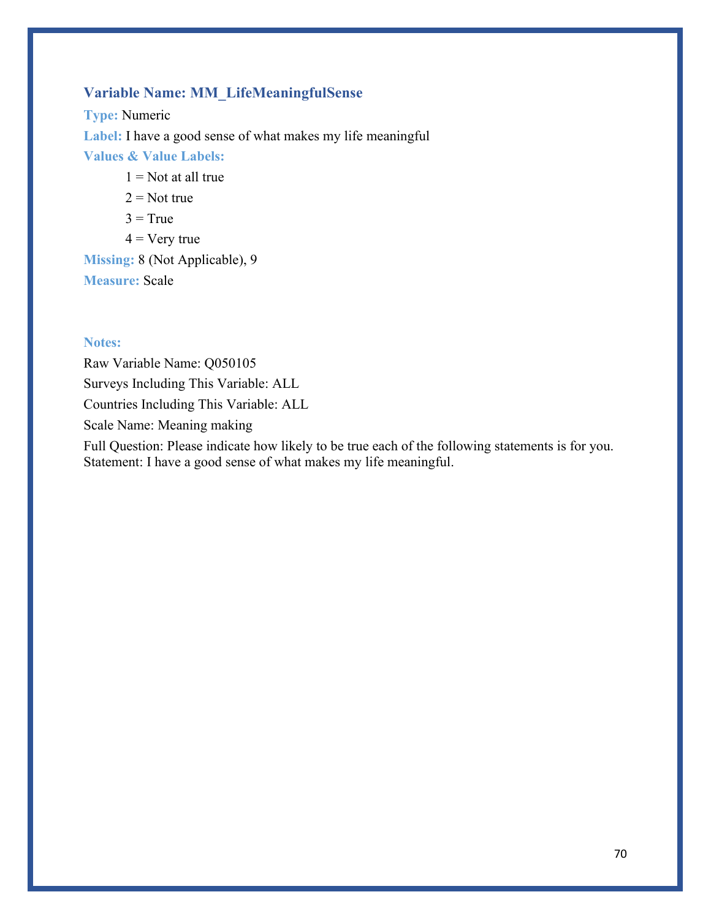### Variable Name: MM_LifeMeaningfulSense

**Type:** Numeric

**Label:** I have a good sense of what makes my life meaningful

**Values & Value Labels:**

1 = Not at all true

2 = Not true

3 = True

4 = Very true

**Missing:** 8 (Not Applicable), 9

**Measure:** Scale

**Notes:**

Raw Variable Name: Q050105

Surveys Including This Variable: ALL

Countries Including This Variable: ALL

Scale Name: Meaning making

Full Question: Please indicate how likely to be true each of the following statements is for you. Statement: I have a good sense of what makes my life meaningful.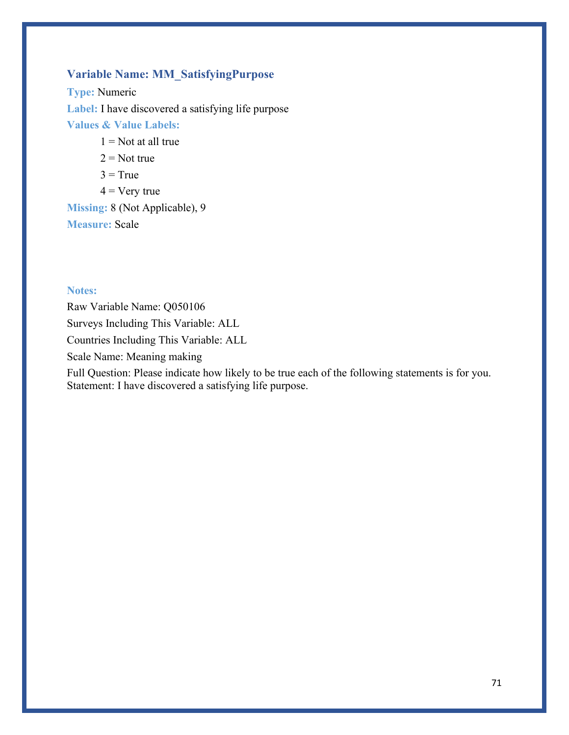### Variable Name: MM_SatisfyingPurpose

**Type:** Numeric

**Label:** I have discovered a satisfying life purpose

**Values & Value Labels:**

1 = Not at all true

2 = Not true

3 = True

4 = Very true

**Missing:** 8 (Not Applicable), 9

**Measure:** Scale

**Notes:**

Raw Variable Name: Q050106

Surveys Including This Variable: ALL

Countries Including This Variable: ALL

Scale Name: Meaning making

Full Question: Please indicate how likely to be true each of the following statements is for you. Statement: I have discovered a satisfying life purpose.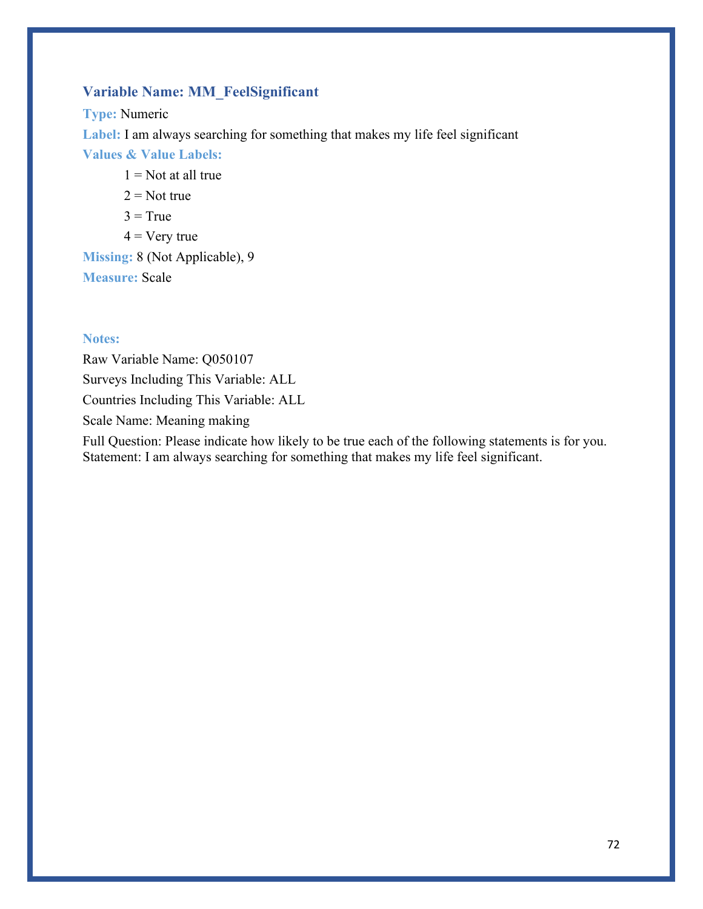### Variable Name: MM_FeelSignificant

**Type:** Numeric

**Label:** I am always searching for something that makes my life feel significant

**Values & Value Labels:**

1 = Not at all true

2 = Not true

3 = True

4 = Very true

**Missing:** 8 (Not Applicable), 9

**Measure:** Scale

**Notes:**

Raw Variable Name: Q050107

Surveys Including This Variable: ALL

Countries Including This Variable: ALL

Scale Name: Meaning making

Full Question: Please indicate how likely to be true each of the following statements is for you. Statement: I am always searching for something that makes my life feel significant.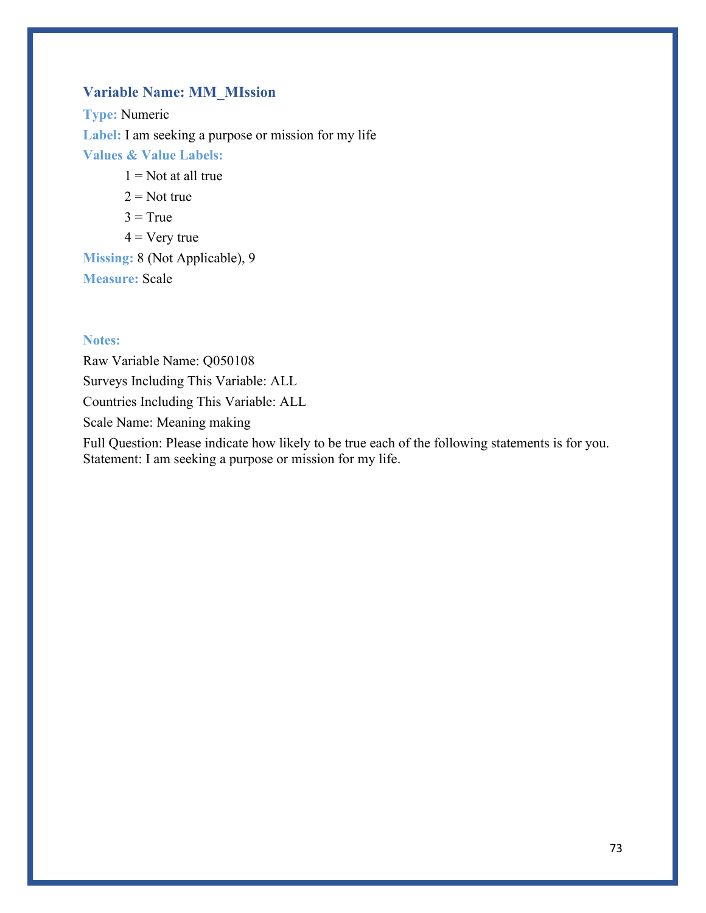### Variable Name: MM_MIssion

**Type:** Numeric

**Label:** I am seeking a purpose or mission for my life

**Values & Value Labels:**

1 = Not at all true

2 = Not true

3 = True

4 = Very true

**Missing:** 8 (Not Applicable), 9

**Measure:** Scale

**Notes:**

Raw Variable Name: Q050108

Surveys Including This Variable: ALL

Countries Including This Variable: ALL

Scale Name: Meaning making

Full Question: Please indicate how likely to be true each of the following statements is for you. Statement: I am seeking a purpose or mission for my life.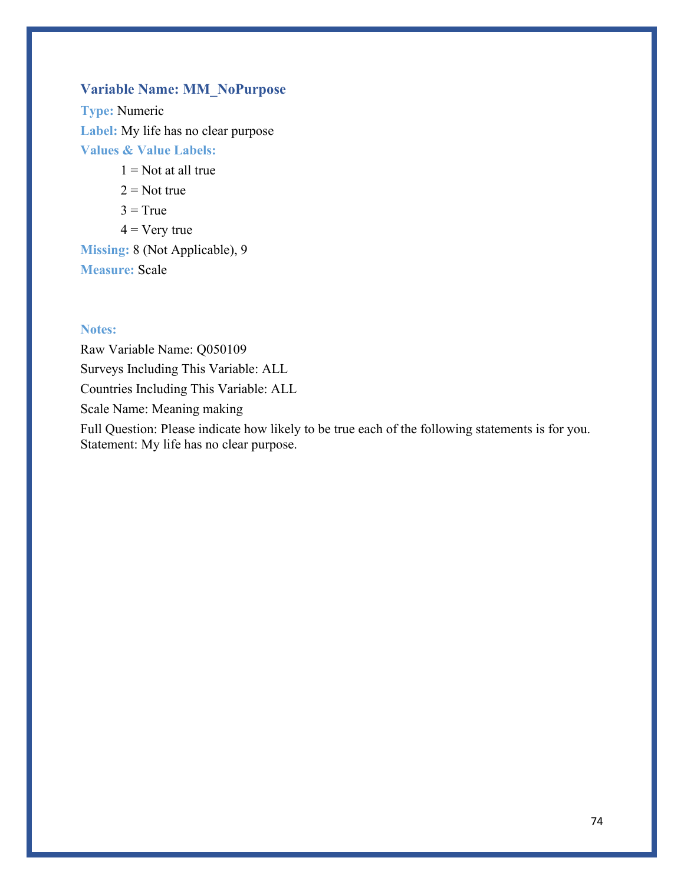### Variable Name: MM_NoPurpose

**Type:** Numeric

**Label:** My life has no clear purpose

**Values & Value Labels:**

1 = Not at all true

2 = Not true

3 = True

4 = Very true

**Missing:** 8 (Not Applicable), 9

**Measure:** Scale

**Notes:**

Raw Variable Name: Q050109

Surveys Including This Variable: ALL

Countries Including This Variable: ALL

Scale Name: Meaning making

Full Question: Please indicate how likely to be true each of the following statements is for you. Statement: My life has no clear purpose.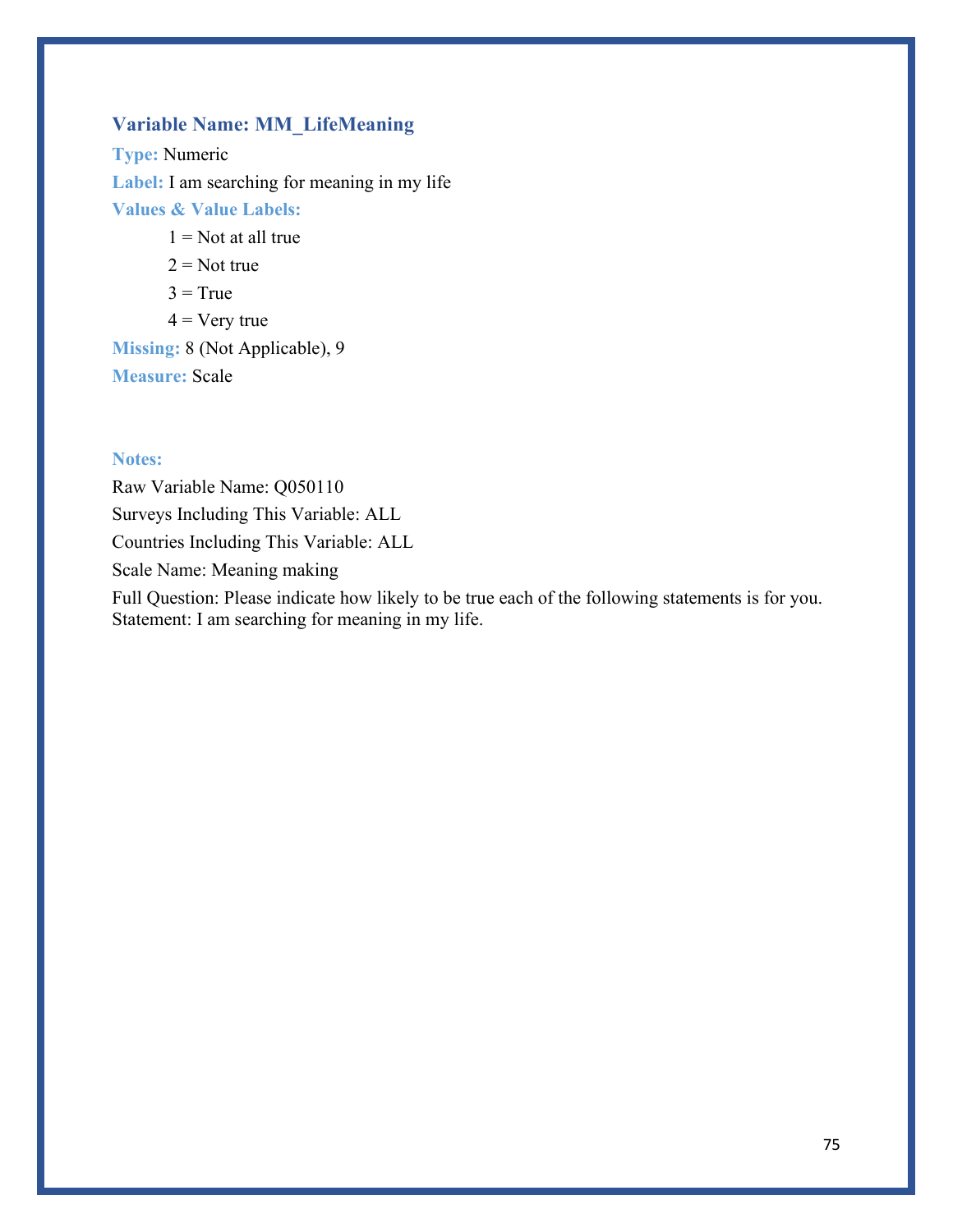### Variable Name: MM_LifeMeaning

**Type:** Numeric

**Label:** I am searching for meaning in my life

**Values & Value Labels:**

1 = Not at all true

2 = Not true

3 = True

4 = Very true

**Missing:** 8 (Not Applicable), 9

**Measure:** Scale

**Notes:**

Raw Variable Name: Q050110

Surveys Including This Variable: ALL

Countries Including This Variable: ALL

Scale Name: Meaning making

Full Question: Please indicate how likely to be true each of the following statements is for you. Statement: I am searching for meaning in my life.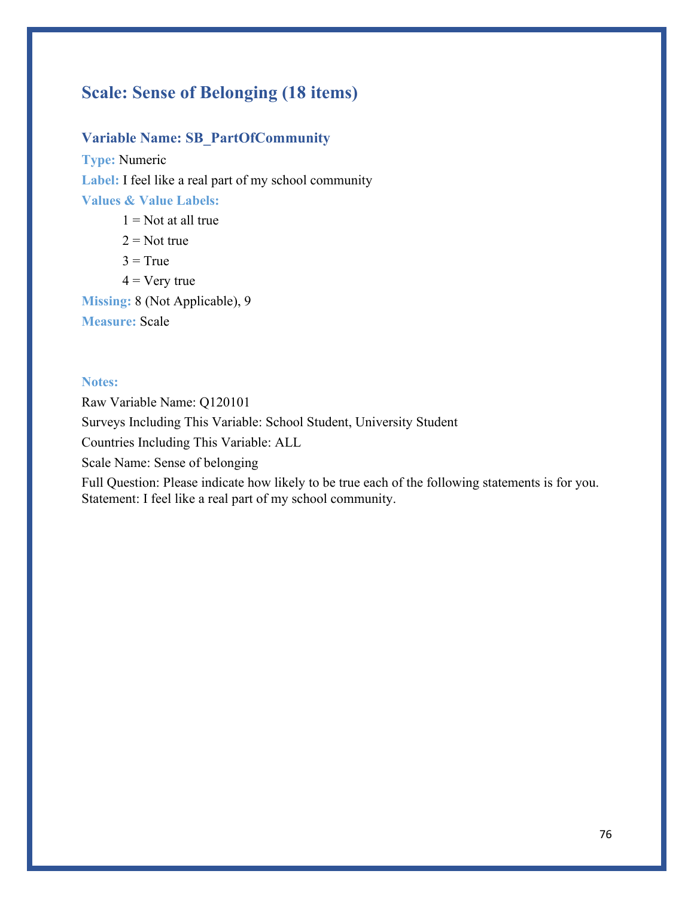## Scale: Sense of Belonging (18 items)

### Variable Name: SB_PartOfCommunity

**Type:** Numeric

**Label:** I feel like a real part of my school community

**Values & Value Labels:**

1 = Not at all true

2 = Not true

3 = True

4 = Very true

**Missing:** 8 (Not Applicable), 9

**Measure:** Scale

**Notes:**

Raw Variable Name: Q120101

Surveys Including This Variable: School Student, University Student

Countries Including This Variable: ALL

Scale Name: Sense of belonging

Full Question: Please indicate how likely to be true each of the following statements is for you. Statement: I feel like a real part of my school community.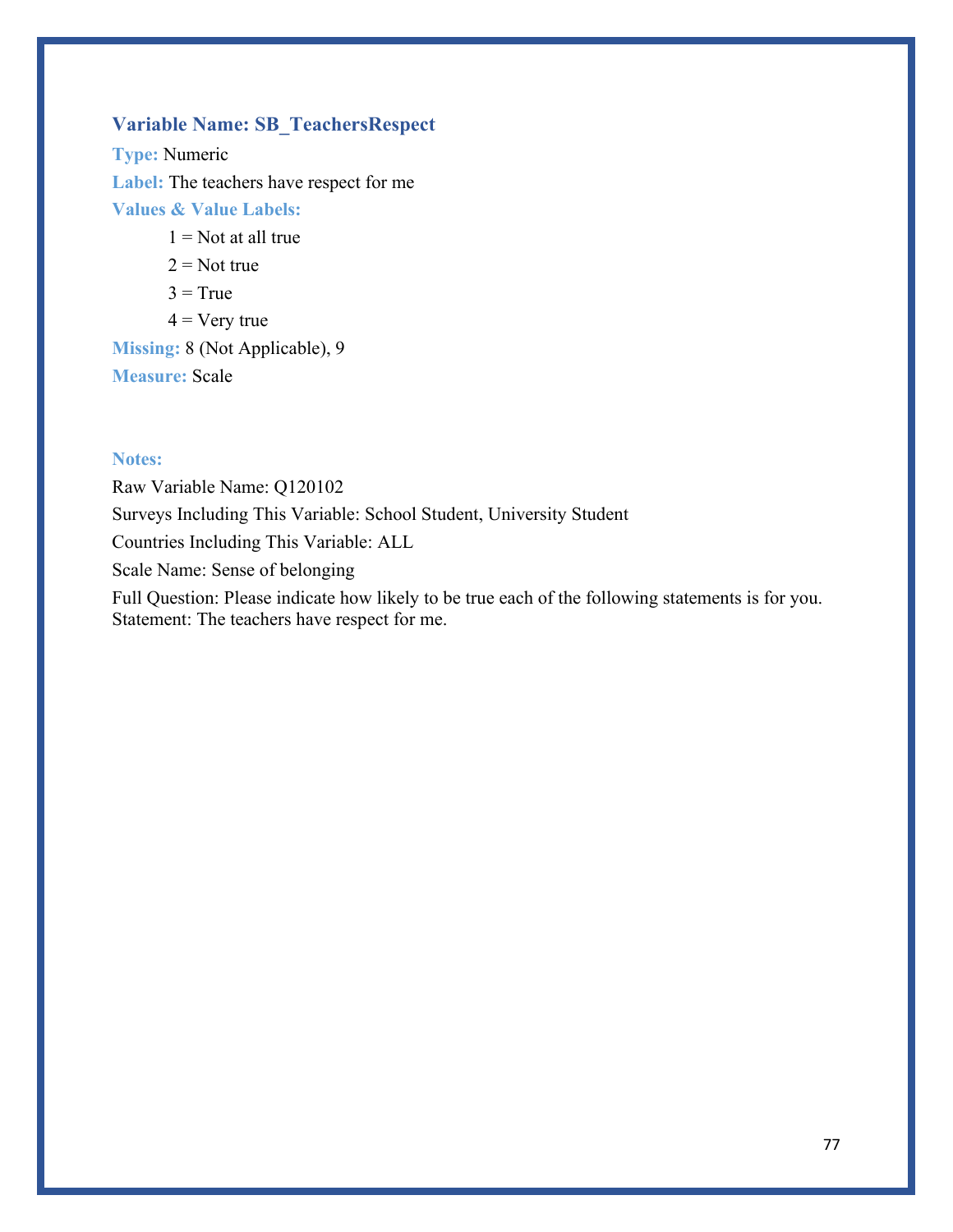### Variable Name: SB_TeachersRespect

**Type:** Numeric

**Label:** The teachers have respect for me

**Values & Value Labels:**

- 1 = Not at all true
- 2 = Not true
- 3 = True
- 4 = Very true

**Missing:** 8 (Not Applicable), 9

**Measure:** Scale

**Notes:**

Raw Variable Name: Q120102

Surveys Including This Variable: School Student, University Student

Countries Including This Variable: ALL

Scale Name: Sense of belonging

Full Question: Please indicate how likely to be true each of the following statements is for you. Statement: The teachers have respect for me.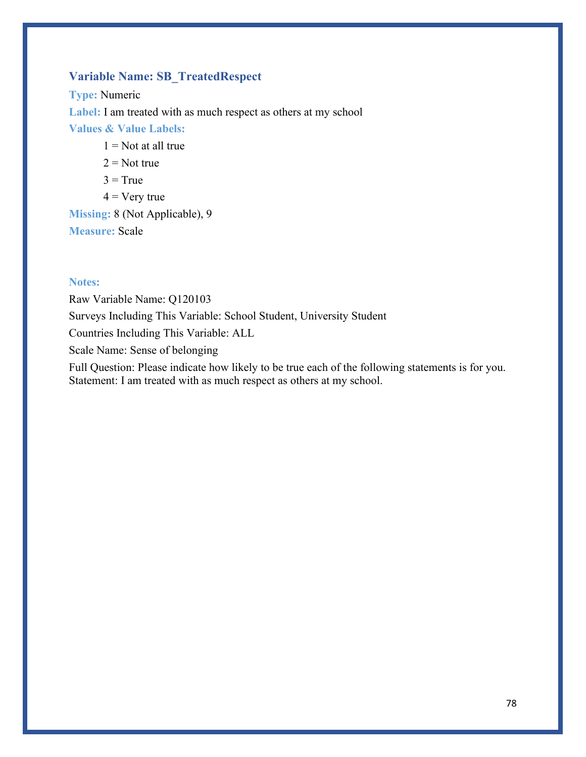### Variable Name: SB_TreatedRespect

**Type:** Numeric

**Label:** I am treated with as much respect as others at my school

**Values & Value Labels:**

1 = Not at all true

2 = Not true

3 = True

4 = Very true

**Missing:** 8 (Not Applicable), 9

**Measure:** Scale

**Notes:**

Raw Variable Name: Q120103

Surveys Including This Variable: School Student, University Student

Countries Including This Variable: ALL

Scale Name: Sense of belonging

Full Question: Please indicate how likely to be true each of the following statements is for you. Statement: I am treated with as much respect as others at my school.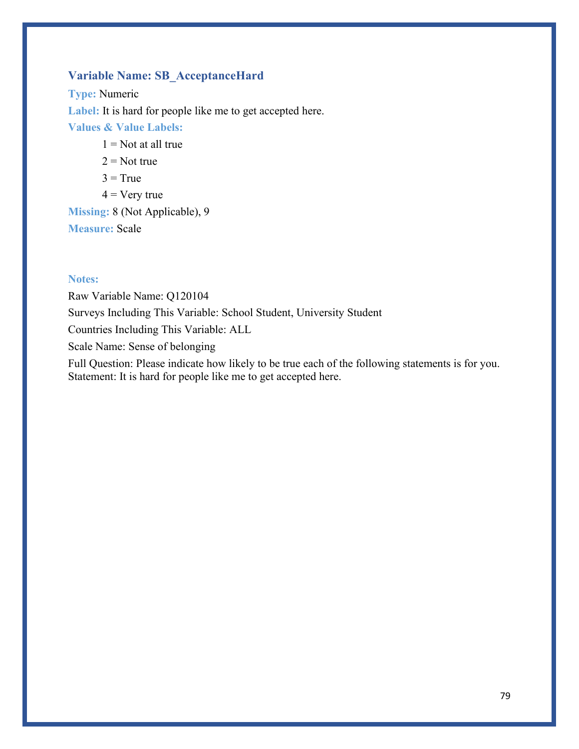### Variable Name: SB_AcceptanceHard

**Type:** Numeric

**Label:** It is hard for people like me to get accepted here.

**Values & Value Labels:**

- 1 = Not at all true
- 2 = Not true
- 3 = True
- 4 = Very true

**Missing:** 8 (Not Applicable), 9

**Measure:** Scale

**Notes:**

Raw Variable Name: Q120104

Surveys Including This Variable: School Student, University Student

Countries Including This Variable: ALL

Scale Name: Sense of belonging

Full Question: Please indicate how likely to be true each of the following statements is for you. Statement: It is hard for people like me to get accepted here.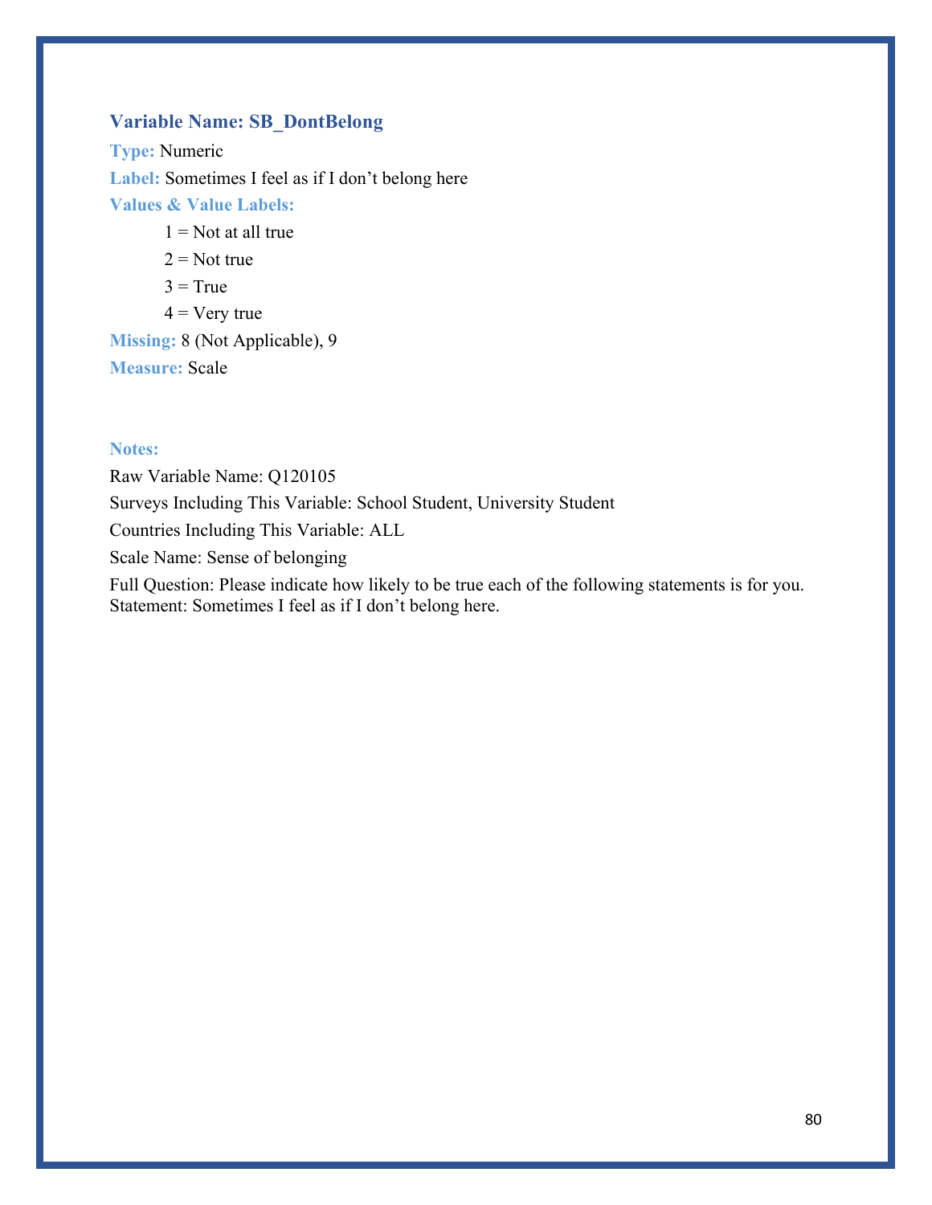### Variable Name: SB_DontBelong

**Type:** Numeric

**Label:** Sometimes I feel as if I don’t belong here

**Values & Value Labels:**

1 = Not at all true

2 = Not true

3 = True

4 = Very true

**Missing:** 8 (Not Applicable), 9

**Measure:** Scale

**Notes:**

Raw Variable Name: Q120105

Surveys Including This Variable: School Student, University Student

Countries Including This Variable: ALL

Scale Name: Sense of belonging

Full Question: Please indicate how likely to be true each of the following statements is for you. Statement: Sometimes I feel as if I don’t belong here.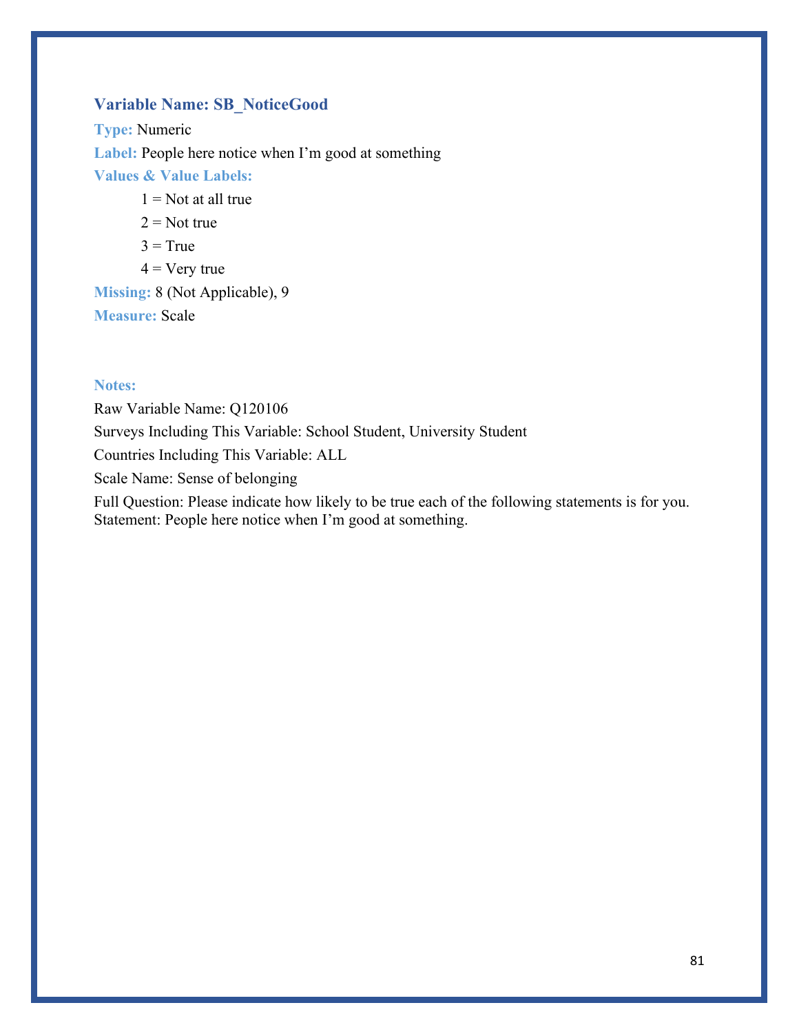### Variable Name: SB_NoticeGood

**Type:** Numeric

**Label:** People here notice when I'm good at something

**Values & Value Labels:**

1 = Not at all true

2 = Not true

3 = True

4 = Very true

**Missing:** 8 (Not Applicable), 9

**Measure:** Scale

**Notes:**

Raw Variable Name: Q120106

Surveys Including This Variable: School Student, University Student

Countries Including This Variable: ALL

Scale Name: Sense of belonging

Full Question: Please indicate how likely to be true each of the following statements is for you. Statement: People here notice when I'm good at something.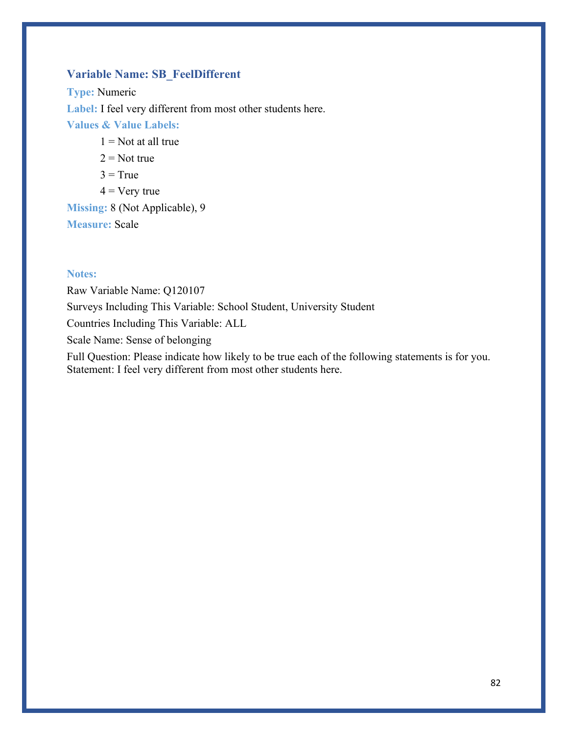### Variable Name: SB_FeelDifferent

**Type:** Numeric

**Label:** I feel very different from most other students here.

**Values & Value Labels:**

- 1 = Not at all true
- 2 = Not true
- 3 = True
- 4 = Very true

**Missing:** 8 (Not Applicable), 9

**Measure:** Scale

**Notes:**

Raw Variable Name: Q120107

Surveys Including This Variable: School Student, University Student

Countries Including This Variable: ALL

Scale Name: Sense of belonging

Full Question: Please indicate how likely to be true each of the following statements is for you. Statement: I feel very different from most other students here.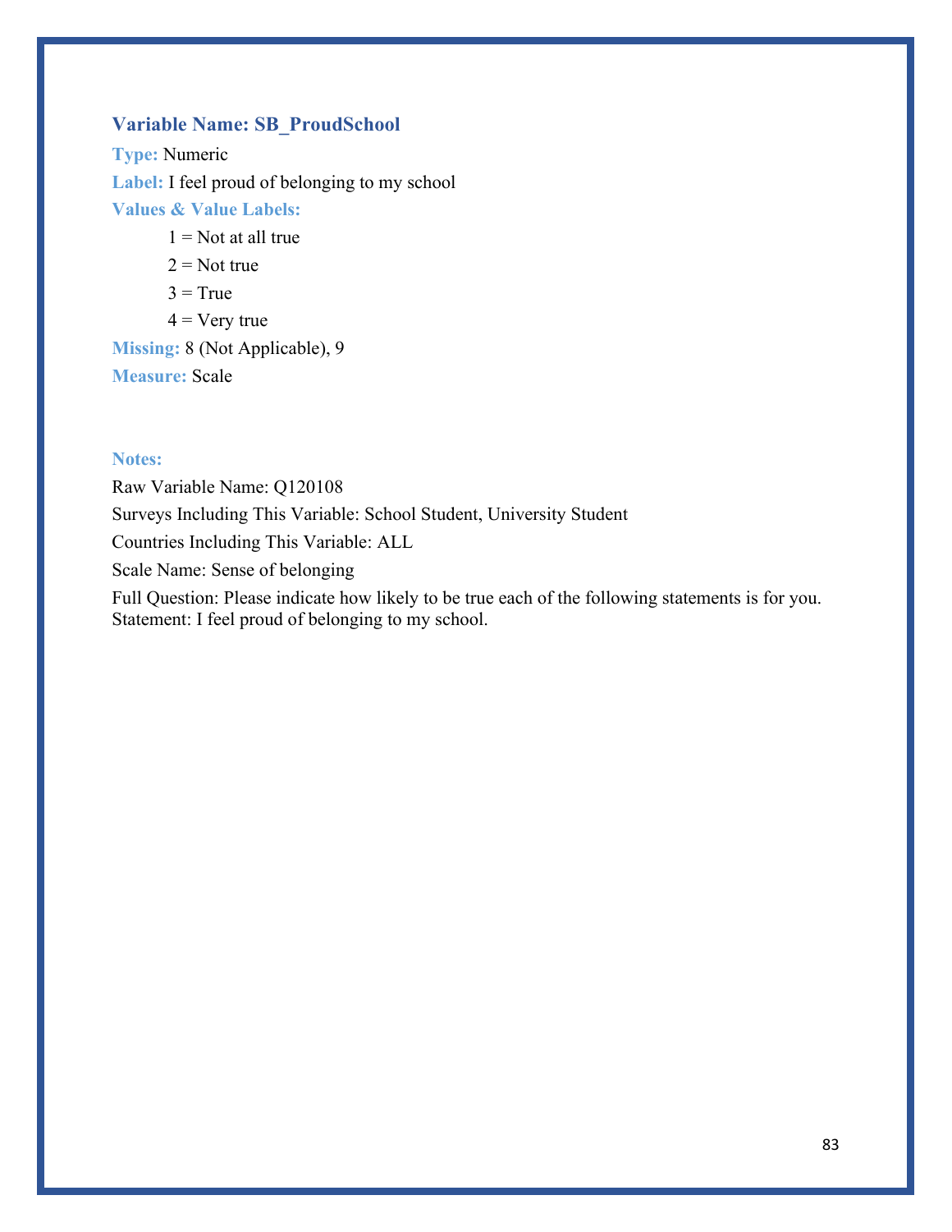### Variable Name: SB_ProudSchool

**Type:** Numeric

**Label:** I feel proud of belonging to my school

**Values & Value Labels:**

1 = Not at all true

2 = Not true

3 = True

4 = Very true

**Missing:** 8 (Not Applicable), 9

**Measure:** Scale

**Notes:**

Raw Variable Name: Q120108

Surveys Including This Variable: School Student, University Student

Countries Including This Variable: ALL

Scale Name: Sense of belonging

Full Question: Please indicate how likely to be true each of the following statements is for you.
Statement: I feel proud of belonging to my school.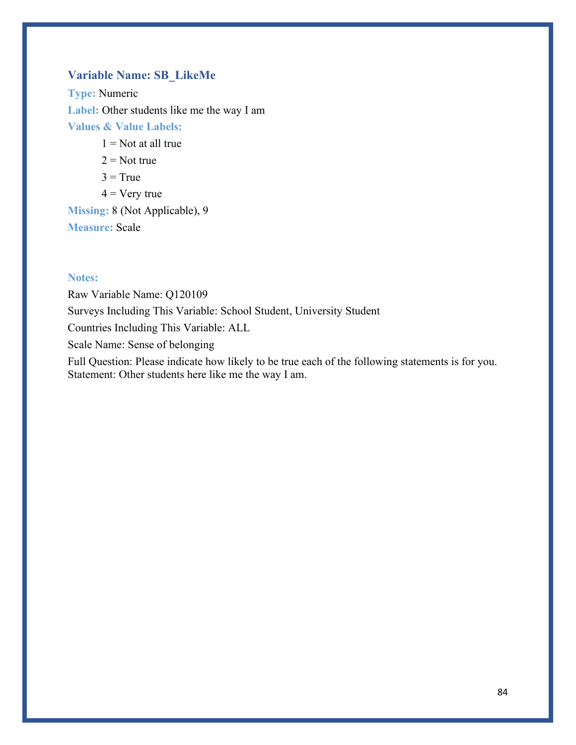### Variable Name: SB_LikeMe

**Type:** Numeric

**Label:** Other students like me the way I am

**Values & Value Labels:**

1 = Not at all true

2 = Not true

3 = True

4 = Very true

**Missing:** 8 (Not Applicable), 9

**Measure:** Scale

**Notes:**

Raw Variable Name: Q120109

Surveys Including This Variable: School Student, University Student

Countries Including This Variable: ALL

Scale Name: Sense of belonging

Full Question: Please indicate how likely to be true each of the following statements is for you. Statement: Other students here like me the way I am.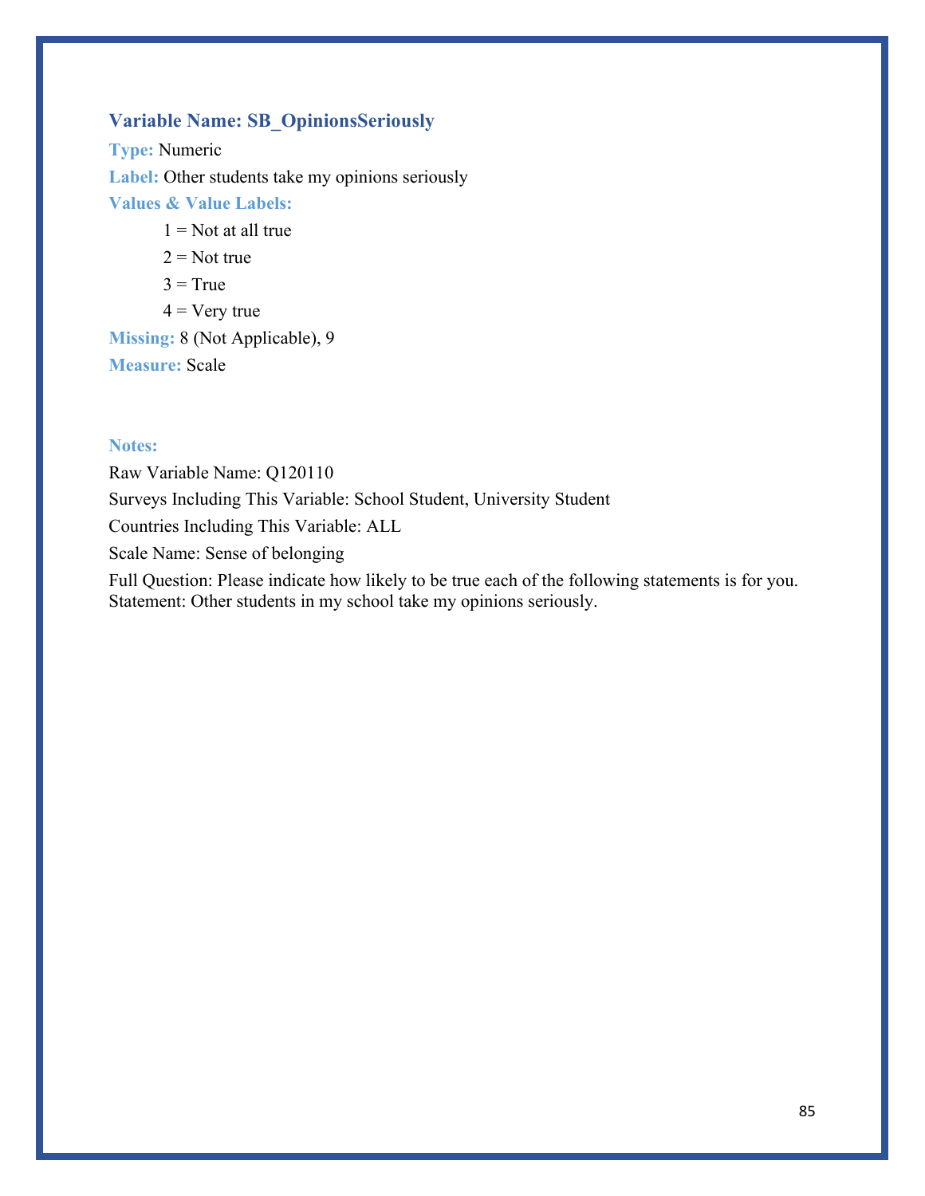### Variable Name: SB_OpinionsSeriously

**Type:** Numeric

**Label:** Other students take my opinions seriously

**Values & Value Labels:**

1 = Not at all true

2 = Not true

3 = True

4 = Very true

**Missing:** 8 (Not Applicable), 9

**Measure:** Scale

**Notes:**

Raw Variable Name: Q120110

Surveys Including This Variable: School Student, University Student

Countries Including This Variable: ALL

Scale Name: Sense of belonging

Full Question: Please indicate how likely to be true each of the following statements is for you. Statement: Other students in my school take my opinions seriously.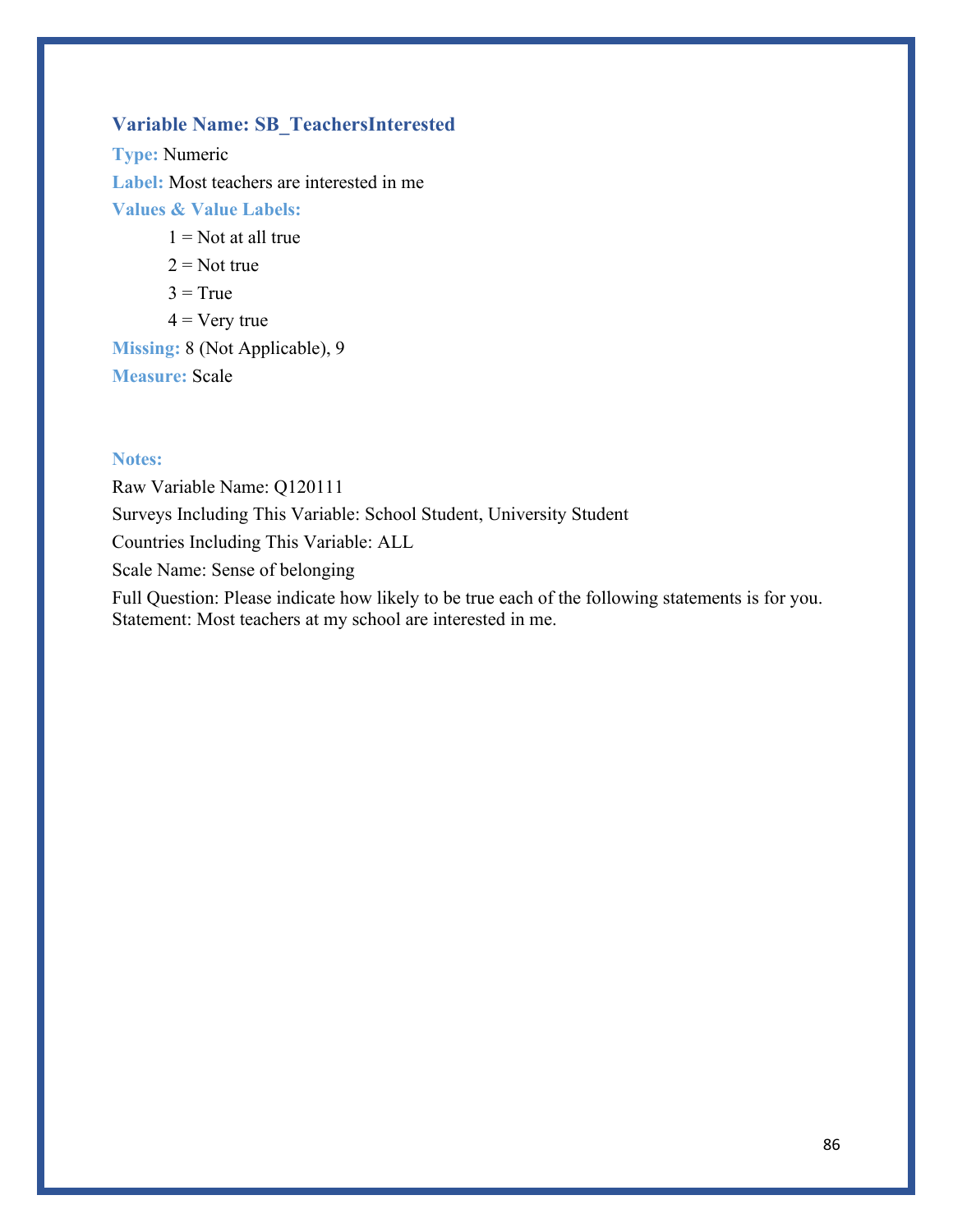### Variable Name: SB_TeachersInterested

**Type:** Numeric

**Label:** Most teachers are interested in me

**Values & Value Labels:**

1 = Not at all true

2 = Not true

3 = True

4 = Very true

**Missing:** 8 (Not Applicable), 9

**Measure:** Scale

**Notes:**

Raw Variable Name: Q120111

Surveys Including This Variable: School Student, University Student

Countries Including This Variable: ALL

Scale Name: Sense of belonging

Full Question: Please indicate how likely to be true each of the following statements is for you. Statement: Most teachers at my school are interested in me.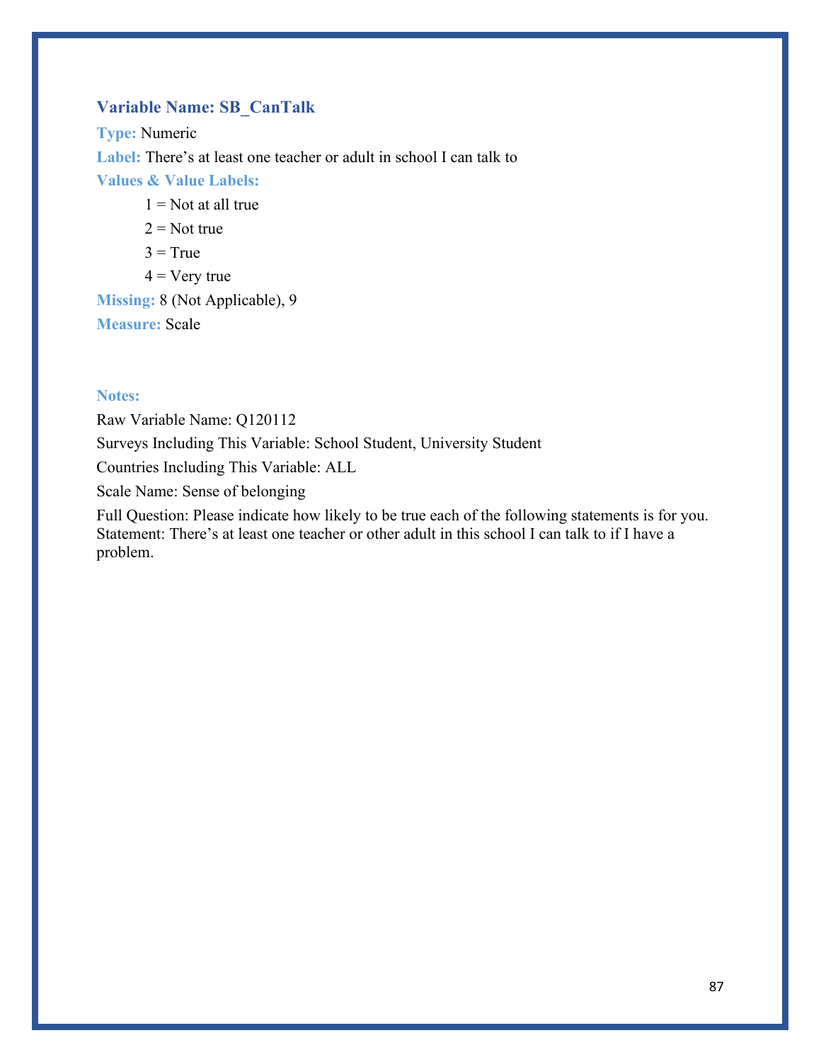### Variable Name: SB_CanTalk

**Type:** Numeric

**Label:** There's at least one teacher or adult in school I can talk to

**Values & Value Labels:**

1 = Not at all true

2 = Not true

3 = True

4 = Very true

**Missing:** 8 (Not Applicable), 9

**Measure:** Scale

**Notes:**

Raw Variable Name: Q120112

Surveys Including This Variable: School Student, University Student

Countries Including This Variable: ALL

Scale Name: Sense of belonging

Full Question: Please indicate how likely to be true each of the following statements is for you. Statement: There's at least one teacher or other adult in this school I can talk to if I have a problem.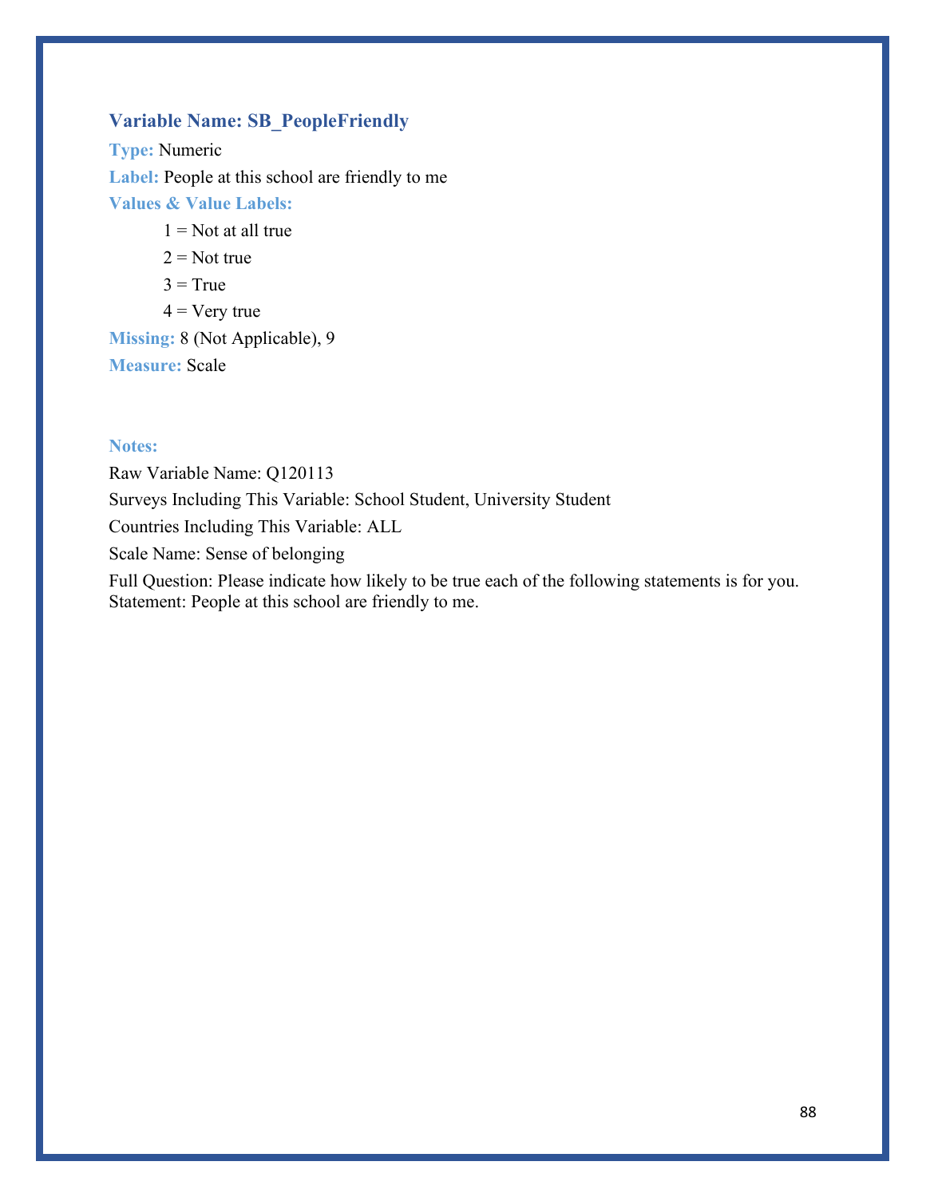### Variable Name: SB_PeopleFriendly

**Type:** Numeric

**Label:** People at this school are friendly to me

**Values & Value Labels:**

1 = Not at all true

2 = Not true

3 = True

4 = Very true

**Missing:** 8 (Not Applicable), 9

**Measure:** Scale

**Notes:**

Raw Variable Name: Q120113

Surveys Including This Variable: School Student, University Student

Countries Including This Variable: ALL

Scale Name: Sense of belonging

Full Question: Please indicate how likely to be true each of the following statements is for you. Statement: People at this school are friendly to me.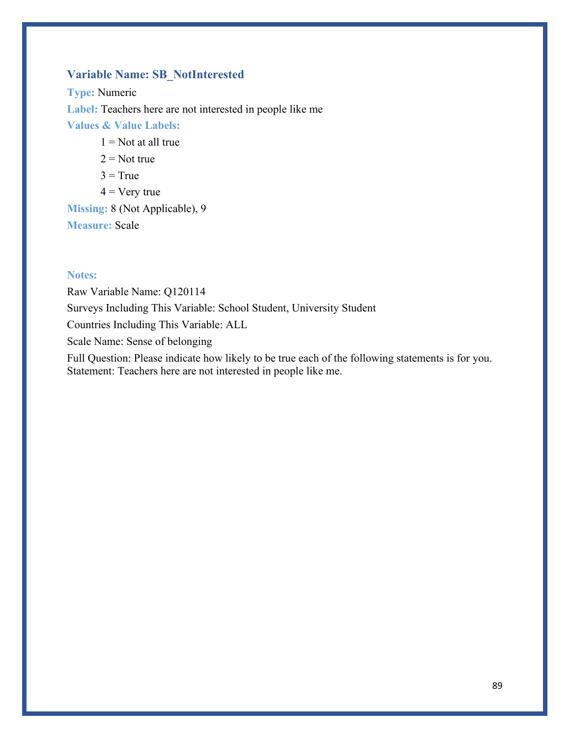### Variable Name: SB_NotInterested

**Type:** Numeric

**Label:** Teachers here are not interested in people like me

**Values & Value Labels:**

1 = Not at all true

2 = Not true

3 = True

4 = Very true

**Missing:** 8 (Not Applicable), 9

**Measure:** Scale

**Notes:**

Raw Variable Name: Q120114

Surveys Including This Variable: School Student, University Student

Countries Including This Variable: ALL

Scale Name: Sense of belonging

Full Question: Please indicate how likely to be true each of the following statements is for you. Statement: Teachers here are not interested in people like me.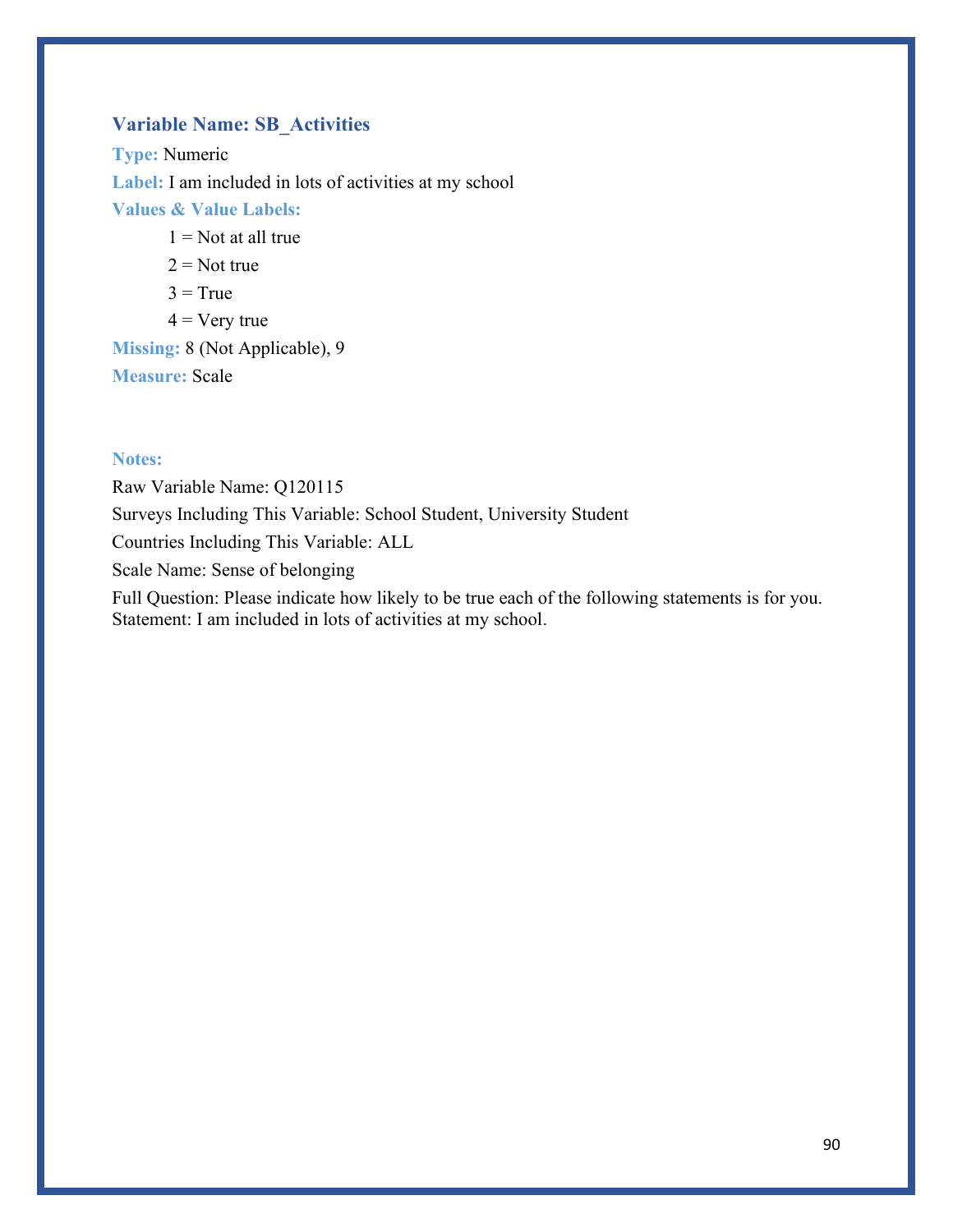### Variable Name: SB_Activities

**Type:** Numeric

**Label:** I am included in lots of activities at my school

**Values & Value Labels:**

1 = Not at all true

2 = Not true

3 = True

4 = Very true

**Missing:** 8 (Not Applicable), 9

**Measure:** Scale

**Notes:**

Raw Variable Name: Q120115

Surveys Including This Variable: School Student, University Student

Countries Including This Variable: ALL

Scale Name: Sense of belonging

Full Question: Please indicate how likely to be true each of the following statements is for you. Statement: I am included in lots of activities at my school.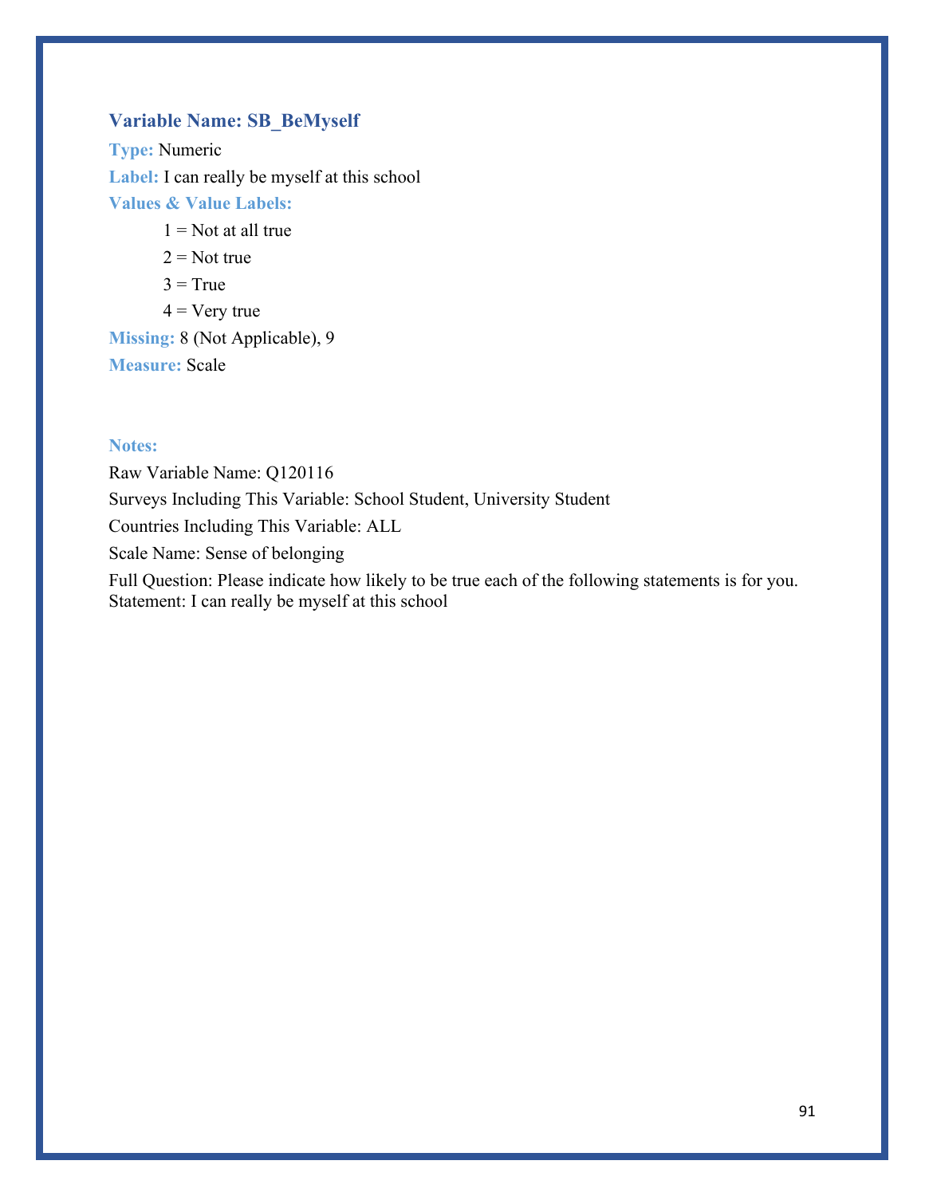### Variable Name: SB_BeMyself

**Type:** Numeric

**Label:** I can really be myself at this school

**Values & Value Labels:**

- 1 = Not at all true
- 2 = Not true
- 3 = True
- 4 = Very true

**Missing:** 8 (Not Applicable), 9

**Measure:** Scale

**Notes:**

Raw Variable Name: Q120116

Surveys Including This Variable: School Student, University Student

Countries Including This Variable: ALL

Scale Name: Sense of belonging

Full Question: Please indicate how likely to be true each of the following statements is for you.
Statement: I can really be myself at this school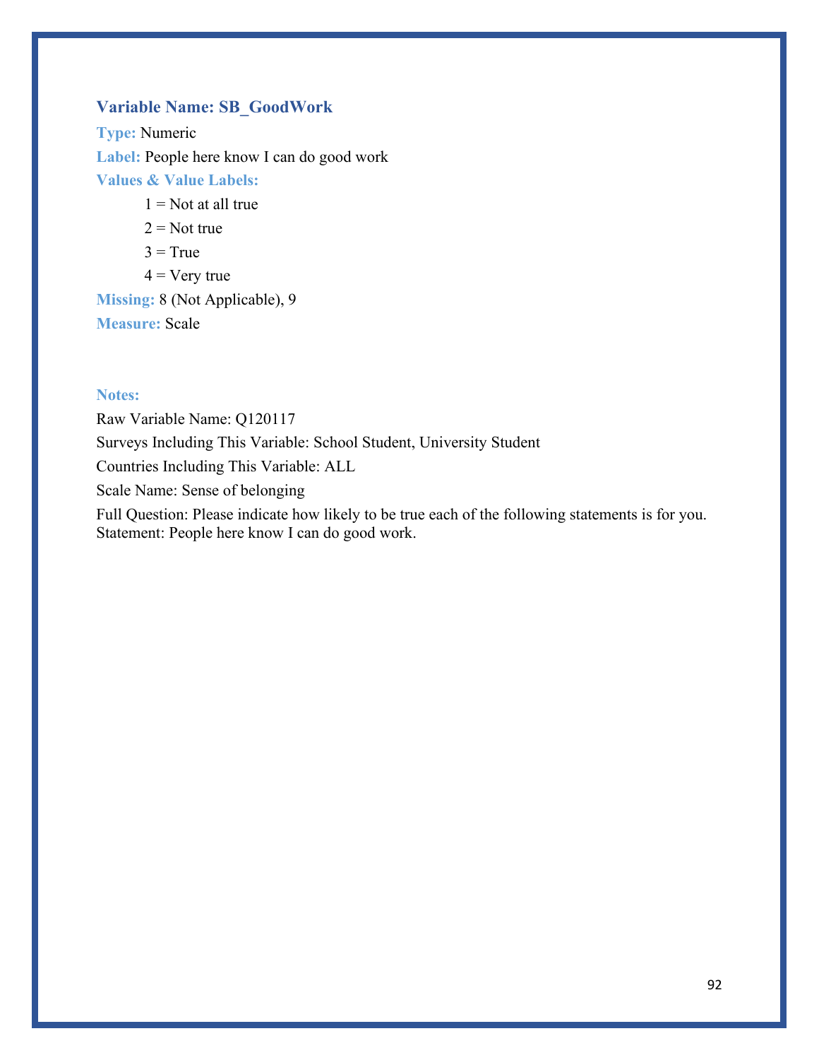### Variable Name: SB_GoodWork

**Type:** Numeric

**Label:** People here know I can do good work

**Values & Value Labels:**

1 = Not at all true

2 = Not true

3 = True

4 = Very true

**Missing:** 8 (Not Applicable), 9

**Measure:** Scale

**Notes:**

Raw Variable Name: Q120117

Surveys Including This Variable: School Student, University Student

Countries Including This Variable: ALL

Scale Name: Sense of belonging

Full Question: Please indicate how likely to be true each of the following statements is for you. Statement: People here know I can do good work.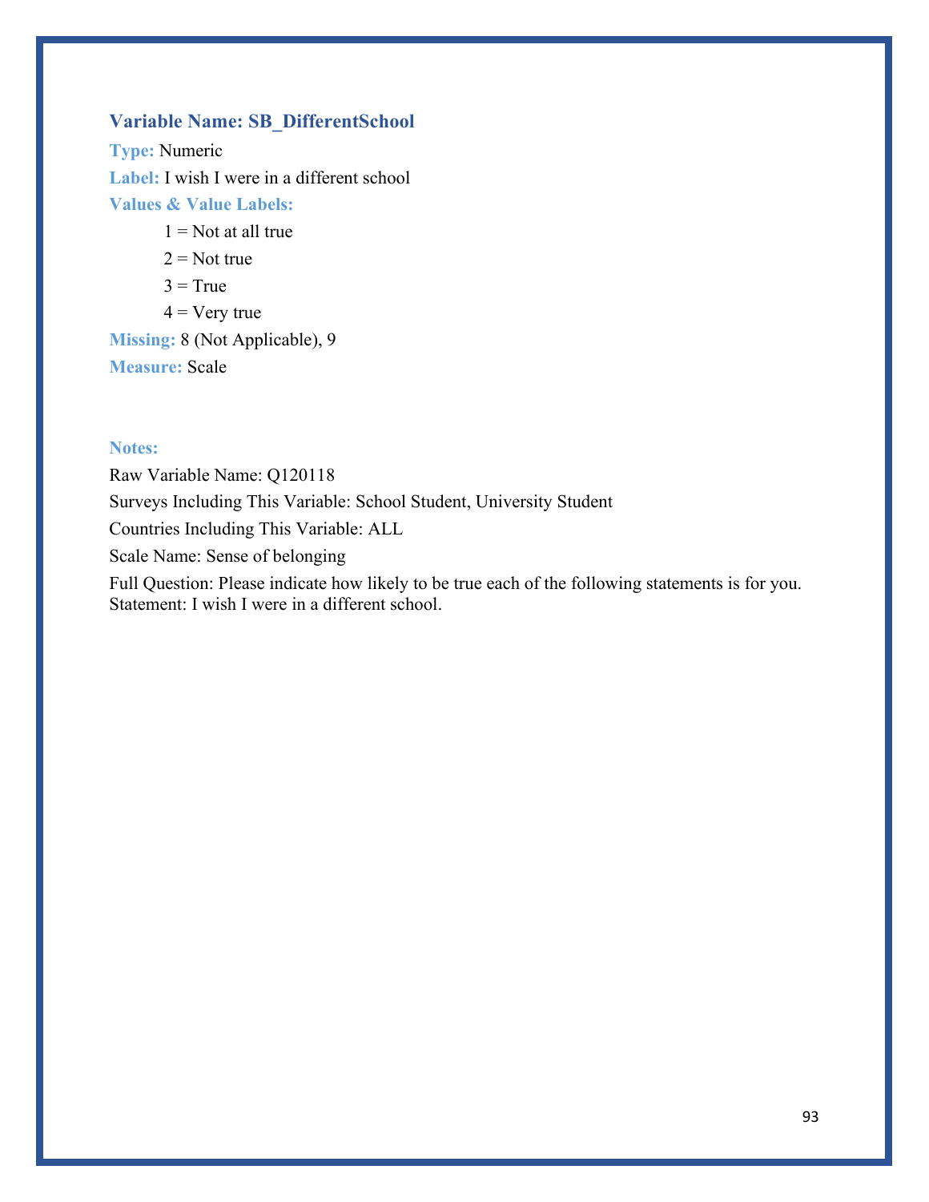### Variable Name: SB_DifferentSchool

**Type:** Numeric

**Label:** I wish I were in a different school

**Values & Value Labels:**

1 = Not at all true

2 = Not true

3 = True

4 = Very true

**Missing:** 8 (Not Applicable), 9

**Measure:** Scale

**Notes:**

Raw Variable Name: Q120118

Surveys Including This Variable: School Student, University Student

Countries Including This Variable: ALL

Scale Name: Sense of belonging

Full Question: Please indicate how likely to be true each of the following statements is for you. Statement: I wish I were in a different school.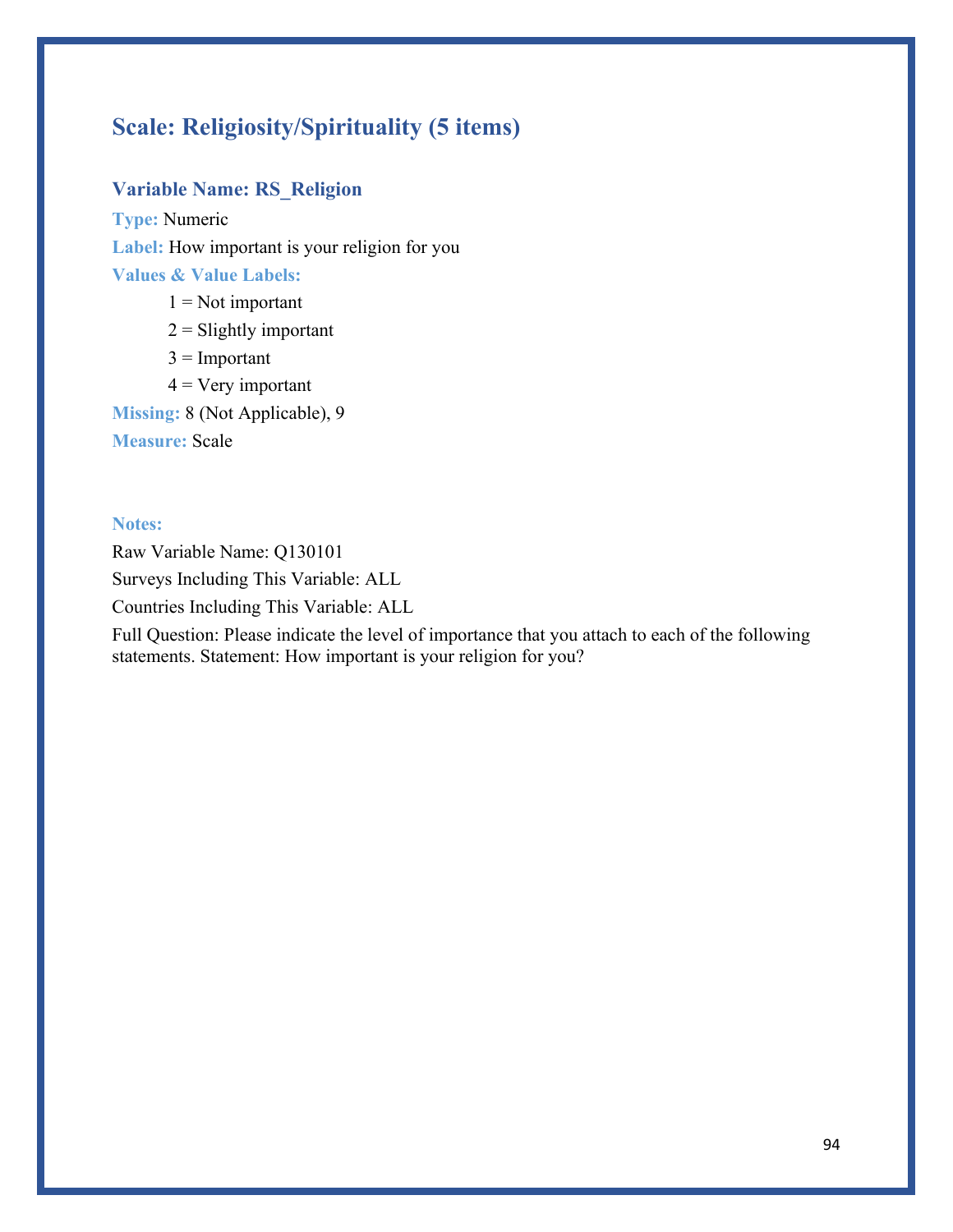## Scale: Religiosity/Spirituality (5 items)

### Variable Name: RS_Religion

**Type:** Numeric

**Label:** How important is your religion for you

**Values & Value Labels:**

- 1 = Not important
- 2 = Slightly important
- 3 = Important
- 4 = Very important

**Missing:** 8 (Not Applicable), 9

**Measure:** Scale

**Notes:**

Raw Variable Name: Q130101

Surveys Including This Variable: ALL

Countries Including This Variable: ALL

Full Question: Please indicate the level of importance that you attach to each of the following statements. Statement: How important is your religion for you?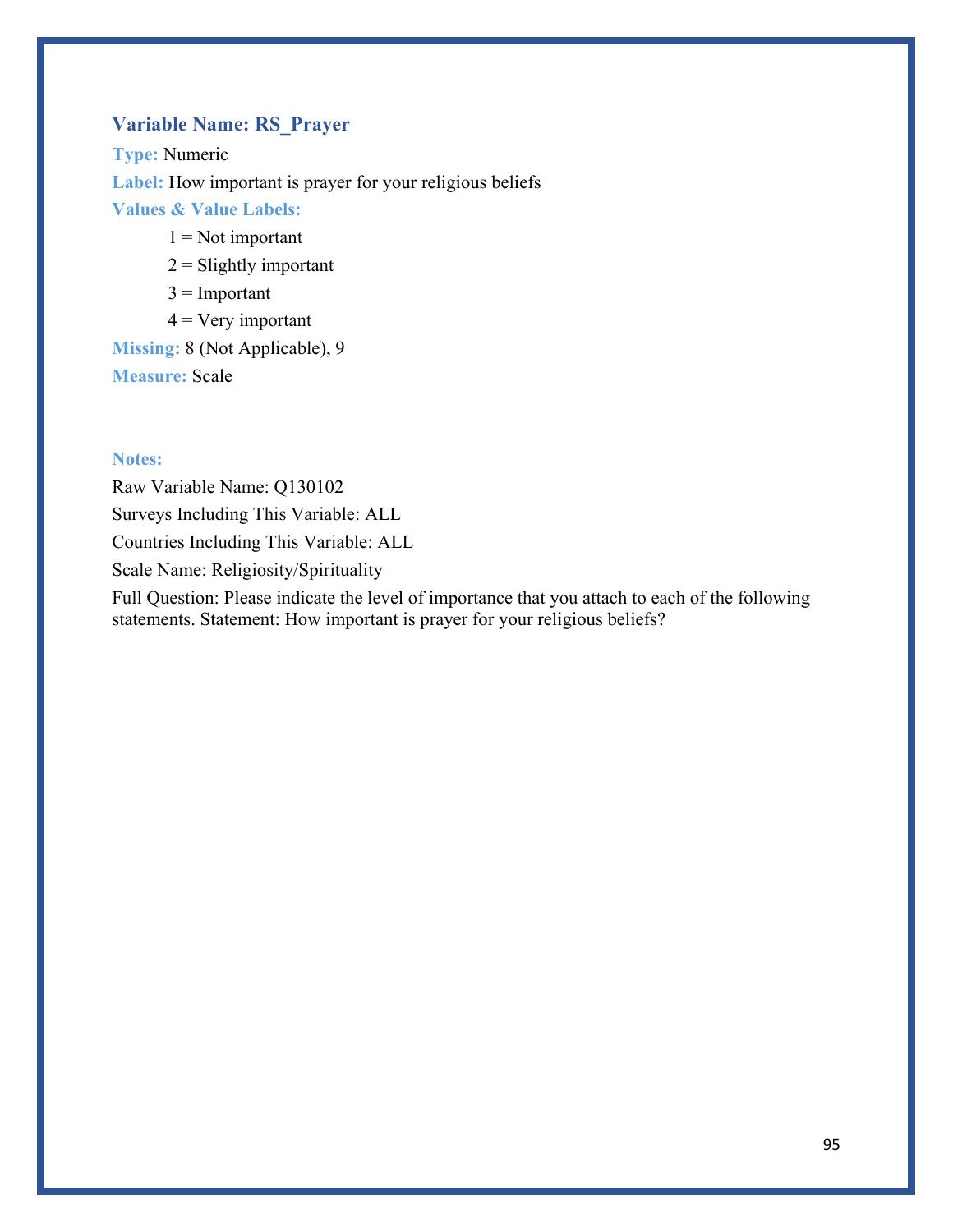### Variable Name: RS_Prayer

**Type:** Numeric

**Label:** How important is prayer for your religious beliefs

**Values & Value Labels:**

1 = Not important

2 = Slightly important

3 = Important

4 = Very important

**Missing:** 8 (Not Applicable), 9

**Measure:** Scale

**Notes:**

Raw Variable Name: Q130102

Surveys Including This Variable: ALL

Countries Including This Variable: ALL

Scale Name: Religiosity/Spirituality

Full Question: Please indicate the level of importance that you attach to each of the following statements. Statement: How important is prayer for your religious beliefs?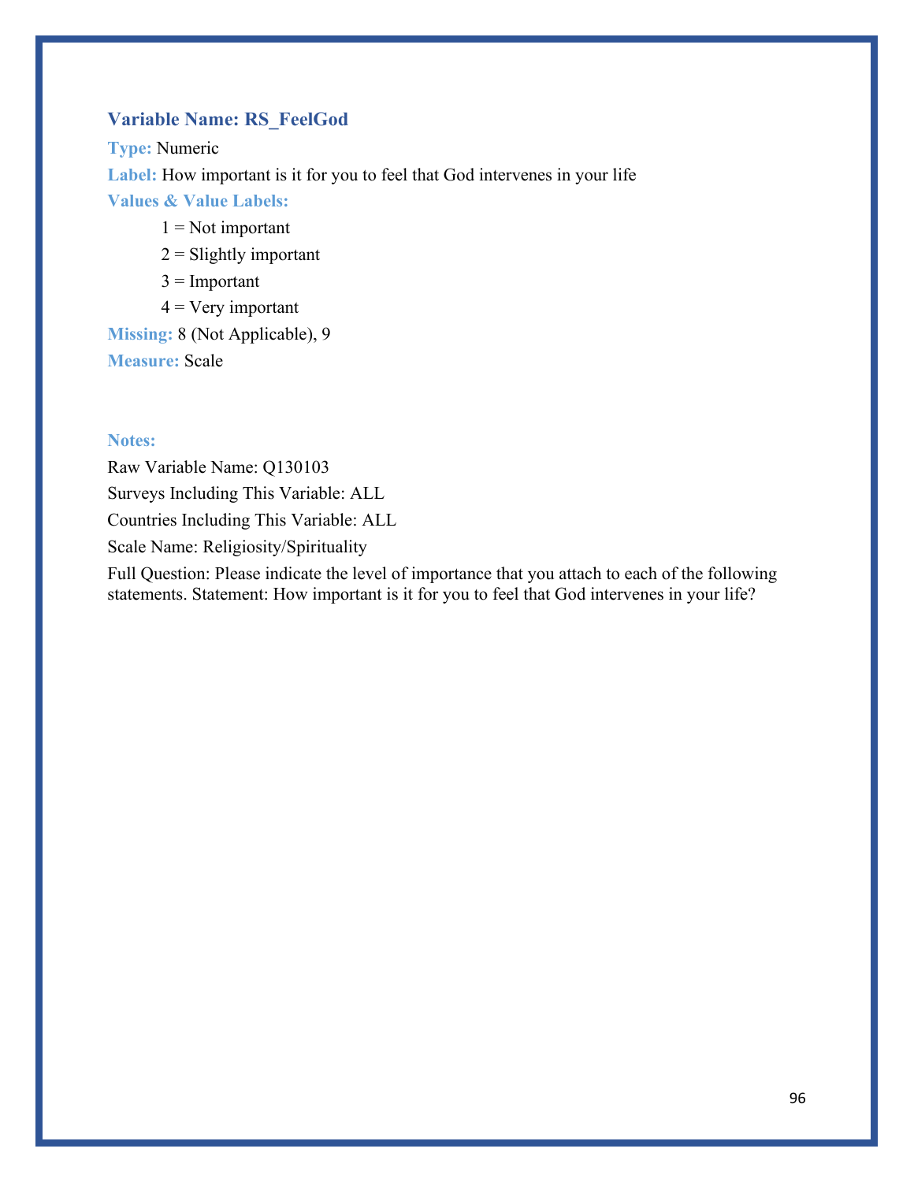### Variable Name: RS_FeelGod

**Type:** Numeric

**Label:** How important is it for you to feel that God intervenes in your life

**Values & Value Labels:**

- 1 = Not important
- 2 = Slightly important
- 3 = Important
- 4 = Very important

**Missing:** 8 (Not Applicable), 9

**Measure:** Scale

**Notes:**

Raw Variable Name: Q130103

Surveys Including This Variable: ALL

Countries Including This Variable: ALL

Scale Name: Religiosity/Spirituality

Full Question: Please indicate the level of importance that you attach to each of the following statements. Statement: How important is it for you to feel that God intervenes in your life?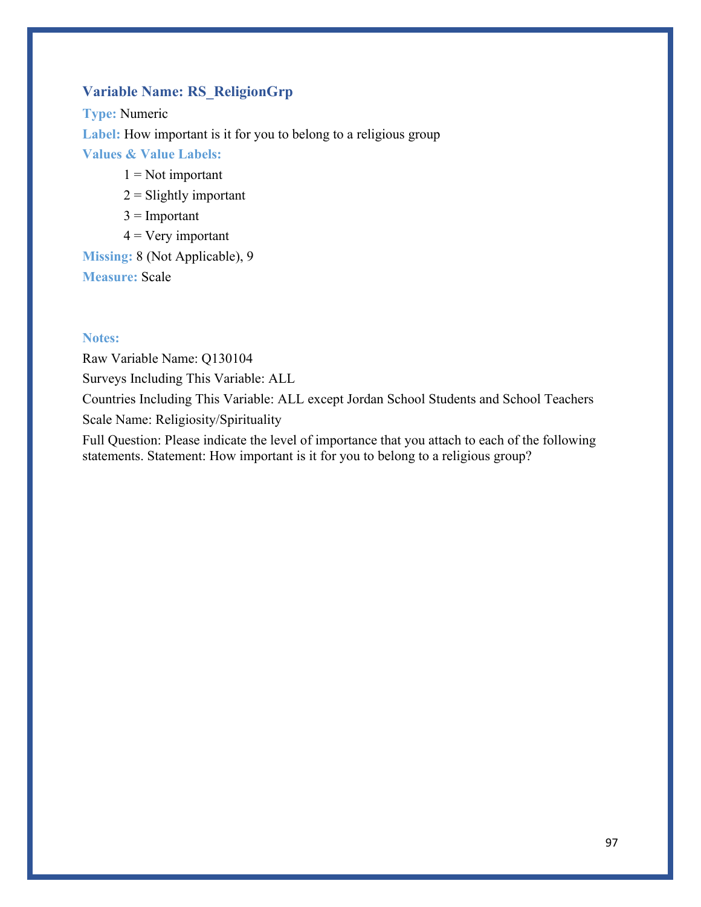### Variable Name: RS_ReligionGrp

**Type:** Numeric

**Label:** How important is it for you to belong to a religious group

**Values & Value Labels:**

- 1 = Not important
- 2 = Slightly important
- 3 = Important
- 4 = Very important

**Missing:** 8 (Not Applicable), 9

**Measure:** Scale

**Notes:**

Raw Variable Name: Q130104

Surveys Including This Variable: ALL

Countries Including This Variable: ALL except Jordan School Students and School Teachers

Scale Name: Religiosity/Spirituality

Full Question: Please indicate the level of importance that you attach to each of the following statements. Statement: How important is it for you to belong to a religious group?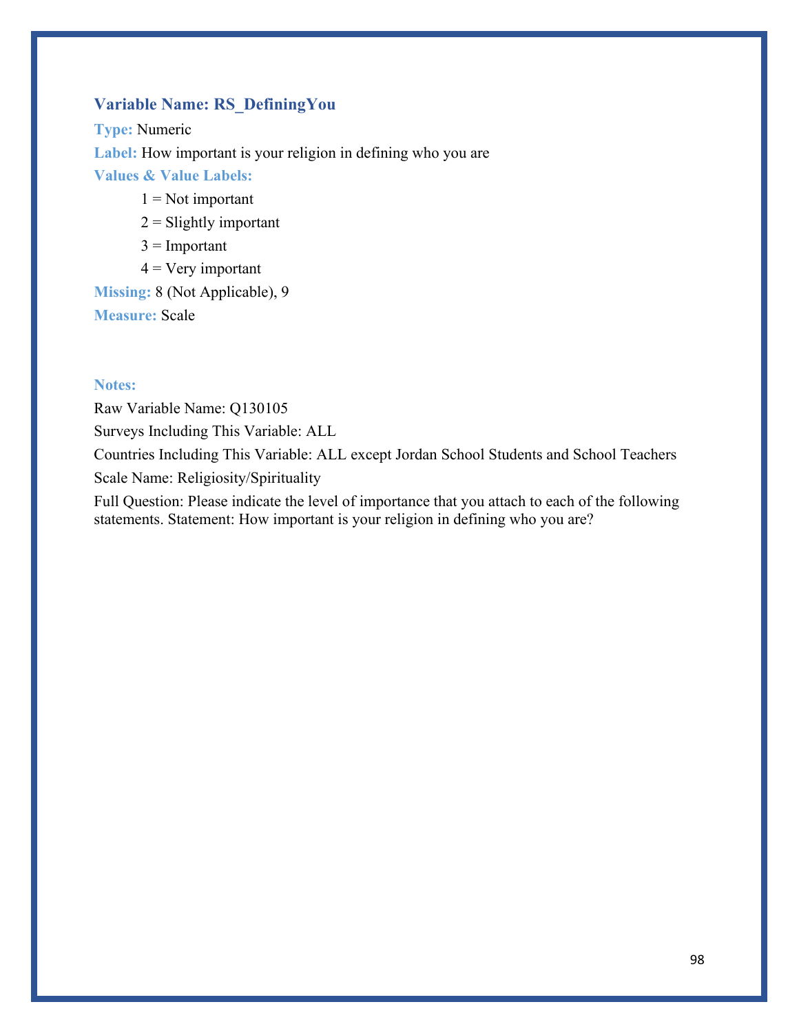### Variable Name: RS_DefiningYou

**Type:** Numeric

**Label:** How important is your religion in defining who you are

**Values & Value Labels:**

- 1 = Not important
- 2 = Slightly important
- 3 = Important
- 4 = Very important

**Missing:** 8 (Not Applicable), 9

**Measure:** Scale

**Notes:**

Raw Variable Name: Q130105

Surveys Including This Variable: ALL

Countries Including This Variable: ALL except Jordan School Students and School Teachers

Scale Name: Religiosity/Spirituality

Full Question: Please indicate the level of importance that you attach to each of the following statements. Statement: How important is your religion in defining who you are?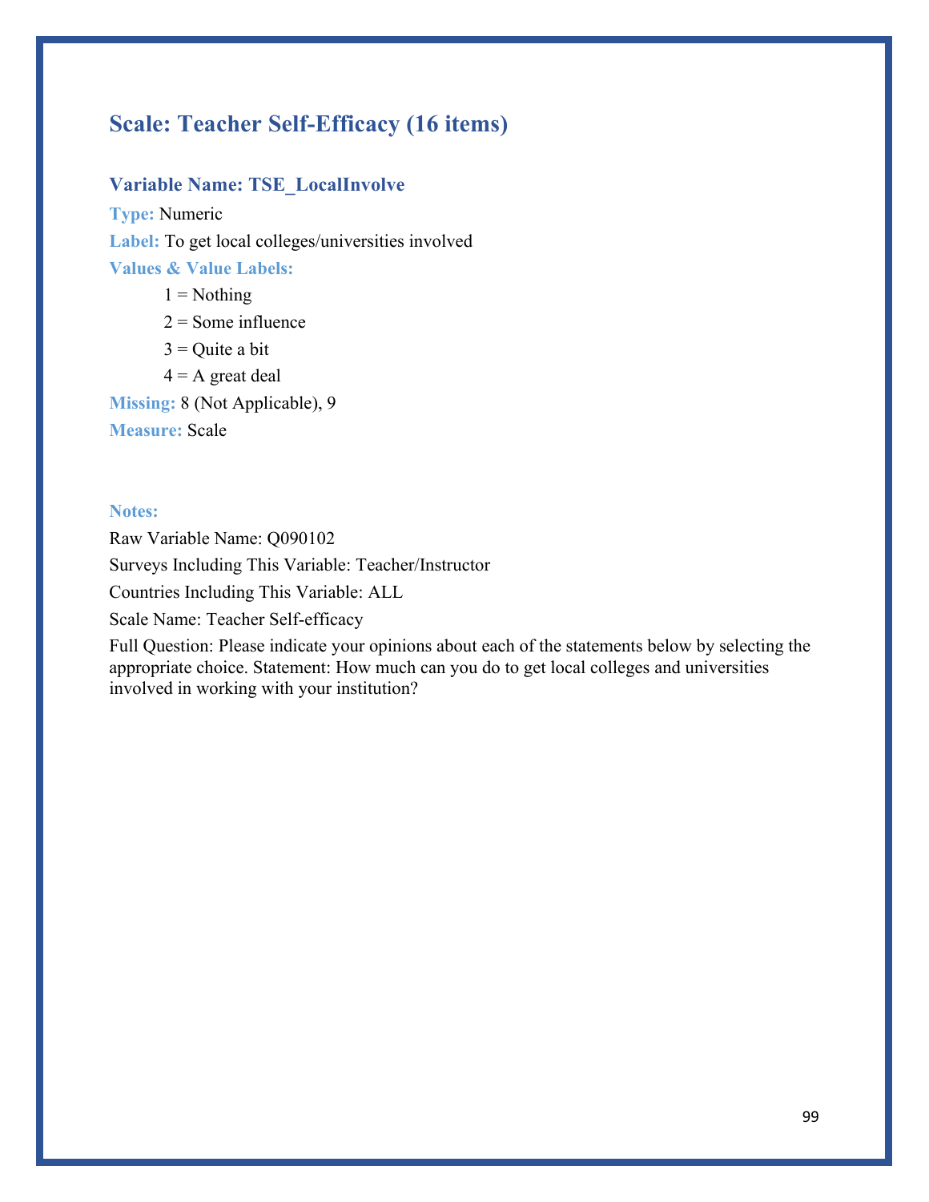## Scale: Teacher Self-Efficacy (16 items)

### Variable Name: TSE_LocalInvolve

**Type:** Numeric

**Label:** To get local colleges/universities involved

**Values & Value Labels:**

1 = Nothing

2 = Some influence

3 = Quite a bit

4 = A great deal

**Missing:** 8 (Not Applicable), 9

**Measure:** Scale

**Notes:**

Raw Variable Name: Q090102

Surveys Including This Variable: Teacher/Instructor

Countries Including This Variable: ALL

Scale Name: Teacher Self-efficacy

Full Question: Please indicate your opinions about each of the statements below by selecting the appropriate choice. Statement: How much can you do to get local colleges and universities involved in working with your institution?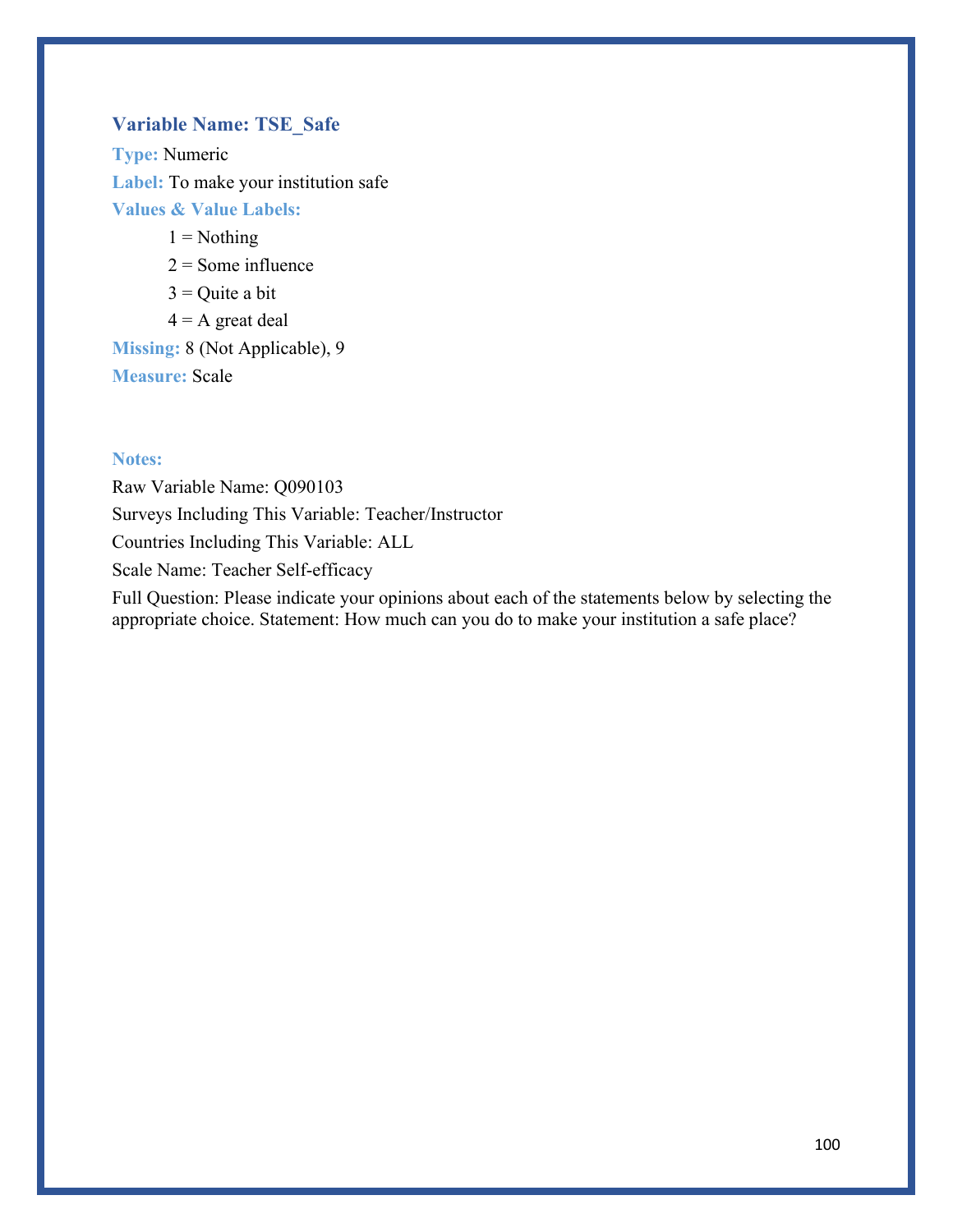### Variable Name: TSE_Safe

**Type:** Numeric

**Label:** To make your institution safe

**Values & Value Labels:**

- 1 = Nothing
- 2 = Some influence
- 3 = Quite a bit
- 4 = A great deal

**Missing:** 8 (Not Applicable), 9

**Measure:** Scale

**Notes:**

Raw Variable Name: Q090103

Surveys Including This Variable: Teacher/Instructor

Countries Including This Variable: ALL

Scale Name: Teacher Self-efficacy

Full Question: Please indicate your opinions about each of the statements below by selecting the appropriate choice. Statement: How much can you do to make your institution a safe place?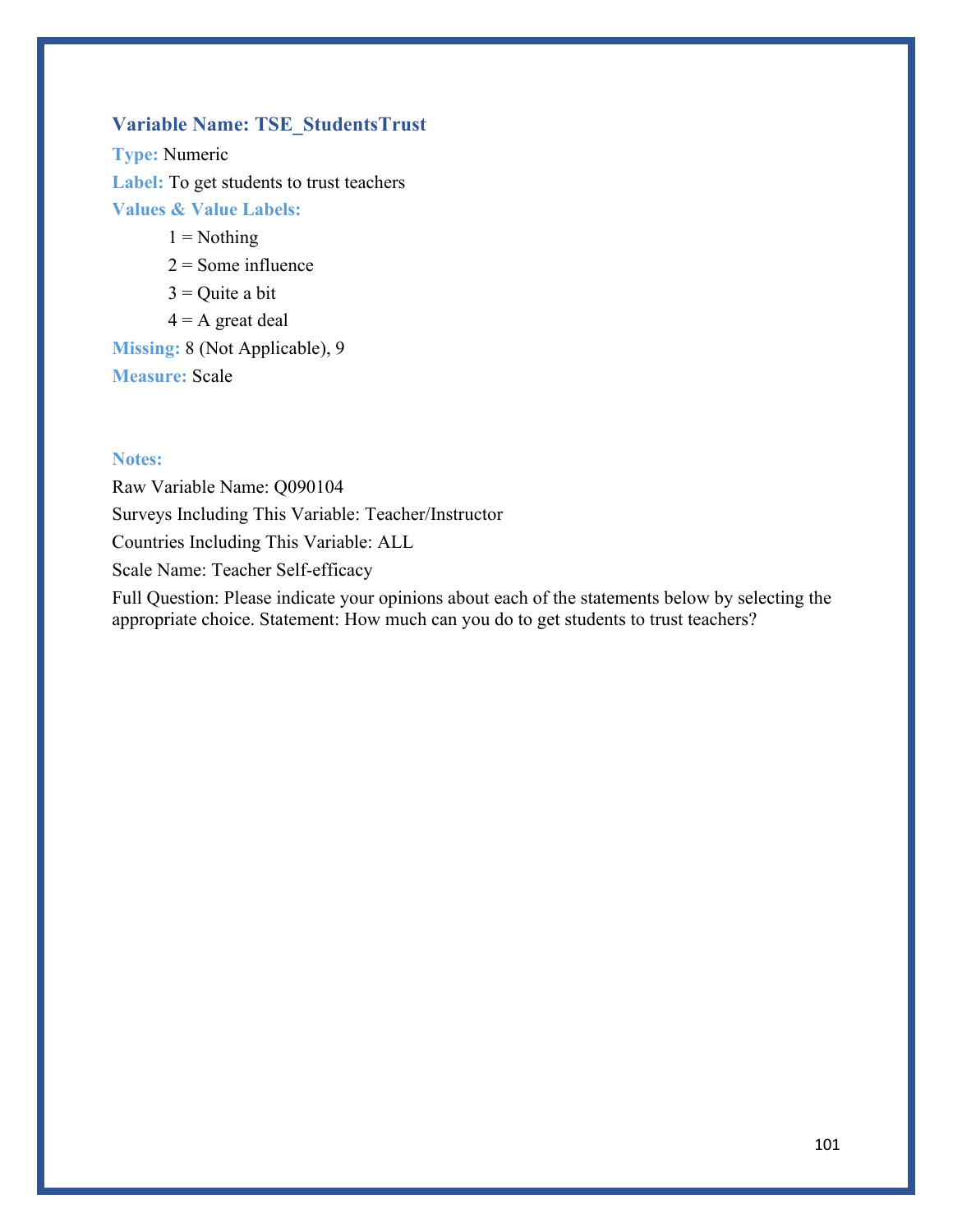### Variable Name: TSE_StudentsTrust

**Type:** Numeric

**Label:** To get students to trust teachers

**Values & Value Labels:**

- 1 = Nothing
- 2 = Some influence
- 3 = Quite a bit
- 4 = A great deal

**Missing:** 8 (Not Applicable), 9

**Measure:** Scale

**Notes:**

Raw Variable Name: Q090104

Surveys Including This Variable: Teacher/Instructor

Countries Including This Variable: ALL

Scale Name: Teacher Self-efficacy

Full Question: Please indicate your opinions about each of the statements below by selecting the appropriate choice. Statement: How much can you do to get students to trust teachers?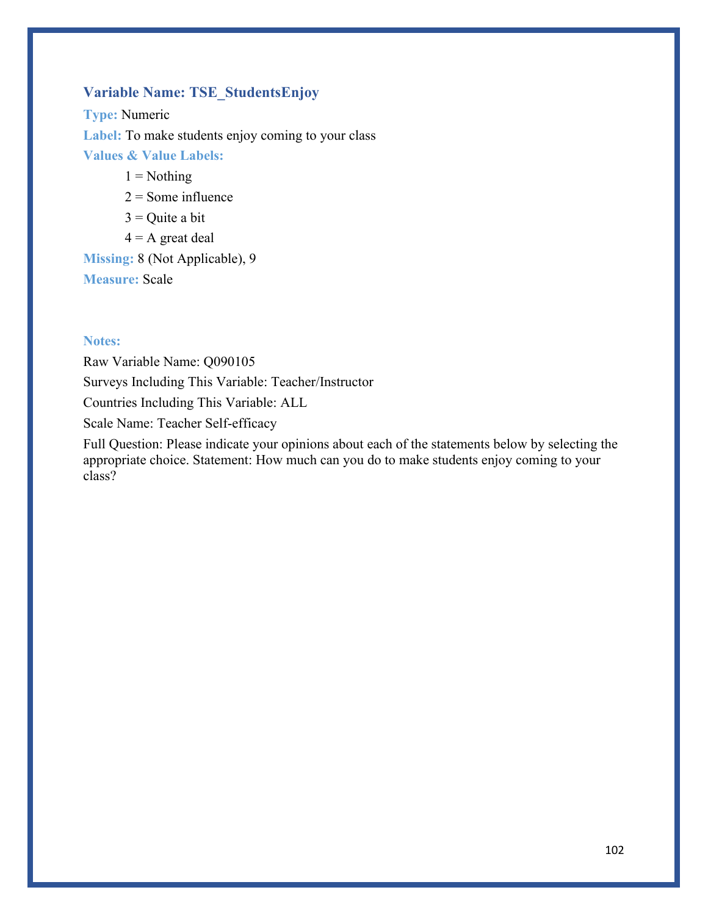### Variable Name: TSE_StudentsEnjoy

**Type:** Numeric

**Label:** To make students enjoy coming to your class

**Values & Value Labels:**

1 = Nothing

2 = Some influence

3 = Quite a bit

4 = A great deal

**Missing:** 8 (Not Applicable), 9

**Measure:** Scale

**Notes:**

Raw Variable Name: Q090105

Surveys Including This Variable: Teacher/Instructor

Countries Including This Variable: ALL

Scale Name: Teacher Self-efficacy

Full Question: Please indicate your opinions about each of the statements below by selecting the appropriate choice. Statement: How much can you do to make students enjoy coming to your class?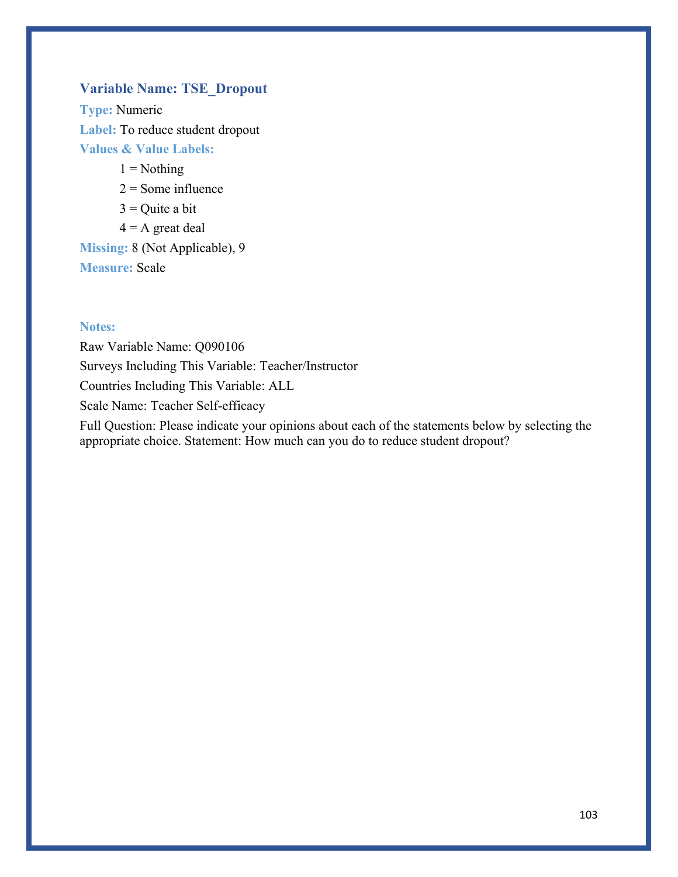### Variable Name: TSE_Dropout

**Type:** Numeric

**Label:** To reduce student dropout

**Values & Value Labels:**

- 1 = Nothing
- 2 = Some influence
- 3 = Quite a bit
- 4 = A great deal

**Missing:** 8 (Not Applicable), 9

**Measure:** Scale

**Notes:**

Raw Variable Name: Q090106

Surveys Including This Variable: Teacher/Instructor

Countries Including This Variable: ALL

Scale Name: Teacher Self-efficacy

Full Question: Please indicate your opinions about each of the statements below by selecting the appropriate choice. Statement: How much can you do to reduce student dropout?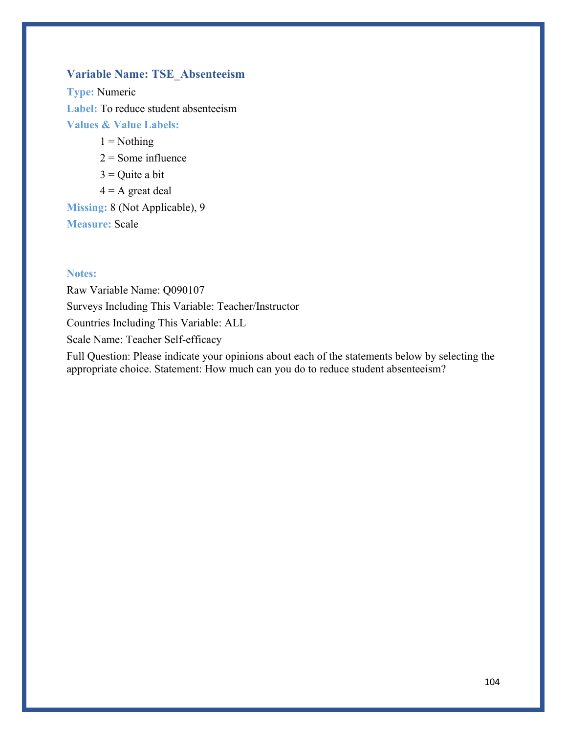### Variable Name: TSE_Absenteeism

**Type:** Numeric

**Label:** To reduce student absenteeism

**Values & Value Labels:**

1 = Nothing

2 = Some influence

3 = Quite a bit

4 = A great deal

**Missing:** 8 (Not Applicable), 9

**Measure:** Scale

**Notes:**

Raw Variable Name: Q090107

Surveys Including This Variable: Teacher/Instructor

Countries Including This Variable: ALL

Scale Name: Teacher Self-efficacy

Full Question: Please indicate your opinions about each of the statements below by selecting the appropriate choice. Statement: How much can you do to reduce student absenteeism?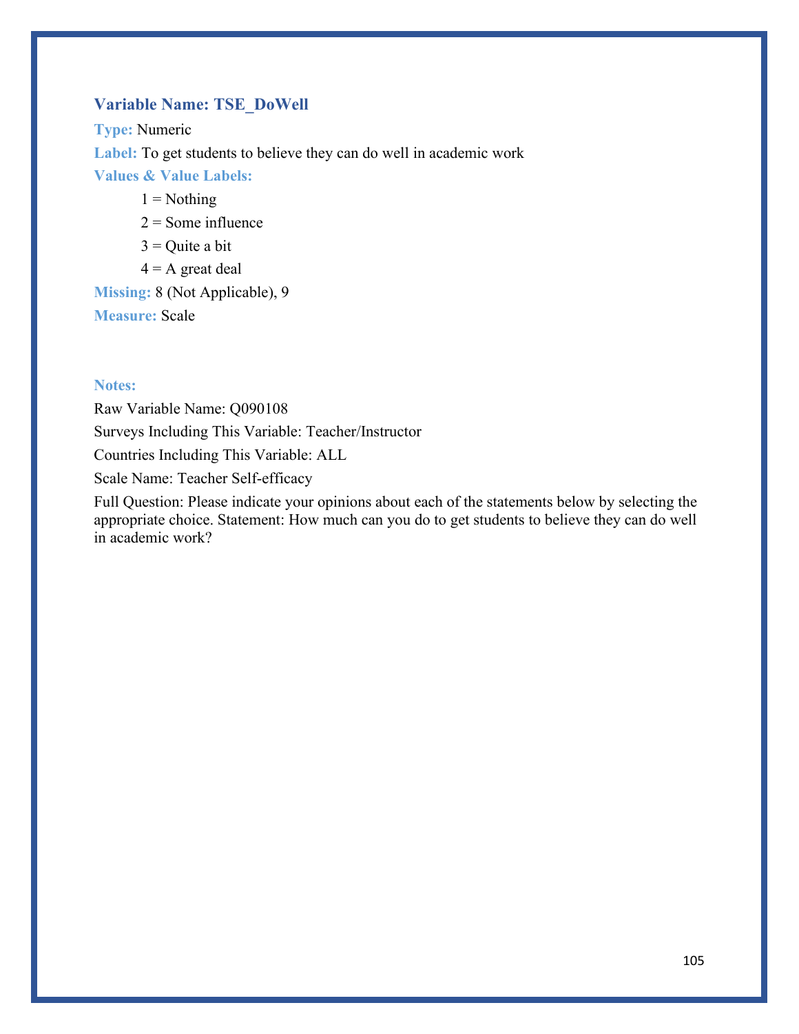### Variable Name: TSE_DoWell

**Type:** Numeric

**Label:** To get students to believe they can do well in academic work

**Values & Value Labels:**

1 = Nothing

2 = Some influence

3 = Quite a bit

4 = A great deal

**Missing:** 8 (Not Applicable), 9

**Measure:** Scale

**Notes:**

Raw Variable Name: Q090108

Surveys Including This Variable: Teacher/Instructor

Countries Including This Variable: ALL

Scale Name: Teacher Self-efficacy

Full Question: Please indicate your opinions about each of the statements below by selecting the appropriate choice. Statement: How much can you do to get students to believe they can do well in academic work?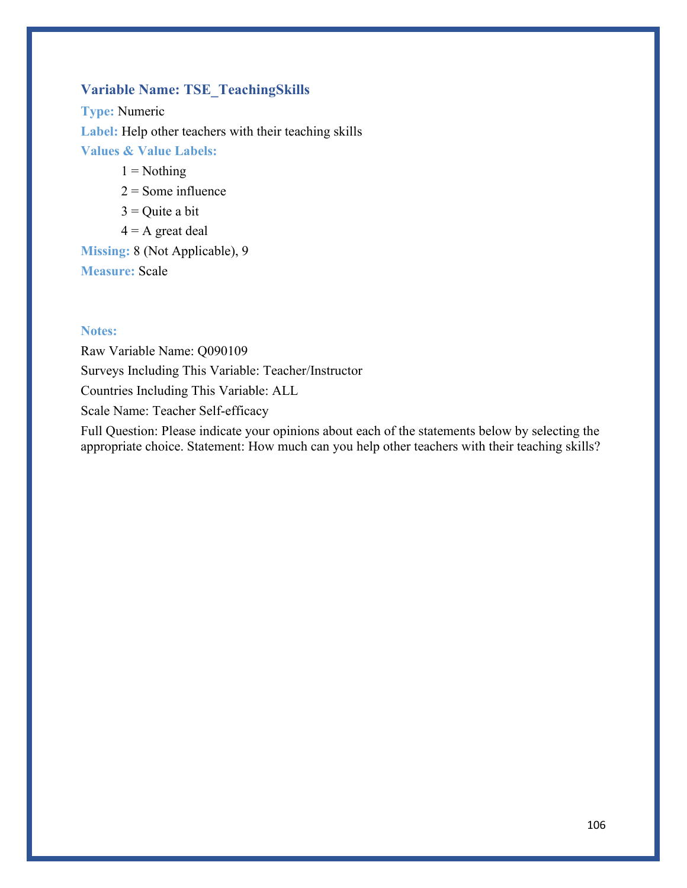### Variable Name: TSE_TeachingSkills

**Type:** Numeric

**Label:** Help other teachers with their teaching skills

**Values & Value Labels:**

1 = Nothing

2 = Some influence

3 = Quite a bit

4 = A great deal

**Missing:** 8 (Not Applicable), 9

**Measure:** Scale

**Notes:**

Raw Variable Name: Q090109

Surveys Including This Variable: Teacher/Instructor

Countries Including This Variable: ALL

Scale Name: Teacher Self-efficacy

Full Question: Please indicate your opinions about each of the statements below by selecting the appropriate choice. Statement: How much can you help other teachers with their teaching skills?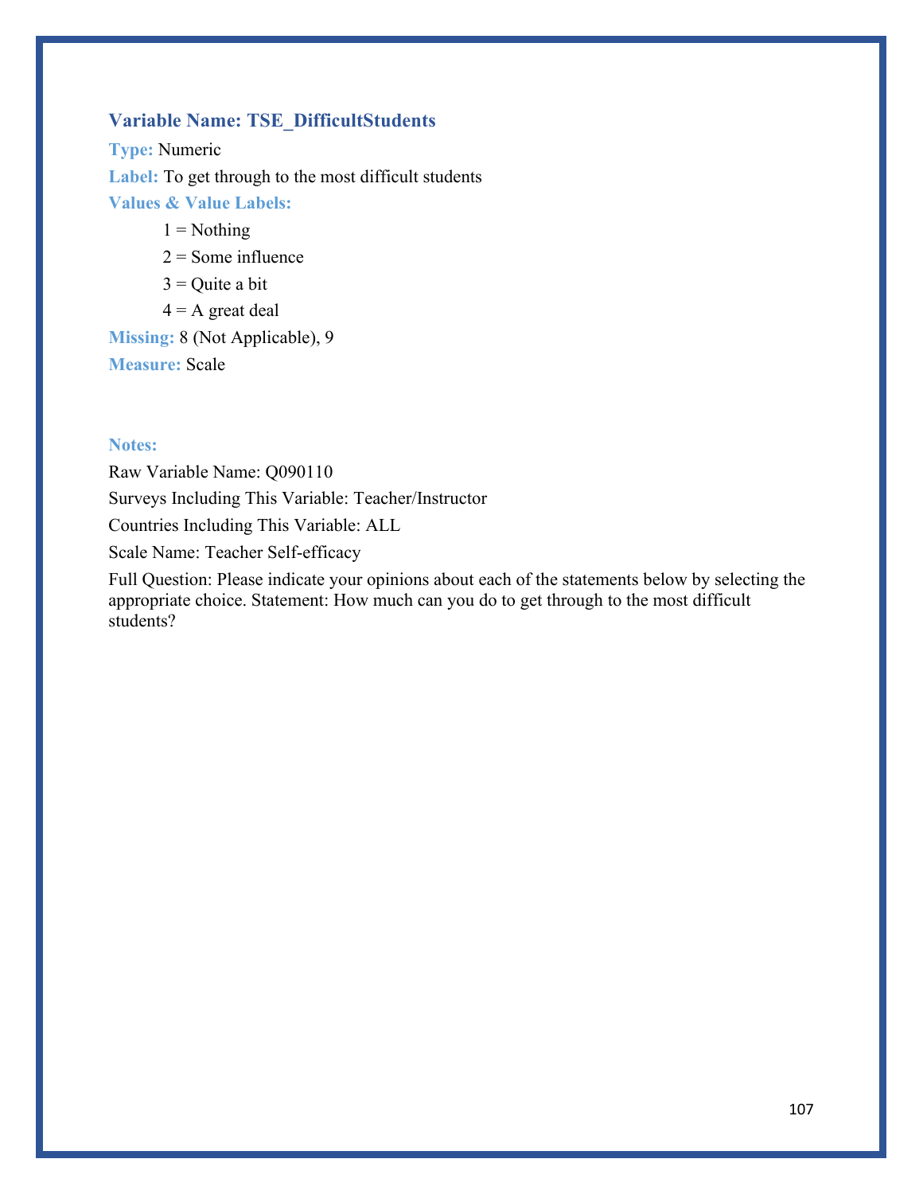### Variable Name: TSE_DifficultStudents

**Type:** Numeric

**Label:** To get through to the most difficult students

**Values & Value Labels:**

1 = Nothing

2 = Some influence

3 = Quite a bit

4 = A great deal

**Missing:** 8 (Not Applicable), 9

**Measure:** Scale

**Notes:**

Raw Variable Name: Q090110

Surveys Including This Variable: Teacher/Instructor

Countries Including This Variable: ALL

Scale Name: Teacher Self-efficacy

Full Question: Please indicate your opinions about each of the statements below by selecting the appropriate choice. Statement: How much can you do to get through to the most difficult students?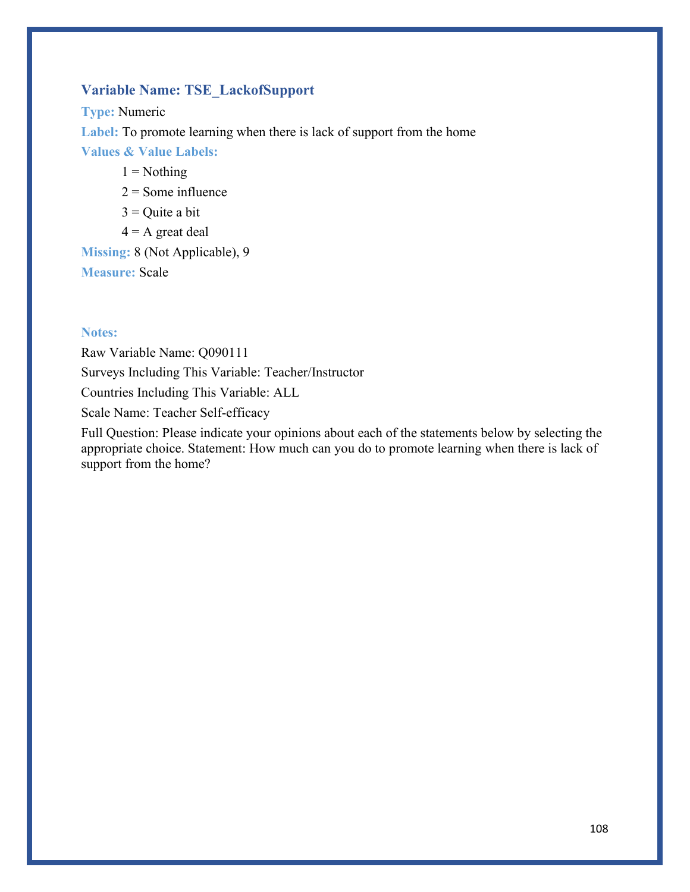### Variable Name: TSE_LackofSupport

**Type:** Numeric

**Label:** To promote learning when there is lack of support from the home

**Values & Value Labels:**

- 1 = Nothing
- 2 = Some influence
- 3 = Quite a bit
- 4 = A great deal

**Missing:** 8 (Not Applicable), 9

**Measure:** Scale

**Notes:**

Raw Variable Name: Q090111

Surveys Including This Variable: Teacher/Instructor

Countries Including This Variable: ALL

Scale Name: Teacher Self-efficacy

Full Question: Please indicate your opinions about each of the statements below by selecting the appropriate choice. Statement: How much can you do to promote learning when there is lack of support from the home?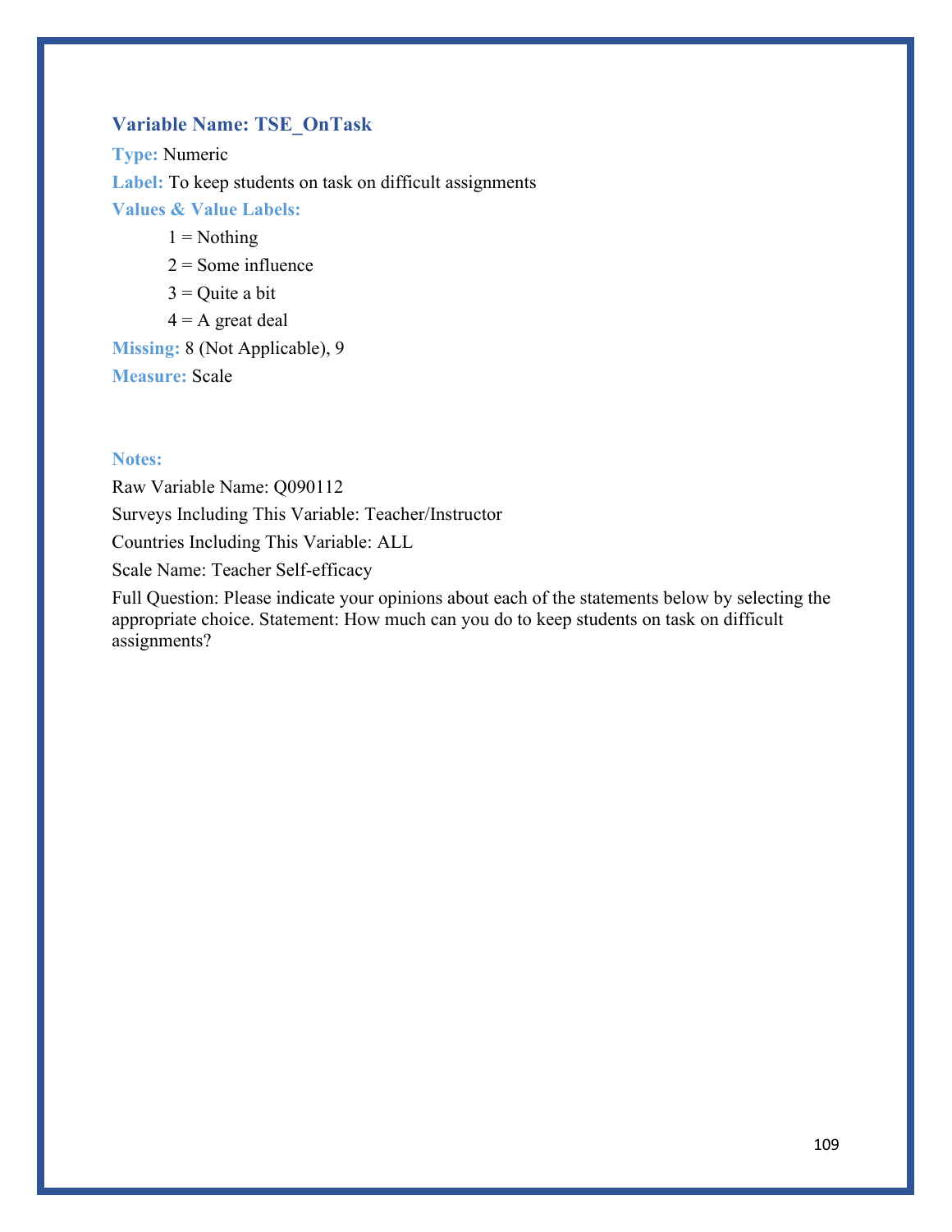### Variable Name: TSE_OnTask

**Type:** Numeric

**Label:** To keep students on task on difficult assignments

**Values & Value Labels:**

- 1 = Nothing
- 2 = Some influence
- 3 = Quite a bit
- 4 = A great deal

**Missing:** 8 (Not Applicable), 9

**Measure:** Scale

**Notes:**

Raw Variable Name: Q090112

Surveys Including This Variable: Teacher/Instructor

Countries Including This Variable: ALL

Scale Name: Teacher Self-efficacy

Full Question: Please indicate your opinions about each of the statements below by selecting the appropriate choice. Statement: How much can you do to keep students on task on difficult assignments?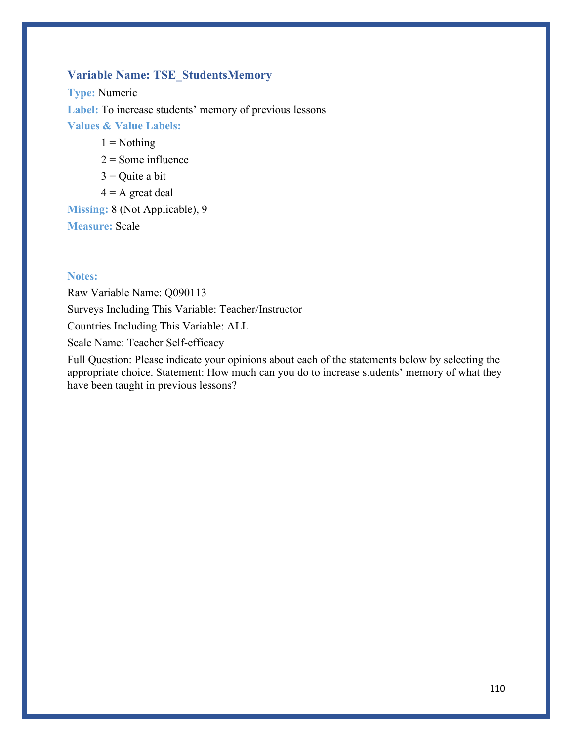### Variable Name: TSE_StudentsMemory

**Type:** Numeric

**Label:** To increase students' memory of previous lessons

**Values & Value Labels:**

- 1 = Nothing
- 2 = Some influence
- 3 = Quite a bit
- 4 = A great deal

**Missing:** 8 (Not Applicable), 9

**Measure:** Scale

**Notes:**

Raw Variable Name: Q090113

Surveys Including This Variable: Teacher/Instructor

Countries Including This Variable: ALL

Scale Name: Teacher Self-efficacy

Full Question: Please indicate your opinions about each of the statements below by selecting the appropriate choice. Statement: How much can you do to increase students' memory of what they have been taught in previous lessons?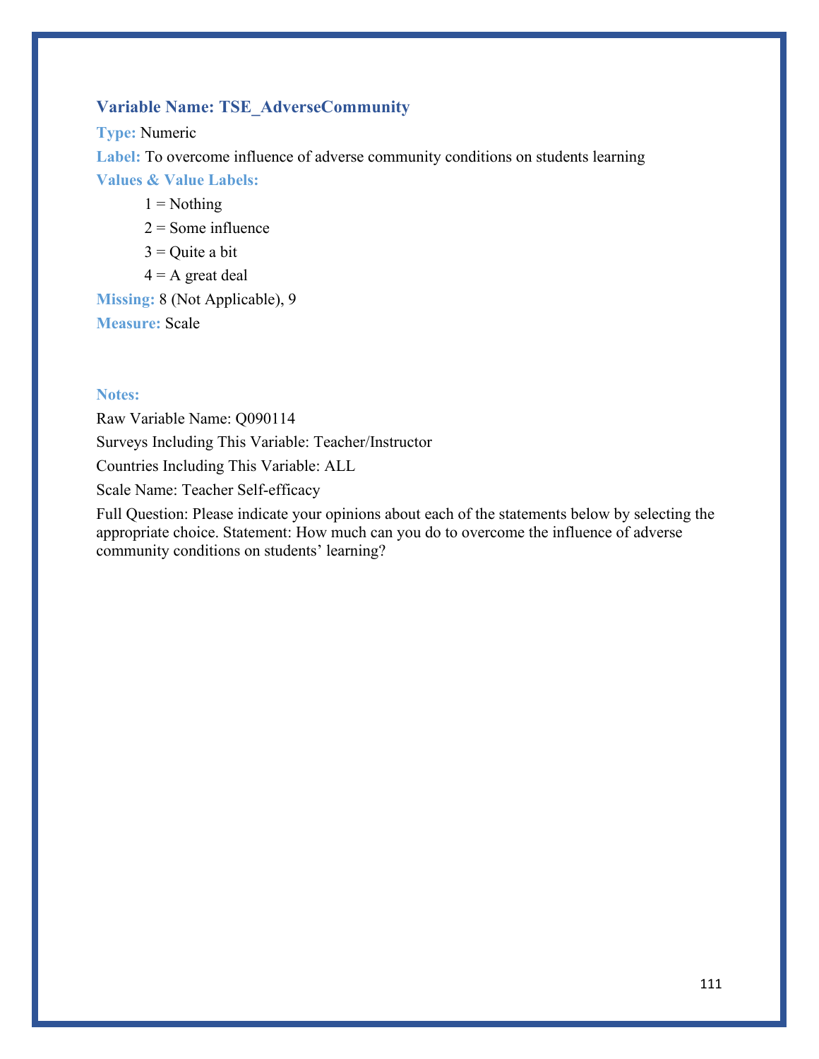### Variable Name: TSE_AdverseCommunity

**Type:** Numeric

**Label:** To overcome influence of adverse community conditions on students learning

**Values & Value Labels:**

- 1 = Nothing
- 2 = Some influence
- 3 = Quite a bit
- 4 = A great deal

**Missing:** 8 (Not Applicable), 9

**Measure:** Scale

**Notes:**

Raw Variable Name: Q090114

Surveys Including This Variable: Teacher/Instructor

Countries Including This Variable: ALL

Scale Name: Teacher Self-efficacy

Full Question: Please indicate your opinions about each of the statements below by selecting the appropriate choice. Statement: How much can you do to overcome the influence of adverse community conditions on students' learning?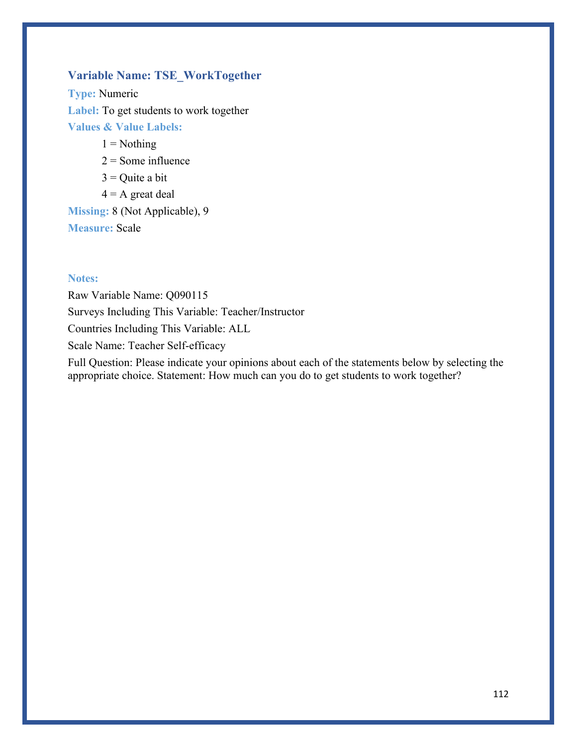### Variable Name: TSE_WorkTogether

**Type:** Numeric

**Label:** To get students to work together

**Values & Value Labels:**

- 1 = Nothing
- 2 = Some influence
- 3 = Quite a bit
- 4 = A great deal

**Missing:** 8 (Not Applicable), 9

**Measure:** Scale

**Notes:**

Raw Variable Name: Q090115

Surveys Including This Variable: Teacher/Instructor

Countries Including This Variable: ALL

Scale Name: Teacher Self-efficacy

Full Question: Please indicate your opinions about each of the statements below by selecting the appropriate choice. Statement: How much can you do to get students to work together?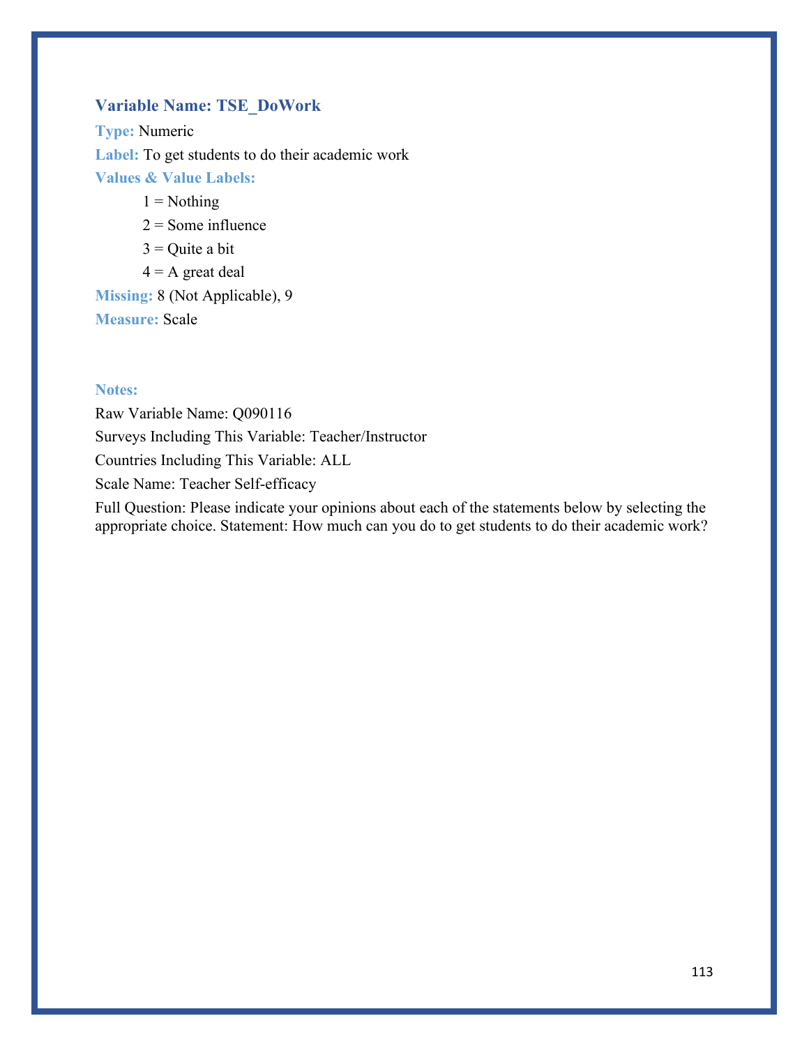### Variable Name: TSE_DoWork

**Type:** Numeric

**Label:** To get students to do their academic work

**Values & Value Labels:**

1 = Nothing

2 = Some influence

3 = Quite a bit

4 = A great deal

**Missing:** 8 (Not Applicable), 9

**Measure:** Scale

**Notes:**

Raw Variable Name: Q090116

Surveys Including This Variable: Teacher/Instructor

Countries Including This Variable: ALL

Scale Name: Teacher Self-efficacy

Full Question: Please indicate your opinions about each of the statements below by selecting the appropriate choice. Statement: How much can you do to get students to do their academic work?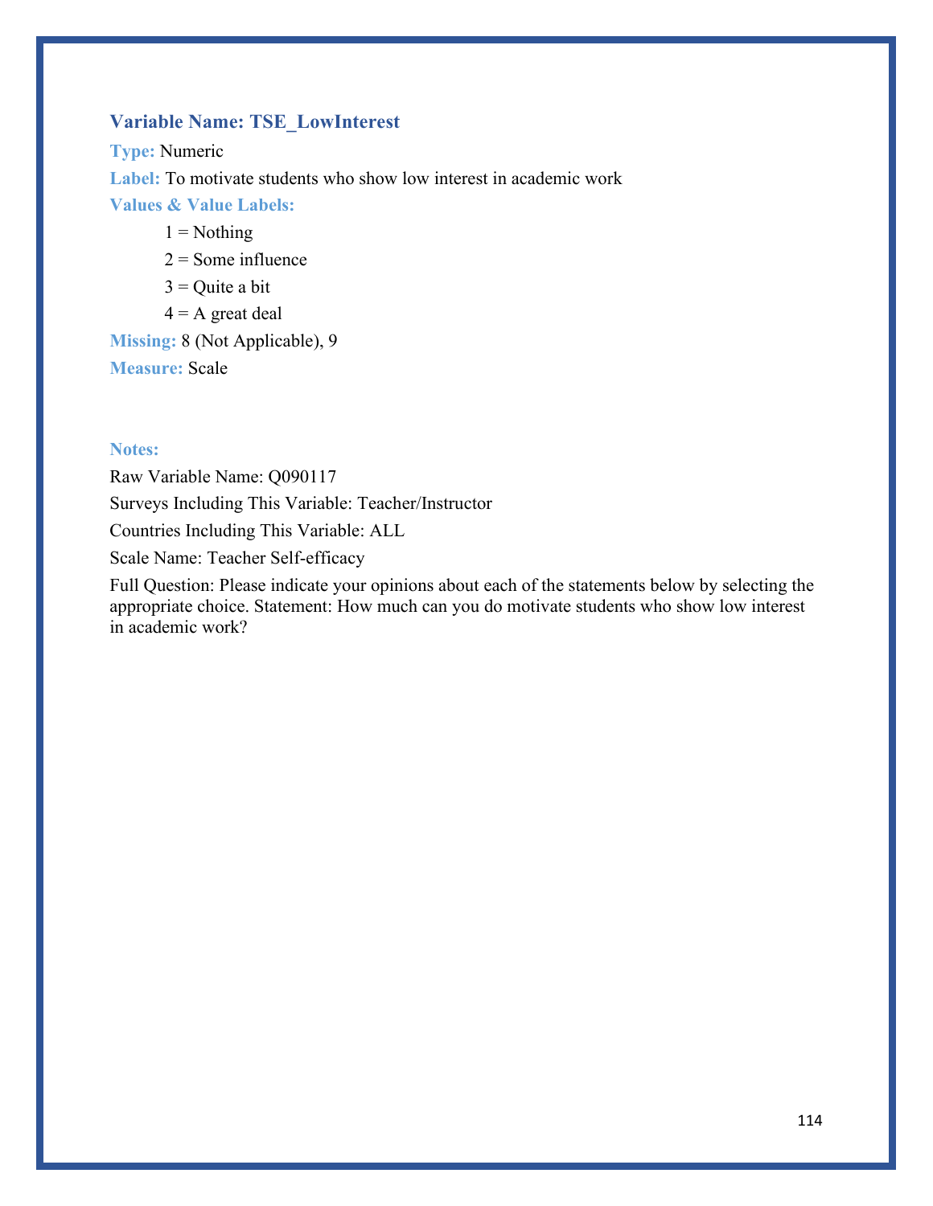### Variable Name: TSE_LowInterest

**Type:** Numeric

**Label:** To motivate students who show low interest in academic work

**Values & Value Labels:**

- 1 = Nothing
- 2 = Some influence
- 3 = Quite a bit
- 4 = A great deal

**Missing:** 8 (Not Applicable), 9

**Measure:** Scale

**Notes:**

Raw Variable Name: Q090117

Surveys Including This Variable: Teacher/Instructor

Countries Including This Variable: ALL

Scale Name: Teacher Self-efficacy

Full Question: Please indicate your opinions about each of the statements below by selecting the appropriate choice. Statement: How much can you do motivate students who show low interest in academic work?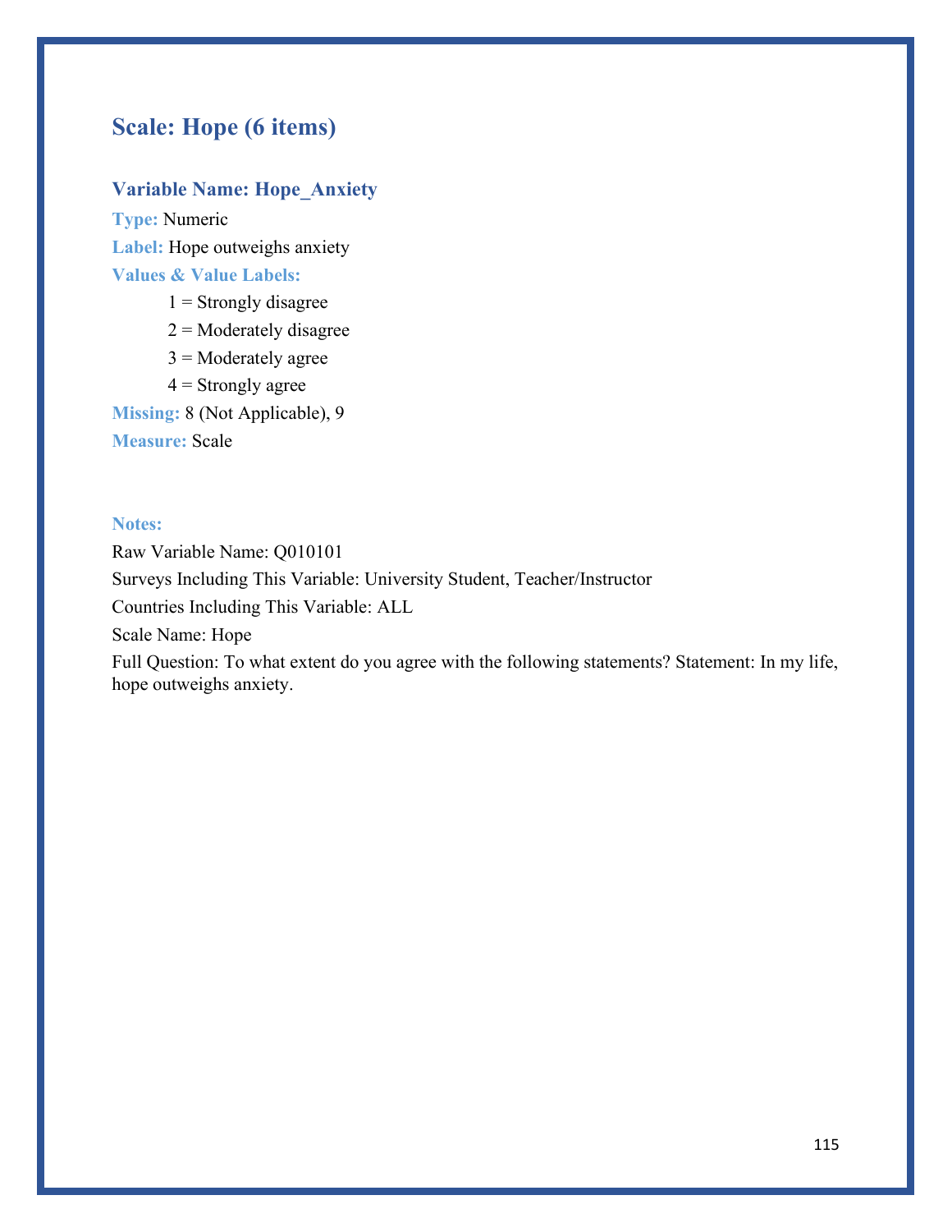## Scale: Hope (6 items)

### Variable Name: Hope_Anxiety

**Type:** Numeric

**Label:** Hope outweighs anxiety

**Values & Value Labels:**

1 = Strongly disagree
2 = Moderately disagree
3 = Moderately agree
4 = Strongly agree

**Missing:** 8 (Not Applicable), 9

**Measure:** Scale

**Notes:**

Raw Variable Name: Q010101
Surveys Including This Variable: University Student, Teacher/Instructor
Countries Including This Variable: ALL
Scale Name: Hope
Full Question: To what extent do you agree with the following statements? Statement: In my life, hope outweighs anxiety.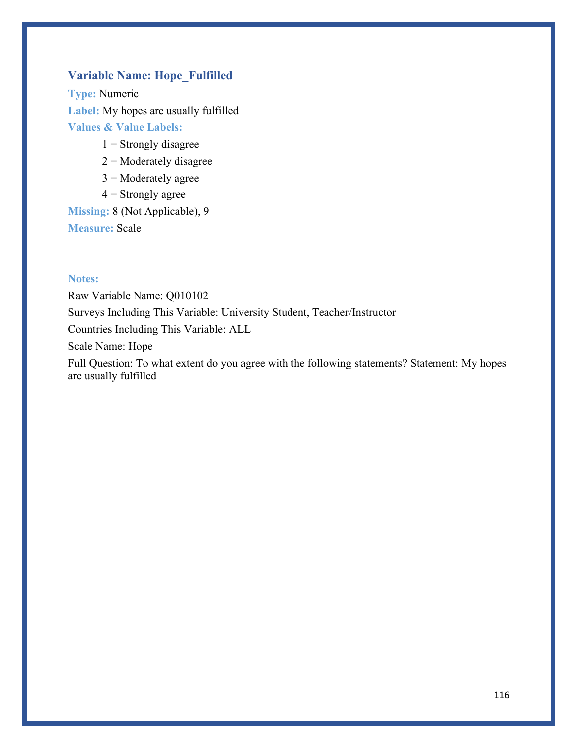### Variable Name: Hope_Fulfilled

**Type:** Numeric

**Label:** My hopes are usually fulfilled

**Values & Value Labels:**

1 = Strongly disagree
2 = Moderately disagree
3 = Moderately agree
4 = Strongly agree

**Missing:** 8 (Not Applicable), 9

**Measure:** Scale

**Notes:**

Raw Variable Name: Q010102

Surveys Including This Variable: University Student, Teacher/Instructor

Countries Including This Variable: ALL

Scale Name: Hope

Full Question: To what extent do you agree with the following statements? Statement: My hopes are usually fulfilled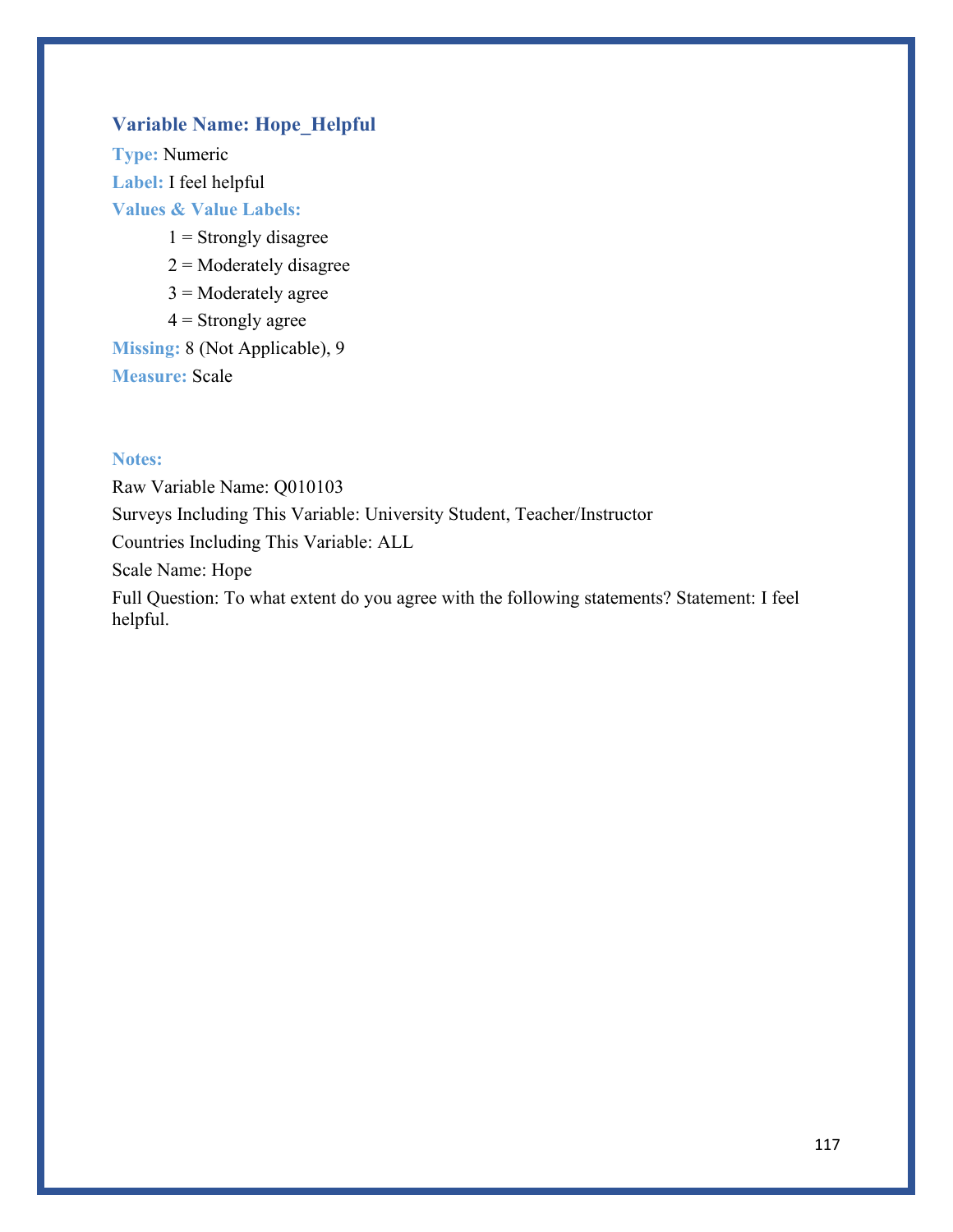### Variable Name: Hope_Helpful

**Type:** Numeric

**Label:** I feel helpful

**Values & Value Labels:**

- 1 = Strongly disagree
- 2 = Moderately disagree
- 3 = Moderately agree
- 4 = Strongly agree

**Missing:** 8 (Not Applicable), 9

**Measure:** Scale

**Notes:**

Raw Variable Name: Q010103

Surveys Including This Variable: University Student, Teacher/Instructor

Countries Including This Variable: ALL

Scale Name: Hope

Full Question: To what extent do you agree with the following statements? Statement: I feel helpful.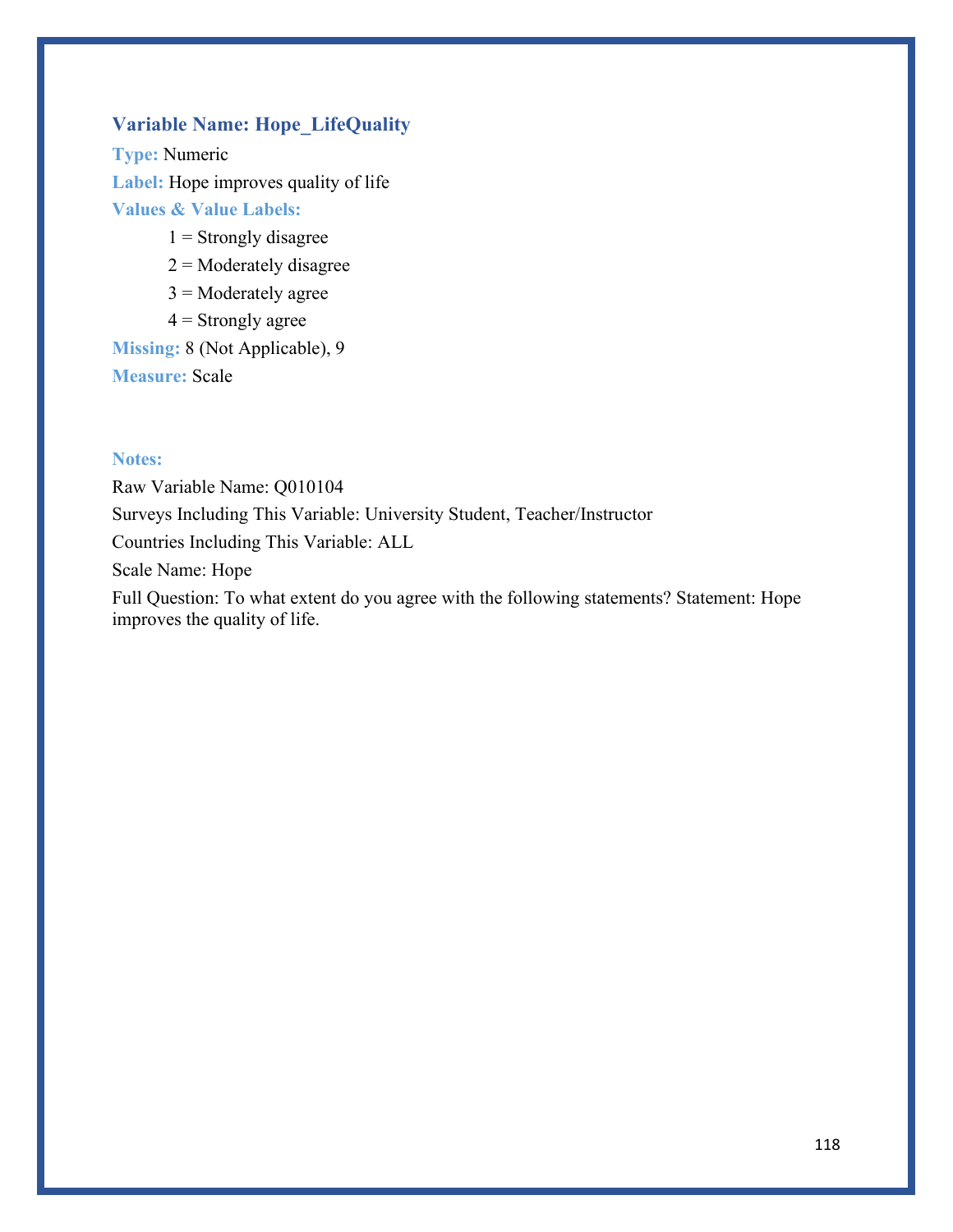### Variable Name: Hope_LifeQuality

**Type:** Numeric

**Label:** Hope improves quality of life

**Values & Value Labels:**

1 = Strongly disagree

2 = Moderately disagree

3 = Moderately agree

4 = Strongly agree

**Missing:** 8 (Not Applicable), 9

**Measure:** Scale

**Notes:**

Raw Variable Name: Q010104

Surveys Including This Variable: University Student, Teacher/Instructor

Countries Including This Variable: ALL

Scale Name: Hope

Full Question: To what extent do you agree with the following statements? Statement: Hope improves the quality of life.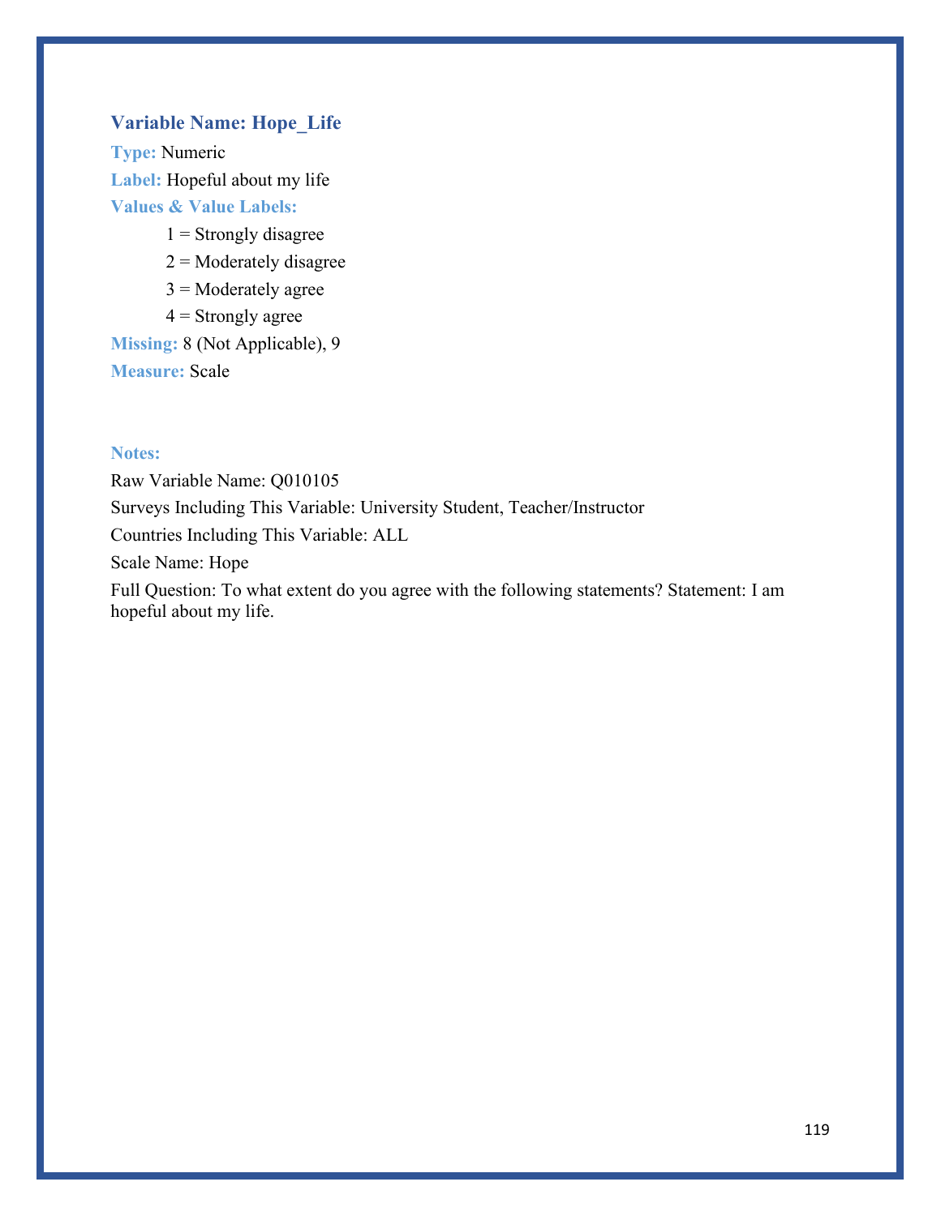### Variable Name: Hope_Life

**Type:** Numeric

**Label:** Hopeful about my life

**Values & Value Labels:**

1 = Strongly disagree
2 = Moderately disagree
3 = Moderately agree
4 = Strongly agree

**Missing:** 8 (Not Applicable), 9

**Measure:** Scale

**Notes:**

Raw Variable Name: Q010105

Surveys Including This Variable: University Student, Teacher/Instructor

Countries Including This Variable: ALL

Scale Name: Hope

Full Question: To what extent do you agree with the following statements? Statement: I am hopeful about my life.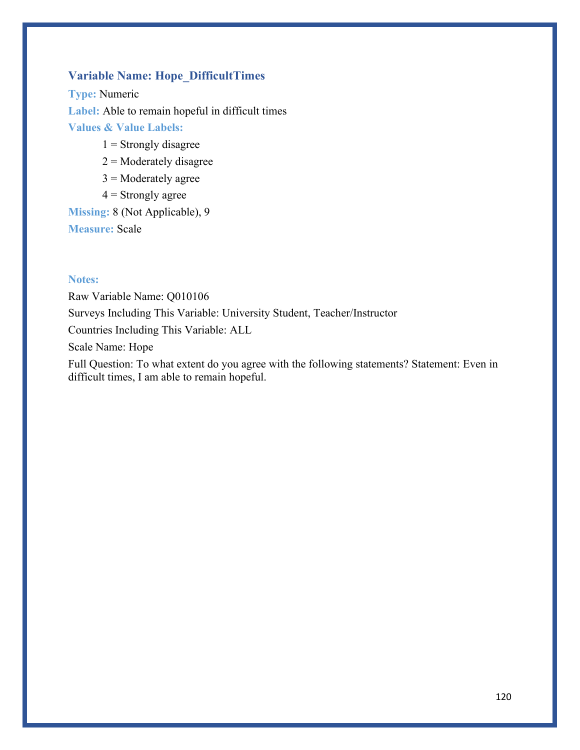### Variable Name: Hope_DifficultTimes

**Type:** Numeric

**Label:** Able to remain hopeful in difficult times

**Values & Value Labels:**

1 = Strongly disagree

2 = Moderately disagree

3 = Moderately agree

4 = Strongly agree

**Missing:** 8 (Not Applicable), 9

**Measure:** Scale

**Notes:**

Raw Variable Name: Q010106

Surveys Including This Variable: University Student, Teacher/Instructor

Countries Including This Variable: ALL

Scale Name: Hope

Full Question: To what extent do you agree with the following statements? Statement: Even in difficult times, I am able to remain hopeful.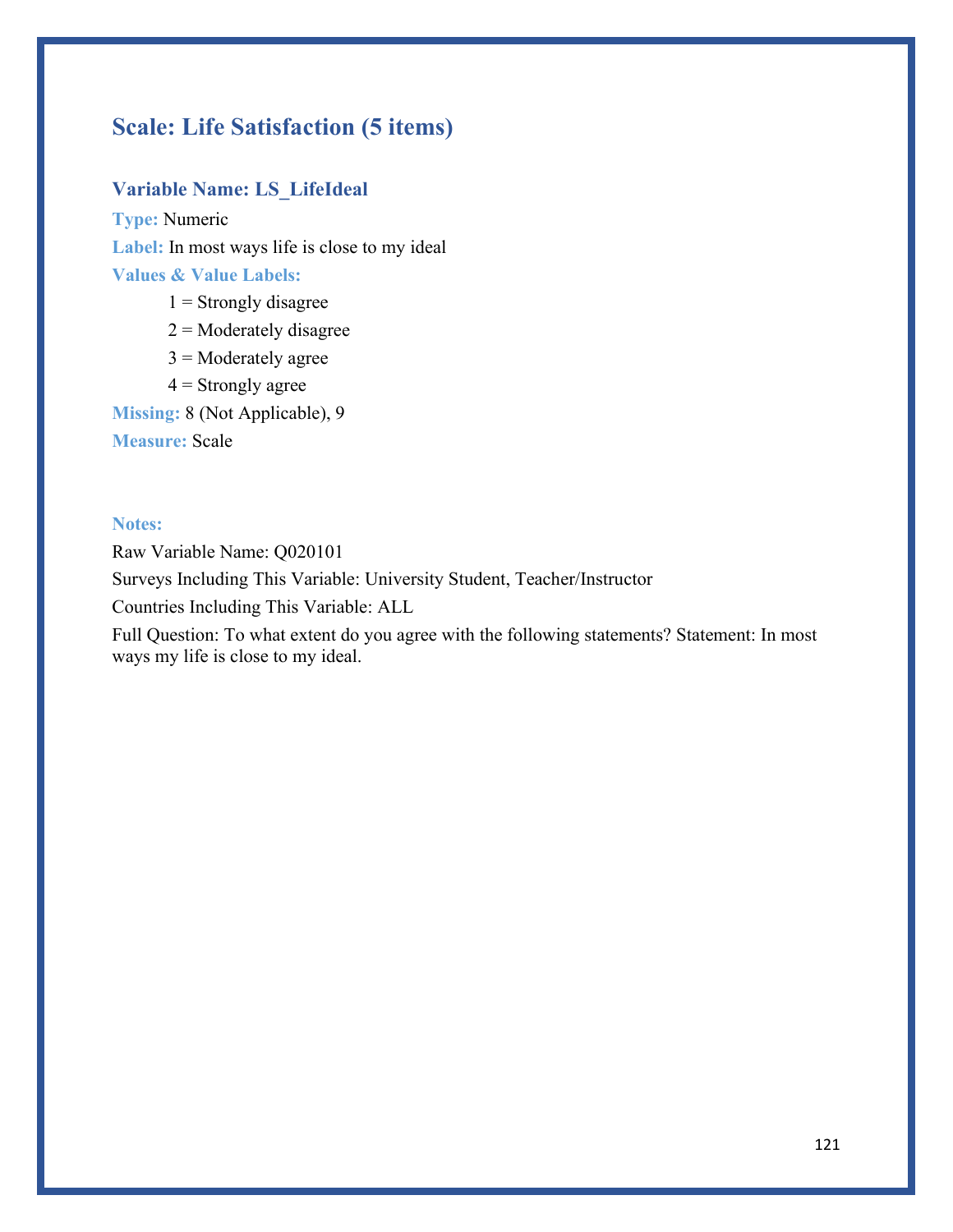## Scale: Life Satisfaction (5 items)

### Variable Name: LS_LifeIdeal

**Type:** Numeric

**Label:** In most ways life is close to my ideal

**Values & Value Labels:**

1 = Strongly disagree

2 = Moderately disagree

3 = Moderately agree

4 = Strongly agree

**Missing:** 8 (Not Applicable), 9

**Measure:** Scale

**Notes:**

Raw Variable Name: Q020101

Surveys Including This Variable: University Student, Teacher/Instructor

Countries Including This Variable: ALL

Full Question: To what extent do you agree with the following statements? Statement: In most ways my life is close to my ideal.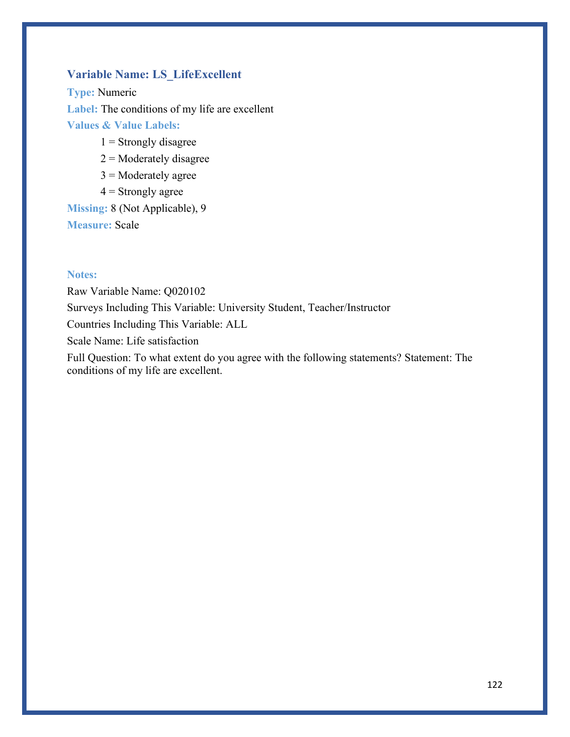### Variable Name: LS_LifeExcellent

**Type:** Numeric

**Label:** The conditions of my life are excellent

**Values & Value Labels:**

- 1 = Strongly disagree
- 2 = Moderately disagree
- 3 = Moderately agree
- 4 = Strongly agree

**Missing:** 8 (Not Applicable), 9

**Measure:** Scale

**Notes:**

Raw Variable Name: Q020102

Surveys Including This Variable: University Student, Teacher/Instructor

Countries Including This Variable: ALL

Scale Name: Life satisfaction

Full Question: To what extent do you agree with the following statements? Statement: The conditions of my life are excellent.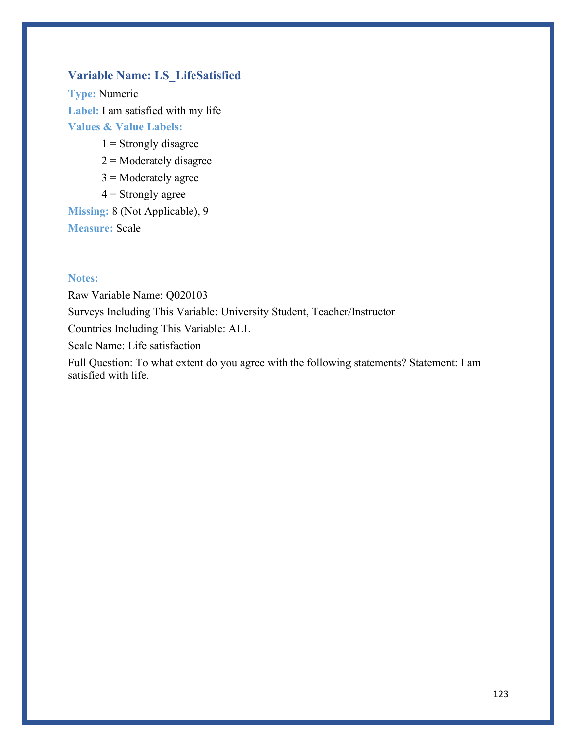### Variable Name: LS_LifeSatisfied

**Type:** Numeric

**Label:** I am satisfied with my life

**Values & Value Labels:**

- 1 = Strongly disagree
- 2 = Moderately disagree
- 3 = Moderately agree
- 4 = Strongly agree

**Missing:** 8 (Not Applicable), 9

**Measure:** Scale

**Notes:**

Raw Variable Name: Q020103

Surveys Including This Variable: University Student, Teacher/Instructor

Countries Including This Variable: ALL

Scale Name: Life satisfaction

Full Question: To what extent do you agree with the following statements? Statement: I am satisfied with life.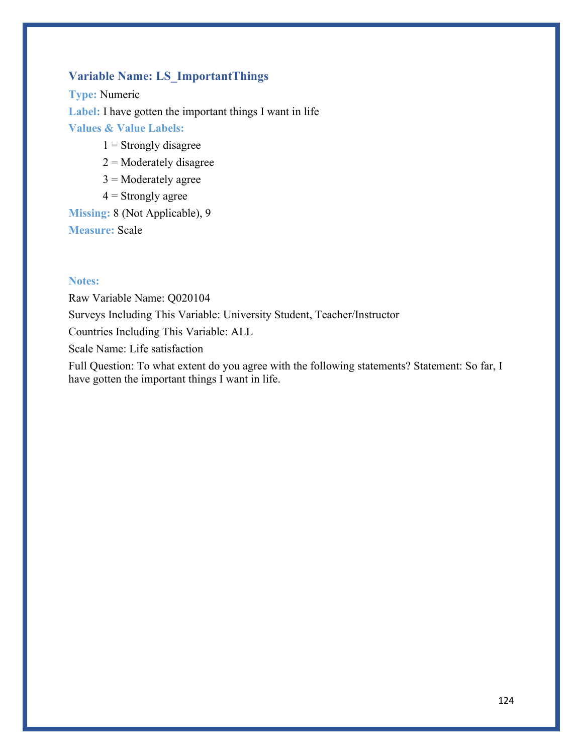### Variable Name: LS_ImportantThings

**Type:** Numeric

**Label:** I have gotten the important things I want in life

**Values & Value Labels:**

1 = Strongly disagree

2 = Moderately disagree

3 = Moderately agree

4 = Strongly agree

**Missing:** 8 (Not Applicable), 9

**Measure:** Scale

**Notes:**

Raw Variable Name: Q020104

Surveys Including This Variable: University Student, Teacher/Instructor

Countries Including This Variable: ALL

Scale Name: Life satisfaction

Full Question: To what extent do you agree with the following statements? Statement: So far, I have gotten the important things I want in life.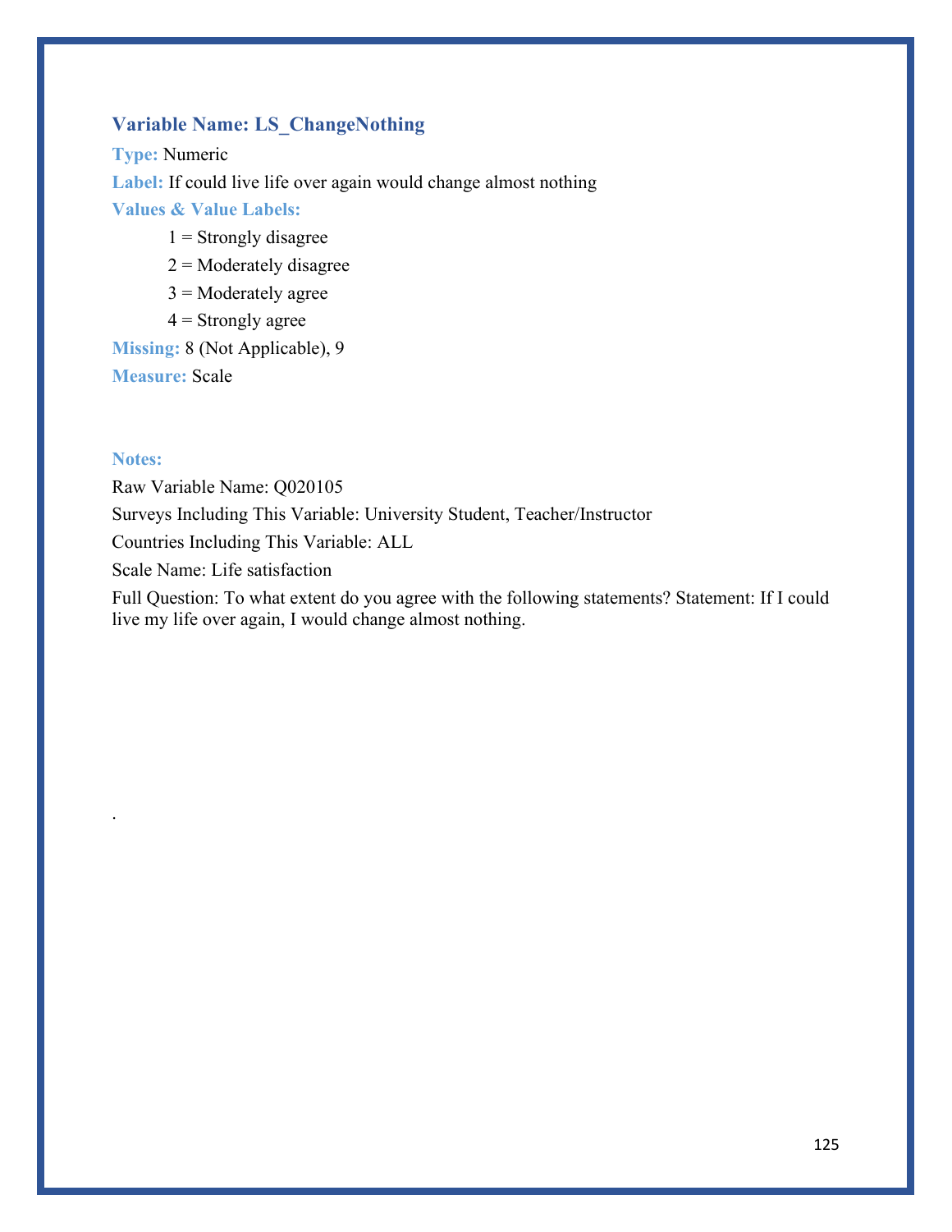### Variable Name: LS_ChangeNothing

**Type:** Numeric

**Label:** If could live life over again would change almost nothing

**Values & Value Labels:**

1 = Strongly disagree

2 = Moderately disagree

3 = Moderately agree

4 = Strongly agree

**Missing:** 8 (Not Applicable), 9

**Measure:** Scale

**Notes:**

Raw Variable Name: Q020105

Surveys Including This Variable: University Student, Teacher/Instructor

Countries Including This Variable: ALL

Scale Name: Life satisfaction

Full Question: To what extent do you agree with the following statements? Statement: If I could live my life over again, I would change almost nothing.

.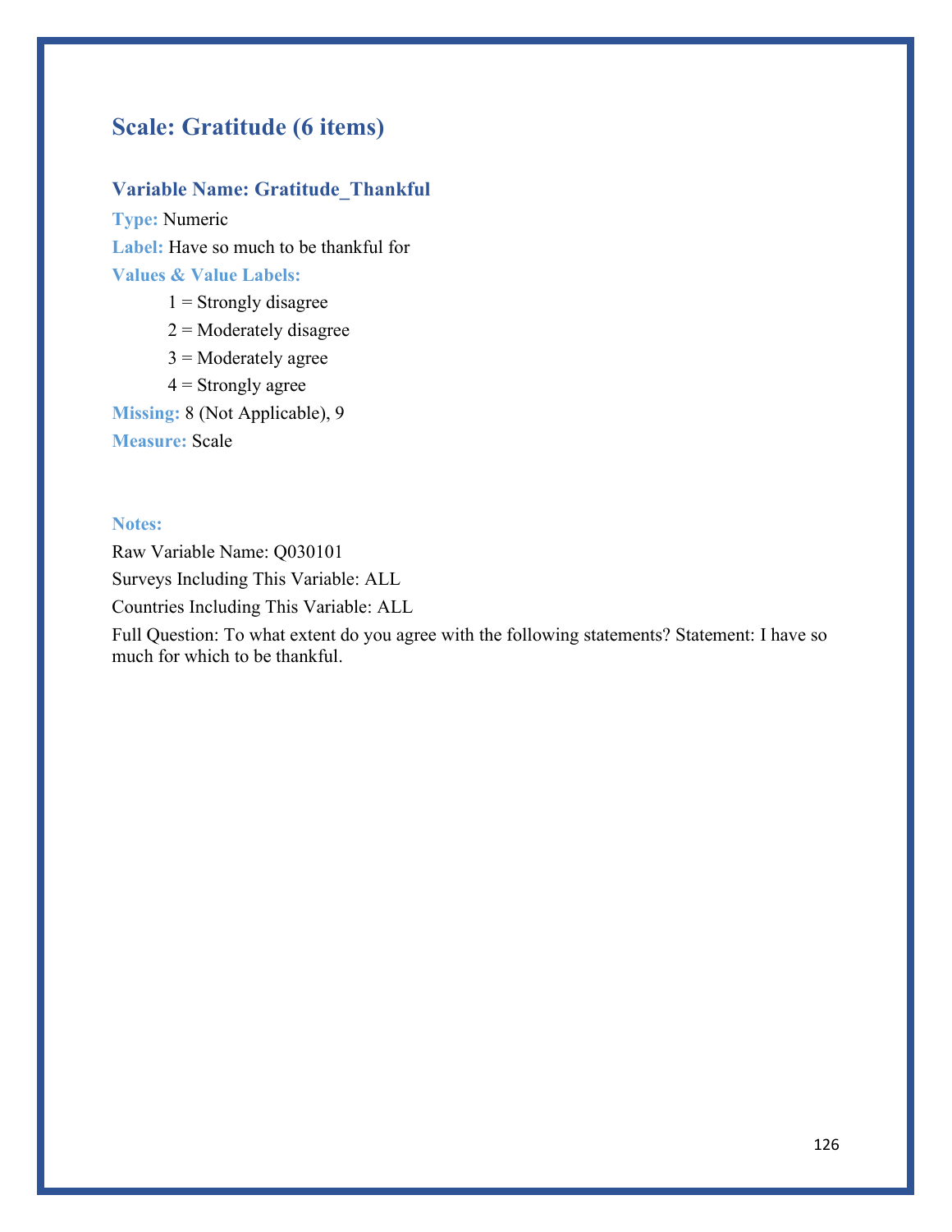## Scale: Gratitude (6 items)

### Variable Name: Gratitude_Thankful

**Type:** Numeric

**Label:** Have so much to be thankful for

**Values & Value Labels:**

1 = Strongly disagree

2 = Moderately disagree

3 = Moderately agree

4 = Strongly agree

**Missing:** 8 (Not Applicable), 9

**Measure:** Scale

**Notes:**

Raw Variable Name: Q030101

Surveys Including This Variable: ALL

Countries Including This Variable: ALL

Full Question: To what extent do you agree with the following statements? Statement: I have so much for which to be thankful.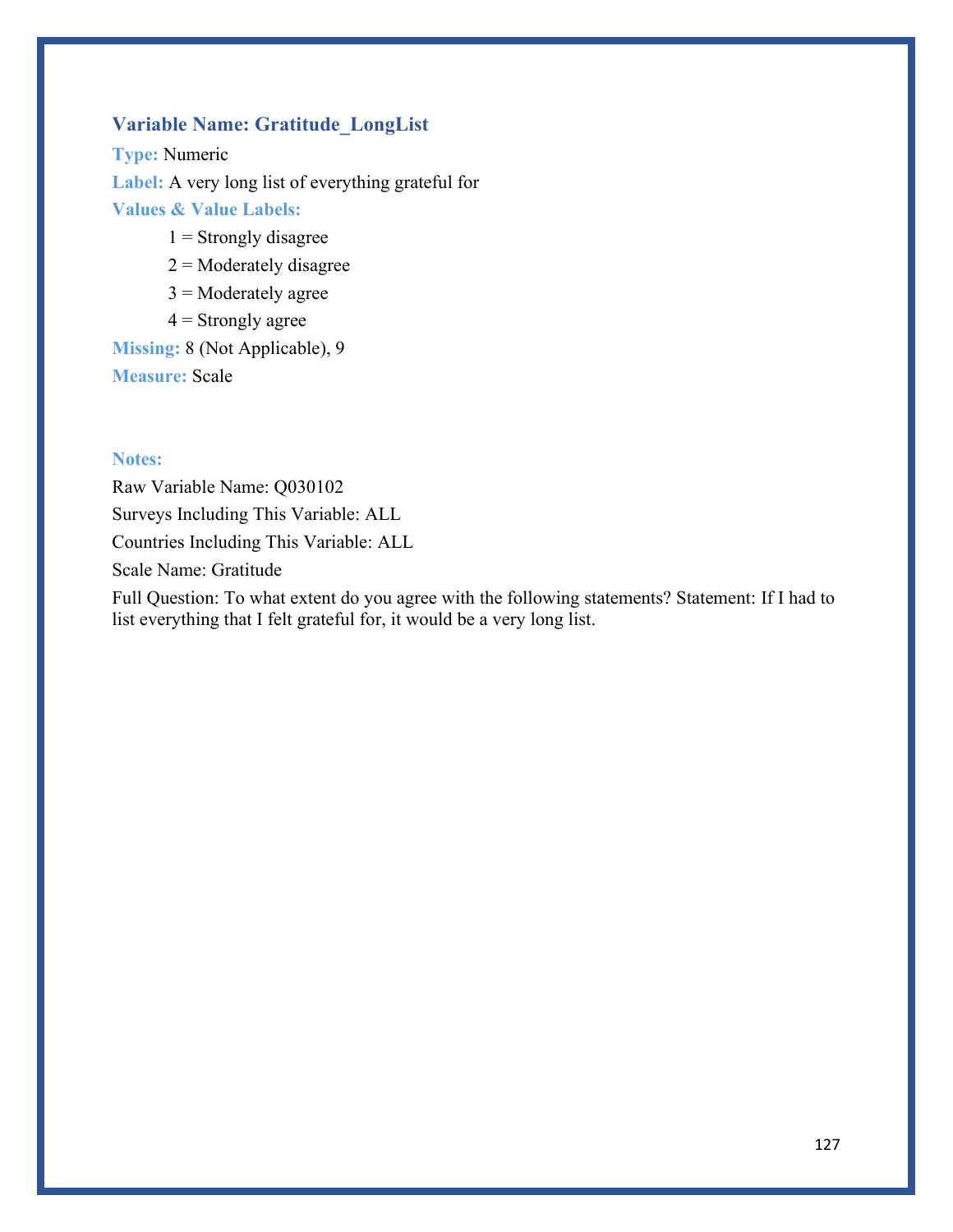### Variable Name: Gratitude_LongList

**Type:** Numeric

**Label:** A very long list of everything grateful for

**Values & Value Labels:**

1 = Strongly disagree

2 = Moderately disagree

3 = Moderately agree

4 = Strongly agree

**Missing:** 8 (Not Applicable), 9

**Measure:** Scale

**Notes:**

Raw Variable Name: Q030102

Surveys Including This Variable: ALL

Countries Including This Variable: ALL

Scale Name: Gratitude

Full Question: To what extent do you agree with the following statements? Statement: If I had to list everything that I felt grateful for, it would be a very long list.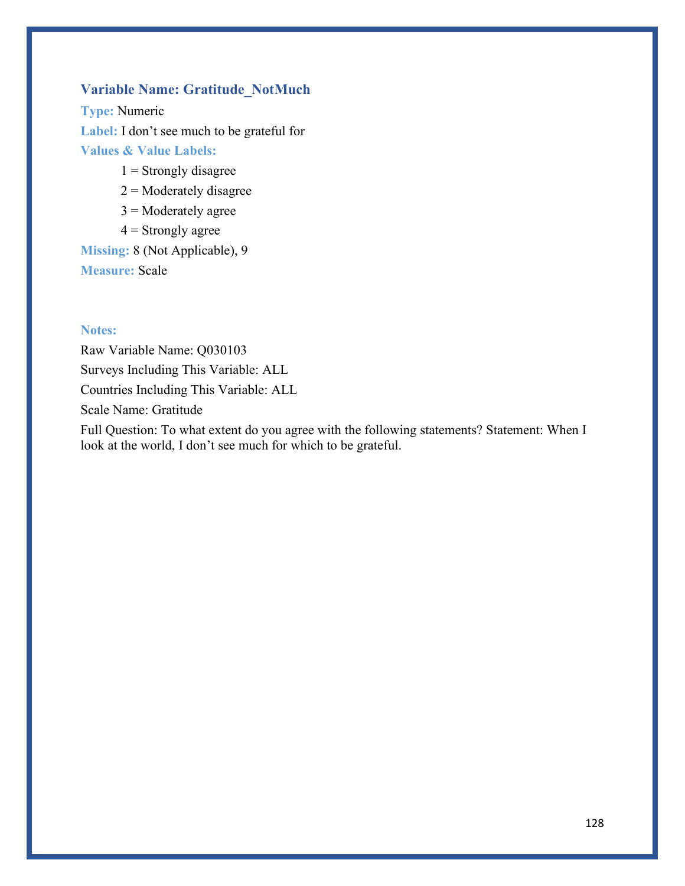### Variable Name: Gratitude_NotMuch

**Type:** Numeric

**Label:** I don't see much to be grateful for

**Values & Value Labels:**

1 = Strongly disagree
2 = Moderately disagree
3 = Moderately agree
4 = Strongly agree

**Missing:** 8 (Not Applicable), 9

**Measure:** Scale

**Notes:**

Raw Variable Name: Q030103
Surveys Including This Variable: ALL
Countries Including This Variable: ALL
Scale Name: Gratitude
Full Question: To what extent do you agree with the following statements? Statement: When I look at the world, I don't see much for which to be grateful.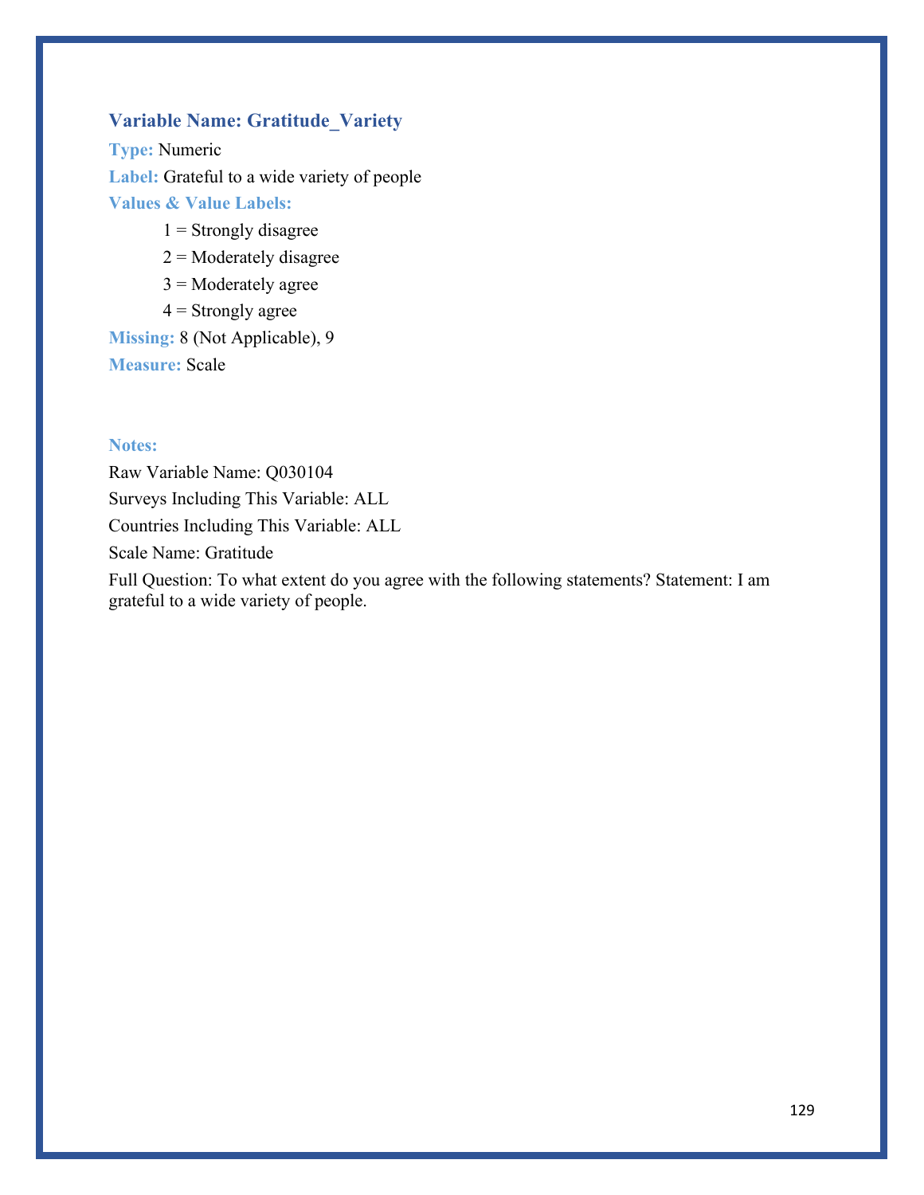### Variable Name: Gratitude_Variety

**Type:** Numeric

**Label:** Grateful to a wide variety of people

**Values & Value Labels:**

1 = Strongly disagree
2 = Moderately disagree
3 = Moderately agree
4 = Strongly agree

**Missing:** 8 (Not Applicable), 9

**Measure:** Scale

**Notes:**

Raw Variable Name: Q030104

Surveys Including This Variable: ALL

Countries Including This Variable: ALL

Scale Name: Gratitude

Full Question: To what extent do you agree with the following statements? Statement: I am grateful to a wide variety of people.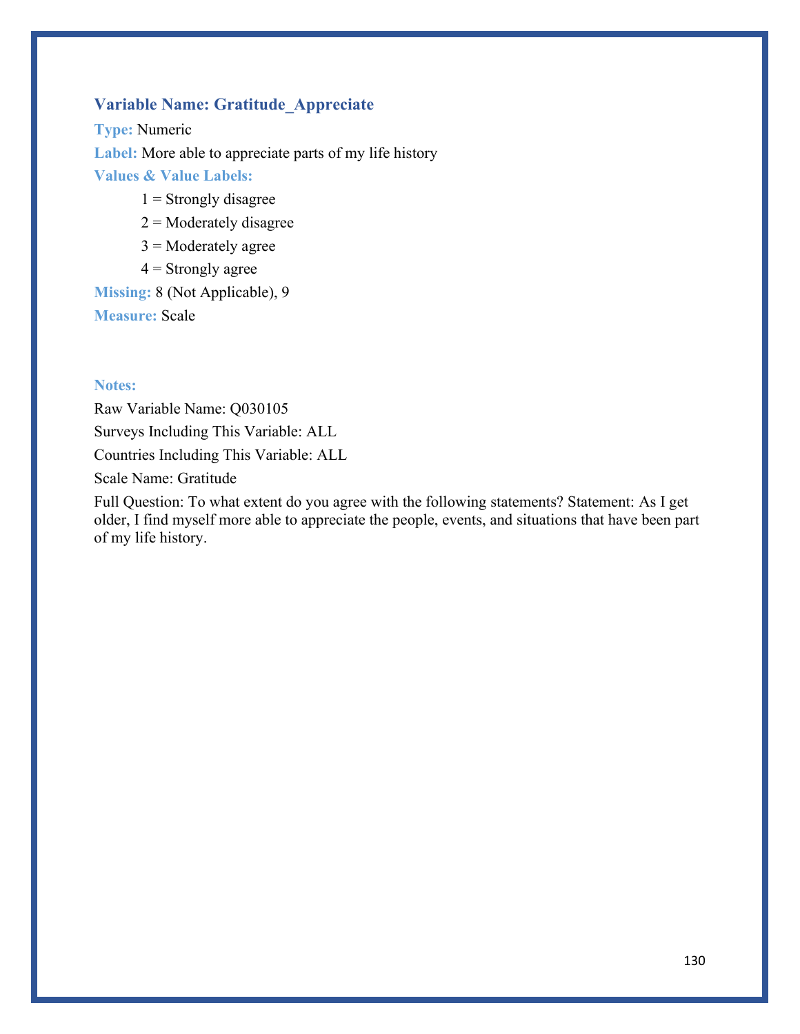### Variable Name: Gratitude_Appreciate

**Type:** Numeric

**Label:** More able to appreciate parts of my life history

**Values & Value Labels:**

1 = Strongly disagree

2 = Moderately disagree

3 = Moderately agree

4 = Strongly agree

**Missing:** 8 (Not Applicable), 9

**Measure:** Scale

**Notes:**

Raw Variable Name: Q030105

Surveys Including This Variable: ALL

Countries Including This Variable: ALL

Scale Name: Gratitude

Full Question: To what extent do you agree with the following statements? Statement: As I get older, I find myself more able to appreciate the people, events, and situations that have been part of my life history.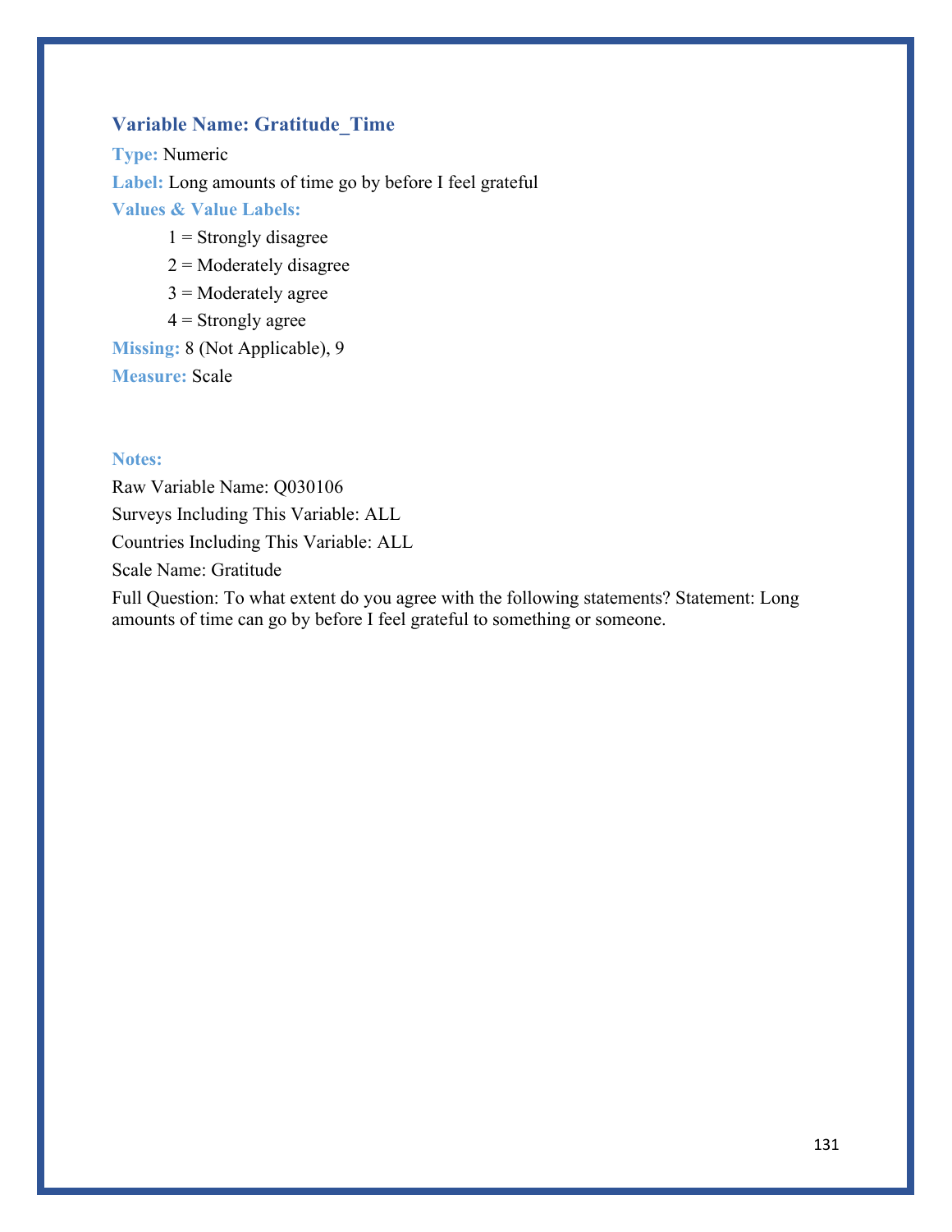### Variable Name: Gratitude_Time

**Type:** Numeric

**Label:** Long amounts of time go by before I feel grateful

**Values & Value Labels:**

1 = Strongly disagree
2 = Moderately disagree
3 = Moderately agree
4 = Strongly agree

**Missing:** 8 (Not Applicable), 9

**Measure:** Scale

**Notes:**

Raw Variable Name: Q030106

Surveys Including This Variable: ALL

Countries Including This Variable: ALL

Scale Name: Gratitude

Full Question: To what extent do you agree with the following statements? Statement: Long amounts of time can go by before I feel grateful to something or someone.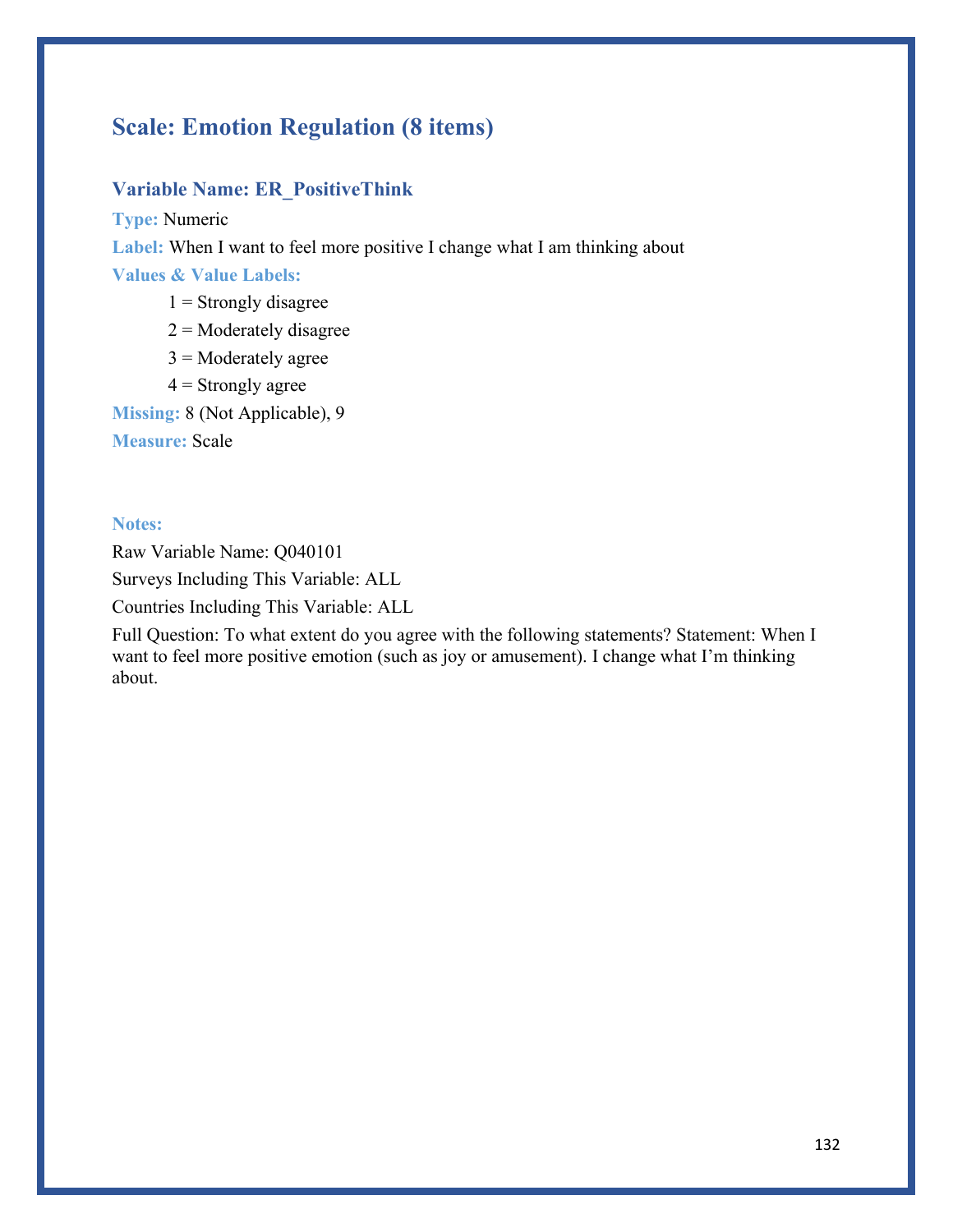## Scale: Emotion Regulation (8 items)

### Variable Name: ER_PositiveThink

**Type:** Numeric

**Label:** When I want to feel more positive I change what I am thinking about

**Values & Value Labels:**

1 = Strongly disagree

2 = Moderately disagree

3 = Moderately agree

4 = Strongly agree

**Missing:** 8 (Not Applicable), 9

**Measure:** Scale

**Notes:**

Raw Variable Name: Q040101

Surveys Including This Variable: ALL

Countries Including This Variable: ALL

Full Question: To what extent do you agree with the following statements? Statement: When I want to feel more positive emotion (such as joy or amusement). I change what I'm thinking about.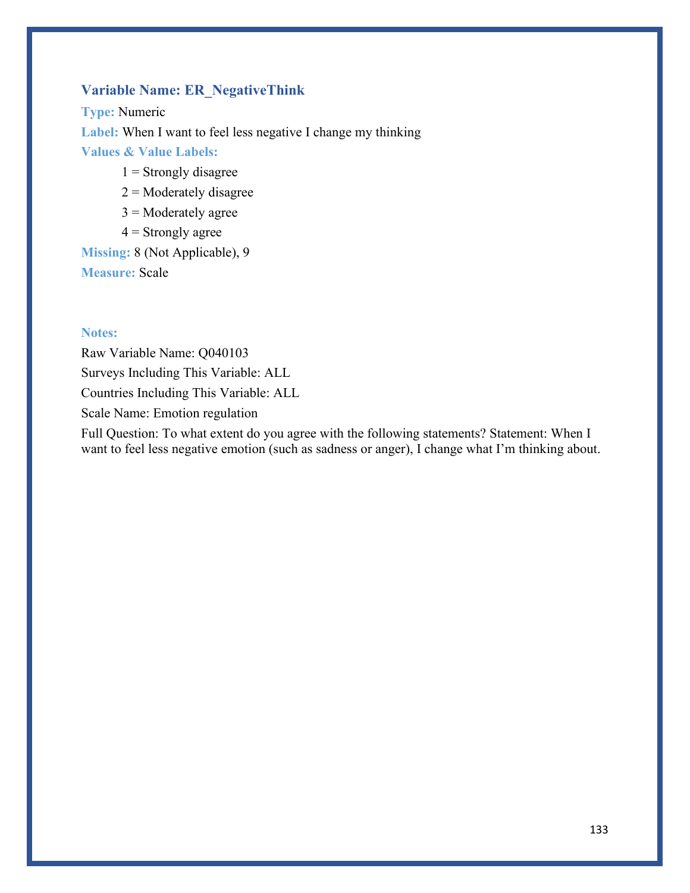### Variable Name: ER_NegativeThink

**Type:** Numeric

**Label:** When I want to feel less negative I change my thinking

**Values & Value Labels:**

1 = Strongly disagree

2 = Moderately disagree

3 = Moderately agree

4 = Strongly agree

**Missing:** 8 (Not Applicable), 9

**Measure:** Scale

**Notes:**

Raw Variable Name: Q040103

Surveys Including This Variable: ALL

Countries Including This Variable: ALL

Scale Name: Emotion regulation

Full Question: To what extent do you agree with the following statements? Statement: When I want to feel less negative emotion (such as sadness or anger), I change what I'm thinking about.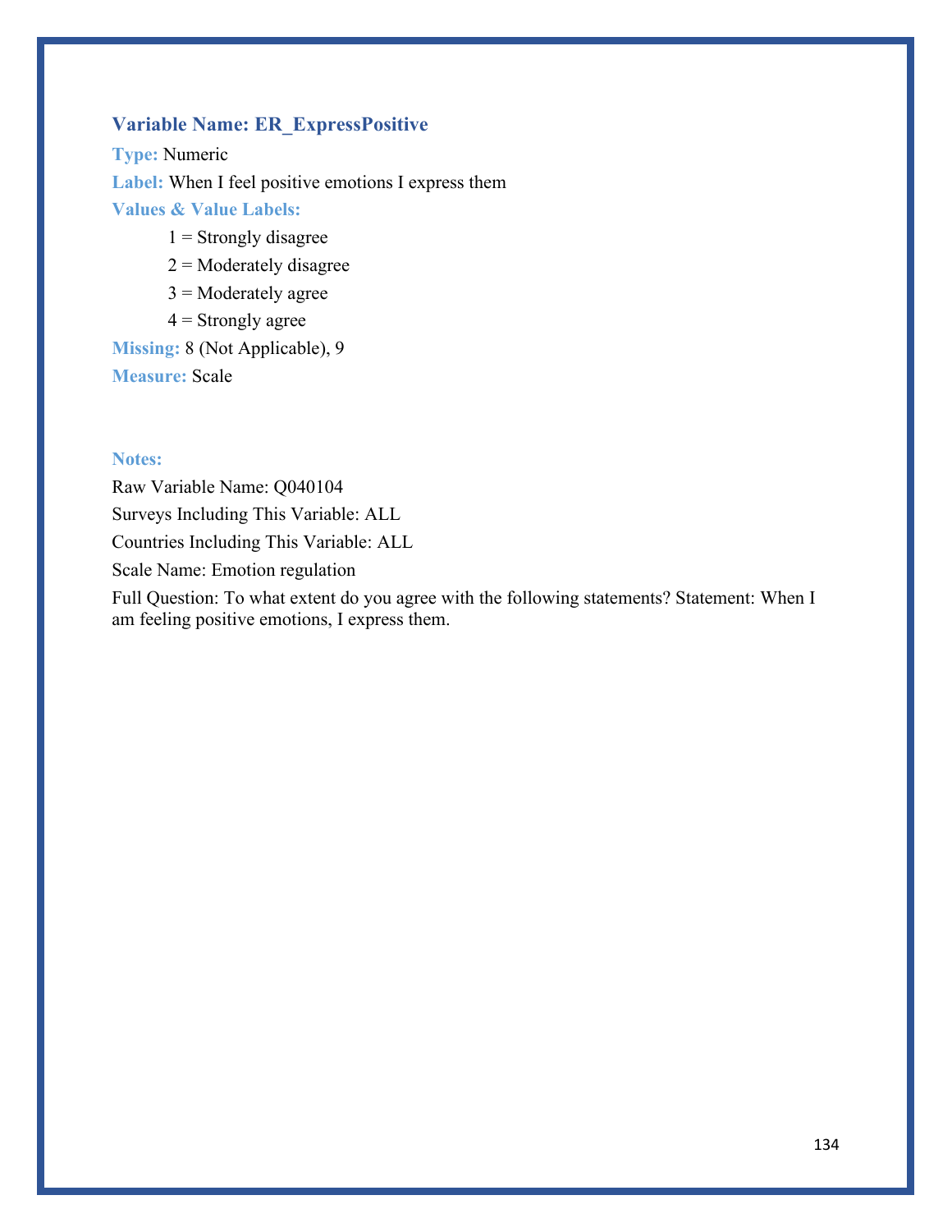### Variable Name: ER_ExpressPositive

**Type:** Numeric

**Label:** When I feel positive emotions I express them

**Values & Value Labels:**

- 1 = Strongly disagree
- 2 = Moderately disagree
- 3 = Moderately agree
- 4 = Strongly agree

**Missing:** 8 (Not Applicable), 9

**Measure:** Scale

**Notes:**

Raw Variable Name: Q040104

Surveys Including This Variable: ALL

Countries Including This Variable: ALL

Scale Name: Emotion regulation

Full Question: To what extent do you agree with the following statements? Statement: When I am feeling positive emotions, I express them.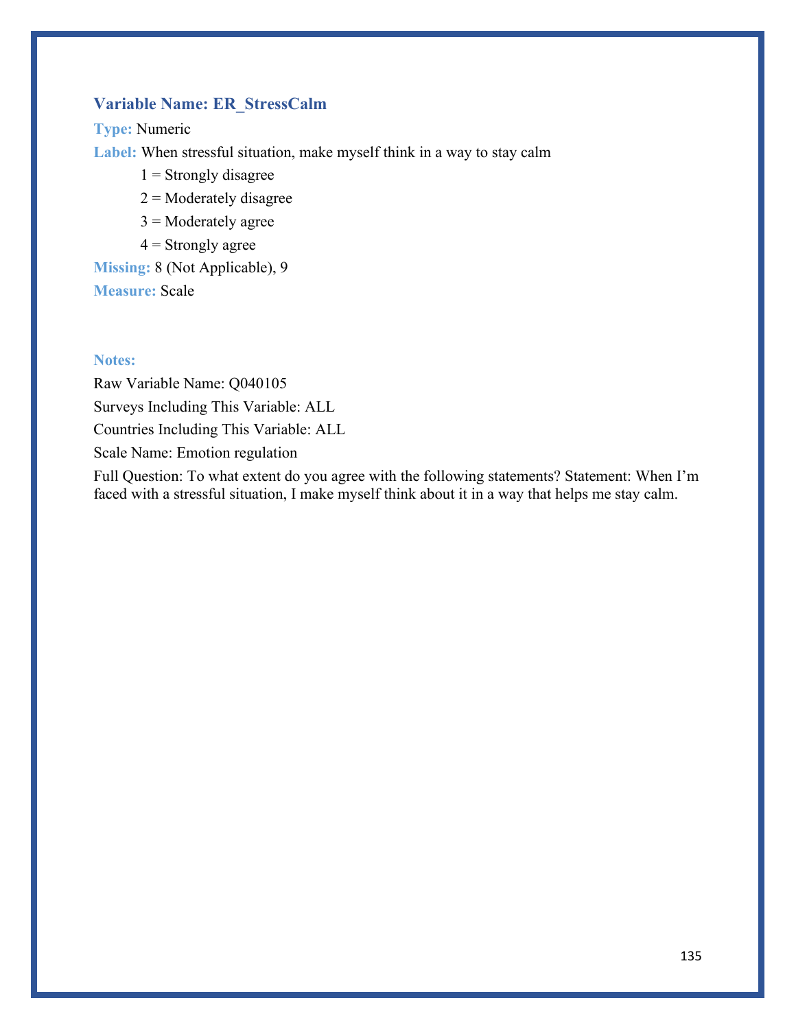### Variable Name: ER_StressCalm

**Type:** Numeric

**Label:** When stressful situation, make myself think in a way to stay calm

- 1 = Strongly disagree
- 2 = Moderately disagree
- 3 = Moderately agree
- 4 = Strongly agree

**Missing:** 8 (Not Applicable), 9

**Measure:** Scale

**Notes:**

Raw Variable Name: Q040105

Surveys Including This Variable: ALL

Countries Including This Variable: ALL

Scale Name: Emotion regulation

Full Question: To what extent do you agree with the following statements? Statement: When I'm faced with a stressful situation, I make myself think about it in a way that helps me stay calm.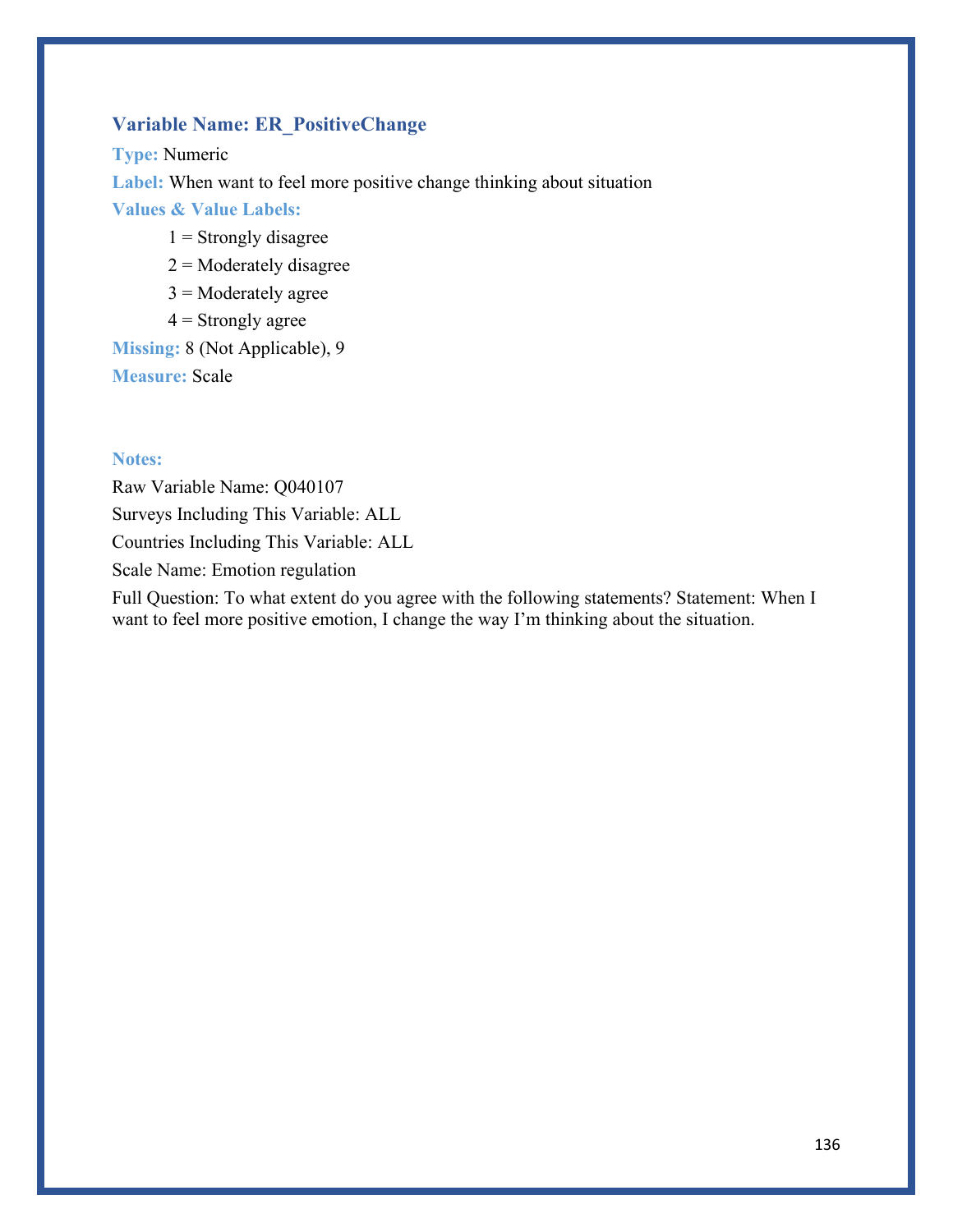### Variable Name: ER_PositiveChange

**Type:** Numeric

**Label:** When want to feel more positive change thinking about situation

**Values & Value Labels:**

1 = Strongly disagree
2 = Moderately disagree
3 = Moderately agree
4 = Strongly agree

**Missing:** 8 (Not Applicable), 9

**Measure:** Scale

**Notes:**

Raw Variable Name: Q040107

Surveys Including This Variable: ALL

Countries Including This Variable: ALL

Scale Name: Emotion regulation

Full Question: To what extent do you agree with the following statements? Statement: When I want to feel more positive emotion, I change the way I'm thinking about the situation.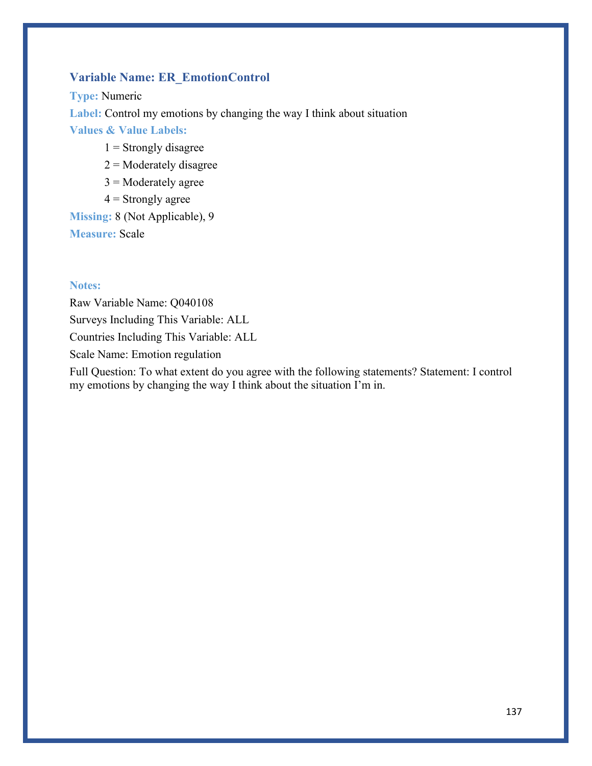### Variable Name: ER_EmotionControl

**Type:** Numeric

**Label:** Control my emotions by changing the way I think about situation

**Values & Value Labels:**

1 = Strongly disagree

2 = Moderately disagree

3 = Moderately agree

4 = Strongly agree

**Missing:** 8 (Not Applicable), 9

**Measure:** Scale

**Notes:**

Raw Variable Name: Q040108

Surveys Including This Variable: ALL

Countries Including This Variable: ALL

Scale Name: Emotion regulation

Full Question: To what extent do you agree with the following statements? Statement: I control my emotions by changing the way I think about the situation I'm in.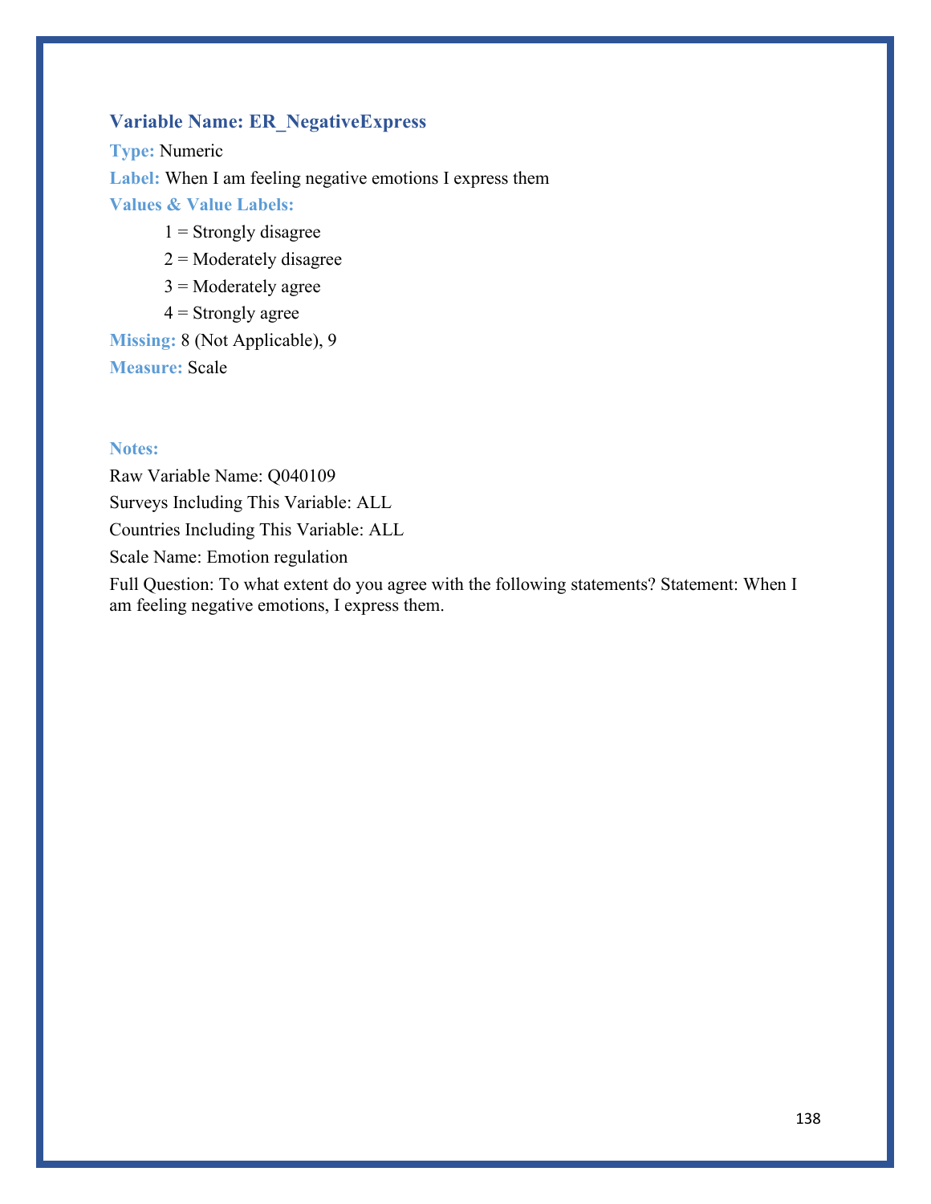### Variable Name: ER_NegativeExpress

**Type:** Numeric

**Label:** When I am feeling negative emotions I express them

**Values & Value Labels:**

1 = Strongly disagree

2 = Moderately disagree

3 = Moderately agree

4 = Strongly agree

**Missing:** 8 (Not Applicable), 9

**Measure:** Scale

**Notes:**

Raw Variable Name: Q040109

Surveys Including This Variable: ALL

Countries Including This Variable: ALL

Scale Name: Emotion regulation

Full Question: To what extent do you agree with the following statements? Statement: When I am feeling negative emotions, I express them.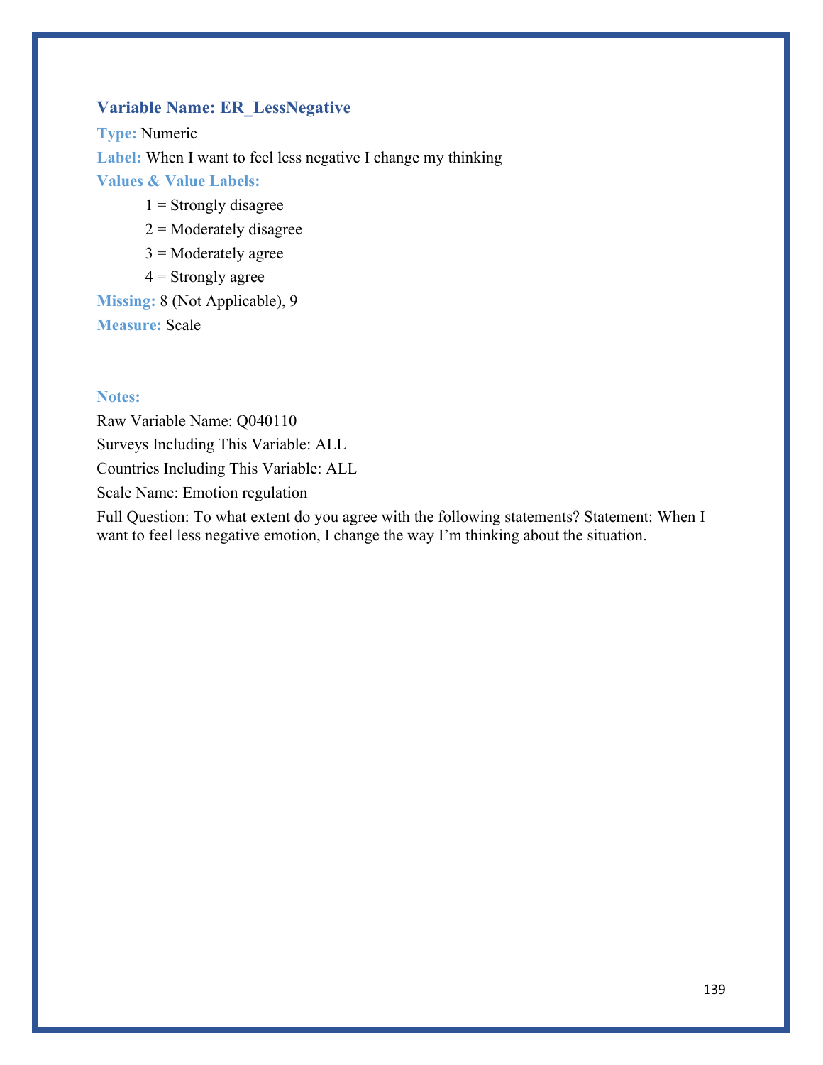### Variable Name: ER_LessNegative

**Type:** Numeric

**Label:** When I want to feel less negative I change my thinking

**Values & Value Labels:**

- 1 = Strongly disagree
- 2 = Moderately disagree
- 3 = Moderately agree
- 4 = Strongly agree

**Missing:** 8 (Not Applicable), 9

**Measure:** Scale

**Notes:**

Raw Variable Name: Q040110

Surveys Including This Variable: ALL

Countries Including This Variable: ALL

Scale Name: Emotion regulation

Full Question: To what extent do you agree with the following statements? Statement: When I want to feel less negative emotion, I change the way I'm thinking about the situation.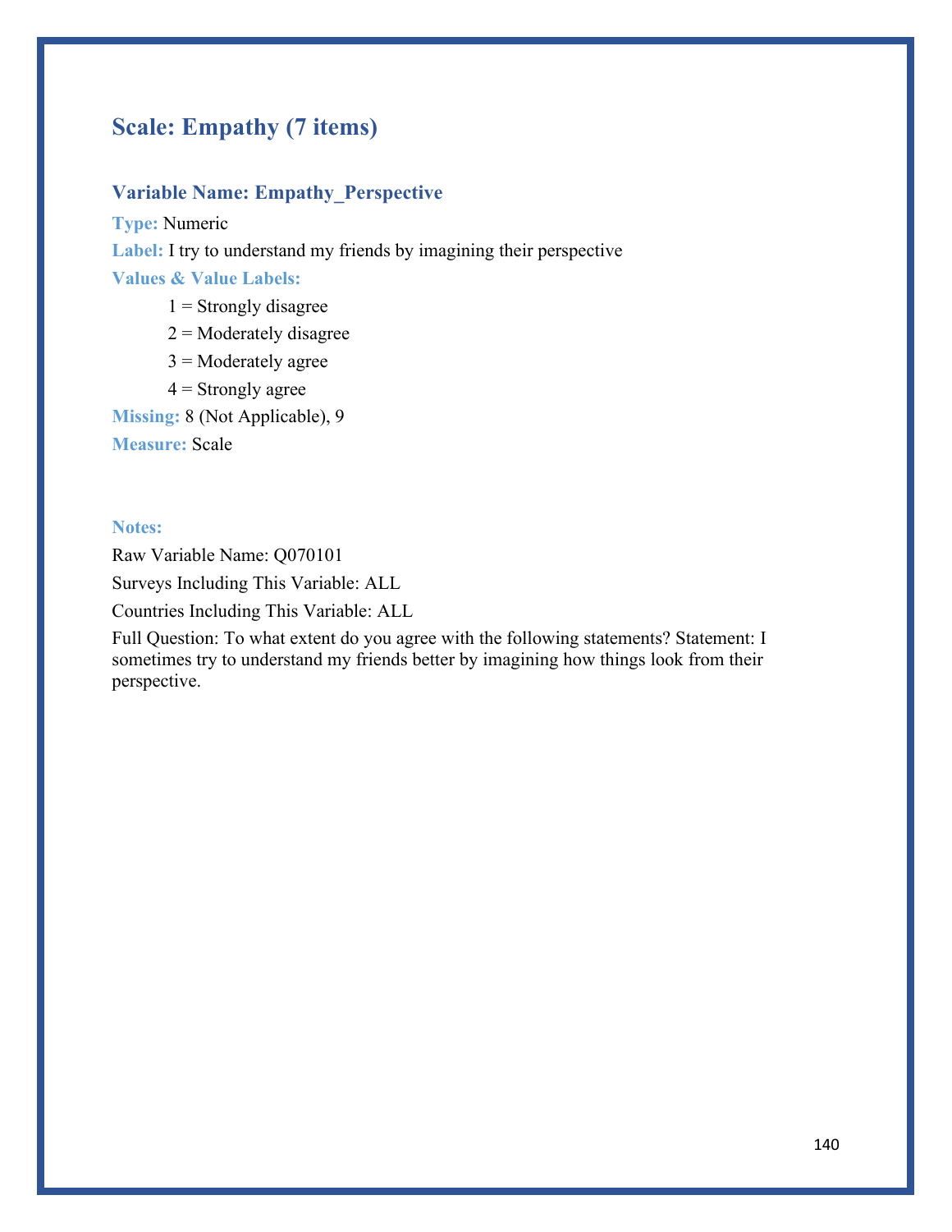## Scale: Empathy (7 items)

### Variable Name: Empathy_Perspective

**Type:** Numeric

**Label:** I try to understand my friends by imagining their perspective

**Values & Value Labels:**

1 = Strongly disagree

2 = Moderately disagree

3 = Moderately agree

4 = Strongly agree

**Missing:** 8 (Not Applicable), 9

**Measure:** Scale

**Notes:**

Raw Variable Name: Q070101

Surveys Including This Variable: ALL

Countries Including This Variable: ALL

Full Question: To what extent do you agree with the following statements? Statement: I sometimes try to understand my friends better by imagining how things look from their perspective.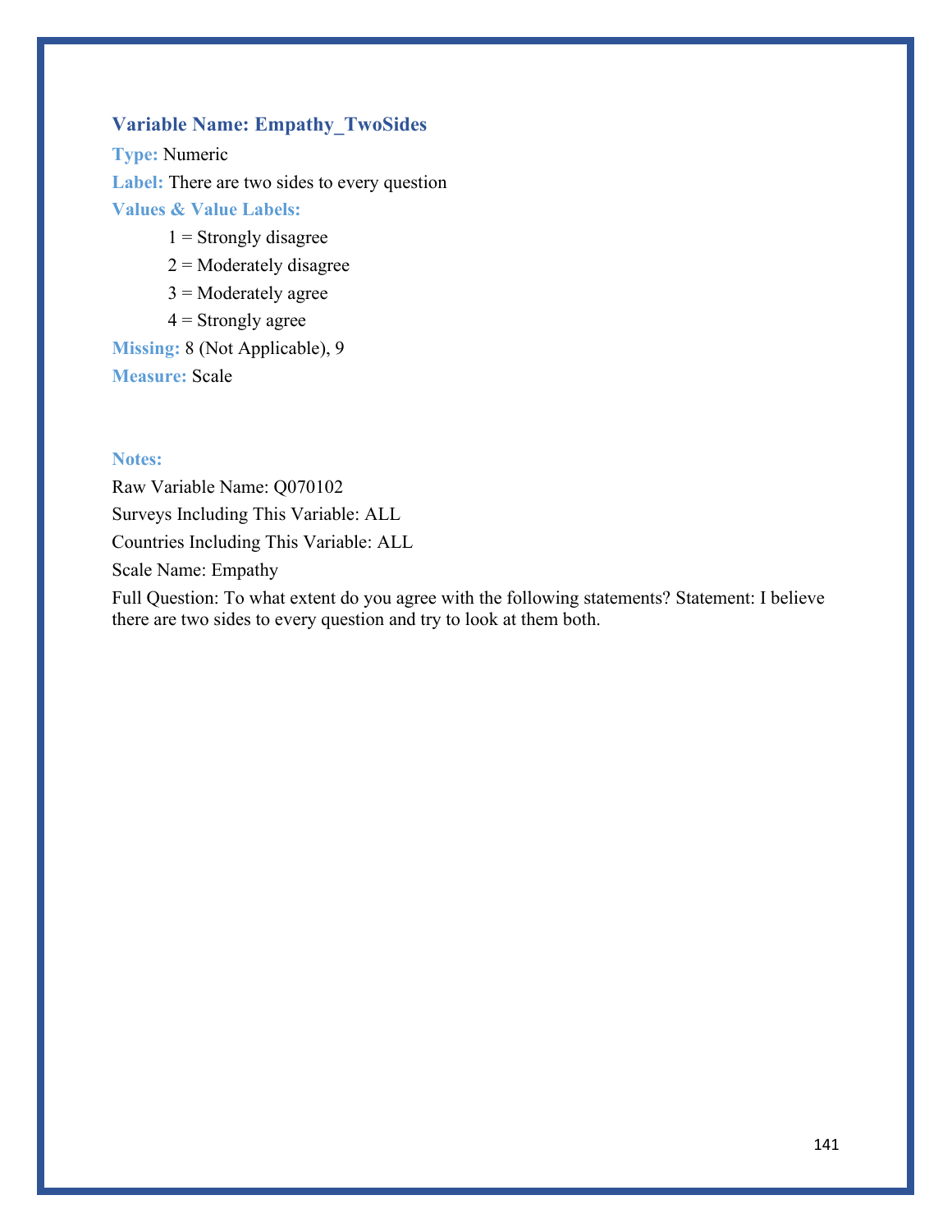### Variable Name: Empathy_TwoSides

**Type:** Numeric

**Label:** There are two sides to every question

**Values & Value Labels:**

1 = Strongly disagree

2 = Moderately disagree

3 = Moderately agree

4 = Strongly agree

**Missing:** 8 (Not Applicable), 9

**Measure:** Scale

**Notes:**

Raw Variable Name: Q070102

Surveys Including This Variable: ALL

Countries Including This Variable: ALL

Scale Name: Empathy

Full Question: To what extent do you agree with the following statements? Statement: I believe there are two sides to every question and try to look at them both.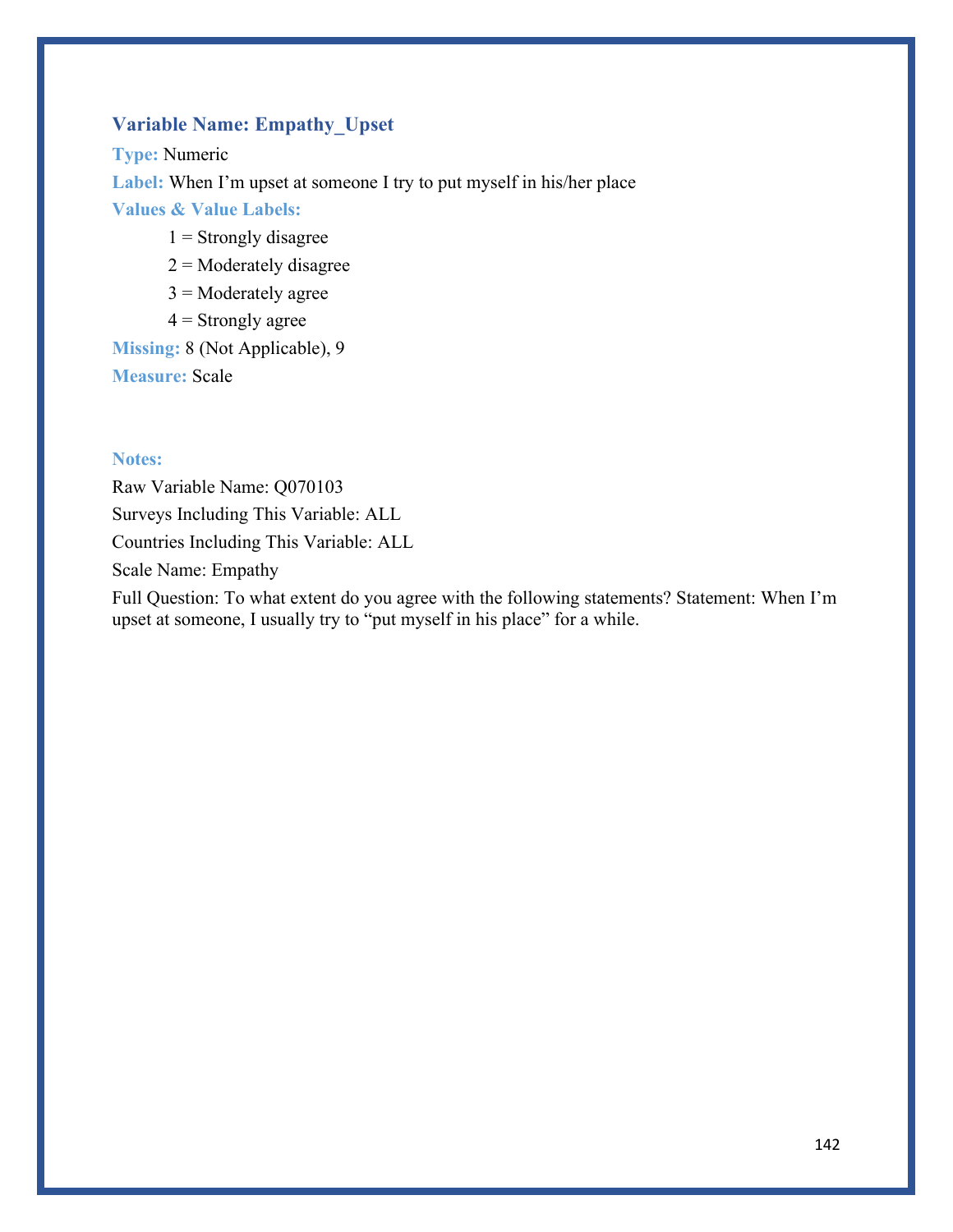### Variable Name: Empathy_Upset

**Type:** Numeric

**Label:** When I'm upset at someone I try to put myself in his/her place

**Values & Value Labels:**

1 = Strongly disagree

2 = Moderately disagree

3 = Moderately agree

4 = Strongly agree

**Missing:** 8 (Not Applicable), 9

**Measure:** Scale

**Notes:**

Raw Variable Name: Q070103

Surveys Including This Variable: ALL

Countries Including This Variable: ALL

Scale Name: Empathy

Full Question: To what extent do you agree with the following statements? Statement: When I'm upset at someone, I usually try to "put myself in his place" for a while.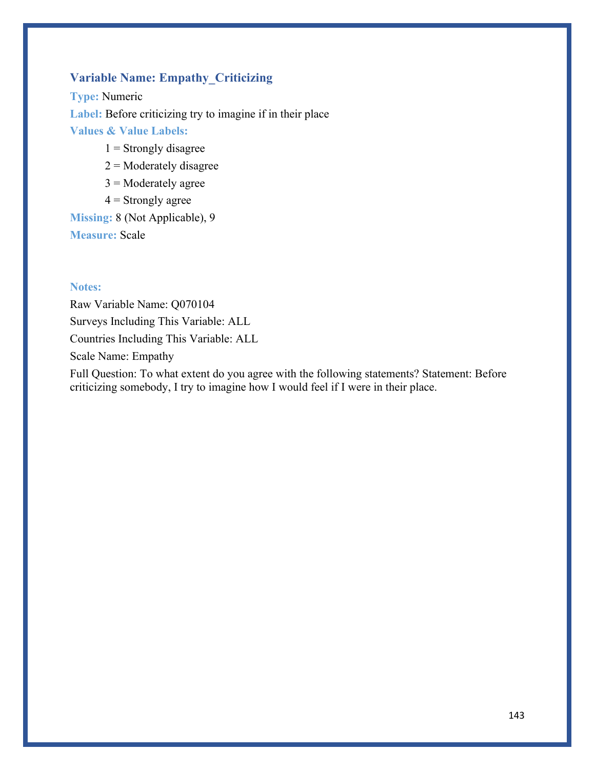### Variable Name: Empathy_Criticizing

**Type:** Numeric

**Label:** Before criticizing try to imagine if in their place

**Values & Value Labels:**

1 = Strongly disagree
2 = Moderately disagree
3 = Moderately agree
4 = Strongly agree

**Missing:** 8 (Not Applicable), 9

**Measure:** Scale

**Notes:**

Raw Variable Name: Q070104

Surveys Including This Variable: ALL

Countries Including This Variable: ALL

Scale Name: Empathy

Full Question: To what extent do you agree with the following statements? Statement: Before criticizing somebody, I try to imagine how I would feel if I were in their place.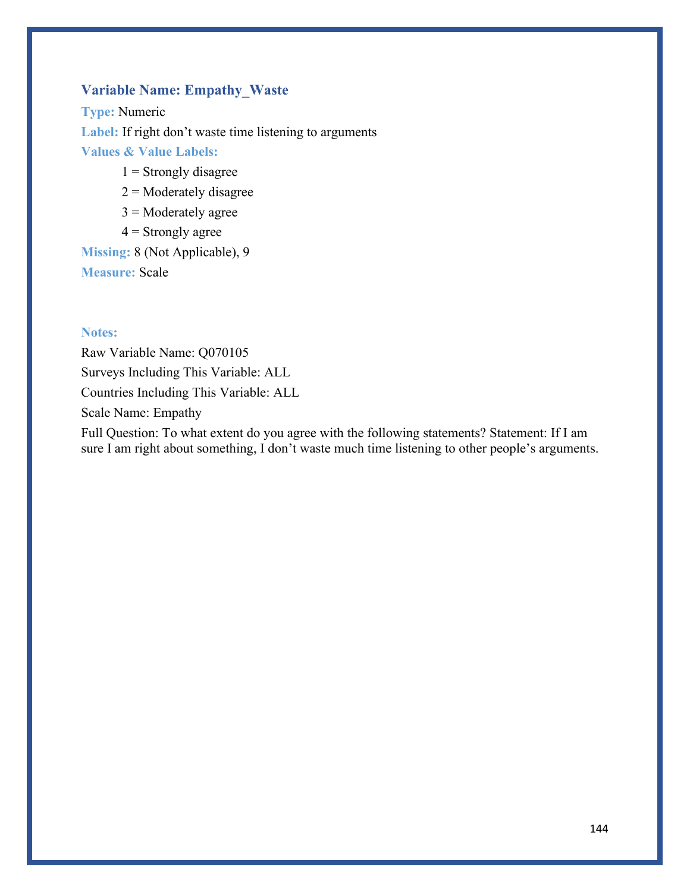### Variable Name: Empathy_Waste

**Type:** Numeric

**Label:** If right don't waste time listening to arguments

**Values & Value Labels:**

1 = Strongly disagree

2 = Moderately disagree

3 = Moderately agree

4 = Strongly agree

**Missing:** 8 (Not Applicable), 9

**Measure:** Scale

**Notes:**

Raw Variable Name: Q070105

Surveys Including This Variable: ALL

Countries Including This Variable: ALL

Scale Name: Empathy

Full Question: To what extent do you agree with the following statements? Statement: If I am sure I am right about something, I don't waste much time listening to other people's arguments.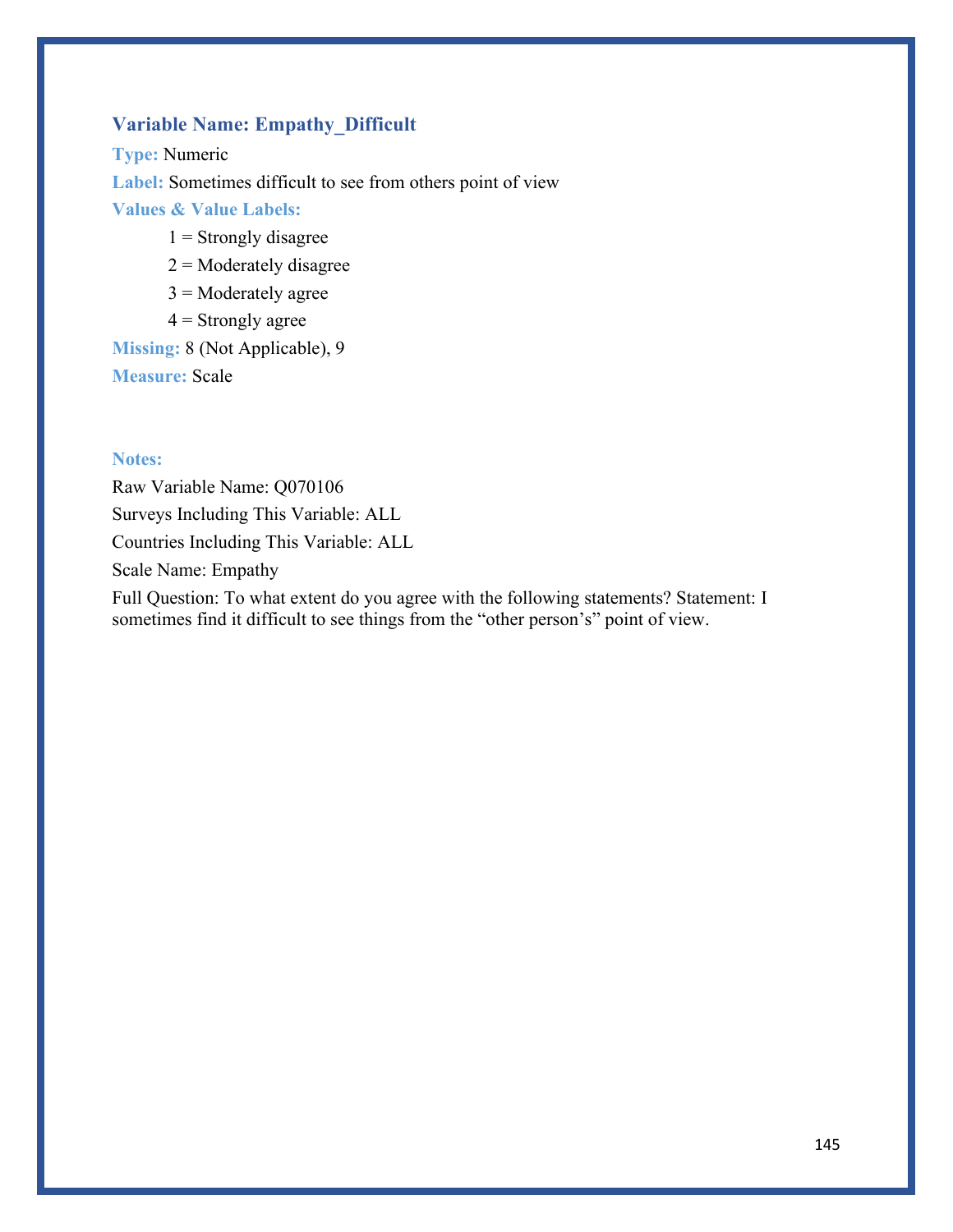### Variable Name: Empathy_Difficult

**Type:** Numeric

**Label:** Sometimes difficult to see from others point of view

**Values & Value Labels:**

- 1 = Strongly disagree
- 2 = Moderately disagree
- 3 = Moderately agree
- 4 = Strongly agree

**Missing:** 8 (Not Applicable), 9

**Measure:** Scale

**Notes:**

Raw Variable Name: Q070106

Surveys Including This Variable: ALL

Countries Including This Variable: ALL

Scale Name: Empathy

Full Question: To what extent do you agree with the following statements? Statement: I sometimes find it difficult to see things from the "other person's" point of view.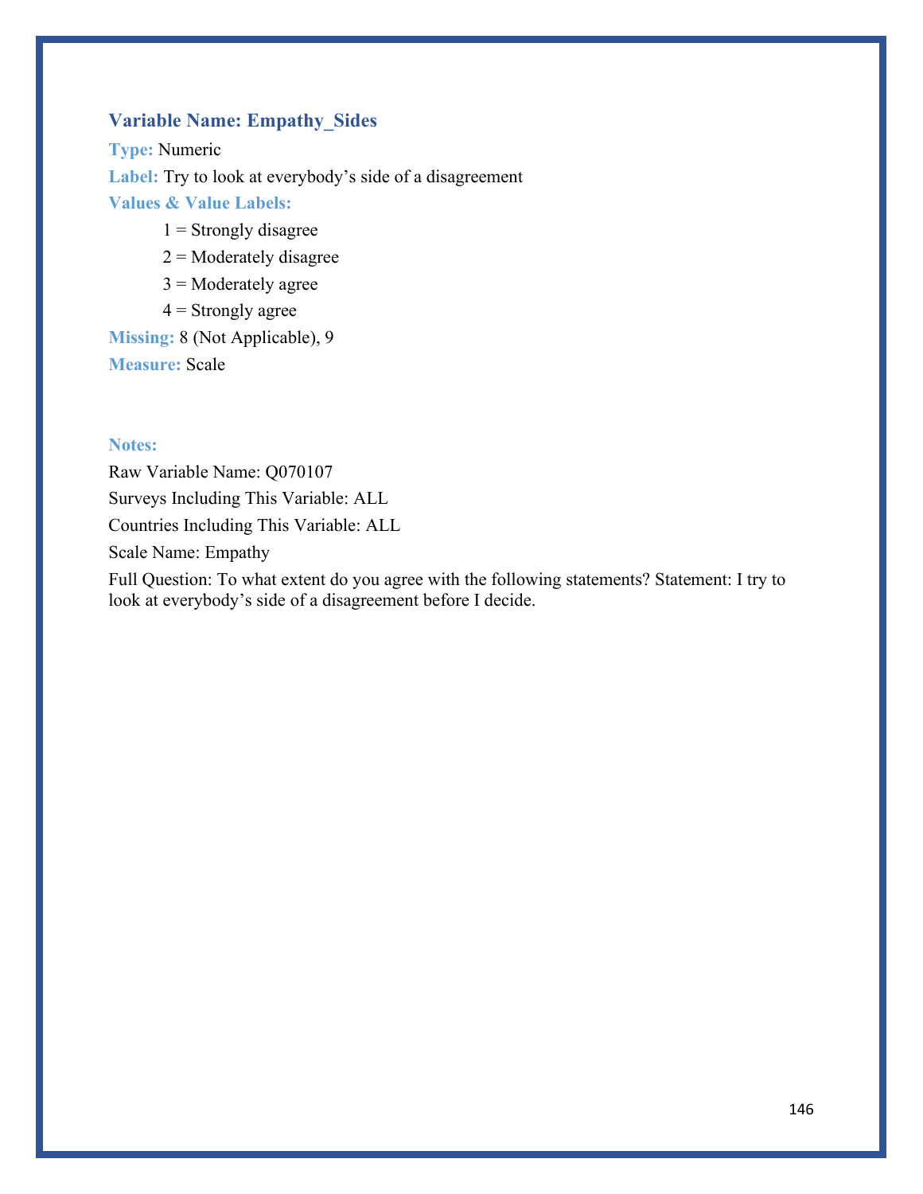### Variable Name: Empathy_Sides

**Type:** Numeric

**Label:** Try to look at everybody's side of a disagreement

**Values & Value Labels:**

- 1 = Strongly disagree
- 2 = Moderately disagree
- 3 = Moderately agree
- 4 = Strongly agree

**Missing:** 8 (Not Applicable), 9

**Measure:** Scale

**Notes:**

Raw Variable Name: Q070107

Surveys Including This Variable: ALL

Countries Including This Variable: ALL

Scale Name: Empathy

Full Question: To what extent do you agree with the following statements? Statement: I try to look at everybody's side of a disagreement before I decide.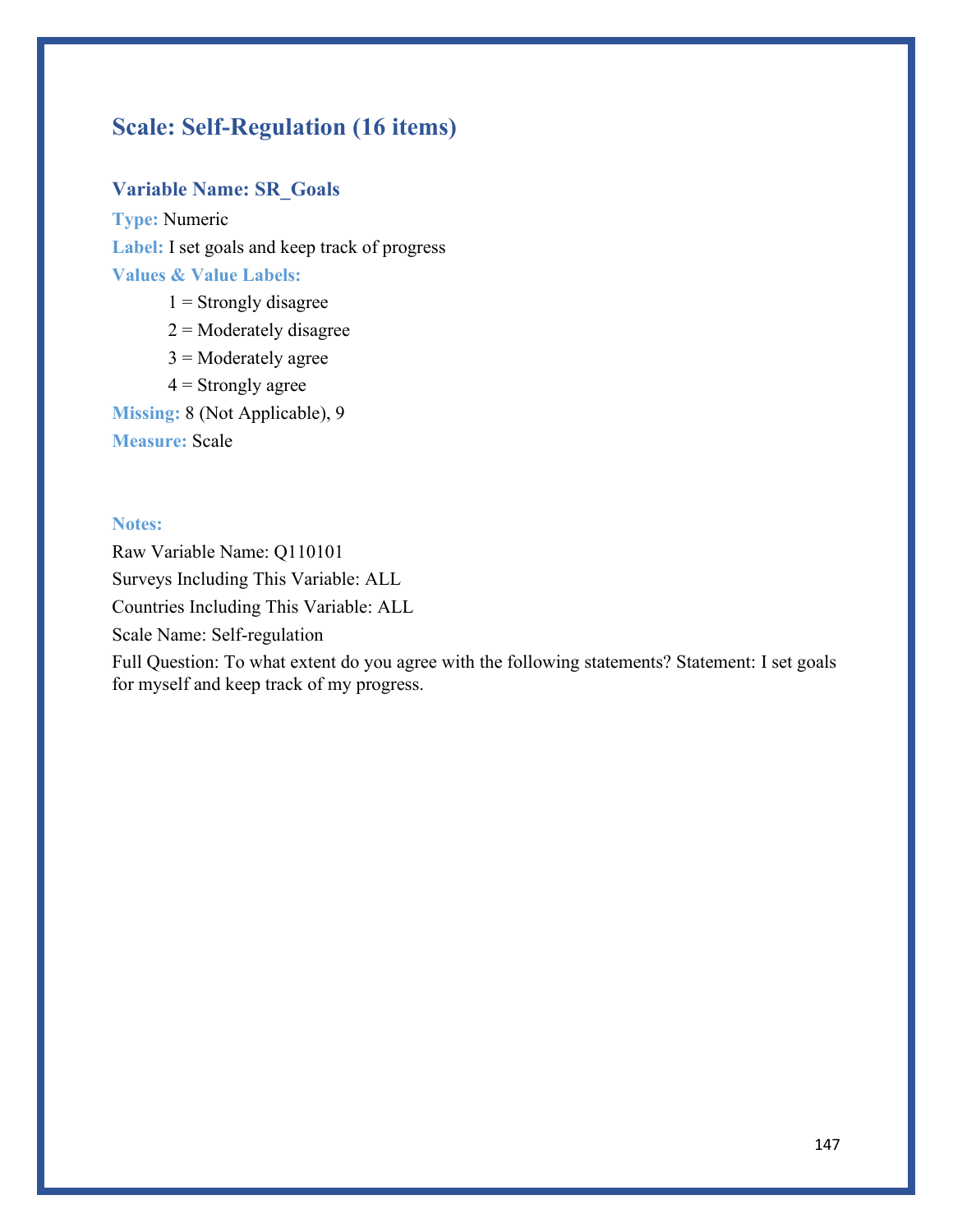## Scale: Self-Regulation (16 items)

### Variable Name: SR_Goals

**Type:** Numeric

**Label:** I set goals and keep track of progress

**Values & Value Labels:**

1 = Strongly disagree
2 = Moderately disagree
3 = Moderately agree
4 = Strongly agree

**Missing:** 8 (Not Applicable), 9

**Measure:** Scale

**Notes:**

Raw Variable Name: Q110101

Surveys Including This Variable: ALL

Countries Including This Variable: ALL

Scale Name: Self-regulation

Full Question: To what extent do you agree with the following statements? Statement: I set goals for myself and keep track of my progress.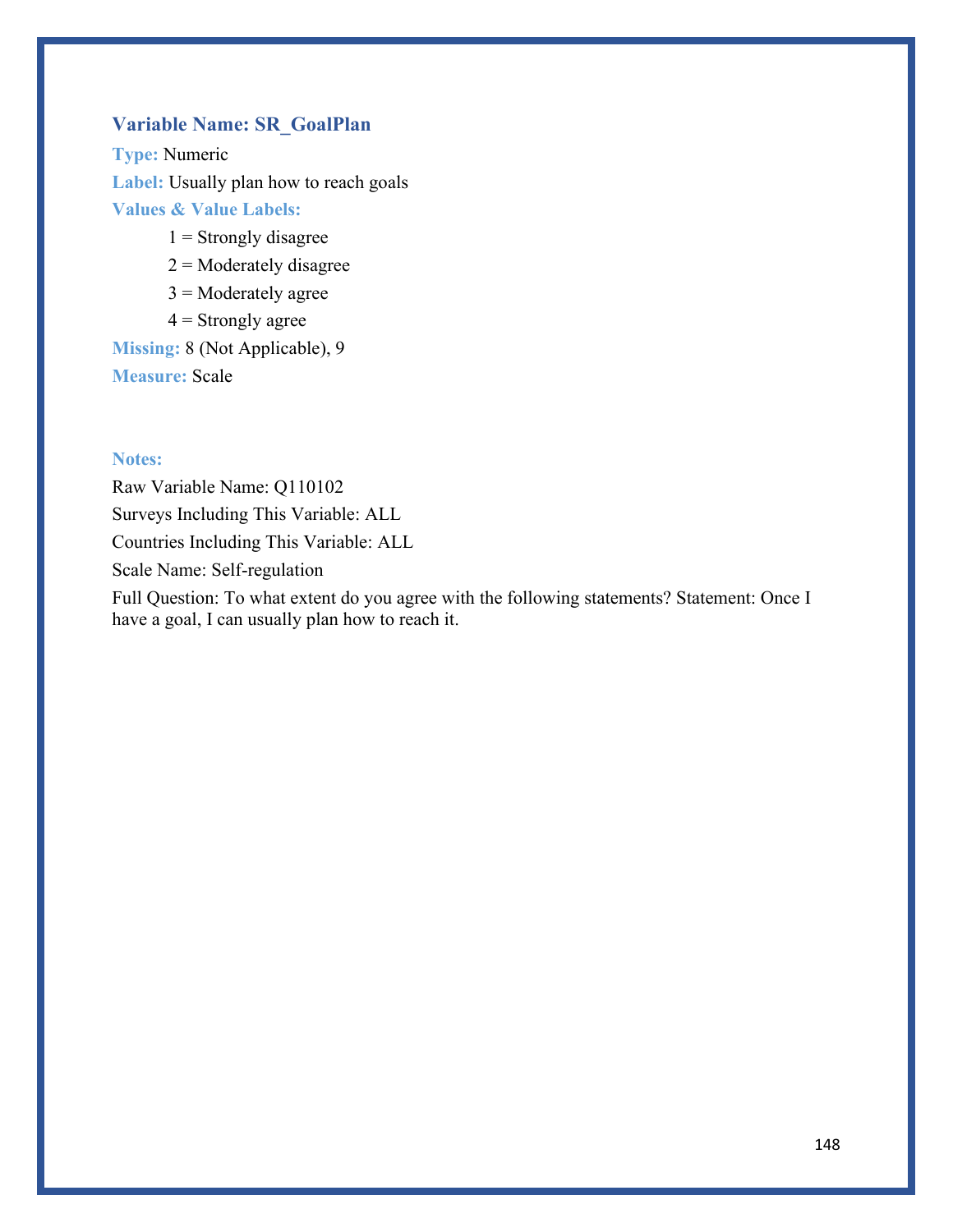### Variable Name: SR_GoalPlan

**Type:** Numeric

**Label:** Usually plan how to reach goals

**Values & Value Labels:**

- 1 = Strongly disagree
- 2 = Moderately disagree
- 3 = Moderately agree
- 4 = Strongly agree

**Missing:** 8 (Not Applicable), 9

**Measure:** Scale

**Notes:**

Raw Variable Name: Q110102

Surveys Including This Variable: ALL

Countries Including This Variable: ALL

Scale Name: Self-regulation

Full Question: To what extent do you agree with the following statements? Statement: Once I have a goal, I can usually plan how to reach it.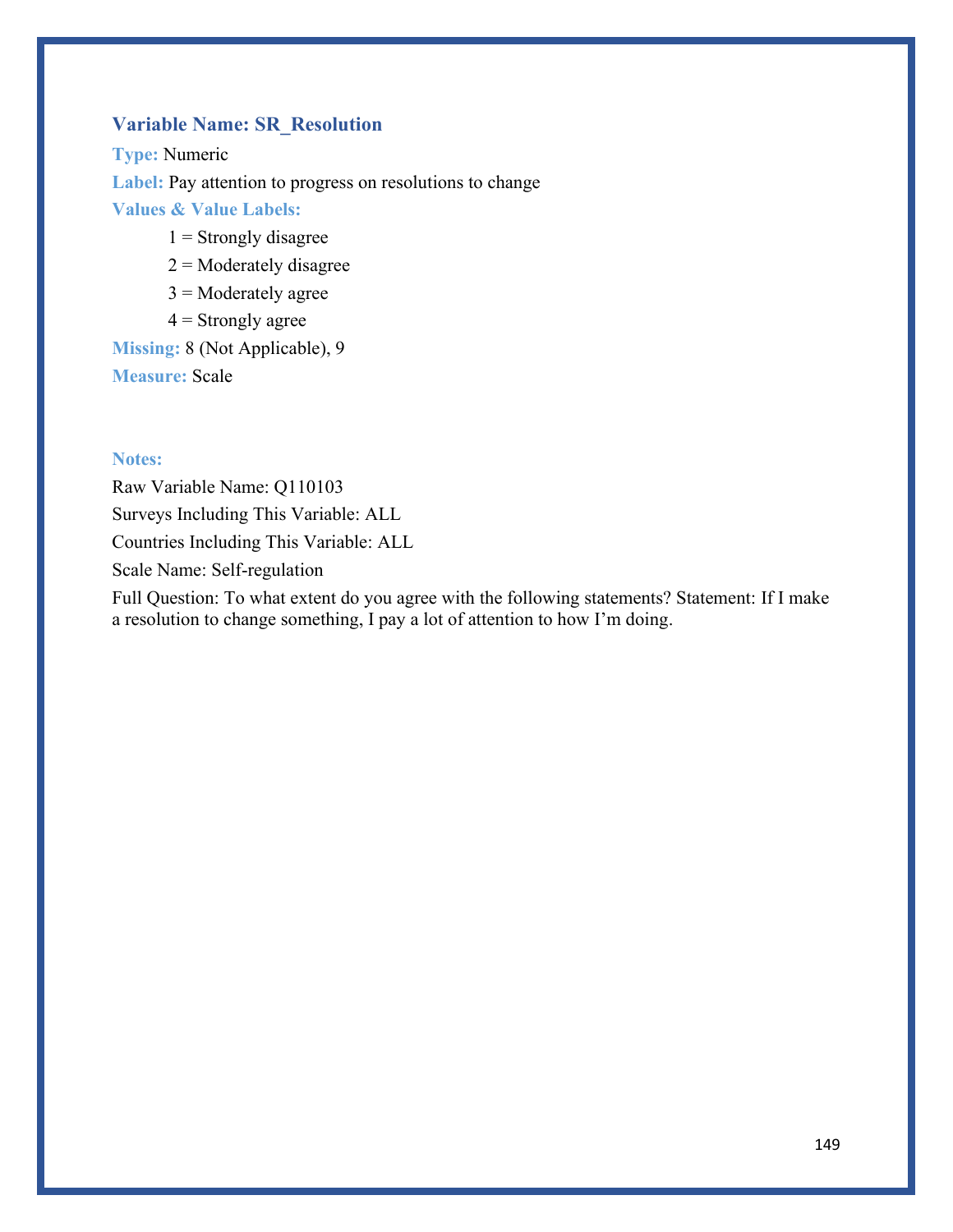### Variable Name: SR_Resolution

**Type:** Numeric

**Label:** Pay attention to progress on resolutions to change

**Values & Value Labels:**

1 = Strongly disagree

2 = Moderately disagree

3 = Moderately agree

4 = Strongly agree

**Missing:** 8 (Not Applicable), 9

**Measure:** Scale

**Notes:**

Raw Variable Name: Q110103

Surveys Including This Variable: ALL

Countries Including This Variable: ALL

Scale Name: Self-regulation

Full Question: To what extent do you agree with the following statements? Statement: If I make a resolution to change something, I pay a lot of attention to how I'm doing.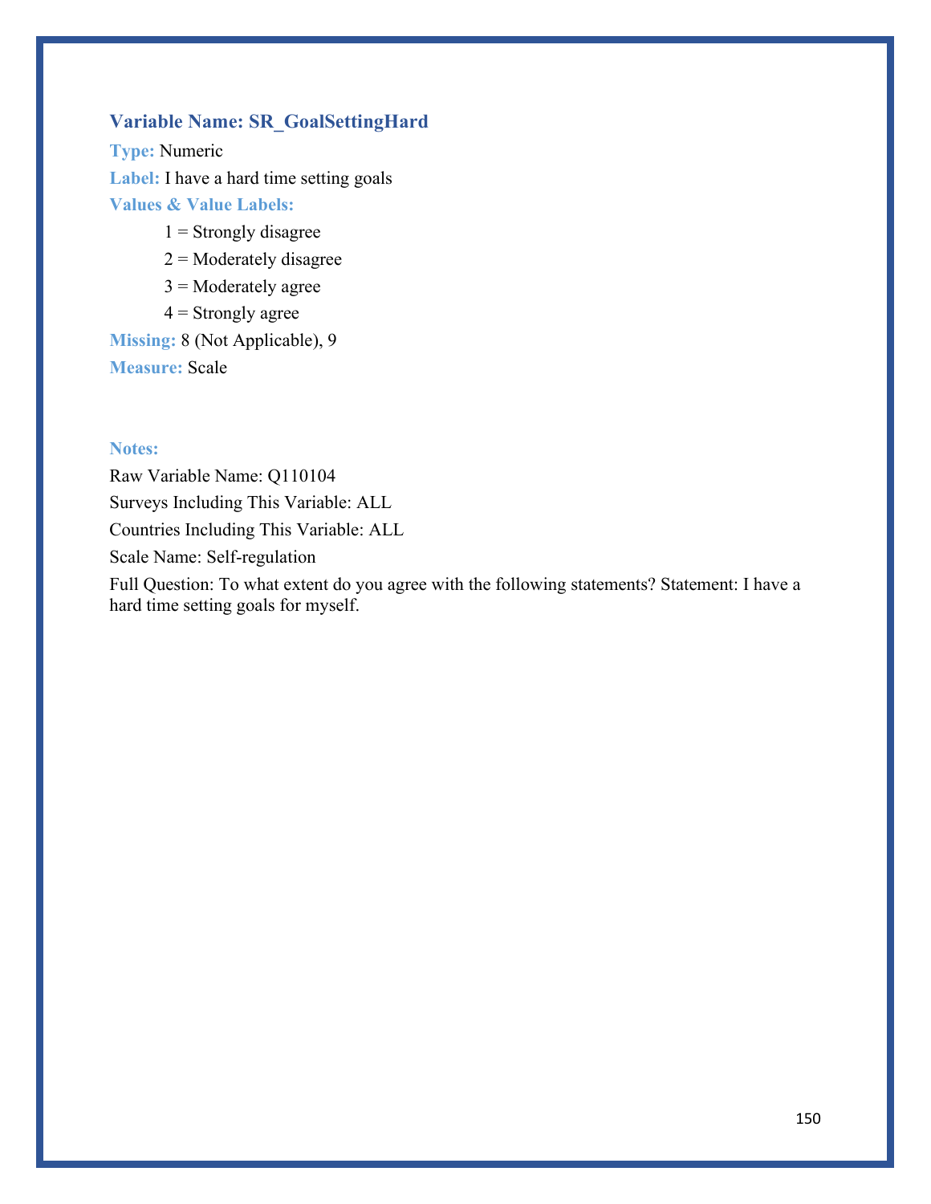### Variable Name: SR_GoalSettingHard

**Type:** Numeric

**Label:** I have a hard time setting goals

**Values & Value Labels:**

- 1 = Strongly disagree
- 2 = Moderately disagree
- 3 = Moderately agree
- 4 = Strongly agree

**Missing:** 8 (Not Applicable), 9

**Measure:** Scale

**Notes:**

Raw Variable Name: Q110104

Surveys Including This Variable: ALL

Countries Including This Variable: ALL

Scale Name: Self-regulation

Full Question: To what extent do you agree with the following statements? Statement: I have a hard time setting goals for myself.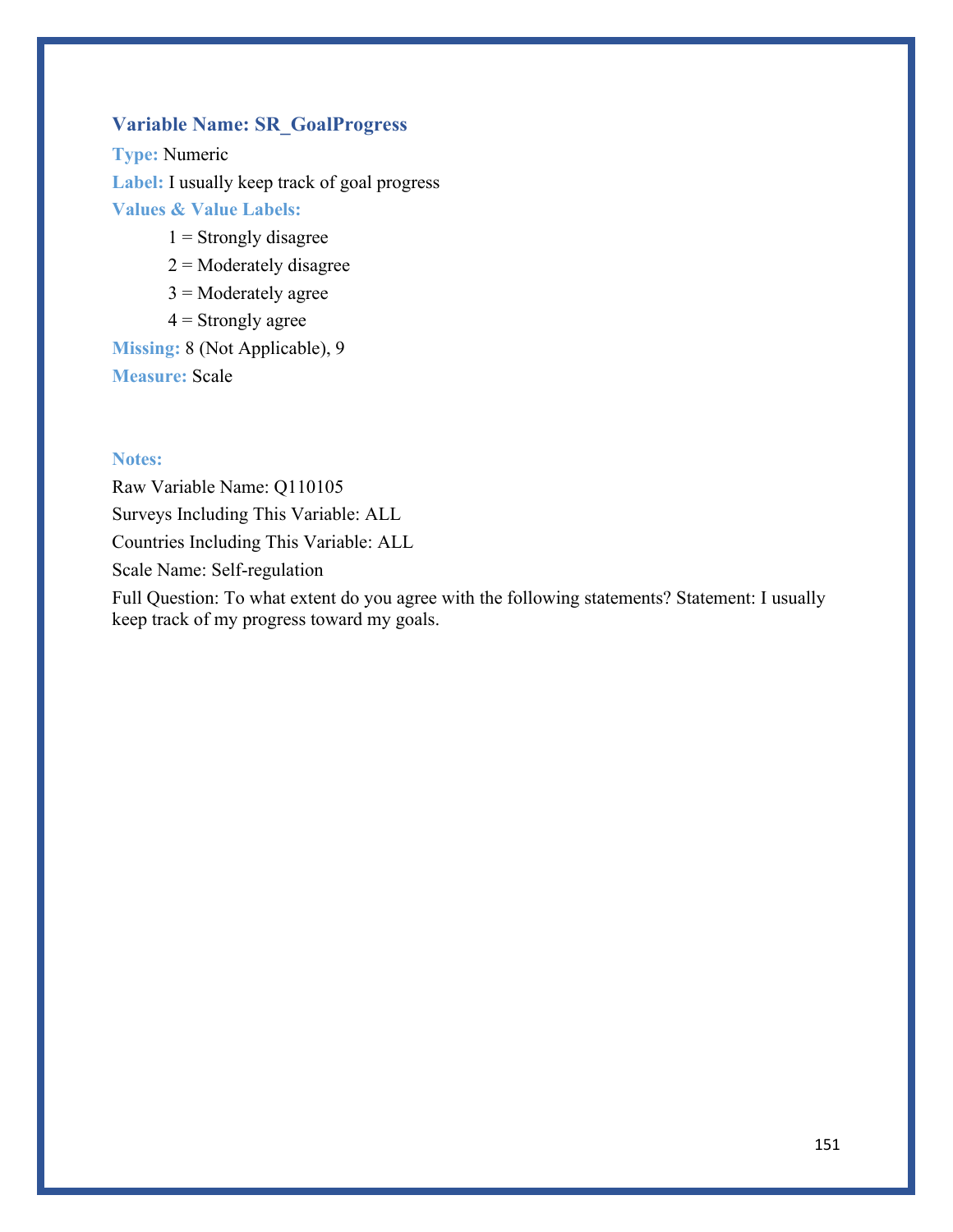### Variable Name: SR_GoalProgress

**Type:** Numeric

**Label:** I usually keep track of goal progress

**Values & Value Labels:**

- 1 = Strongly disagree
- 2 = Moderately disagree
- 3 = Moderately agree
- 4 = Strongly agree

**Missing:** 8 (Not Applicable), 9

**Measure:** Scale

**Notes:**

Raw Variable Name: Q110105

Surveys Including This Variable: ALL

Countries Including This Variable: ALL

Scale Name: Self-regulation

Full Question: To what extent do you agree with the following statements? Statement: I usually keep track of my progress toward my goals.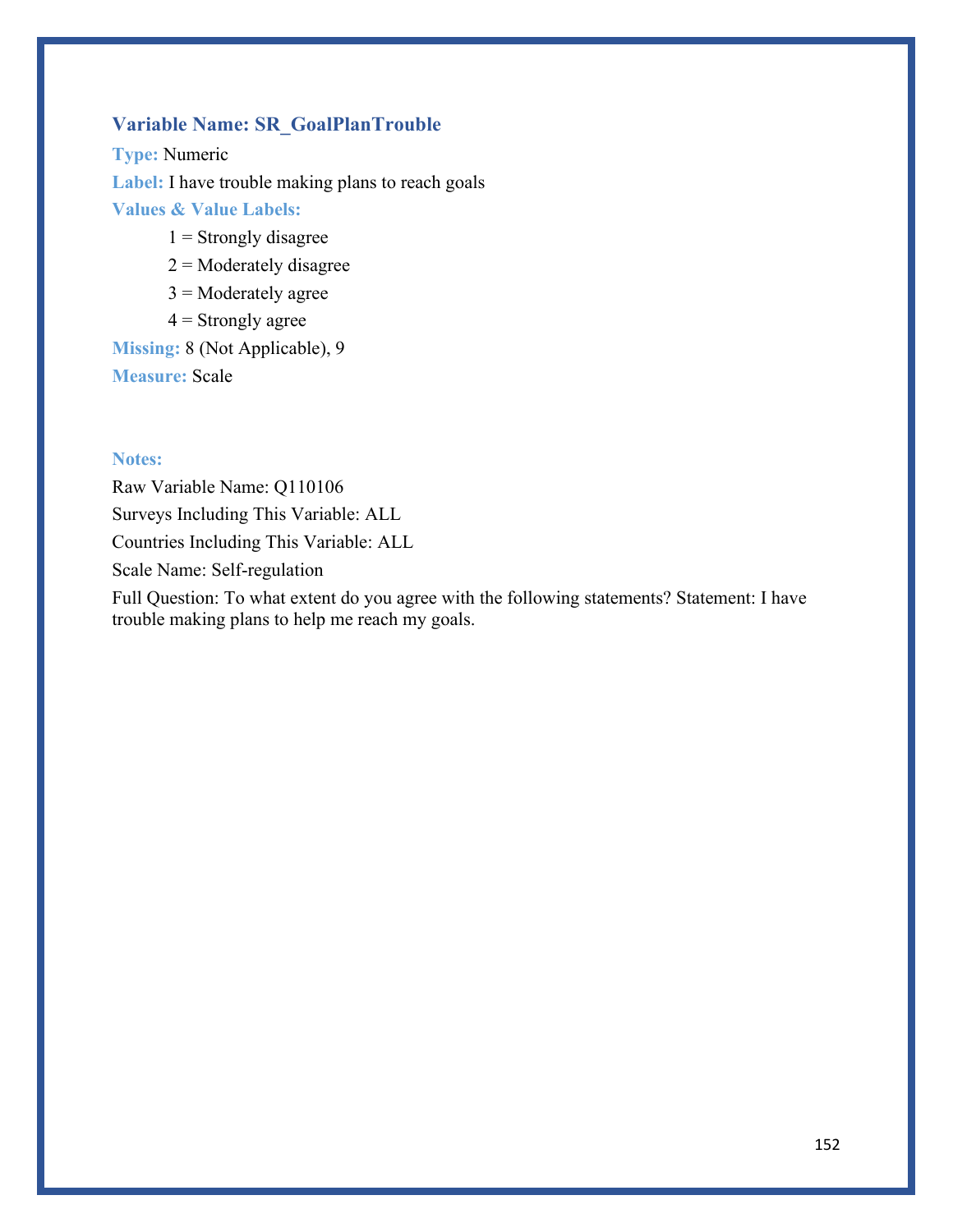### Variable Name: SR_GoalPlanTrouble

**Type:** Numeric

**Label:** I have trouble making plans to reach goals

**Values & Value Labels:**

- 1 = Strongly disagree
- 2 = Moderately disagree
- 3 = Moderately agree
- 4 = Strongly agree

**Missing:** 8 (Not Applicable), 9

**Measure:** Scale

**Notes:**

Raw Variable Name: Q110106

Surveys Including This Variable: ALL

Countries Including This Variable: ALL

Scale Name: Self-regulation

Full Question: To what extent do you agree with the following statements? Statement: I have trouble making plans to help me reach my goals.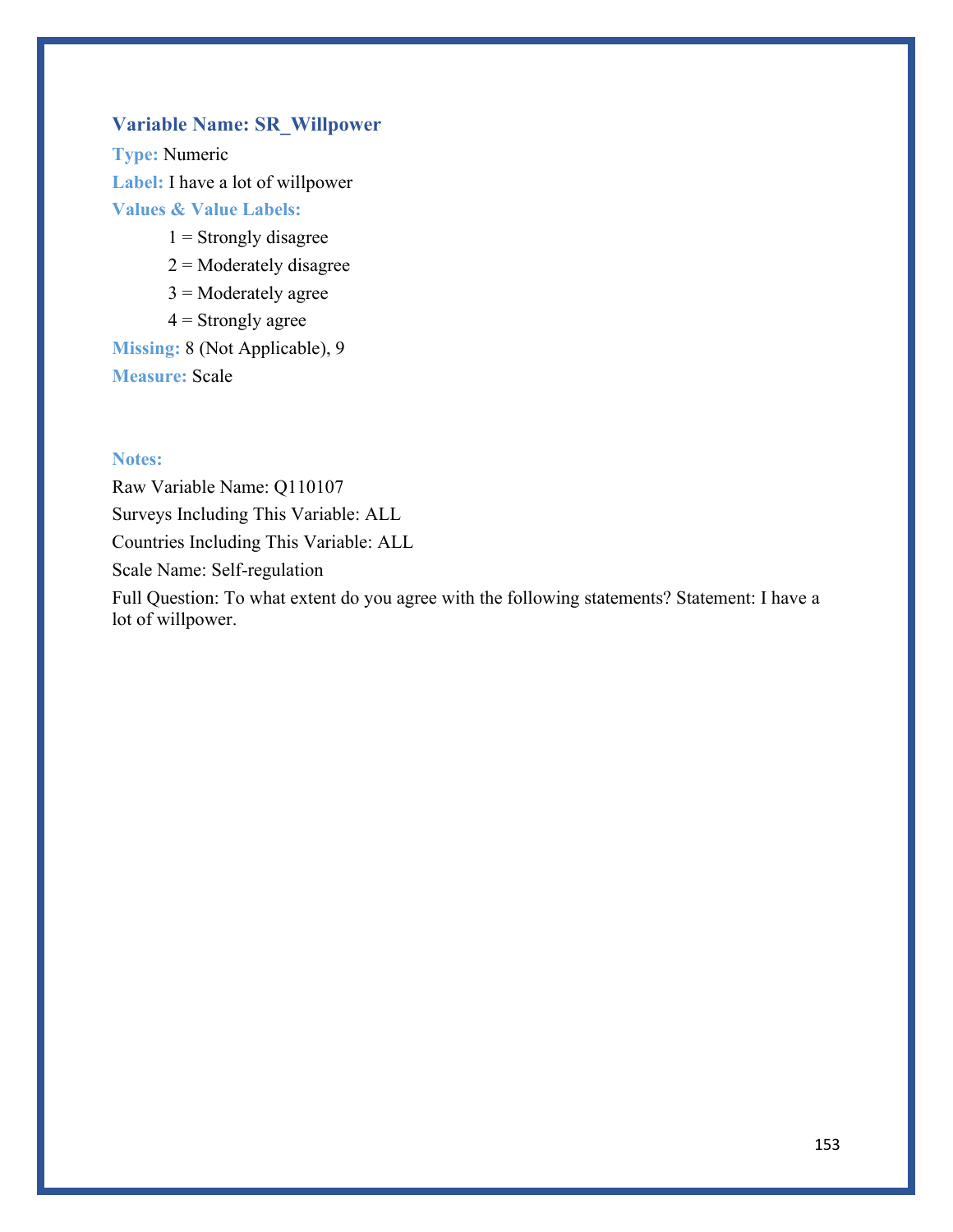### Variable Name: SR_Willpower

**Type:** Numeric

**Label:** I have a lot of willpower

**Values & Value Labels:**

- 1 = Strongly disagree
- 2 = Moderately disagree
- 3 = Moderately agree
- 4 = Strongly agree

**Missing:** 8 (Not Applicable), 9

**Measure:** Scale

**Notes:**

Raw Variable Name: Q110107

Surveys Including This Variable: ALL

Countries Including This Variable: ALL

Scale Name: Self-regulation

Full Question: To what extent do you agree with the following statements? Statement: I have a lot of willpower.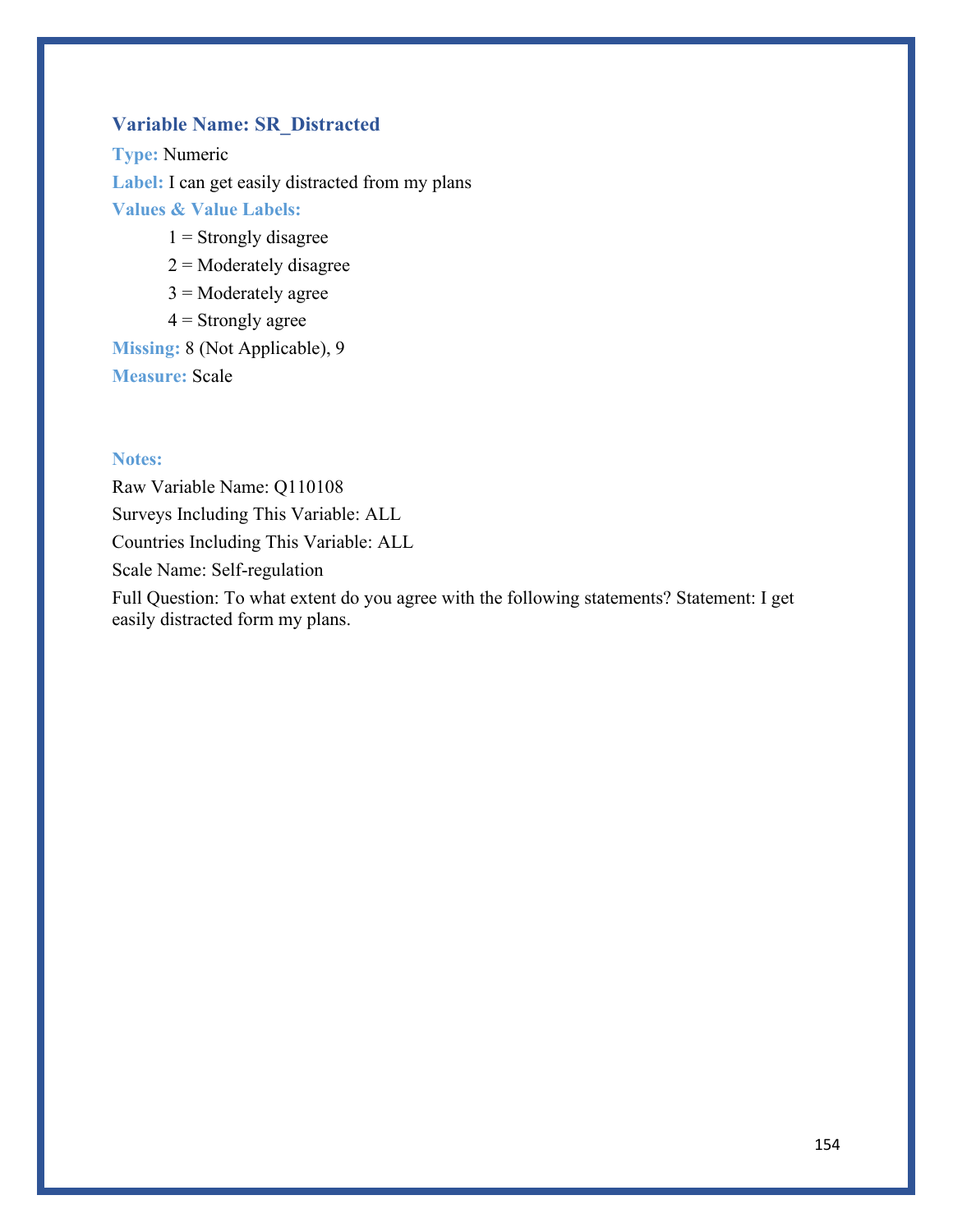### Variable Name: SR_Distracted

**Type:** Numeric

**Label:** I can get easily distracted from my plans

**Values & Value Labels:**

1 = Strongly disagree

2 = Moderately disagree

3 = Moderately agree

4 = Strongly agree

**Missing:** 8 (Not Applicable), 9

**Measure:** Scale

**Notes:**

Raw Variable Name: Q110108

Surveys Including This Variable: ALL

Countries Including This Variable: ALL

Scale Name: Self-regulation

Full Question: To what extent do you agree with the following statements? Statement: I get easily distracted form my plans.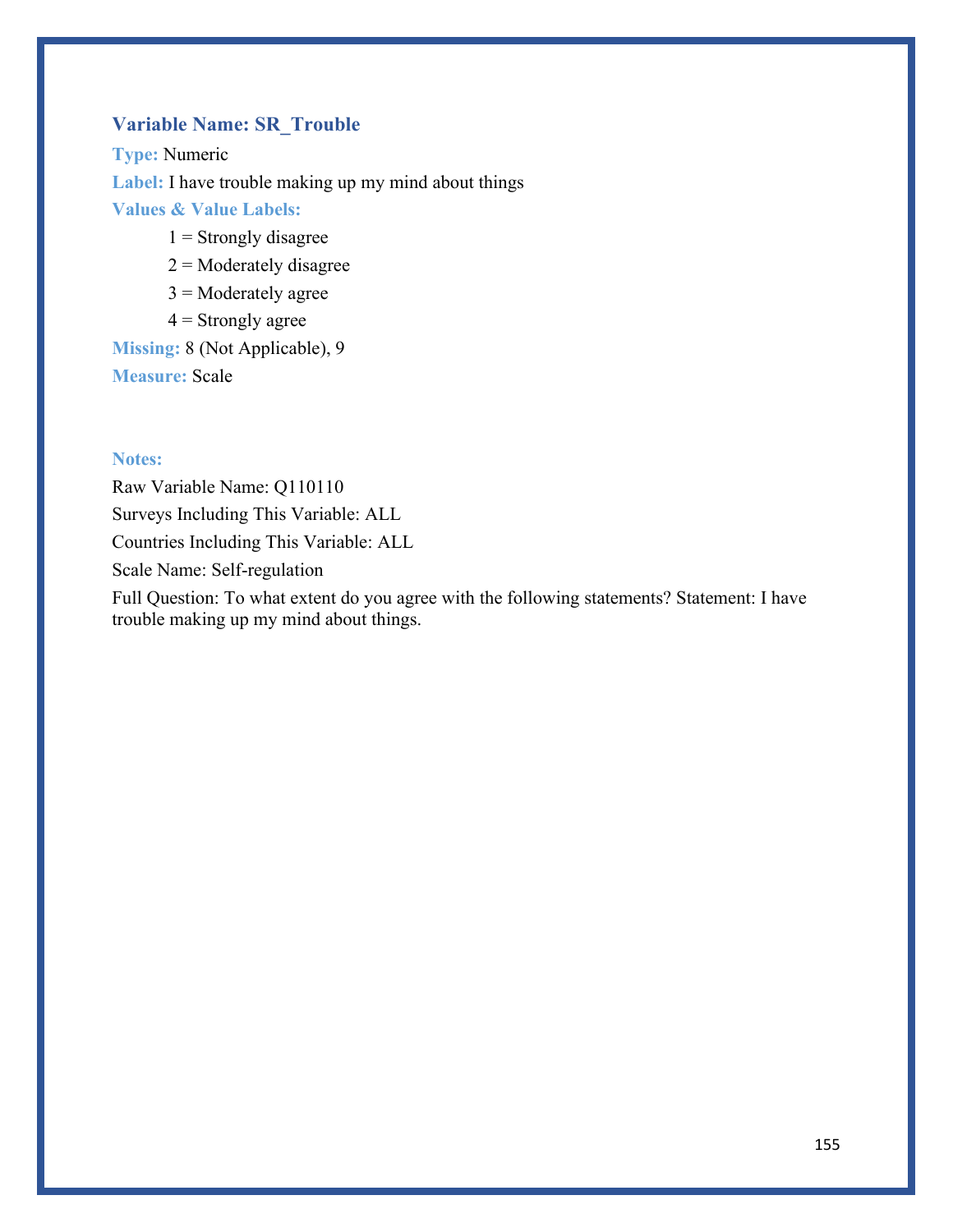### Variable Name: SR_Trouble

**Type:** Numeric

**Label:** I have trouble making up my mind about things

**Values & Value Labels:**

1 = Strongly disagree
2 = Moderately disagree
3 = Moderately agree
4 = Strongly agree

**Missing:** 8 (Not Applicable), 9

**Measure:** Scale

**Notes:**

Raw Variable Name: Q110110

Surveys Including This Variable: ALL

Countries Including This Variable: ALL

Scale Name: Self-regulation

Full Question: To what extent do you agree with the following statements? Statement: I have trouble making up my mind about things.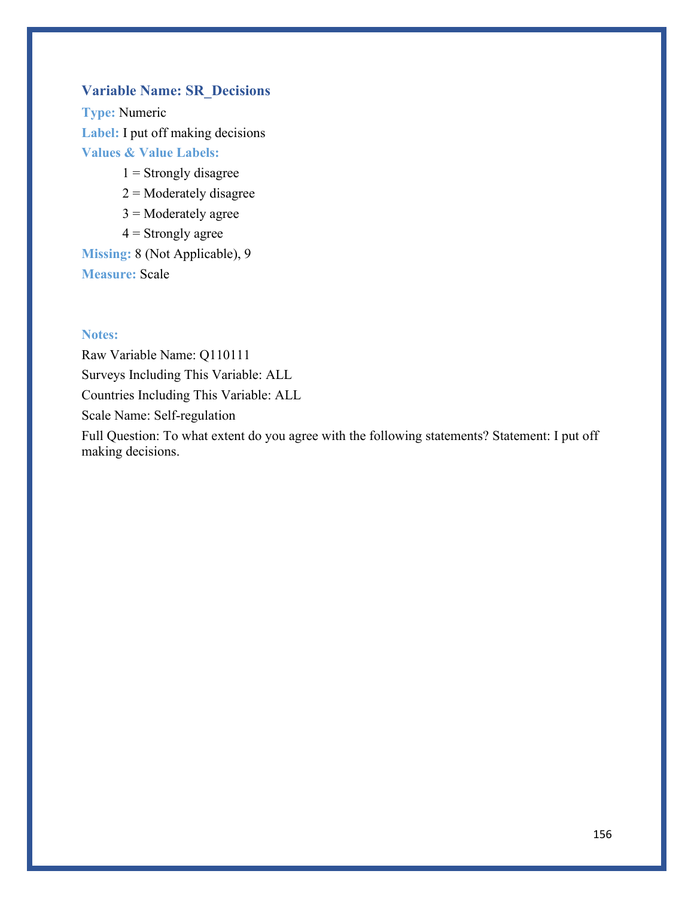### Variable Name: SR_Decisions

**Type:** Numeric

**Label:** I put off making decisions

**Values & Value Labels:**

- 1 = Strongly disagree
- 2 = Moderately disagree
- 3 = Moderately agree
- 4 = Strongly agree

**Missing:** 8 (Not Applicable), 9

**Measure:** Scale

**Notes:**

Raw Variable Name: Q110111

Surveys Including This Variable: ALL

Countries Including This Variable: ALL

Scale Name: Self-regulation

Full Question: To what extent do you agree with the following statements? Statement: I put off making decisions.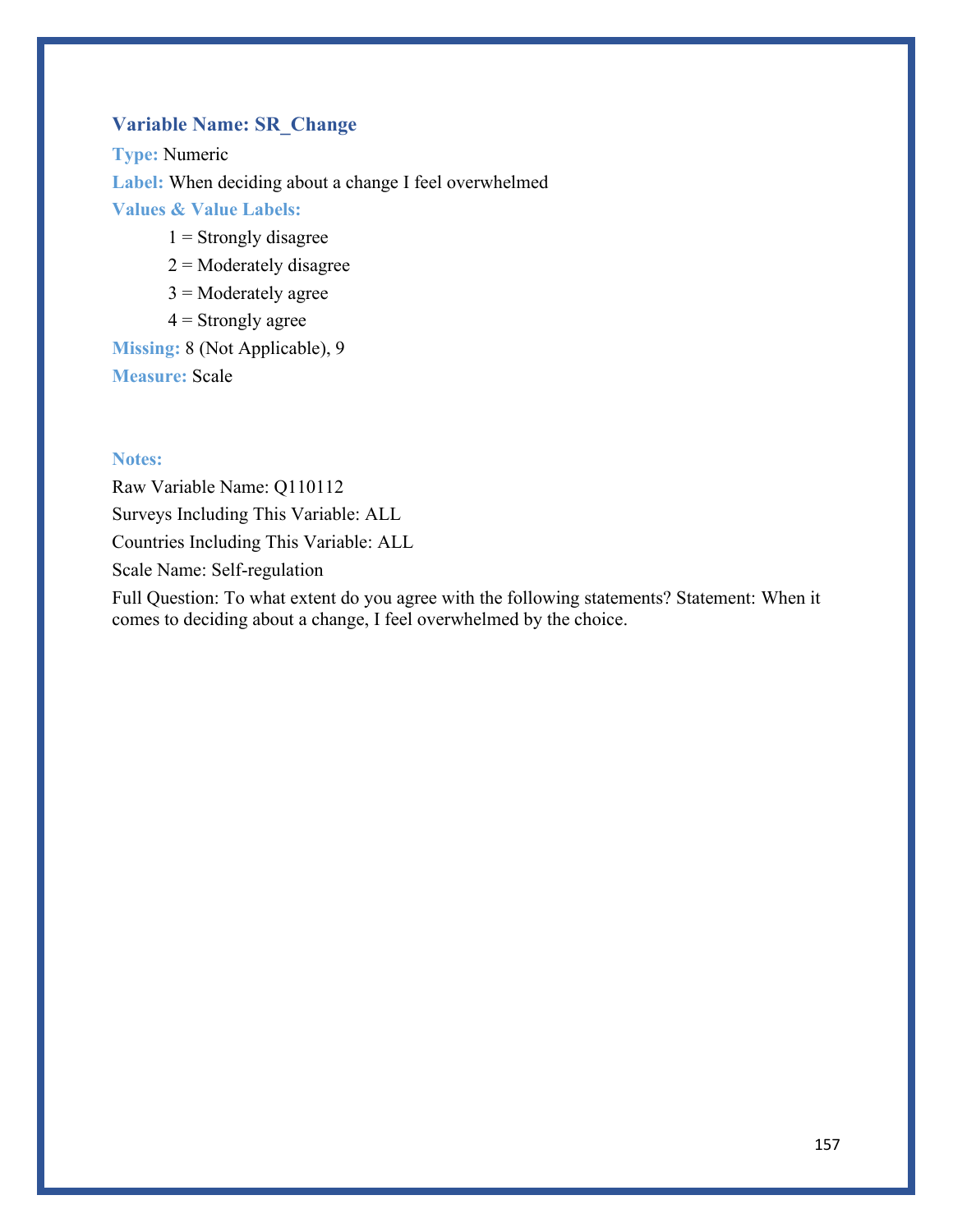### Variable Name: SR_Change

**Type:** Numeric

**Label:** When deciding about a change I feel overwhelmed

**Values & Value Labels:**

1 = Strongly disagree
2 = Moderately disagree
3 = Moderately agree
4 = Strongly agree

**Missing:** 8 (Not Applicable), 9

**Measure:** Scale

**Notes:**

Raw Variable Name: Q110112
Surveys Including This Variable: ALL
Countries Including This Variable: ALL
Scale Name: Self-regulation
Full Question: To what extent do you agree with the following statements? Statement: When it comes to deciding about a change, I feel overwhelmed by the choice.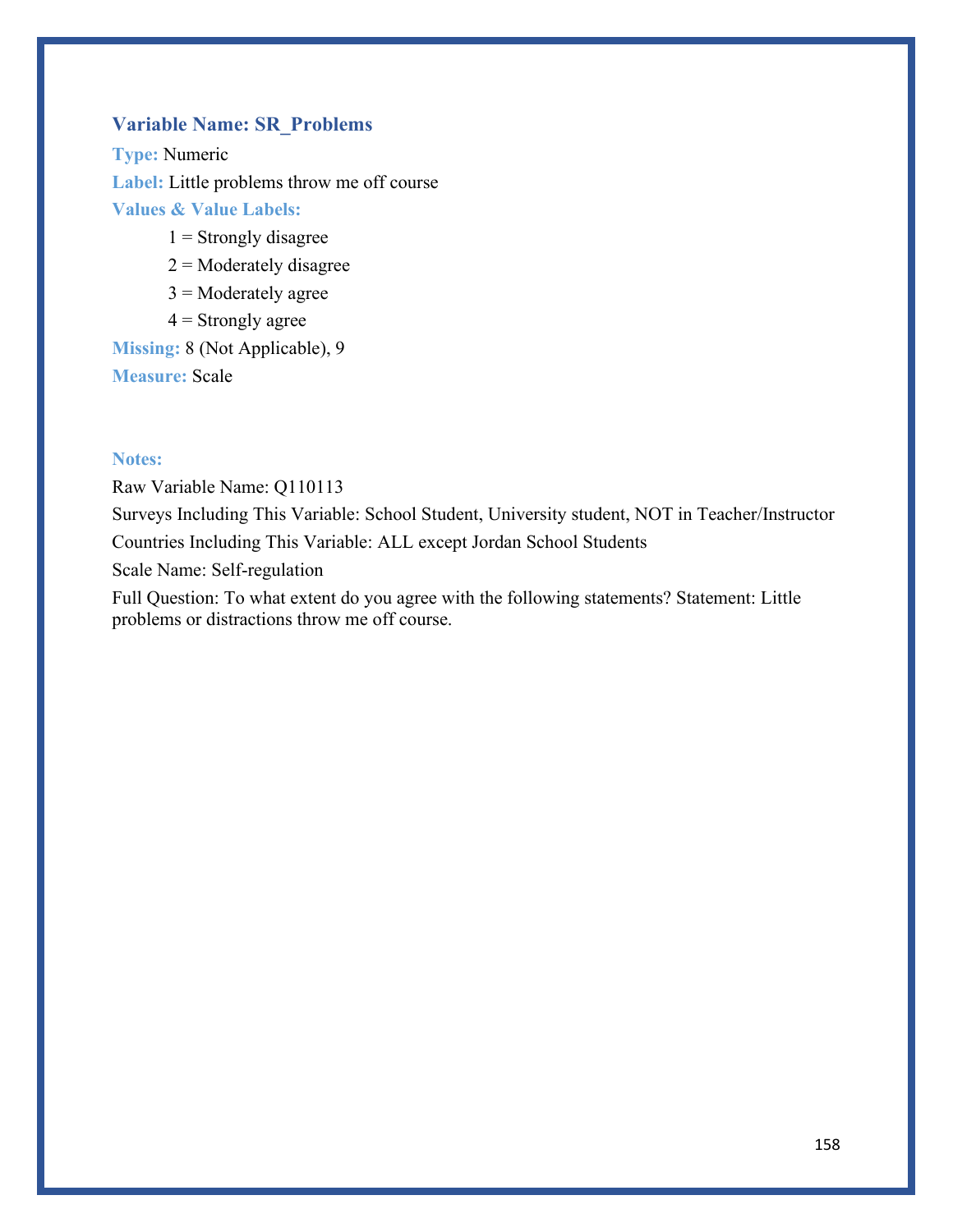### Variable Name: SR_Problems

**Type:** Numeric

**Label:** Little problems throw me off course

**Values & Value Labels:**

- 1 = Strongly disagree
- 2 = Moderately disagree
- 3 = Moderately agree
- 4 = Strongly agree

**Missing:** 8 (Not Applicable), 9

**Measure:** Scale

**Notes:**

Raw Variable Name: Q110113

Surveys Including This Variable: School Student, University student, NOT in Teacher/Instructor

Countries Including This Variable: ALL except Jordan School Students

Scale Name: Self-regulation

Full Question: To what extent do you agree with the following statements? Statement: Little problems or distractions throw me off course.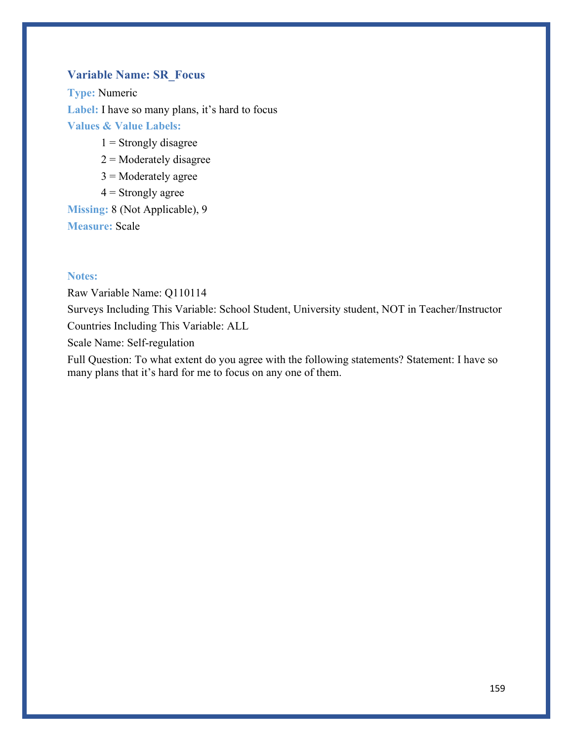### Variable Name: SR_Focus

**Type:** Numeric

**Label:** I have so many plans, it's hard to focus

**Values & Value Labels:**

1 = Strongly disagree

2 = Moderately disagree

3 = Moderately agree

4 = Strongly agree

**Missing:** 8 (Not Applicable), 9

**Measure:** Scale

**Notes:**

Raw Variable Name: Q110114

Surveys Including This Variable: School Student, University student, NOT in Teacher/Instructor

Countries Including This Variable: ALL

Scale Name: Self-regulation

Full Question: To what extent do you agree with the following statements? Statement: I have so many plans that it's hard for me to focus on any one of them.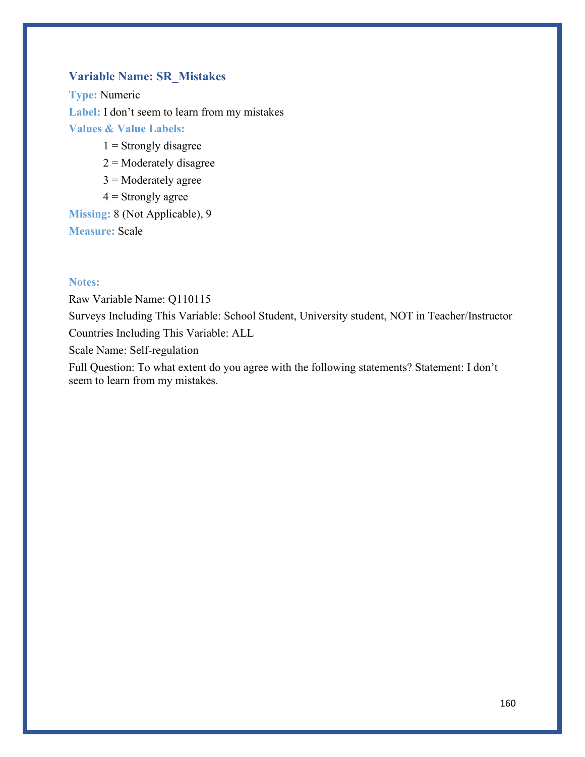### Variable Name: SR_Mistakes

**Type:** Numeric

**Label:** I don't seem to learn from my mistakes

**Values & Value Labels:**

1 = Strongly disagree

2 = Moderately disagree

3 = Moderately agree

4 = Strongly agree

**Missing:** 8 (Not Applicable), 9

**Measure:** Scale

**Notes:**

Raw Variable Name: Q110115

Surveys Including This Variable: School Student, University student, NOT in Teacher/Instructor

Countries Including This Variable: ALL

Scale Name: Self-regulation

Full Question: To what extent do you agree with the following statements? Statement: I don't seem to learn from my mistakes.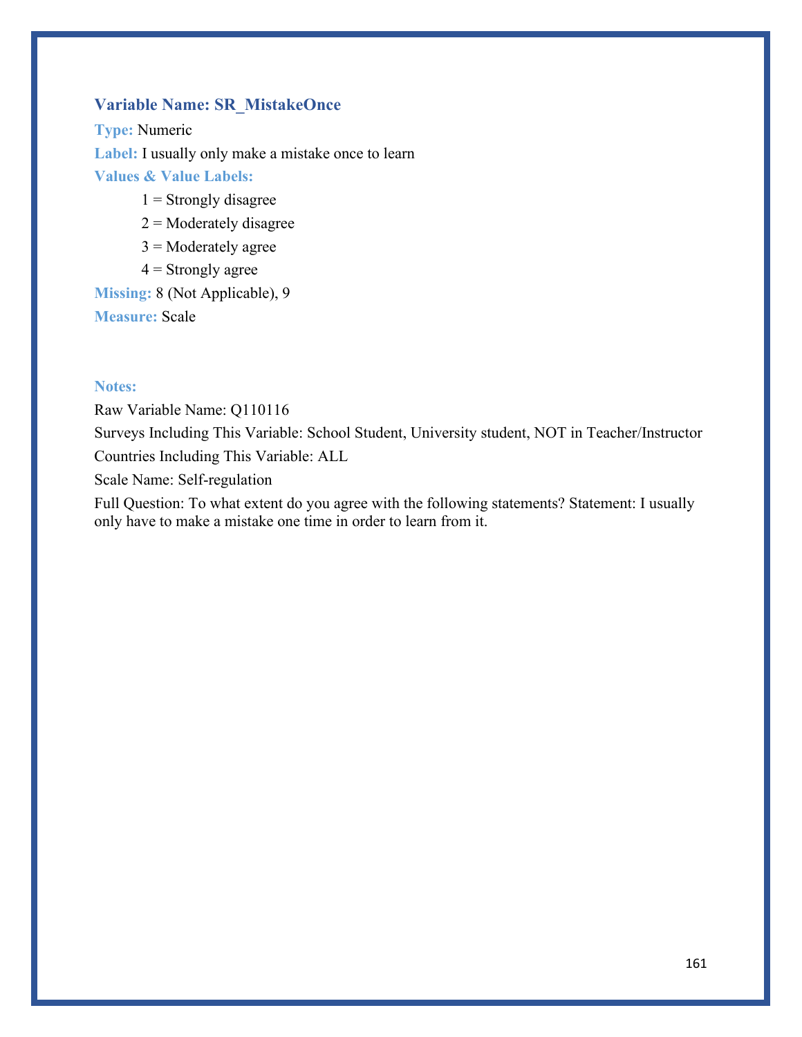### Variable Name: SR_MistakeOnce

**Type:** Numeric

**Label:** I usually only make a mistake once to learn

**Values & Value Labels:**

1 = Strongly disagree

2 = Moderately disagree

3 = Moderately agree

4 = Strongly agree

**Missing:** 8 (Not Applicable), 9

**Measure:** Scale

**Notes:**

Raw Variable Name: Q110116

Surveys Including This Variable: School Student, University student, NOT in Teacher/Instructor

Countries Including This Variable: ALL

Scale Name: Self-regulation

Full Question: To what extent do you agree with the following statements? Statement: I usually only have to make a mistake one time in order to learn from it.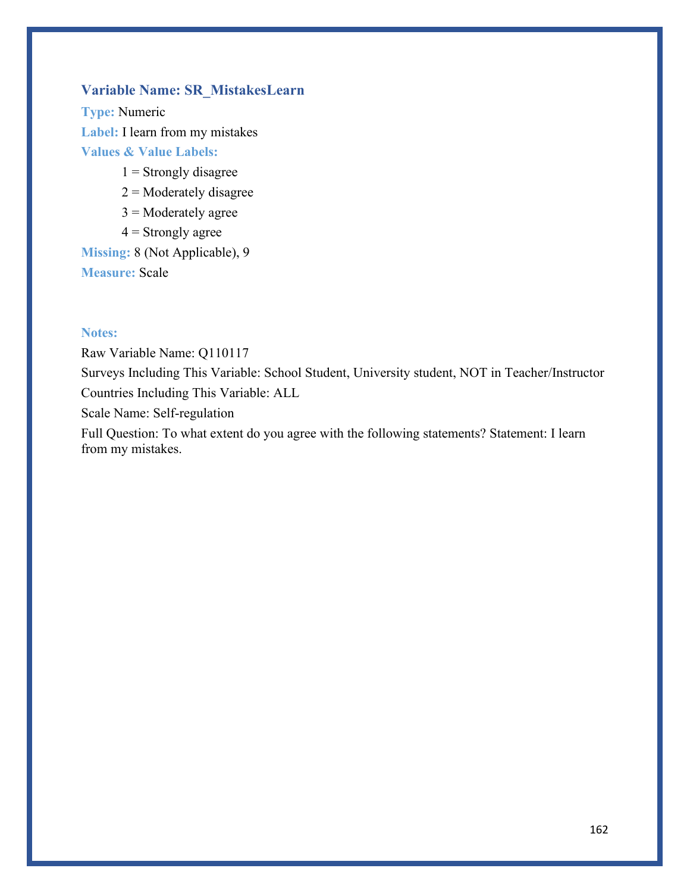### Variable Name: SR_MistakesLearn

**Type:** Numeric

**Label:** I learn from my mistakes

**Values & Value Labels:**

- 1 = Strongly disagree
- 2 = Moderately disagree
- 3 = Moderately agree
- 4 = Strongly agree

**Missing:** 8 (Not Applicable), 9

**Measure:** Scale

**Notes:**

Raw Variable Name: Q110117

Surveys Including This Variable: School Student, University student, NOT in Teacher/Instructor

Countries Including This Variable: ALL

Scale Name: Self-regulation

Full Question: To what extent do you agree with the following statements? Statement: I learn from my mistakes.